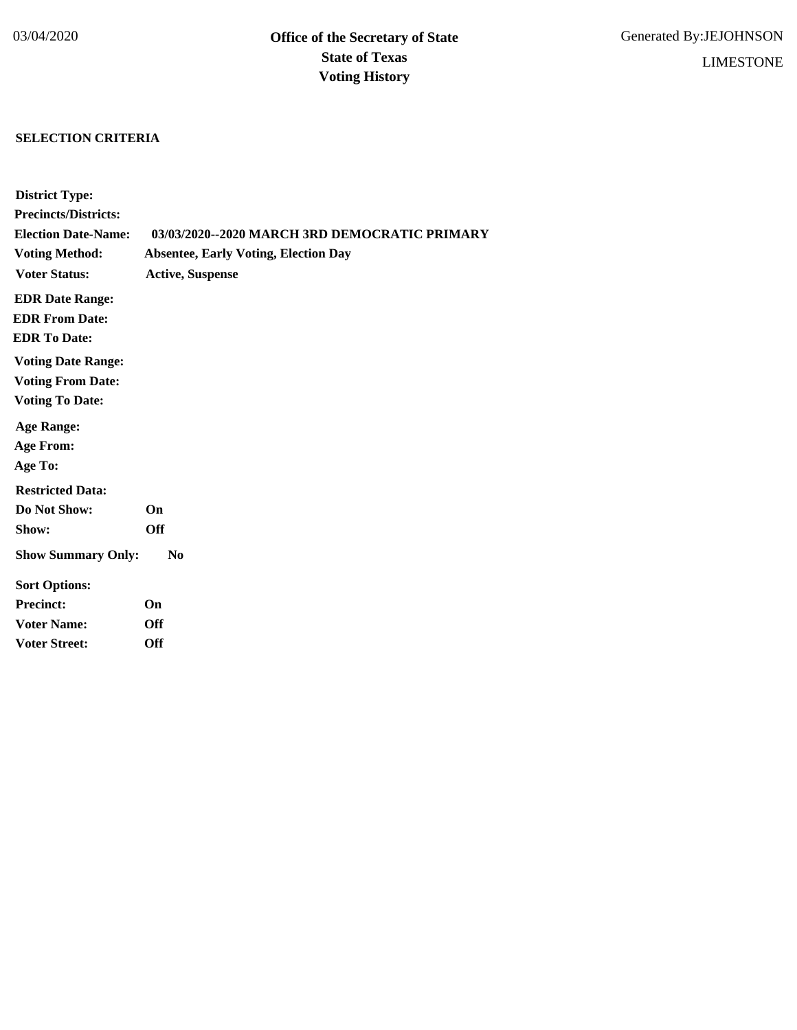03/04/2020

# Office of the Secretary of State
# State of Texas
# Voting History

Generated By:JEJOHNSON

LIMESTONE

**SELECTION CRITERIA**

**District Type:**

**Precincts/Districts:**

**Election Date-Name:** **03/03/2020--2020 MARCH 3RD DEMOCRATIC PRIMARY**

**Voting Method:** **Absentee, Early Voting, Election Day**

**Voter Status:** **Active, Suspense**

**EDR Date Range:**

**EDR From Date:**

**EDR To Date:**

**Voting Date Range:**

**Voting From Date:**

**Voting To Date:**

**Age Range:**

**Age From:**

**Age To:**

**Restricted Data:**

**Do Not Show:** **On**

**Show:** **Off**

**Show Summary Only:** **No**

**Sort Options:**

**Precinct:** **On**

**Voter Name:** **Off**

**Voter Street:** **Off**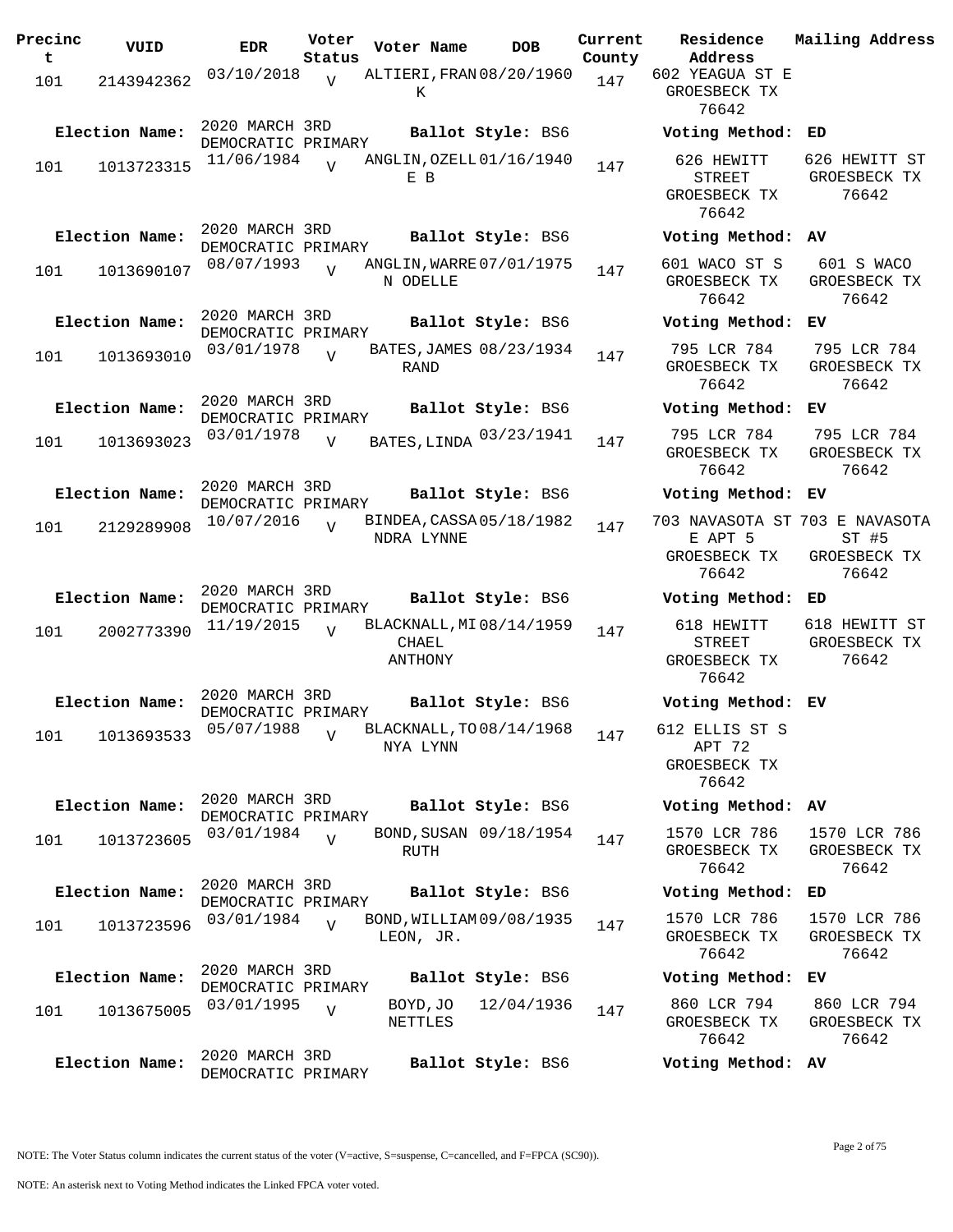| Precinct | VUID | EDR | Voter Status | Voter Name | DOB | Current County | Residence Address | Mailing Address |
|---|---|---|---|---|---|---|---|---|
| 101 | 2143942362 | 03/10/2018 | V | ALTIERI, FRANK | 08/20/1960 | 147 | 602 YEAGUA ST E GROESBECK TX 76642 | |
| **Election Name:** | 2020 MARCH 3RD DEMOCRATIC PRIMARY | | | **Ballot Style:** BS6 | | | **Voting Method:** ED | |
| 101 | 1013723315 | 11/06/1984 | V | ANGLIN, OZELLE B | 01/16/1940 | 147 | 626 HEWITT STREET GROESBECK TX 76642 | 626 HEWITT ST GROESBECK TX 76642 |
| **Election Name:** | 2020 MARCH 3RD DEMOCRATIC PRIMARY | | | **Ballot Style:** BS6 | | | **Voting Method:** AV | |
| 101 | 1013690107 | 08/07/1993 | V | ANGLIN, WARREN ODELLE | 07/01/1975 | 147 | 601 WACO ST S GROESBECK TX 76642 | 601 S WACO GROESBECK TX 76642 |
| **Election Name:** | 2020 MARCH 3RD DEMOCRATIC PRIMARY | | | **Ballot Style:** BS6 | | | **Voting Method:** EV | |
| 101 | 1013693010 | 03/01/1978 | V | BATES, JAMES RAND | 08/23/1934 | 147 | 795 LCR 784 GROESBECK TX 76642 | 795 LCR 784 GROESBECK TX 76642 |
| **Election Name:** | 2020 MARCH 3RD DEMOCRATIC PRIMARY | | | **Ballot Style:** BS6 | | | **Voting Method:** EV | |
| 101 | 1013693023 | 03/01/1978 | V | BATES, LINDA | 03/23/1941 | 147 | 795 LCR 784 GROESBECK TX 76642 | 795 LCR 784 GROESBECK TX 76642 |
| **Election Name:** | 2020 MARCH 3RD DEMOCRATIC PRIMARY | | | **Ballot Style:** BS6 | | | **Voting Method:** EV | |
| 101 | 2129289908 | 10/07/2016 | V | BINDEA, CASSANDRA LYNNE | 05/18/1982 | 147 | 703 NAVASOTA ST E APT 5 GROESBECK TX 76642 | 703 E NAVASOTA ST #5 GROESBECK TX 76642 |
| **Election Name:** | 2020 MARCH 3RD DEMOCRATIC PRIMARY | | | **Ballot Style:** BS6 | | | **Voting Method:** ED | |
| 101 | 2002773390 | 11/19/2015 | V | BLACKNALL, MICHAEL ANTHONY | 08/14/1959 | 147 | 618 HEWITT STREET GROESBECK TX 76642 | 618 HEWITT ST GROESBECK TX 76642 |
| **Election Name:** | 2020 MARCH 3RD DEMOCRATIC PRIMARY | | | **Ballot Style:** BS6 | | | **Voting Method:** EV | |
| 101 | 1013693533 | 05/07/1988 | V | BLACKNALL, TONYA LYNN | 08/14/1968 | 147 | 612 ELLIS ST S APT 72 GROESBECK TX 76642 | |
| **Election Name:** | 2020 MARCH 3RD DEMOCRATIC PRIMARY | | | **Ballot Style:** BS6 | | | **Voting Method:** AV | |
| 101 | 1013723605 | 03/01/1984 | V | BOND, SUSAN RUTH | 09/18/1954 | 147 | 1570 LCR 786 GROESBECK TX 76642 | 1570 LCR 786 GROESBECK TX 76642 |
| **Election Name:** | 2020 MARCH 3RD DEMOCRATIC PRIMARY | | | **Ballot Style:** BS6 | | | **Voting Method:** ED | |
| 101 | 1013723596 | 03/01/1984 | V | BOND, WILLIAM LEON, JR. | 09/08/1935 | 147 | 1570 LCR 786 GROESBECK TX 76642 | 1570 LCR 786 GROESBECK TX 76642 |
| **Election Name:** | 2020 MARCH 3RD DEMOCRATIC PRIMARY | | | **Ballot Style:** BS6 | | | **Voting Method:** EV | |
| 101 | 1013675005 | 03/01/1995 | V | BOYD, JO NETTLES | 12/04/1936 | 147 | 860 LCR 794 GROESBECK TX 76642 | 860 LCR 794 GROESBECK TX 76642 |
| **Election Name:** | 2020 MARCH 3RD DEMOCRATIC PRIMARY | | | **Ballot Style:** BS6 | | | **Voting Method:** AV | |

NOTE: The Voter Status column indicates the current status of the voter (V=active, S=suspense, C=cancelled, and F=FPCA (SC90)).

NOTE: An asterisk next to Voting Method indicates the Linked FPCA voter voted.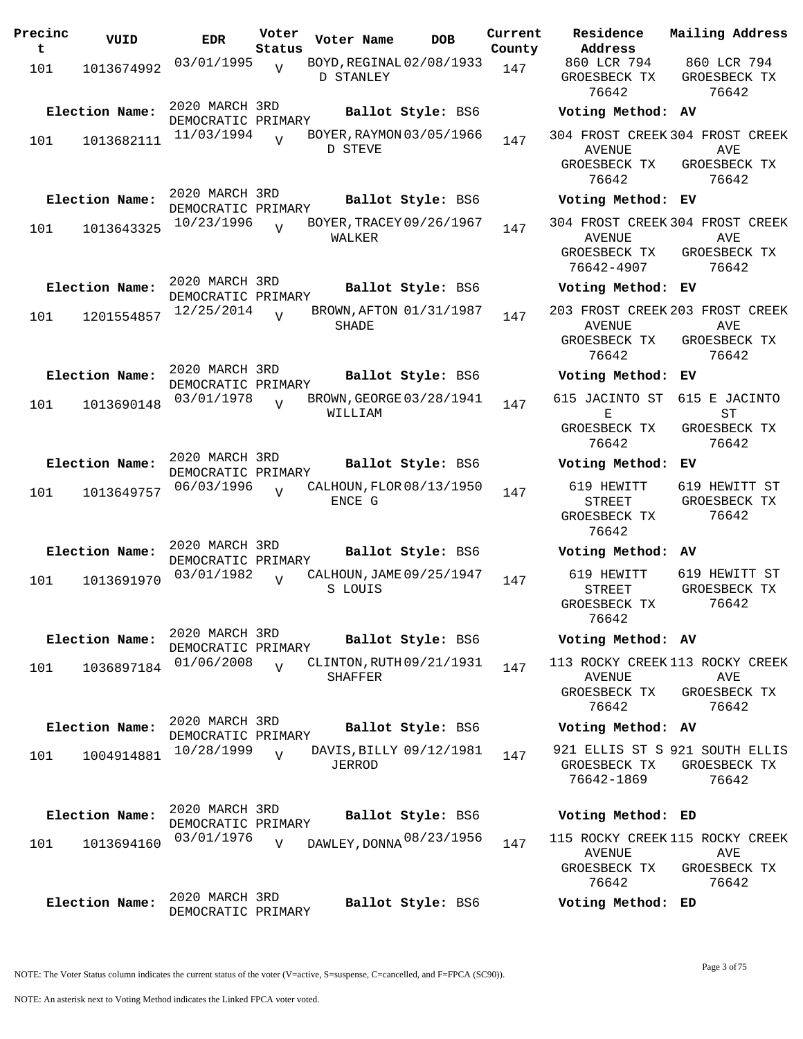| Precinct | VUID | EDR | Voter Status | Voter Name | DOB | Current County | Residence Address | Mailing Address |
|---|---|---|---|---|---|---|---|---|
| 101 | 1013674992 | 03/01/1995 | V | BOYD,REGINALD STANLEY | 02/08/1933 | 147 | 860 LCR 794 GROESBECK TX 76642 | 860 LCR 794 GROESBECK TX 76642 |
| Election Name: | 2020 MARCH 3RD DEMOCRATIC PRIMARY | | | Ballot Style: BS6 | | | Voting Method: AV | |
| 101 | 1013682111 | 11/03/1994 | V | BOYER,RAYMOND STEVE | 03/05/1966 | 147 | 304 FROST CREEK AVENUE GROESBECK TX 76642 | 304 FROST CREEK AVE GROESBECK TX 76642 |
| Election Name: | 2020 MARCH 3RD DEMOCRATIC PRIMARY | | | Ballot Style: BS6 | | | Voting Method: EV | |
| 101 | 1013643325 | 10/23/1996 | V | BOYER,TRACEY WALKER | 09/26/1967 | 147 | 304 FROST CREEK AVENUE GROESBECK TX 76642-4907 | 304 FROST CREEK AVE GROESBECK TX 76642 |
| Election Name: | 2020 MARCH 3RD DEMOCRATIC PRIMARY | | | Ballot Style: BS6 | | | Voting Method: EV | |
| 101 | 1201554857 | 12/25/2014 | V | BROWN,AFTON SHADE | 01/31/1987 | 147 | 203 FROST CREEK AVENUE GROESBECK TX 76642 | 203 FROST CREEK AVE GROESBECK TX 76642 |
| Election Name: | 2020 MARCH 3RD DEMOCRATIC PRIMARY | | | Ballot Style: BS6 | | | Voting Method: EV | |
| 101 | 1013690148 | 03/01/1978 | V | BROWN,GEORGE WILLIAM | 03/28/1941 | 147 | 615 JACINTO ST E GROESBECK TX 76642 | 615 E JACINTO ST GROESBECK TX 76642 |
| Election Name: | 2020 MARCH 3RD DEMOCRATIC PRIMARY | | | Ballot Style: BS6 | | | Voting Method: EV | |
| 101 | 1013649757 | 06/03/1996 | V | CALHOUN,FLORENCE G | 08/13/1950 | 147 | 619 HEWITT STREET GROESBECK TX 76642 | 619 HEWITT ST GROESBECK TX 76642 |
| Election Name: | 2020 MARCH 3RD DEMOCRATIC PRIMARY | | | Ballot Style: BS6 | | | Voting Method: AV | |
| 101 | 1013691970 | 03/01/1982 | V | CALHOUN,JAMES LOUIS | 09/25/1947 | 147 | 619 HEWITT STREET GROESBECK TX 76642 | 619 HEWITT ST GROESBECK TX 76642 |
| Election Name: | 2020 MARCH 3RD DEMOCRATIC PRIMARY | | | Ballot Style: BS6 | | | Voting Method: AV | |
| 101 | 1036897184 | 01/06/2008 | V | CLINTON,RUTH SHAFFER | 09/21/1931 | 147 | 113 ROCKY CREEK AVENUE GROESBECK TX 76642 | 113 ROCKY CREEK AVE GROESBECK TX 76642 |
| Election Name: | 2020 MARCH 3RD DEMOCRATIC PRIMARY | | | Ballot Style: BS6 | | | Voting Method: AV | |
| 101 | 1004914881 | 10/28/1999 | V | DAVIS,BILLY JERROD | 09/12/1981 | 147 | 921 ELLIS ST S GROESBECK TX 76642-1869 | 921 SOUTH ELLIS GROESBECK TX 76642 |
| Election Name: | 2020 MARCH 3RD DEMOCRATIC PRIMARY | | | Ballot Style: BS6 | | | Voting Method: ED | |
| 101 | 1013694160 | 03/01/1976 | V | DAWLEY,DONNA | 08/23/1956 | 147 | 115 ROCKY CREEK AVENUE GROESBECK TX 76642 | 115 ROCKY CREEK AVE GROESBECK TX 76642 |
| Election Name: | 2020 MARCH 3RD DEMOCRATIC PRIMARY | | | Ballot Style: BS6 | | | Voting Method: ED | |

NOTE: The Voter Status column indicates the current status of the voter (V=active, S=suspense, C=cancelled, and F=FPCA (SC90)).

NOTE: An asterisk next to Voting Method indicates the Linked FPCA voter voted.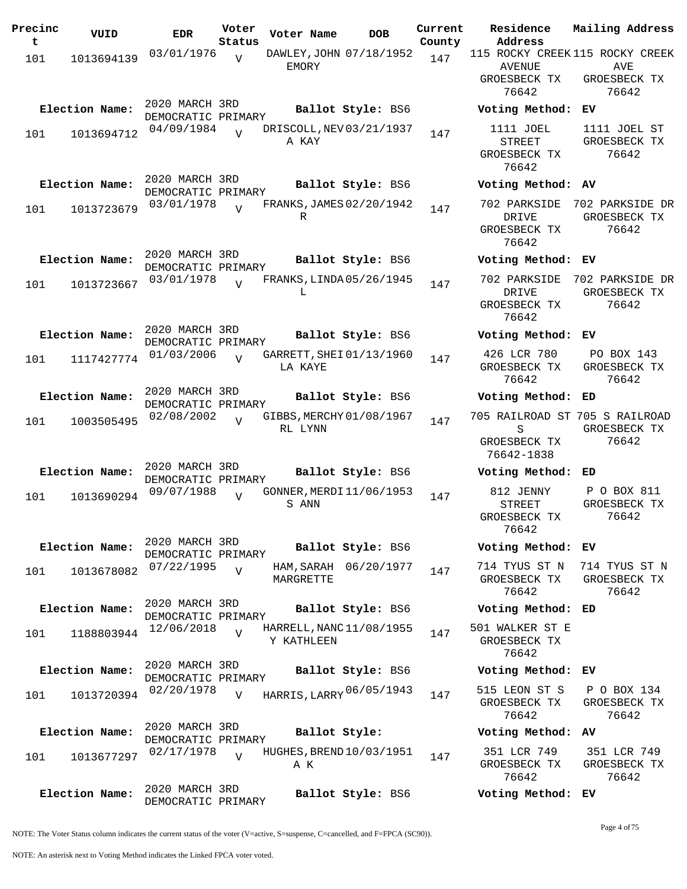| Precinct | VUID | EDR | Voter Status | Voter Name | DOB | Current County | Residence Address | Mailing Address |
|---|---|---|---|---|---|---|---|---|
| 101 | 1013694139 | 03/01/1976 | V | DAWLEY, JOHN EMORY | 07/18/1952 | 147 | 115 ROCKY CREEK AVENUE GROESBECK TX 76642 | 115 ROCKY CREEK AVE GROESBECK TX 76642 |
| **Election Name:** | | 2020 MARCH 3RD DEMOCRATIC PRIMARY | | **Ballot Style:** BS6 | | | **Voting Method:** EV | |
| 101 | 1013694712 | 04/09/1984 | V | DRISCOLL, NEVA KAY | 03/21/1937 | 147 | 1111 JOEL STREET GROESBECK TX 76642 | 1111 JOEL ST GROESBECK TX 76642 |
| **Election Name:** | | 2020 MARCH 3RD DEMOCRATIC PRIMARY | | **Ballot Style:** BS6 | | | **Voting Method:** AV | |
| 101 | 1013723679 | 03/01/1978 | V | FRANKS, JAMES R | 02/20/1942 | 147 | 702 PARKSIDE DRIVE GROESBECK TX 76642 | 702 PARKSIDE DR GROESBECK TX 76642 |
| **Election Name:** | | 2020 MARCH 3RD DEMOCRATIC PRIMARY | | **Ballot Style:** BS6 | | | **Voting Method:** EV | |
| 101 | 1013723667 | 03/01/1978 | V | FRANKS, LINDA L | 05/26/1945 | 147 | 702 PARKSIDE DRIVE GROESBECK TX 76642 | 702 PARKSIDE DR GROESBECK TX 76642 |
| **Election Name:** | | 2020 MARCH 3RD DEMOCRATIC PRIMARY | | **Ballot Style:** BS6 | | | **Voting Method:** EV | |
| 101 | 1117427774 | 01/03/2006 | V | GARRETT, SHEILA KAYE | 01/13/1960 | 147 | 426 LCR 780 GROESBECK TX 76642 | PO BOX 143 GROESBECK TX 76642 |
| **Election Name:** | | 2020 MARCH 3RD DEMOCRATIC PRIMARY | | **Ballot Style:** BS6 | | | **Voting Method:** ED | |
| 101 | 1003505495 | 02/08/2002 | V | GIBBS, MERCHYRL LYNN | 01/08/1967 | 147 | 705 RAILROAD ST S GROESBECK TX 76642-1838 | 705 S RAILROAD GROESBECK TX 76642 |
| **Election Name:** | | 2020 MARCH 3RD DEMOCRATIC PRIMARY | | **Ballot Style:** BS6 | | | **Voting Method:** ED | |
| 101 | 1013690294 | 09/07/1988 | V | GONNER, MERDIS ANN | 11/06/1953 | 147 | 812 JENNY STREET GROESBECK TX 76642 | P O BOX 811 GROESBECK TX 76642 |
| **Election Name:** | | 2020 MARCH 3RD DEMOCRATIC PRIMARY | | **Ballot Style:** BS6 | | | **Voting Method:** EV | |
| 101 | 1013678082 | 07/22/1995 | V | HAM, SARAH MARGRETTE | 06/20/1977 | 147 | 714 TYUS ST N GROESBECK TX 76642 | 714 TYUS ST N GROESBECK TX 76642 |
| **Election Name:** | | 2020 MARCH 3RD DEMOCRATIC PRIMARY | | **Ballot Style:** BS6 | | | **Voting Method:** ED | |
| 101 | 1188803944 | 12/06/2018 | V | HARRELL, NANCY KATHLEEN | 11/08/1955 | 147 | 501 WALKER ST E GROESBECK TX 76642 | |
| **Election Name:** | | 2020 MARCH 3RD DEMOCRATIC PRIMARY | | **Ballot Style:** BS6 | | | **Voting Method:** EV | |
| 101 | 1013720394 | 02/20/1978 | V | HARRIS, LARRY | 06/05/1943 | 147 | 515 LEON ST S GROESBECK TX 76642 | P O BOX 134 GROESBECK TX 76642 |
| **Election Name:** | | 2020 MARCH 3RD DEMOCRATIC PRIMARY | | **Ballot Style:** | | | **Voting Method:** AV | |
| 101 | 1013677297 | 02/17/1978 | V | HUGHES, BRENDA K | 10/03/1951 | 147 | 351 LCR 749 GROESBECK TX 76642 | 351 LCR 749 GROESBECK TX 76642 |
| **Election Name:** | | 2020 MARCH 3RD DEMOCRATIC PRIMARY | | **Ballot Style:** BS6 | | | **Voting Method:** EV | |

NOTE: The Voter Status column indicates the current status of the voter (V=active, S=suspense, C=cancelled, and F=FPCA (SC90)).

NOTE: An asterisk next to Voting Method indicates the Linked FPCA voter voted.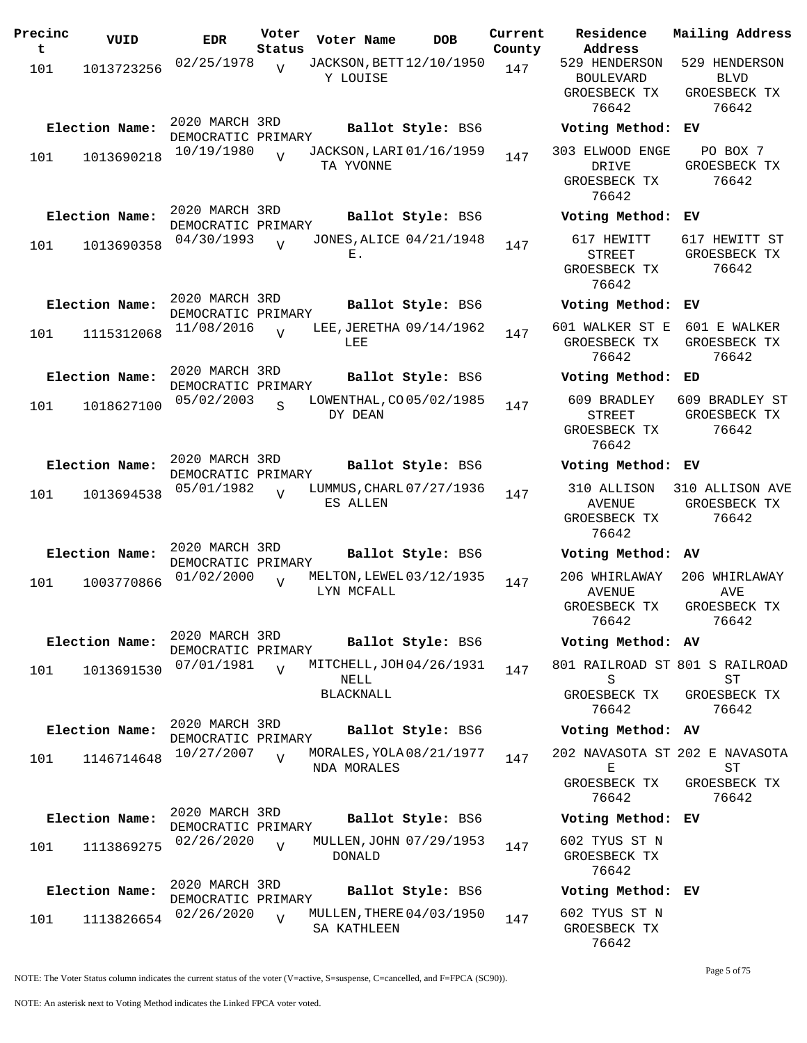| Precinct | VUID | EDR | Voter Status | Voter Name | DOB | Current County | Residence Address | Mailing Address |
|---|---|---|---|---|---|---|---|---|
| 101 | 1013723256 | 02/25/1978 | V | JACKSON,BETTY LOUISE | 12/10/1950 | 147 | 529 HENDERSON BOULEVARD GROESBECK TX 76642 | 529 HENDERSON BLVD GROESBECK TX 76642 |
| **Election Name:** | | 2020 MARCH 3RD DEMOCRATIC PRIMARY | | **Ballot Style:** BS6 | | | **Voting Method:** EV | |
| 101 | 1013690218 | 10/19/1980 | V | JACKSON,LARITA YVONNE | 01/16/1959 | 147 | 303 ELWOOD ENGE DRIVE GROESBECK TX 76642 | PO BOX 7 GROESBECK TX 76642 |
| **Election Name:** | | 2020 MARCH 3RD DEMOCRATIC PRIMARY | | **Ballot Style:** BS6 | | | **Voting Method:** EV | |
| 101 | 1013690358 | 04/30/1993 | V | JONES,ALICE E. | 04/21/1948 | 147 | 617 HEWITT STREET GROESBECK TX 76642 | 617 HEWITT ST GROESBECK TX 76642 |
| **Election Name:** | | 2020 MARCH 3RD DEMOCRATIC PRIMARY | | **Ballot Style:** BS6 | | | **Voting Method:** EV | |
| 101 | 1115312068 | 11/08/2016 | V | LEE,JERETHA LEE | 09/14/1962 | 147 | 601 WALKER ST E GROESBECK TX 76642 | 601 E WALKER GROESBECK TX 76642 |
| **Election Name:** | | 2020 MARCH 3RD DEMOCRATIC PRIMARY | | **Ballot Style:** BS6 | | | **Voting Method:** ED | |
| 101 | 1018627100 | 05/02/2003 | S | LOWENTHAL,CODY DEAN | 05/02/1985 | 147 | 609 BRADLEY STREET GROESBECK TX 76642 | 609 BRADLEY ST GROESBECK TX 76642 |
| **Election Name:** | | 2020 MARCH 3RD DEMOCRATIC PRIMARY | | **Ballot Style:** BS6 | | | **Voting Method:** EV | |
| 101 | 1013694538 | 05/01/1982 | V | LUMMUS,CHARLES ALLEN | 07/27/1936 | 147 | 310 ALLISON AVENUE GROESBECK TX 76642 | 310 ALLISON AVE GROESBECK TX 76642 |
| **Election Name:** | | 2020 MARCH 3RD DEMOCRATIC PRIMARY | | **Ballot Style:** BS6 | | | **Voting Method:** AV | |
| 101 | 1003770866 | 01/02/2000 | V | MELTON,LEWELLYN MCFALL | 03/12/1935 | 147 | 206 WHIRLAWAY AVENUE GROESBECK TX 76642 | 206 WHIRLAWAY AVE GROESBECK TX 76642 |
| **Election Name:** | | 2020 MARCH 3RD DEMOCRATIC PRIMARY | | **Ballot Style:** BS6 | | | **Voting Method:** AV | |
| 101 | 1013691530 | 07/01/1981 | V | MITCHELL,JOHNELL BLACKNALL | 04/26/1931 | 147 | 801 RAILROAD ST S GROESBECK TX 76642 | 801 S RAILROAD ST GROESBECK TX 76642 |
| **Election Name:** | | 2020 MARCH 3RD DEMOCRATIC PRIMARY | | **Ballot Style:** BS6 | | | **Voting Method:** AV | |
| 101 | 1146714648 | 10/27/2007 | V | MORALES,YOLANDA MORALES | 08/21/1977 | 147 | 202 NAVASOTA ST E GROESBECK TX 76642 | 202 E NAVASOTA ST GROESBECK TX 76642 |
| **Election Name:** | | 2020 MARCH 3RD DEMOCRATIC PRIMARY | | **Ballot Style:** BS6 | | | **Voting Method:** EV | |
| 101 | 1113869275 | 02/26/2020 | V | MULLEN,JOHN DONALD | 07/29/1953 | 147 | 602 TYUS ST N GROESBECK TX 76642 | |
| **Election Name:** | | 2020 MARCH 3RD DEMOCRATIC PRIMARY | | **Ballot Style:** BS6 | | | **Voting Method:** EV | |
| 101 | 1113826654 | 02/26/2020 | V | MULLEN,THERESA KATHLEEN | 04/03/1950 | 147 | 602 TYUS ST N GROESBECK TX 76642 | |

NOTE: The Voter Status column indicates the current status of the voter (V=active, S=suspense, C=cancelled, and F=FPCA (SC90)).

NOTE: An asterisk next to Voting Method indicates the Linked FPCA voter voted.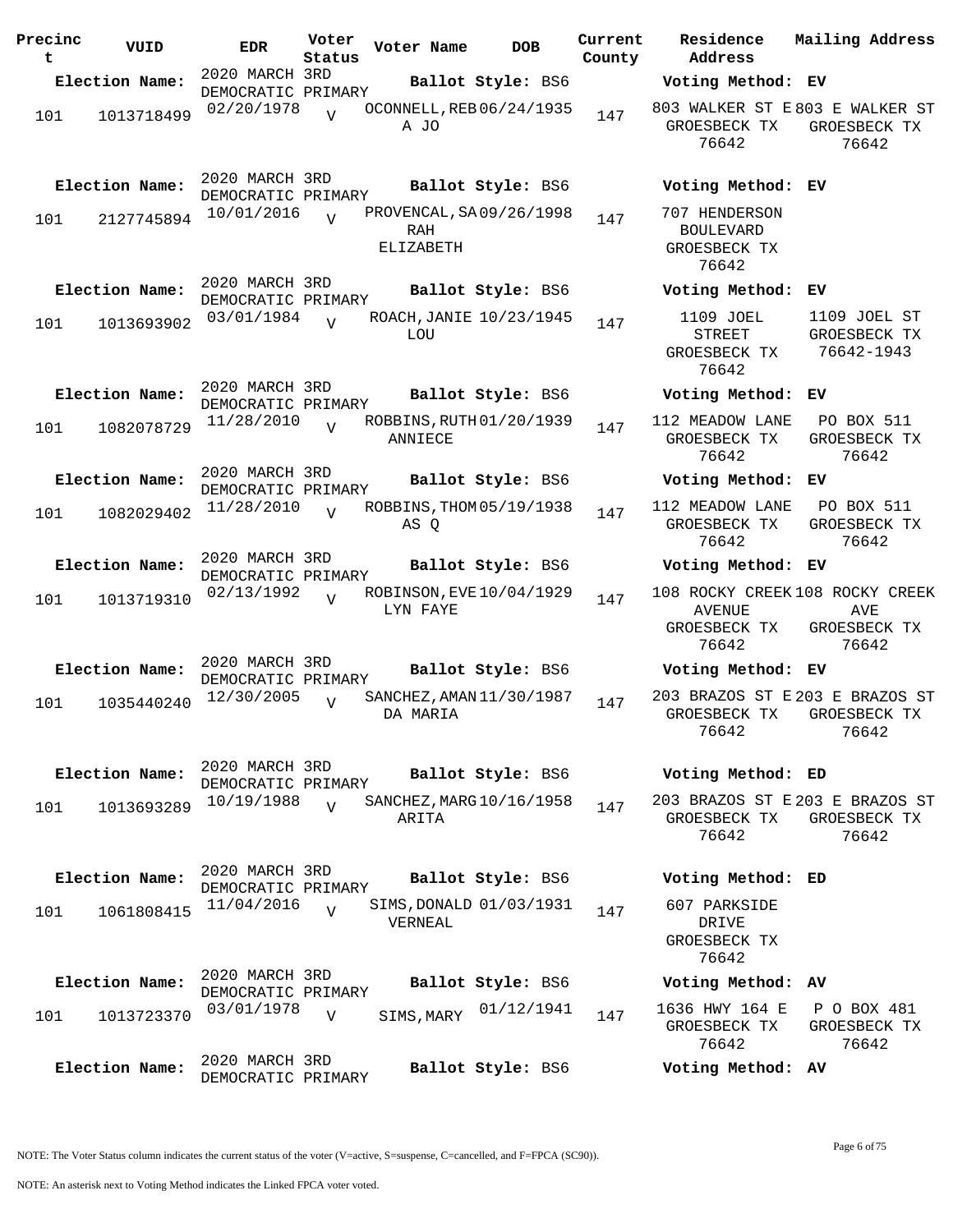| Precinct | VUID | EDR | Voter Status | Voter Name | DOB | Current County | Residence Address | Mailing Address |
|---|---|---|---|---|---|---|---|---|
| **Election Name:** | | 2020 MARCH 3RD DEMOCRATIC PRIMARY | | **Ballot Style:** BS6 | | | **Voting Method:** EV | |
| 101 | 1013718499 | 02/20/1978 | V | OCONNELL,REBA JO | 06/24/1935 | 147 | 803 WALKER ST E GROESBECK TX 76642 | 803 E WALKER ST GROESBECK TX 76642 |
| **Election Name:** | | 2020 MARCH 3RD DEMOCRATIC PRIMARY | | **Ballot Style:** BS6 | | | **Voting Method:** EV | |
| 101 | 2127745894 | 10/01/2016 | V | PROVENCAL,SARAH ELIZABETH | 09/26/1998 | 147 | 707 HENDERSON BOULEVARD GROESBECK TX 76642 | |
| **Election Name:** | | 2020 MARCH 3RD DEMOCRATIC PRIMARY | | **Ballot Style:** BS6 | | | **Voting Method:** EV | |
| 101 | 1013693902 | 03/01/1984 | V | ROACH,JANIE LOU | 10/23/1945 | 147 | 1109 JOEL STREET GROESBECK TX 76642 | 1109 JOEL ST GROESBECK TX 76642-1943 |
| **Election Name:** | | 2020 MARCH 3RD DEMOCRATIC PRIMARY | | **Ballot Style:** BS6 | | | **Voting Method:** EV | |
| 101 | 1082078729 | 11/28/2010 | V | ROBBINS,RUTH ANNIECE | 01/20/1939 | 147 | 112 MEADOW LANE GROESBECK TX 76642 | PO BOX 511 GROESBECK TX 76642 |
| **Election Name:** | | 2020 MARCH 3RD DEMOCRATIC PRIMARY | | **Ballot Style:** BS6 | | | **Voting Method:** EV | |
| 101 | 1082029402 | 11/28/2010 | V | ROBBINS,THOMAS Q | 05/19/1938 | 147 | 112 MEADOW LANE GROESBECK TX 76642 | PO BOX 511 GROESBECK TX 76642 |
| **Election Name:** | | 2020 MARCH 3RD DEMOCRATIC PRIMARY | | **Ballot Style:** BS6 | | | **Voting Method:** EV | |
| 101 | 1013719310 | 02/13/1992 | V | ROBINSON,EVELYN FAYE | 10/04/1929 | 147 | 108 ROCKY CREEK AVENUE GROESBECK TX 76642 | 108 ROCKY CREEK AVE GROESBECK TX 76642 |
| **Election Name:** | | 2020 MARCH 3RD DEMOCRATIC PRIMARY | | **Ballot Style:** BS6 | | | **Voting Method:** EV | |
| 101 | 1035440240 | 12/30/2005 | V | SANCHEZ,AMANDA MARIA | 11/30/1987 | 147 | 203 BRAZOS ST E GROESBECK TX 76642 | 203 E BRAZOS ST GROESBECK TX 76642 |
| **Election Name:** | | 2020 MARCH 3RD DEMOCRATIC PRIMARY | | **Ballot Style:** BS6 | | | **Voting Method:** ED | |
| 101 | 1013693289 | 10/19/1988 | V | SANCHEZ,MARGARITA | 10/16/1958 | 147 | 203 BRAZOS ST E GROESBECK TX 76642 | 203 E BRAZOS ST GROESBECK TX 76642 |
| **Election Name:** | | 2020 MARCH 3RD DEMOCRATIC PRIMARY | | **Ballot Style:** BS6 | | | **Voting Method:** ED | |
| 101 | 1061808415 | 11/04/2016 | V | SIMS,DONALD VERNEAL | 01/03/1931 | 147 | 607 PARKSIDE DRIVE GROESBECK TX 76642 | |
| **Election Name:** | | 2020 MARCH 3RD DEMOCRATIC PRIMARY | | **Ballot Style:** BS6 | | | **Voting Method:** AV | |
| 101 | 1013723370 | 03/01/1978 | V | SIMS,MARY | 01/12/1941 | 147 | 1636 HWY 164 E GROESBECK TX 76642 | P O BOX 481 GROESBECK TX 76642 |
| **Election Name:** | | 2020 MARCH 3RD DEMOCRATIC PRIMARY | | **Ballot Style:** BS6 | | | **Voting Method:** AV | |

NOTE: The Voter Status column indicates the current status of the voter (V=active, S=suspense, C=cancelled, and F=FPCA (SC90)).

NOTE: An asterisk next to Voting Method indicates the Linked FPCA voter voted.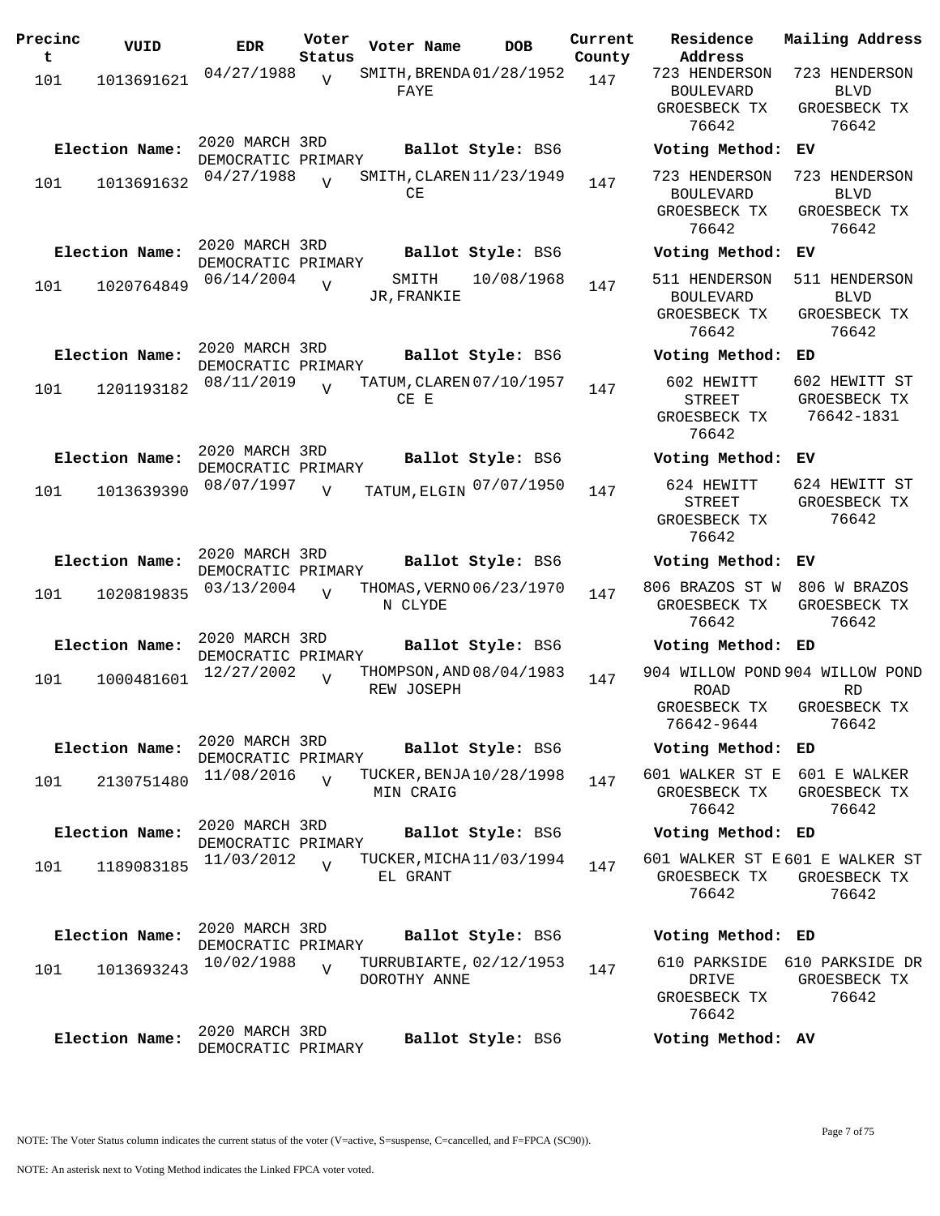| Precinct | VUID | EDR | Voter Status | Voter Name | DOB | Current County | Residence Address | Mailing Address |
|---|---|---|---|---|---|---|---|---|
| 101 | 1013691621 | 04/27/1988 | V | SMITH, BRENDA FAYE | 01/28/1952 | 147 | 723 HENDERSON BOULEVARD GROESBECK TX 76642 | 723 HENDERSON BLVD GROESBECK TX 76642 |
| **Election Name:** | | 2020 MARCH 3RD DEMOCRATIC PRIMARY | | **Ballot Style:** BS6 | | | **Voting Method:** EV | |
| 101 | 1013691632 | 04/27/1988 | V | SMITH, CLARENCE | 11/23/1949 | 147 | 723 HENDERSON BOULEVARD GROESBECK TX 76642 | 723 HENDERSON BLVD GROESBECK TX 76642 |
| **Election Name:** | | 2020 MARCH 3RD DEMOCRATIC PRIMARY | | **Ballot Style:** BS6 | | | **Voting Method:** EV | |
| 101 | 1020764849 | 06/14/2004 | V | SMITH JR, FRANKIE | 10/08/1968 | 147 | 511 HENDERSON BOULEVARD GROESBECK TX 76642 | 511 HENDERSON BLVD GROESBECK TX 76642 |
| **Election Name:** | | 2020 MARCH 3RD DEMOCRATIC PRIMARY | | **Ballot Style:** BS6 | | | **Voting Method:** ED | |
| 101 | 1201193182 | 08/11/2019 | V | TATUM, CLARENCE E | 07/10/1957 | 147 | 602 HEWITT STREET GROESBECK TX 76642 | 602 HEWITT ST GROESBECK TX 76642-1831 |
| **Election Name:** | | 2020 MARCH 3RD DEMOCRATIC PRIMARY | | **Ballot Style:** BS6 | | | **Voting Method:** EV | |
| 101 | 1013639390 | 08/07/1997 | V | TATUM, ELGIN | 07/07/1950 | 147 | 624 HEWITT STREET GROESBECK TX 76642 | 624 HEWITT ST GROESBECK TX 76642 |
| **Election Name:** | | 2020 MARCH 3RD DEMOCRATIC PRIMARY | | **Ballot Style:** BS6 | | | **Voting Method:** EV | |
| 101 | 1020819835 | 03/13/2004 | V | THOMAS, VERNON CLYDE | 06/23/1970 | 147 | 806 BRAZOS ST W GROESBECK TX 76642 | 806 W BRAZOS GROESBECK TX 76642 |
| **Election Name:** | | 2020 MARCH 3RD DEMOCRATIC PRIMARY | | **Ballot Style:** BS6 | | | **Voting Method:** ED | |
| 101 | 1000481601 | 12/27/2002 | V | THOMPSON, ANDREW JOSEPH | 08/04/1983 | 147 | 904 WILLOW POND ROAD GROESBECK TX 76642-9644 | 904 WILLOW POND RD GROESBECK TX 76642 |
| **Election Name:** | | 2020 MARCH 3RD DEMOCRATIC PRIMARY | | **Ballot Style:** BS6 | | | **Voting Method:** ED | |
| 101 | 2130751480 | 11/08/2016 | V | TUCKER, BENJAMIN CRAIG | 10/28/1998 | 147 | 601 WALKER ST E GROESBECK TX 76642 | 601 E WALKER GROESBECK TX 76642 |
| **Election Name:** | | 2020 MARCH 3RD DEMOCRATIC PRIMARY | | **Ballot Style:** BS6 | | | **Voting Method:** ED | |
| 101 | 1189083185 | 11/03/2012 | V | TUCKER, MICHAEL GRANT | 11/03/1994 | 147 | 601 WALKER ST E GROESBECK TX 76642 | 601 E WALKER ST GROESBECK TX 76642 |
| **Election Name:** | | 2020 MARCH 3RD DEMOCRATIC PRIMARY | | **Ballot Style:** BS6 | | | **Voting Method:** ED | |
| 101 | 1013693243 | 10/02/1988 | V | TURRUBIARTE, DOROTHY ANNE | 02/12/1953 | 147 | 610 PARKSIDE DRIVE GROESBECK TX 76642 | 610 PARKSIDE DR GROESBECK TX 76642 |
| **Election Name:** | | 2020 MARCH 3RD DEMOCRATIC PRIMARY | | **Ballot Style:** BS6 | | | **Voting Method:** AV | |

NOTE: The Voter Status column indicates the current status of the voter (V=active, S=suspense, C=cancelled, and F=FPCA (SC90)).

NOTE: An asterisk next to Voting Method indicates the Linked FPCA voter voted.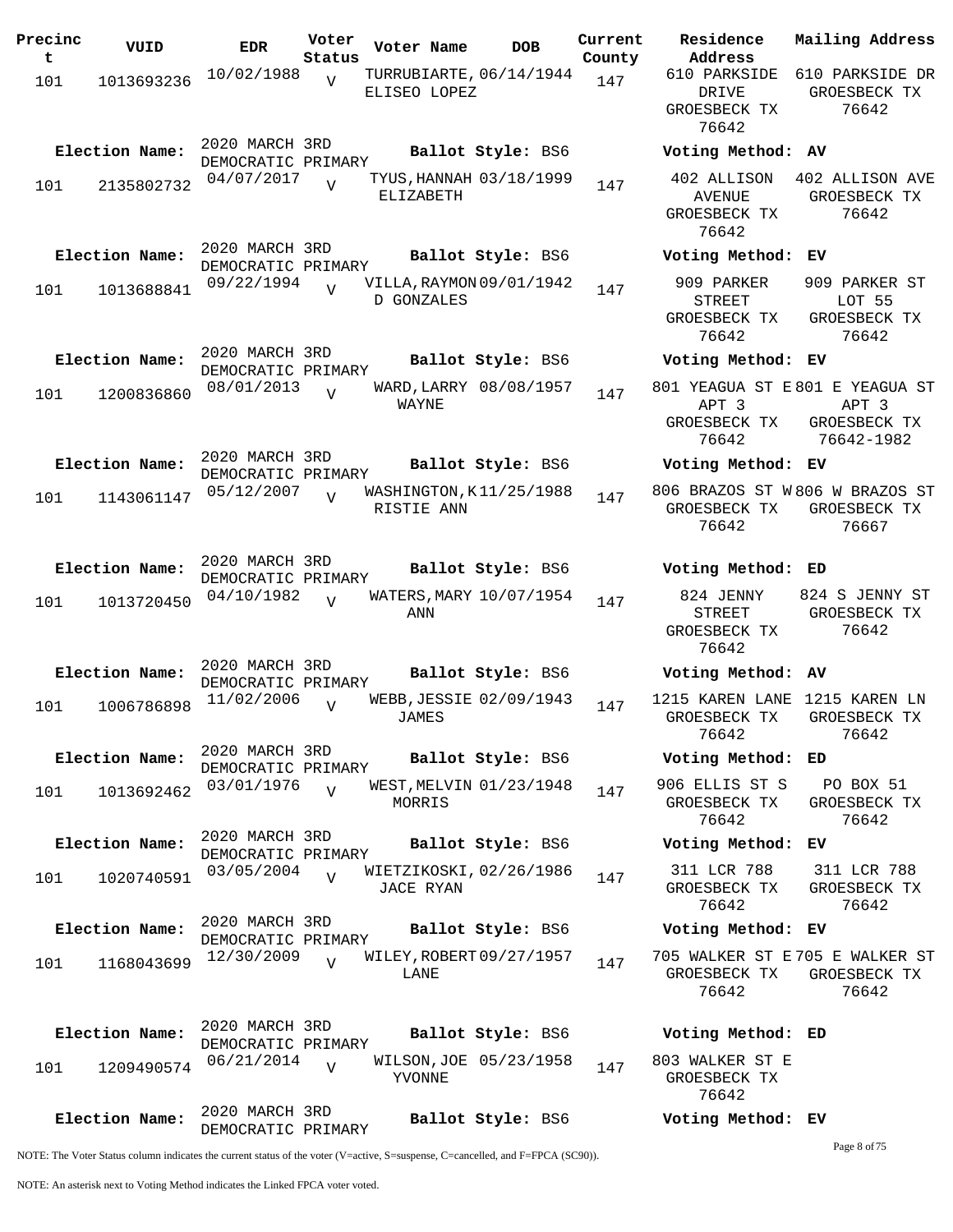| Precinct | VUID | EDR | Voter Status | Voter Name | DOB | Current County | Residence Address | Mailing Address |
|---|---|---|---|---|---|---|---|---|
| 101 | 1013693236 | 10/02/1988 | V | TURRUBIARTE, ELISEO LOPEZ | 06/14/1944 | 147 | 610 PARKSIDE DRIVE GROESBECK TX 76642 | 610 PARKSIDE DR GROESBECK TX 76642 |
| **Election Name:** | | 2020 MARCH 3RD DEMOCRATIC PRIMARY | | **Ballot Style:** BS6 | | | **Voting Method:** AV | |
| 101 | 2135802732 | 04/07/2017 | V | TYUS, HANNAH ELIZABETH | 03/18/1999 | 147 | 402 ALLISON AVENUE GROESBECK TX 76642 | 402 ALLISON AVE GROESBECK TX 76642 |
| **Election Name:** | | 2020 MARCH 3RD DEMOCRATIC PRIMARY | | **Ballot Style:** BS6 | | | **Voting Method:** EV | |
| 101 | 1013688841 | 09/22/1994 | V | VILLA, RAYMOND GONZALES | 09/01/1942 | 147 | 909 PARKER STREET GROESBECK TX 76642 | 909 PARKER ST LOT 55 GROESBECK TX 76642 |
| **Election Name:** | | 2020 MARCH 3RD DEMOCRATIC PRIMARY | | **Ballot Style:** BS6 | | | **Voting Method:** EV | |
| 101 | 1200836860 | 08/01/2013 | V | WARD, LARRY WAYNE | 08/08/1957 | 147 | 801 YEAGUA ST E APT 3 GROESBECK TX 76642 | 801 E YEAGUA ST APT 3 GROESBECK TX 76642-1982 |
| **Election Name:** | | 2020 MARCH 3RD DEMOCRATIC PRIMARY | | **Ballot Style:** BS6 | | | **Voting Method:** EV | |
| 101 | 1143061147 | 05/12/2007 | V | WASHINGTON, KRISTIE ANN | 11/25/1988 | 147 | 806 BRAZOS ST W GROESBECK TX 76642 | 806 W BRAZOS ST GROESBECK TX 76667 |
| **Election Name:** | | 2020 MARCH 3RD DEMOCRATIC PRIMARY | | **Ballot Style:** BS6 | | | **Voting Method:** ED | |
| 101 | 1013720450 | 04/10/1982 | V | WATERS, MARY ANN | 10/07/1954 | 147 | 824 JENNY STREET GROESBECK TX 76642 | 824 S JENNY ST GROESBECK TX 76642 |
| **Election Name:** | | 2020 MARCH 3RD DEMOCRATIC PRIMARY | | **Ballot Style:** BS6 | | | **Voting Method:** AV | |
| 101 | 1006786898 | 11/02/2006 | V | WEBB, JESSIE JAMES | 02/09/1943 | 147 | 1215 KAREN LANE GROESBECK TX 76642 | 1215 KAREN LN GROESBECK TX 76642 |
| **Election Name:** | | 2020 MARCH 3RD DEMOCRATIC PRIMARY | | **Ballot Style:** BS6 | | | **Voting Method:** ED | |
| 101 | 1013692462 | 03/01/1976 | V | WEST, MELVIN MORRIS | 01/23/1948 | 147 | 906 ELLIS ST S GROESBECK TX 76642 | PO BOX 51 GROESBECK TX 76642 |
| **Election Name:** | | 2020 MARCH 3RD DEMOCRATIC PRIMARY | | **Ballot Style:** BS6 | | | **Voting Method:** EV | |
| 101 | 1020740591 | 03/05/2004 | V | WIETZIKOSKI, JACE RYAN | 02/26/1986 | 147 | 311 LCR 788 GROESBECK TX 76642 | 311 LCR 788 GROESBECK TX 76642 |
| **Election Name:** | | 2020 MARCH 3RD DEMOCRATIC PRIMARY | | **Ballot Style:** BS6 | | | **Voting Method:** EV | |
| 101 | 1168043699 | 12/30/2009 | V | WILEY, ROBERT LANE | 09/27/1957 | 147 | 705 WALKER ST E GROESBECK TX 76642 | 705 E WALKER ST GROESBECK TX 76642 |
| **Election Name:** | | 2020 MARCH 3RD DEMOCRATIC PRIMARY | | **Ballot Style:** BS6 | | | **Voting Method:** ED | |
| 101 | 1209490574 | 06/21/2014 | V | WILSON, JOE YVONNE | 05/23/1958 | 147 | 803 WALKER ST E GROESBECK TX 76642 | |
| **Election Name:** | | 2020 MARCH 3RD DEMOCRATIC PRIMARY | | **Ballot Style:** BS6 | | | **Voting Method:** EV | |

NOTE: The Voter Status column indicates the current status of the voter (V=active, S=suspense, C=cancelled, and F=FPCA (SC90)).

NOTE: An asterisk next to Voting Method indicates the Linked FPCA voter voted.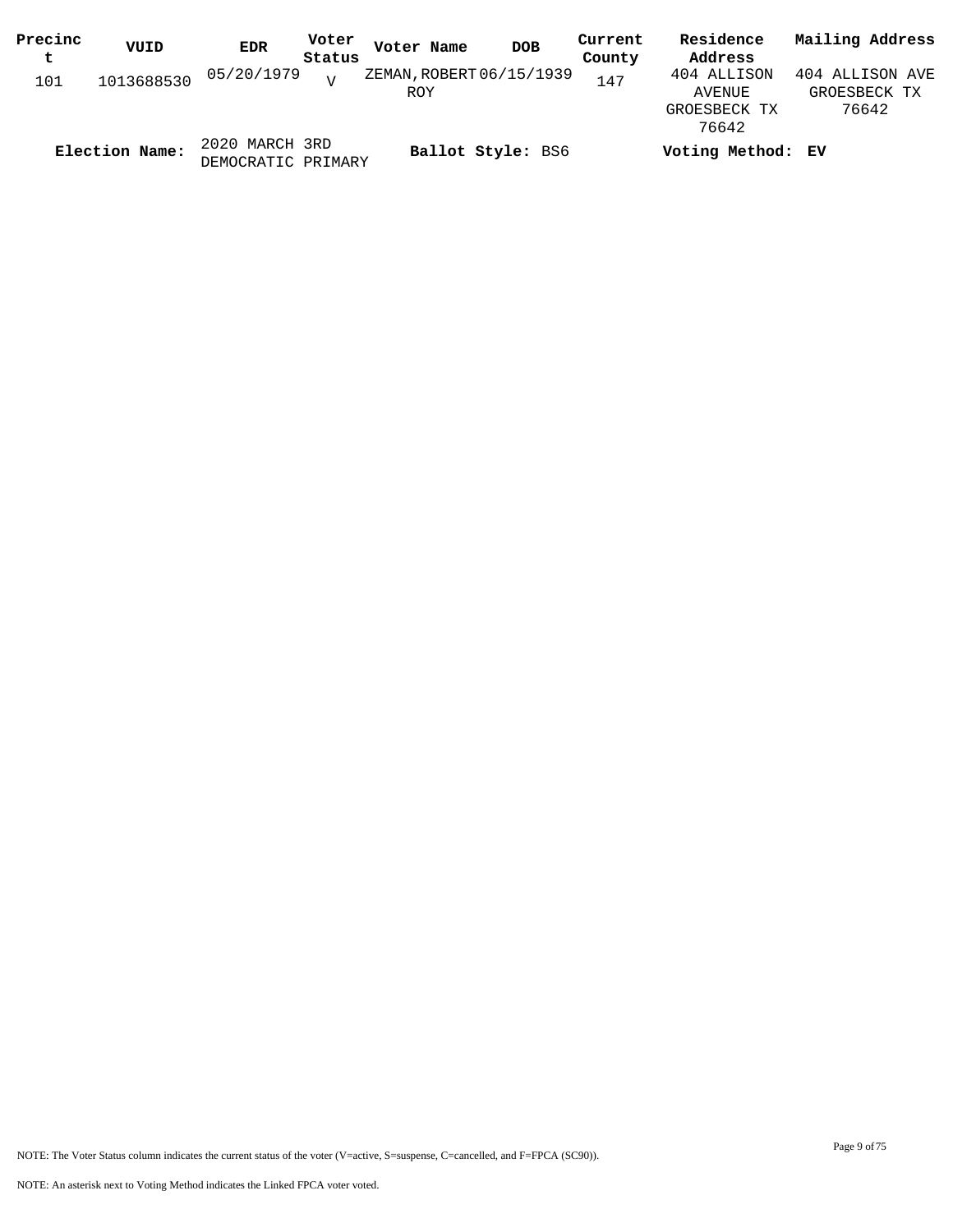| Precinct | VUID | EDR | Voter Status | Voter Name | DOB | Current County | Residence Address | Mailing Address |
|---|---|---|---|---|---|---|---|---|
| 101 | 1013688530 | 05/20/1979 | V | ZEMAN,ROBERT ROY | 06/15/1939 | 147 | 404 ALLISON AVENUE GROESBECK TX 76642 | 404 ALLISON AVE GROESBECK TX 76642 |

**Election Name:** 2020 MARCH 3RD DEMOCRATIC PRIMARY **Ballot Style:** BS6 **Voting Method:** **EV**

NOTE: The Voter Status column indicates the current status of the voter (V=active, S=suspense, C=cancelled, and F=FPCA (SC90)).

NOTE: An asterisk next to Voting Method indicates the Linked FPCA voter voted.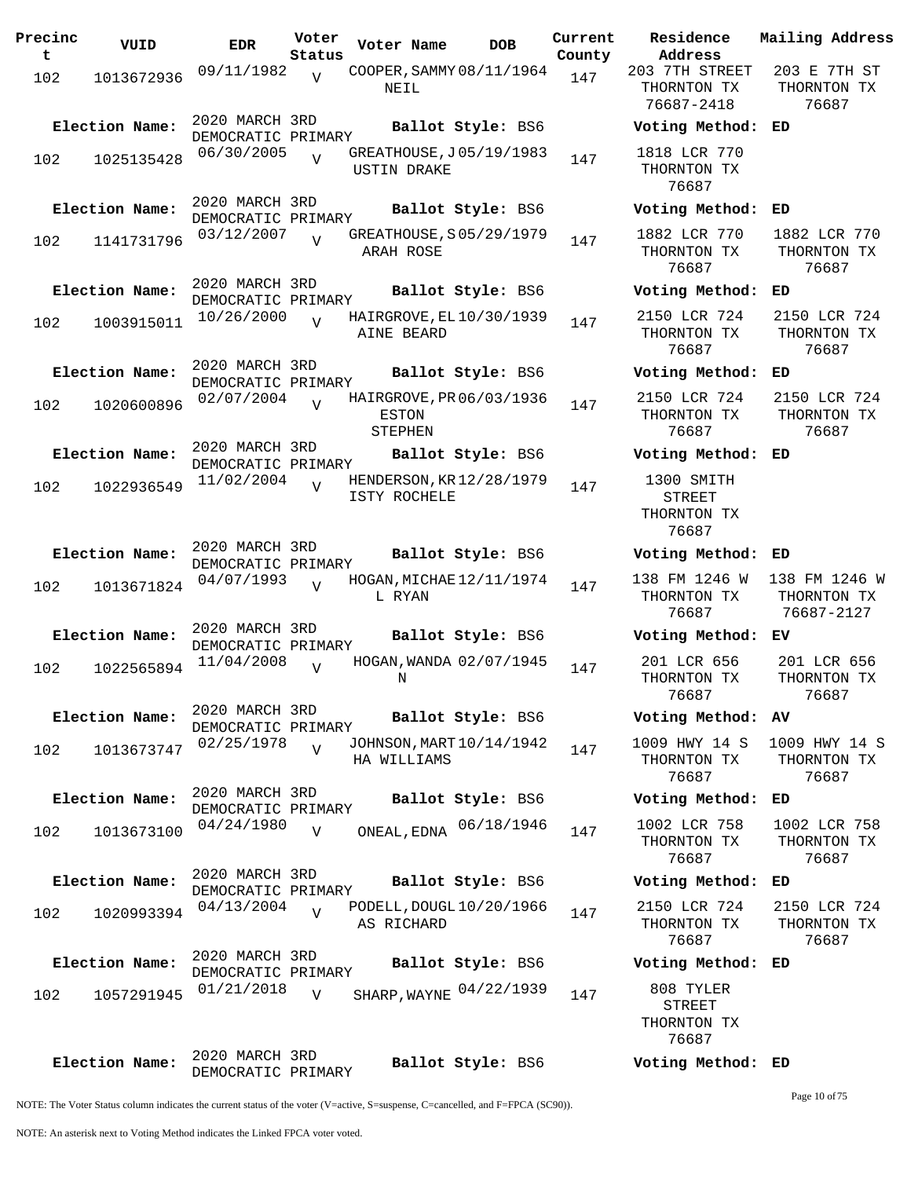| Precinct | VUID | EDR | Voter Status | Voter Name | DOB | Current County | Residence Address | Mailing Address |
|---|---|---|---|---|---|---|---|---|
| 102 | 1013672936 | 09/11/1982 | V | COOPER, SAMMY NEIL | 08/11/1964 | 147 | 203 7TH STREET THORNTON TX 76687-2418 | 203 E 7TH ST THORNTON TX 76687 |
| **Election Name:** | | 2020 MARCH 3RD DEMOCRATIC PRIMARY | | **Ballot Style:** BS6 | | | **Voting Method:** ED | |
| 102 | 1025135428 | 06/30/2005 | V | GREATHOUSE, JUSTIN DRAKE | 05/19/1983 | 147 | 1818 LCR 770 THORNTON TX 76687 | |
| **Election Name:** | | 2020 MARCH 3RD DEMOCRATIC PRIMARY | | **Ballot Style:** BS6 | | | **Voting Method:** ED | |
| 102 | 1141731796 | 03/12/2007 | V | GREATHOUSE, SARAH ROSE | 05/29/1979 | 147 | 1882 LCR 770 THORNTON TX 76687 | 1882 LCR 770 THORNTON TX 76687 |
| **Election Name:** | | 2020 MARCH 3RD DEMOCRATIC PRIMARY | | **Ballot Style:** BS6 | | | **Voting Method:** ED | |
| 102 | 1003915011 | 10/26/2000 | V | HAIRGROVE, ELAINE BEARD | 10/30/1939 | 147 | 2150 LCR 724 THORNTON TX 76687 | 2150 LCR 724 THORNTON TX 76687 |
| **Election Name:** | | 2020 MARCH 3RD DEMOCRATIC PRIMARY | | **Ballot Style:** BS6 | | | **Voting Method:** ED | |
| 102 | 1020600896 | 02/07/2004 | V | HAIRGROVE, PRESTON STEPHEN | 06/03/1936 | 147 | 2150 LCR 724 THORNTON TX 76687 | 2150 LCR 724 THORNTON TX 76687 |
| **Election Name:** | | 2020 MARCH 3RD DEMOCRATIC PRIMARY | | **Ballot Style:** BS6 | | | **Voting Method:** ED | |
| 102 | 1022936549 | 11/02/2004 | V | HENDERSON, KRISTY ROCHELE | 12/28/1979 | 147 | 1300 SMITH STREET THORNTON TX 76687 | |
| **Election Name:** | | 2020 MARCH 3RD DEMOCRATIC PRIMARY | | **Ballot Style:** BS6 | | | **Voting Method:** ED | |
| 102 | 1013671824 | 04/07/1993 | V | HOGAN, MICHAEL RYAN | 12/11/1974 | 147 | 138 FM 1246 W THORNTON TX 76687 | 138 FM 1246 W THORNTON TX 76687-2127 |
| **Election Name:** | | 2020 MARCH 3RD DEMOCRATIC PRIMARY | | **Ballot Style:** BS6 | | | **Voting Method:** EV | |
| 102 | 1022565894 | 11/04/2008 | V | HOGAN, WANDA N | 02/07/1945 | 147 | 201 LCR 656 THORNTON TX 76687 | 201 LCR 656 THORNTON TX 76687 |
| **Election Name:** | | 2020 MARCH 3RD DEMOCRATIC PRIMARY | | **Ballot Style:** BS6 | | | **Voting Method:** AV | |
| 102 | 1013673747 | 02/25/1978 | V | JOHNSON, MARTHA WILLIAMS | 10/14/1942 | 147 | 1009 HWY 14 S THORNTON TX 76687 | 1009 HWY 14 S THORNTON TX 76687 |
| **Election Name:** | | 2020 MARCH 3RD DEMOCRATIC PRIMARY | | **Ballot Style:** BS6 | | | **Voting Method:** ED | |
| 102 | 1013673100 | 04/24/1980 | V | ONEAL, EDNA | 06/18/1946 | 147 | 1002 LCR 758 THORNTON TX 76687 | 1002 LCR 758 THORNTON TX 76687 |
| **Election Name:** | | 2020 MARCH 3RD DEMOCRATIC PRIMARY | | **Ballot Style:** BS6 | | | **Voting Method:** ED | |
| 102 | 1020993394 | 04/13/2004 | V | PODELL, DOUGLAS RICHARD | 10/20/1966 | 147 | 2150 LCR 724 THORNTON TX 76687 | 2150 LCR 724 THORNTON TX 76687 |
| **Election Name:** | | 2020 MARCH 3RD DEMOCRATIC PRIMARY | | **Ballot Style:** BS6 | | | **Voting Method:** ED | |
| 102 | 1057291945 | 01/21/2018 | V | SHARP, WAYNE | 04/22/1939 | 147 | 808 TYLER STREET THORNTON TX 76687 | |
| **Election Name:** | | 2020 MARCH 3RD DEMOCRATIC PRIMARY | | **Ballot Style:** BS6 | | | **Voting Method:** ED | |

NOTE: The Voter Status column indicates the current status of the voter (V=active, S=suspense, C=cancelled, and F=FPCA (SC90)).

NOTE: An asterisk next to Voting Method indicates the Linked FPCA voter voted.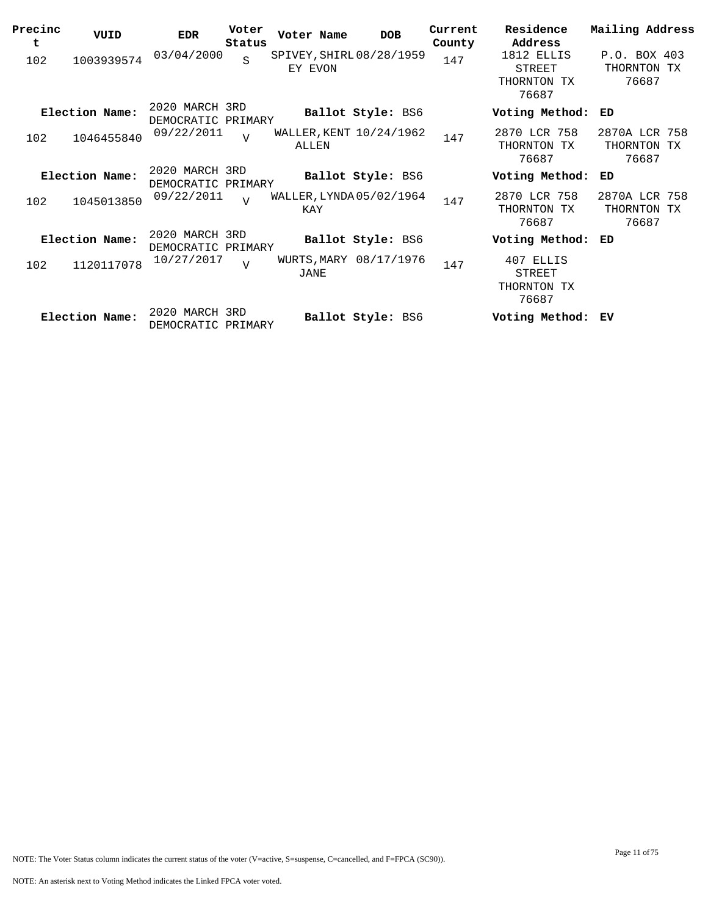| Precinct | VUID | EDR | Voter Status | Voter Name | DOB | Current County | Residence Address | Mailing Address |
|---|---|---|---|---|---|---|---|---|
| 102 | 1003939574 | 03/04/2000 | S | SPIVEY, SHIRLEY EVON | 08/28/1959 | 147 | 1812 ELLIS STREET THORNTON TX 76687 | P.O. BOX 403 THORNTON TX 76687 |
| **Election Name:** | 2020 MARCH 3RD DEMOCRATIC PRIMARY | | | **Ballot Style:** BS6 | | | **Voting Method:** | **ED** |
| 102 | 1046455840 | 09/22/2011 | V | WALLER, KENT ALLEN | 10/24/1962 | 147 | 2870 LCR 758 THORNTON TX 76687 | 2870A LCR 758 THORNTON TX 76687 |
| **Election Name:** | 2020 MARCH 3RD DEMOCRATIC PRIMARY | | | **Ballot Style:** BS6 | | | **Voting Method:** | **ED** |
| 102 | 1045013850 | 09/22/2011 | V | WALLER, LYNDA KAY | 05/02/1964 | 147 | 2870 LCR 758 THORNTON TX 76687 | 2870A LCR 758 THORNTON TX 76687 |
| **Election Name:** | 2020 MARCH 3RD DEMOCRATIC PRIMARY | | | **Ballot Style:** BS6 | | | **Voting Method:** | **ED** |
| 102 | 1120117078 | 10/27/2017 | V | WURTS, MARY JANE | 08/17/1976 | 147 | 407 ELLIS STREET THORNTON TX 76687 | |
| **Election Name:** | 2020 MARCH 3RD DEMOCRATIC PRIMARY | | | **Ballot Style:** BS6 | | | **Voting Method:** | **EV** |

NOTE: The Voter Status column indicates the current status of the voter (V=active, S=suspense, C=cancelled, and F=FPCA (SC90)).

NOTE: An asterisk next to Voting Method indicates the Linked FPCA voter voted.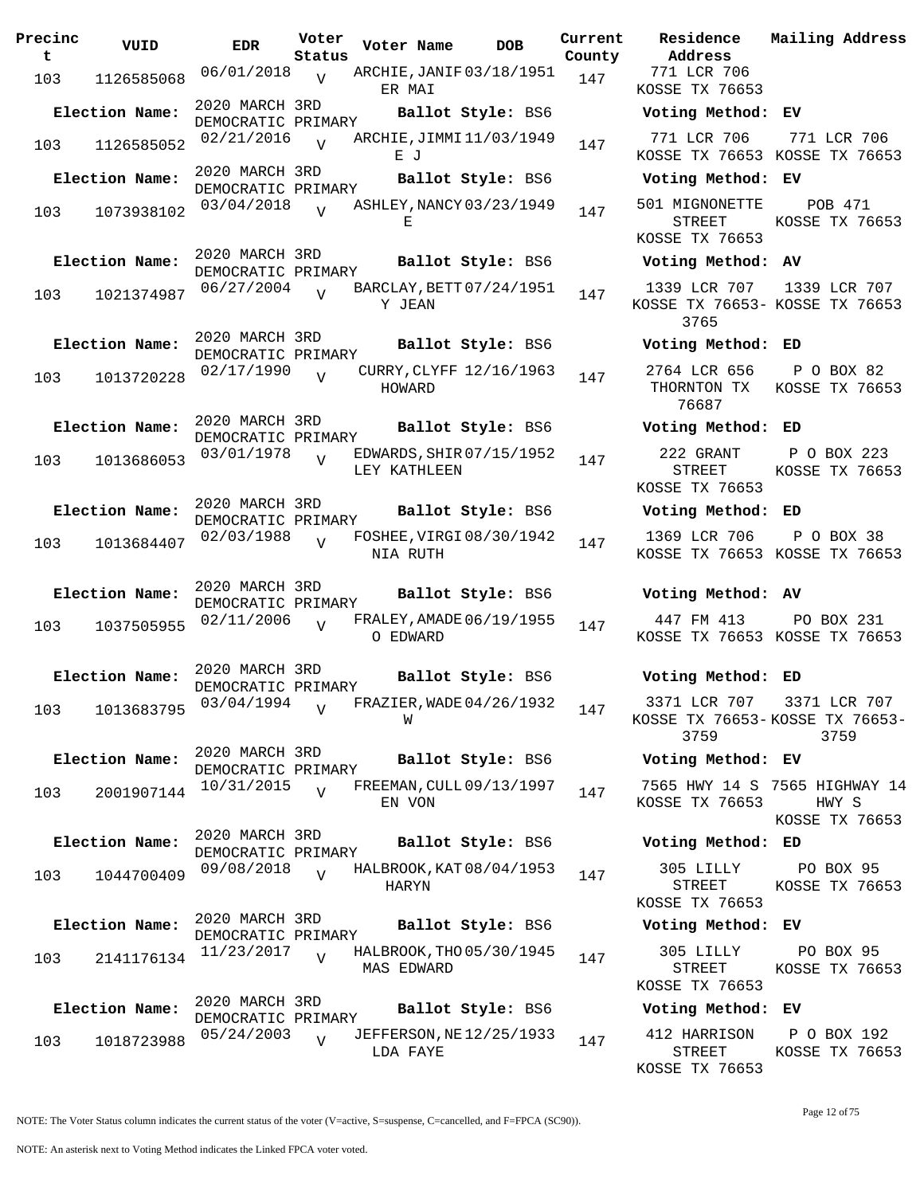| Precinct | VUID | EDR | Voter Status | Voter Name | DOB | Current County | Residence Address | Mailing Address |
|---|---|---|---|---|---|---|---|---|
| 103 | 1126585068 | 06/01/2018 | V | ARCHIE,JANIFER MAI | 03/18/1951 | 147 | 771 LCR 706 KOSSE TX 76653 | |
| **Election Name:** | 2020 MARCH 3RD DEMOCRATIC PRIMARY | | | **Ballot Style:** BS6 | | | **Voting Method:** EV | |
| 103 | 1126585052 | 02/21/2016 | V | ARCHIE,JIMMIE J | 11/03/1949 | 147 | 771 LCR 706 KOSSE TX 76653 | 771 LCR 706 KOSSE TX 76653 |
| **Election Name:** | 2020 MARCH 3RD DEMOCRATIC PRIMARY | | | **Ballot Style:** BS6 | | | **Voting Method:** EV | |
| 103 | 1073938102 | 03/04/2018 | V | ASHLEY,NANCY E | 03/23/1949 | 147 | 501 MIGNONETTE STREET KOSSE TX 76653 | POB 471 KOSSE TX 76653 |
| **Election Name:** | 2020 MARCH 3RD DEMOCRATIC PRIMARY | | | **Ballot Style:** BS6 | | | **Voting Method:** AV | |
| 103 | 1021374987 | 06/27/2004 | V | BARCLAY,BETTY JEAN | 07/24/1951 | 147 | 1339 LCR 707 KOSSE TX 76653-3765 | 1339 LCR 707 KOSSE TX 76653 |
| **Election Name:** | 2020 MARCH 3RD DEMOCRATIC PRIMARY | | | **Ballot Style:** BS6 | | | **Voting Method:** ED | |
| 103 | 1013720228 | 02/17/1990 | V | CURRY,CLYFF HOWARD | 12/16/1963 | 147 | 2764 LCR 656 THORNTON TX 76687 | P O BOX 82 KOSSE TX 76653 |
| **Election Name:** | 2020 MARCH 3RD DEMOCRATIC PRIMARY | | | **Ballot Style:** BS6 | | | **Voting Method:** ED | |
| 103 | 1013686053 | 03/01/1978 | V | EDWARDS,SHIRLEY KATHLEEN | 07/15/1952 | 147 | 222 GRANT STREET KOSSE TX 76653 | P O BOX 223 KOSSE TX 76653 |
| **Election Name:** | 2020 MARCH 3RD DEMOCRATIC PRIMARY | | | **Ballot Style:** BS6 | | | **Voting Method:** ED | |
| 103 | 1013684407 | 02/03/1988 | V | FOSHEE,VIRGINIA RUTH | 08/30/1942 | 147 | 1369 LCR 706 KOSSE TX 76653 | P O BOX 38 KOSSE TX 76653 |
| **Election Name:** | 2020 MARCH 3RD DEMOCRATIC PRIMARY | | | **Ballot Style:** BS6 | | | **Voting Method:** AV | |
| 103 | 1037505955 | 02/11/2006 | V | FRALEY,AMADEO EDWARD | 06/19/1955 | 147 | 447 FM 413 KOSSE TX 76653 | PO BOX 231 KOSSE TX 76653 |
| **Election Name:** | 2020 MARCH 3RD DEMOCRATIC PRIMARY | | | **Ballot Style:** BS6 | | | **Voting Method:** ED | |
| 103 | 1013683795 | 03/04/1994 | V | FRAZIER,WADE W | 04/26/1932 | 147 | 3371 LCR 707 KOSSE TX 76653-3759 | 3371 LCR 707 KOSSE TX 76653-3759 |
| **Election Name:** | 2020 MARCH 3RD DEMOCRATIC PRIMARY | | | **Ballot Style:** BS6 | | | **Voting Method:** EV | |
| 103 | 2001907144 | 10/31/2015 | V | FREEMAN,CULLEN VON | 09/13/1997 | 147 | 7565 HWY 14 S KOSSE TX 76653 | 7565 HIGHWAY 14 HWY S KOSSE TX 76653 |
| **Election Name:** | 2020 MARCH 3RD DEMOCRATIC PRIMARY | | | **Ballot Style:** BS6 | | | **Voting Method:** ED | |
| 103 | 1044700409 | 09/08/2018 | V | HALBROOK,KATHARYN | 08/04/1953 | 147 | 305 LILLY STREET KOSSE TX 76653 | PO BOX 95 KOSSE TX 76653 |
| **Election Name:** | 2020 MARCH 3RD DEMOCRATIC PRIMARY | | | **Ballot Style:** BS6 | | | **Voting Method:** EV | |
| 103 | 2141176134 | 11/23/2017 | V | HALBROOK,THOMAS EDWARD | 05/30/1945 | 147 | 305 LILLY STREET KOSSE TX 76653 | PO BOX 95 KOSSE TX 76653 |
| **Election Name:** | 2020 MARCH 3RD DEMOCRATIC PRIMARY | | | **Ballot Style:** BS6 | | | **Voting Method:** EV | |
| 103 | 1018723988 | 05/24/2003 | V | JEFFERSON,NELDA FAYE | 12/25/1933 | 147 | 412 HARRISON STREET KOSSE TX 76653 | P O BOX 192 KOSSE TX 76653 |

NOTE: The Voter Status column indicates the current status of the voter (V=active, S=suspense, C=cancelled, and F=FPCA (SC90)).

NOTE: An asterisk next to Voting Method indicates the Linked FPCA voter voted.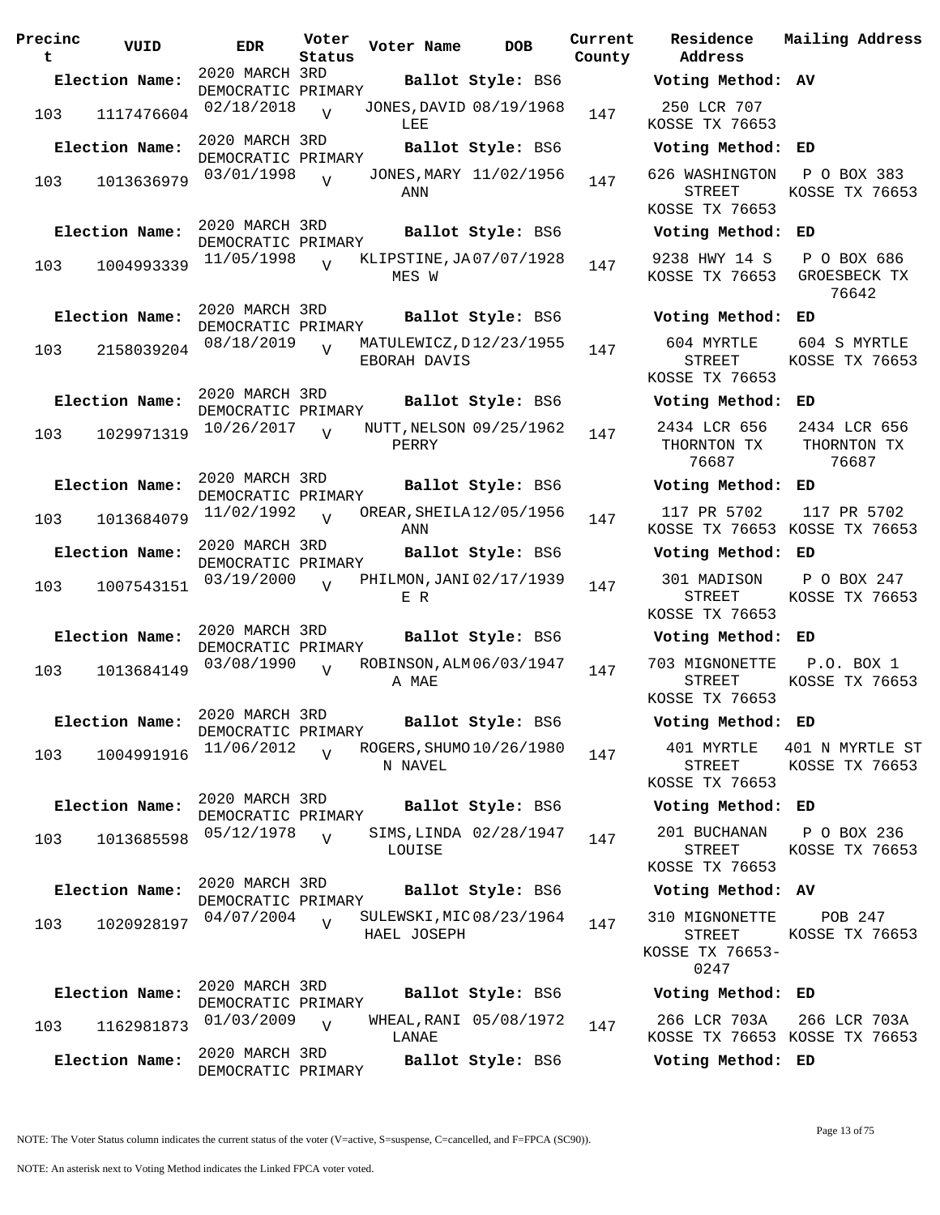| Precinct | VUID | EDR | Voter Status | Voter Name | DOB | Current County | Residence Address | Mailing Address |
|---|---|---|---|---|---|---|---|---|
| **Election Name:** | | 2020 MARCH 3RD DEMOCRATIC PRIMARY | | **Ballot Style:** BS6 | | | **Voting Method:** AV | |
| 103 | 1117476604 | 02/18/2018 | V | JONES,DAVID LEE | 08/19/1968 | 147 | 250 LCR 707 KOSSE TX 76653 | |
| **Election Name:** | | 2020 MARCH 3RD DEMOCRATIC PRIMARY | | **Ballot Style:** BS6 | | | **Voting Method:** ED | |
| 103 | 1013636979 | 03/01/1998 | V | JONES,MARY ANN | 11/02/1956 | 147 | 626 WASHINGTON STREET KOSSE TX 76653 | P O BOX 383 KOSSE TX 76653 |
| **Election Name:** | | 2020 MARCH 3RD DEMOCRATIC PRIMARY | | **Ballot Style:** BS6 | | | **Voting Method:** ED | |
| 103 | 1004993339 | 11/05/1998 | V | KLIPSTINE,JAMES W | 07/07/1928 | 147 | 9238 HWY 14 S KOSSE TX 76653 | P O BOX 686 GROESBECK TX 76642 |
| **Election Name:** | | 2020 MARCH 3RD DEMOCRATIC PRIMARY | | **Ballot Style:** BS6 | | | **Voting Method:** ED | |
| 103 | 2158039204 | 08/18/2019 | V | MATULEWICZ,DEBORAH DAVIS | 12/23/1955 | 147 | 604 MYRTLE STREET KOSSE TX 76653 | 604 S MYRTLE KOSSE TX 76653 |
| **Election Name:** | | 2020 MARCH 3RD DEMOCRATIC PRIMARY | | **Ballot Style:** BS6 | | | **Voting Method:** ED | |
| 103 | 1029971319 | 10/26/2017 | V | NUTT,NELSON PERRY | 09/25/1962 | 147 | 2434 LCR 656 THORNTON TX 76687 | 2434 LCR 656 THORNTON TX 76687 |
| **Election Name:** | | 2020 MARCH 3RD DEMOCRATIC PRIMARY | | **Ballot Style:** BS6 | | | **Voting Method:** ED | |
| 103 | 1013684079 | 11/02/1992 | V | OREAR,SHEILA ANN | 12/05/1956 | 147 | 117 PR 5702 KOSSE TX 76653 | 117 PR 5702 KOSSE TX 76653 |
| **Election Name:** | | 2020 MARCH 3RD DEMOCRATIC PRIMARY | | **Ballot Style:** BS6 | | | **Voting Method:** ED | |
| 103 | 1007543151 | 03/19/2000 | V | PHILMON,JANIE R | 02/17/1939 | 147 | 301 MADISON STREET KOSSE TX 76653 | P O BOX 247 KOSSE TX 76653 |
| **Election Name:** | | 2020 MARCH 3RD DEMOCRATIC PRIMARY | | **Ballot Style:** BS6 | | | **Voting Method:** ED | |
| 103 | 1013684149 | 03/08/1990 | V | ROBINSON,ALMA MAE | 06/03/1947 | 147 | 703 MIGNONETTE STREET KOSSE TX 76653 | P.O. BOX 1 KOSSE TX 76653 |
| **Election Name:** | | 2020 MARCH 3RD DEMOCRATIC PRIMARY | | **Ballot Style:** BS6 | | | **Voting Method:** ED | |
| 103 | 1004991916 | 11/06/2012 | V | ROGERS,SHUMON NAVEL | 10/26/1980 | 147 | 401 MYRTLE STREET KOSSE TX 76653 | 401 N MYRTLE ST KOSSE TX 76653 |
| **Election Name:** | | 2020 MARCH 3RD DEMOCRATIC PRIMARY | | **Ballot Style:** BS6 | | | **Voting Method:** ED | |
| 103 | 1013685598 | 05/12/1978 | V | SIMS,LINDA LOUISE | 02/28/1947 | 147 | 201 BUCHANAN STREET KOSSE TX 76653 | P O BOX 236 KOSSE TX 76653 |
| **Election Name:** | | 2020 MARCH 3RD DEMOCRATIC PRIMARY | | **Ballot Style:** BS6 | | | **Voting Method:** AV | |
| 103 | 1020928197 | 04/07/2004 | V | SULEWSKI,MICHAEL JOSEPH | 08/23/1964 | 147 | 310 MIGNONETTE STREET KOSSE TX 76653-0247 | POB 247 KOSSE TX 76653 |
| **Election Name:** | | 2020 MARCH 3RD DEMOCRATIC PRIMARY | | **Ballot Style:** BS6 | | | **Voting Method:** ED | |
| 103 | 1162981873 | 01/03/2009 | V | WHEAL,RANI LANAE | 05/08/1972 | 147 | 266 LCR 703A KOSSE TX 76653 | 266 LCR 703A KOSSE TX 76653 |
| **Election Name:** | | 2020 MARCH 3RD DEMOCRATIC PRIMARY | | **Ballot Style:** BS6 | | | **Voting Method:** ED | |

NOTE: The Voter Status column indicates the current status of the voter (V=active, S=suspense, C=cancelled, and F=FPCA (SC90)).

NOTE: An asterisk next to Voting Method indicates the Linked FPCA voter voted.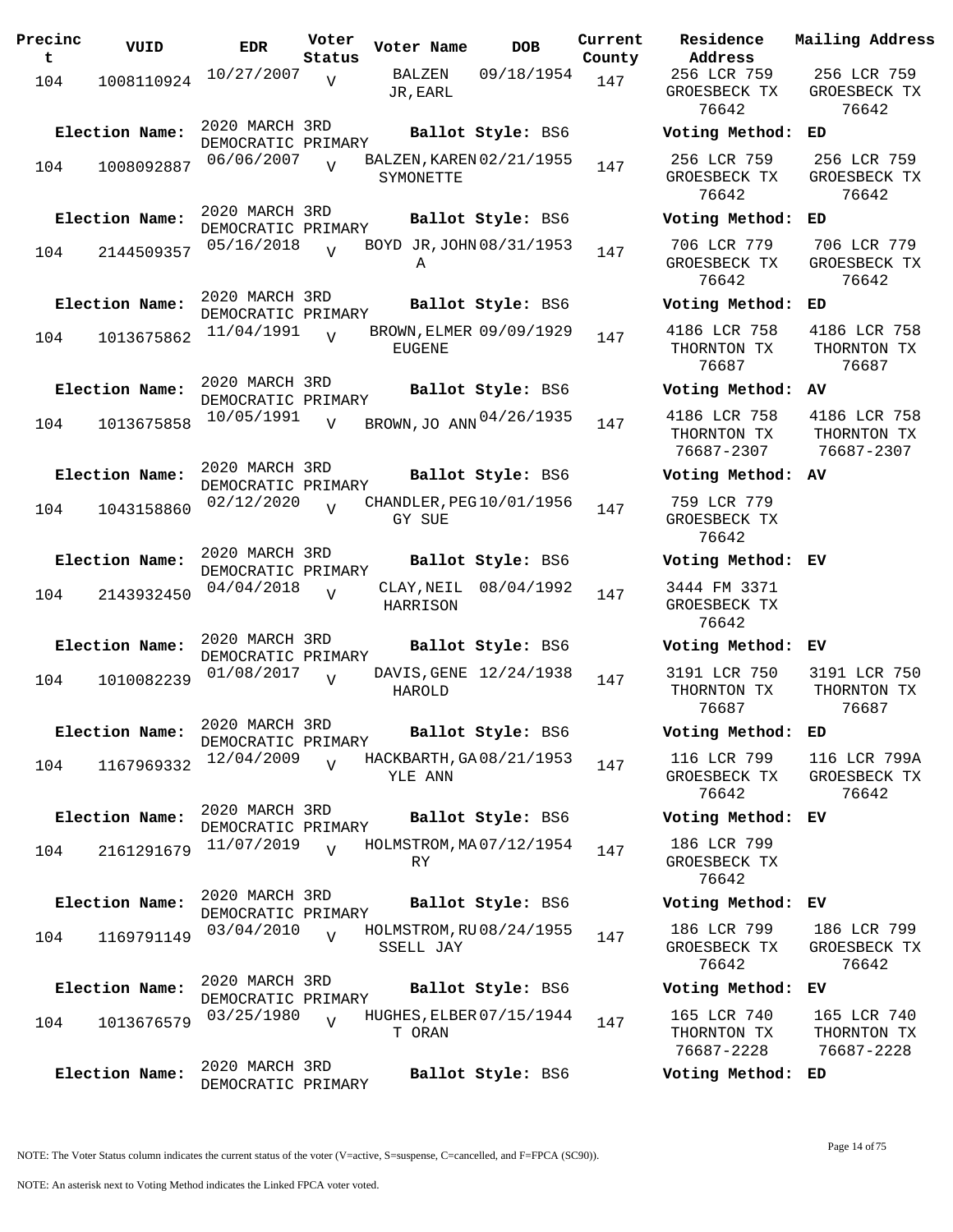| Precinct | VUID | EDR | Voter Status | Voter Name | DOB | Current County | Residence Address | Mailing Address |
|---|---|---|---|---|---|---|---|---|
| 104 | 1008110924 | 10/27/2007 | V | BALZEN JR,EARL | 09/18/1954 | 147 | 256 LCR 759 GROESBECK TX 76642 | 256 LCR 759 GROESBECK TX 76642 |
| **Election Name:** | 2020 MARCH 3RD DEMOCRATIC PRIMARY | | | **Ballot Style:** BS6 | | | **Voting Method:** | ED |
| 104 | 1008092887 | 06/06/2007 | V | BALZEN,KAREN SYMONETTE | 02/21/1955 | 147 | 256 LCR 759 GROESBECK TX 76642 | 256 LCR 759 GROESBECK TX 76642 |
| **Election Name:** | 2020 MARCH 3RD DEMOCRATIC PRIMARY | | | **Ballot Style:** BS6 | | | **Voting Method:** | ED |
| 104 | 2144509357 | 05/16/2018 | V | BOYD JR,JOHN A | 08/31/1953 | 147 | 706 LCR 779 GROESBECK TX 76642 | 706 LCR 779 GROESBECK TX 76642 |
| **Election Name:** | 2020 MARCH 3RD DEMOCRATIC PRIMARY | | | **Ballot Style:** BS6 | | | **Voting Method:** | ED |
| 104 | 1013675862 | 11/04/1991 | V | BROWN,ELMER EUGENE | 09/09/1929 | 147 | 4186 LCR 758 THORNTON TX 76687 | 4186 LCR 758 THORNTON TX 76687 |
| **Election Name:** | 2020 MARCH 3RD DEMOCRATIC PRIMARY | | | **Ballot Style:** BS6 | | | **Voting Method:** | AV |
| 104 | 1013675858 | 10/05/1991 | V | BROWN,JO ANN | 04/26/1935 | 147 | 4186 LCR 758 THORNTON TX 76687-2307 | 4186 LCR 758 THORNTON TX 76687-2307 |
| **Election Name:** | 2020 MARCH 3RD DEMOCRATIC PRIMARY | | | **Ballot Style:** BS6 | | | **Voting Method:** | AV |
| 104 | 1043158860 | 02/12/2020 | V | CHANDLER,PEGGY SUE | 10/01/1956 | 147 | 759 LCR 779 GROESBECK TX 76642 | |
| **Election Name:** | 2020 MARCH 3RD DEMOCRATIC PRIMARY | | | **Ballot Style:** BS6 | | | **Voting Method:** | EV |
| 104 | 2143932450 | 04/04/2018 | V | CLAY,NEIL HARRISON | 08/04/1992 | 147 | 3444 FM 3371 GROESBECK TX 76642 | |
| **Election Name:** | 2020 MARCH 3RD DEMOCRATIC PRIMARY | | | **Ballot Style:** BS6 | | | **Voting Method:** | EV |
| 104 | 1010082239 | 01/08/2017 | V | DAVIS,GENE HAROLD | 12/24/1938 | 147 | 3191 LCR 750 THORNTON TX 76687 | 3191 LCR 750 THORNTON TX 76687 |
| **Election Name:** | 2020 MARCH 3RD DEMOCRATIC PRIMARY | | | **Ballot Style:** BS6 | | | **Voting Method:** | ED |
| 104 | 1167969332 | 12/04/2009 | V | HACKBARTH,GAYLE ANN | 08/21/1953 | 147 | 116 LCR 799 GROESBECK TX 76642 | 116 LCR 799A GROESBECK TX 76642 |
| **Election Name:** | 2020 MARCH 3RD DEMOCRATIC PRIMARY | | | **Ballot Style:** BS6 | | | **Voting Method:** | EV |
| 104 | 2161291679 | 11/07/2019 | V | HOLMSTROM,MARY | 07/12/1954 | 147 | 186 LCR 799 GROESBECK TX 76642 | |
| **Election Name:** | 2020 MARCH 3RD DEMOCRATIC PRIMARY | | | **Ballot Style:** BS6 | | | **Voting Method:** | EV |
| 104 | 1169791149 | 03/04/2010 | V | HOLMSTROM,RUSSELL JAY | 08/24/1955 | 147 | 186 LCR 799 GROESBECK TX 76642 | 186 LCR 799 GROESBECK TX 76642 |
| **Election Name:** | 2020 MARCH 3RD DEMOCRATIC PRIMARY | | | **Ballot Style:** BS6 | | | **Voting Method:** | EV |
| 104 | 1013676579 | 03/25/1980 | V | HUGHES,ELBERT ORAN | 07/15/1944 | 147 | 165 LCR 740 THORNTON TX 76687-2228 | 165 LCR 740 THORNTON TX 76687-2228 |
| **Election Name:** | 2020 MARCH 3RD DEMOCRATIC PRIMARY | | | **Ballot Style:** BS6 | | | **Voting Method:** | ED |

NOTE: The Voter Status column indicates the current status of the voter (V=active, S=suspense, C=cancelled, and F=FPCA (SC90)).

NOTE: An asterisk next to Voting Method indicates the Linked FPCA voter voted.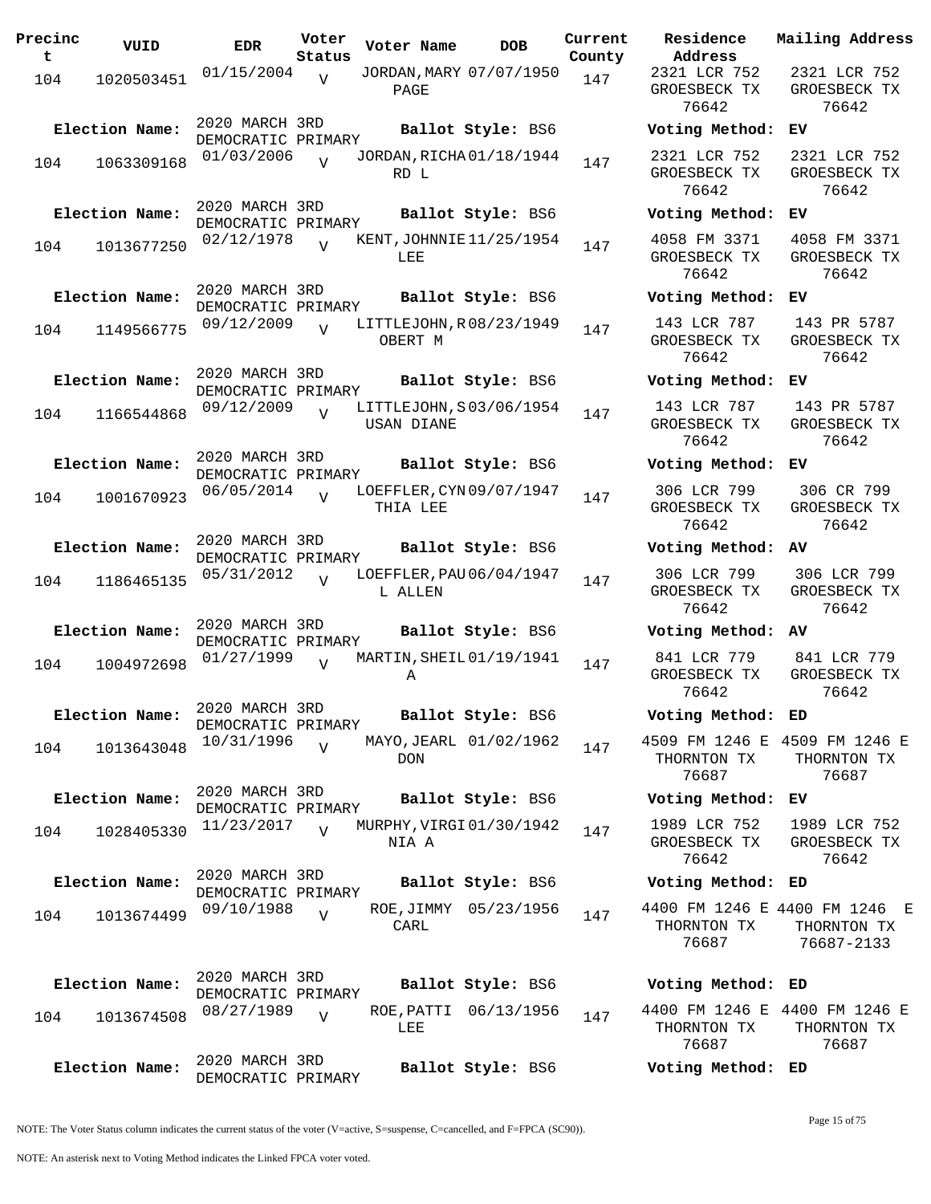| Precinct | VUID | EDR | Voter Status | Voter Name | DOB | Current County | Residence Address | Mailing Address |
|---|---|---|---|---|---|---|---|---|
| 104 | 1020503451 | 01/15/2004 | V | JORDAN,MARY PAGE | 07/07/1950 | 147 | 2321 LCR 752 GROESBECK TX 76642 | 2321 LCR 752 GROESBECK TX 76642 |
| Election Name: | 2020 MARCH 3RD DEMOCRATIC PRIMARY | | | Ballot Style: BS6 | | | Voting Method: EV | |
| 104 | 1063309168 | 01/03/2006 | V | JORDAN,RICHARD L | 01/18/1944 | 147 | 2321 LCR 752 GROESBECK TX 76642 | 2321 LCR 752 GROESBECK TX 76642 |
| Election Name: | 2020 MARCH 3RD DEMOCRATIC PRIMARY | | | Ballot Style: BS6 | | | Voting Method: EV | |
| 104 | 1013677250 | 02/12/1978 | V | KENT,JOHNNIE LEE | 11/25/1954 | 147 | 4058 FM 3371 GROESBECK TX 76642 | 4058 FM 3371 GROESBECK TX 76642 |
| Election Name: | 2020 MARCH 3RD DEMOCRATIC PRIMARY | | | Ballot Style: BS6 | | | Voting Method: EV | |
| 104 | 1149566775 | 09/12/2009 | V | LITTLEJOHN,ROBERT M | 08/23/1949 | 147 | 143 LCR 787 GROESBECK TX 76642 | 143 PR 5787 GROESBECK TX 76642 |
| Election Name: | 2020 MARCH 3RD DEMOCRATIC PRIMARY | | | Ballot Style: BS6 | | | Voting Method: EV | |
| 104 | 1166544868 | 09/12/2009 | V | LITTLEJOHN,SUSAN DIANE | 03/06/1954 | 147 | 143 LCR 787 GROESBECK TX 76642 | 143 PR 5787 GROESBECK TX 76642 |
| Election Name: | 2020 MARCH 3RD DEMOCRATIC PRIMARY | | | Ballot Style: BS6 | | | Voting Method: EV | |
| 104 | 1001670923 | 06/05/2014 | V | LOEFFLER,CYNTHIA LEE | 09/07/1947 | 147 | 306 LCR 799 GROESBECK TX 76642 | 306 CR 799 GROESBECK TX 76642 |
| Election Name: | 2020 MARCH 3RD DEMOCRATIC PRIMARY | | | Ballot Style: BS6 | | | Voting Method: AV | |
| 104 | 1186465135 | 05/31/2012 | V | LOEFFLER,PAUL ALLEN | 06/04/1947 | 147 | 306 LCR 799 GROESBECK TX 76642 | 306 LCR 799 GROESBECK TX 76642 |
| Election Name: | 2020 MARCH 3RD DEMOCRATIC PRIMARY | | | Ballot Style: BS6 | | | Voting Method: AV | |
| 104 | 1004972698 | 01/27/1999 | V | MARTIN,SHEILA | 01/19/1941 | 147 | 841 LCR 779 GROESBECK TX 76642 | 841 LCR 779 GROESBECK TX 76642 |
| Election Name: | 2020 MARCH 3RD DEMOCRATIC PRIMARY | | | Ballot Style: BS6 | | | Voting Method: ED | |
| 104 | 1013643048 | 10/31/1996 | V | MAYO,JEARL DON | 01/02/1962 | 147 | 4509 FM 1246 E THORNTON TX 76687 | 4509 FM 1246 E THORNTON TX 76687 |
| Election Name: | 2020 MARCH 3RD DEMOCRATIC PRIMARY | | | Ballot Style: BS6 | | | Voting Method: EV | |
| 104 | 1028405330 | 11/23/2017 | V | MURPHY,VIRGINIA A | 01/30/1942 | 147 | 1989 LCR 752 GROESBECK TX 76642 | 1989 LCR 752 GROESBECK TX 76642 |
| Election Name: | 2020 MARCH 3RD DEMOCRATIC PRIMARY | | | Ballot Style: BS6 | | | Voting Method: ED | |
| 104 | 1013674499 | 09/10/1988 | V | ROE,JIMMY CARL | 05/23/1956 | 147 | 4400 FM 1246 E THORNTON TX 76687 | 4400 FM 1246 E THORNTON TX 76687-2133 |
| Election Name: | 2020 MARCH 3RD DEMOCRATIC PRIMARY | | | Ballot Style: BS6 | | | Voting Method: ED | |
| 104 | 1013674508 | 08/27/1989 | V | ROE,PATTI LEE | 06/13/1956 | 147 | 4400 FM 1246 E THORNTON TX 76687 | 4400 FM 1246 E THORNTON TX 76687 |
| Election Name: | 2020 MARCH 3RD DEMOCRATIC PRIMARY | | | Ballot Style: BS6 | | | Voting Method: ED | |

NOTE: The Voter Status column indicates the current status of the voter (V=active, S=suspense, C=cancelled, and F=FPCA (SC90)).

NOTE: An asterisk next to Voting Method indicates the Linked FPCA voter voted.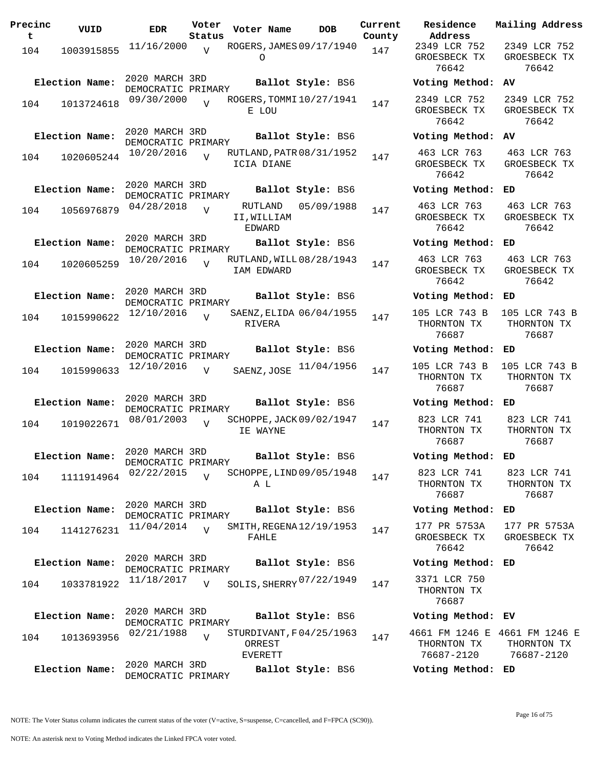| Precinct | VUID | EDR | Voter Status | Voter Name | DOB | Current County | Residence Address | Mailing Address |
|---|---|---|---|---|---|---|---|---|
| 104 | 1003915855 | 11/16/2000 | V | ROGERS, JAMES O | 09/17/1940 | 147 | 2349 LCR 752 GROESBECK TX 76642 | 2349 LCR 752 GROESBECK TX 76642 |
| **Election Name:** | | 2020 MARCH 3RD DEMOCRATIC PRIMARY | | **Ballot Style:** BS6 | | | **Voting Method:** | AV |
| 104 | 1013724618 | 09/30/2000 | V | ROGERS, TOMMIE LOU | 10/27/1941 | 147 | 2349 LCR 752 GROESBECK TX 76642 | 2349 LCR 752 GROESBECK TX 76642 |
| **Election Name:** | | 2020 MARCH 3RD DEMOCRATIC PRIMARY | | **Ballot Style:** BS6 | | | **Voting Method:** | AV |
| 104 | 1020605244 | 10/20/2016 | V | RUTLAND, PATRICIA DIANE | 08/31/1952 | 147 | 463 LCR 763 GROESBECK TX 76642 | 463 LCR 763 GROESBECK TX 76642 |
| **Election Name:** | | 2020 MARCH 3RD DEMOCRATIC PRIMARY | | **Ballot Style:** BS6 | | | **Voting Method:** | ED |
| 104 | 1056976879 | 04/28/2018 | V | RUTLAND II, WILLIAM EDWARD | 05/09/1988 | 147 | 463 LCR 763 GROESBECK TX 76642 | 463 LCR 763 GROESBECK TX 76642 |
| **Election Name:** | | 2020 MARCH 3RD DEMOCRATIC PRIMARY | | **Ballot Style:** BS6 | | | **Voting Method:** | ED |
| 104 | 1020605259 | 10/20/2016 | V | RUTLAND, WILLIAM EDWARD | 08/28/1943 | 147 | 463 LCR 763 GROESBECK TX 76642 | 463 LCR 763 GROESBECK TX 76642 |
| **Election Name:** | | 2020 MARCH 3RD DEMOCRATIC PRIMARY | | **Ballot Style:** BS6 | | | **Voting Method:** | ED |
| 104 | 1015990622 | 12/10/2016 | V | SAENZ, ELIDA RIVERA | 06/04/1955 | 147 | 105 LCR 743 B THORNTON TX 76687 | 105 LCR 743 B THORNTON TX 76687 |
| **Election Name:** | | 2020 MARCH 3RD DEMOCRATIC PRIMARY | | **Ballot Style:** BS6 | | | **Voting Method:** | ED |
| 104 | 1015990633 | 12/10/2016 | V | SAENZ, JOSE | 11/04/1956 | 147 | 105 LCR 743 B THORNTON TX 76687 | 105 LCR 743 B THORNTON TX 76687 |
| **Election Name:** | | 2020 MARCH 3RD DEMOCRATIC PRIMARY | | **Ballot Style:** BS6 | | | **Voting Method:** | ED |
| 104 | 1019022671 | 08/01/2003 | V | SCHOPPE, JACKIE WAYNE | 09/02/1947 | 147 | 823 LCR 741 THORNTON TX 76687 | 823 LCR 741 THORNTON TX 76687 |
| **Election Name:** | | 2020 MARCH 3RD DEMOCRATIC PRIMARY | | **Ballot Style:** BS6 | | | **Voting Method:** | ED |
| 104 | 1111914964 | 02/22/2015 | V | SCHOPPE, LINDA L | 09/05/1948 | 147 | 823 LCR 741 THORNTON TX 76687 | 823 LCR 741 THORNTON TX 76687 |
| **Election Name:** | | 2020 MARCH 3RD DEMOCRATIC PRIMARY | | **Ballot Style:** BS6 | | | **Voting Method:** | ED |
| 104 | 1141276231 | 11/04/2014 | V | SMITH, REGENA FAHLE | 12/19/1953 | 147 | 177 PR 5753A GROESBECK TX 76642 | 177 PR 5753A GROESBECK TX 76642 |
| **Election Name:** | | 2020 MARCH 3RD DEMOCRATIC PRIMARY | | **Ballot Style:** BS6 | | | **Voting Method:** | ED |
| 104 | 1033781922 | 11/18/2017 | V | SOLIS, SHERRY | 07/22/1949 | 147 | 3371 LCR 750 THORNTON TX 76687 | |
| **Election Name:** | | 2020 MARCH 3RD DEMOCRATIC PRIMARY | | **Ballot Style:** BS6 | | | **Voting Method:** | EV |
| 104 | 1013693956 | 02/21/1988 | V | STURDIVANT, FORREST EVERETT | 04/25/1963 | 147 | 4661 FM 1246 E THORNTON TX 76687-2120 | 4661 FM 1246 E THORNTON TX 76687-2120 |
| **Election Name:** | | 2020 MARCH 3RD DEMOCRATIC PRIMARY | | **Ballot Style:** BS6 | | | **Voting Method:** | ED |

NOTE: The Voter Status column indicates the current status of the voter (V=active, S=suspense, C=cancelled, and F=FPCA (SC90)).

NOTE: An asterisk next to Voting Method indicates the Linked FPCA voter voted.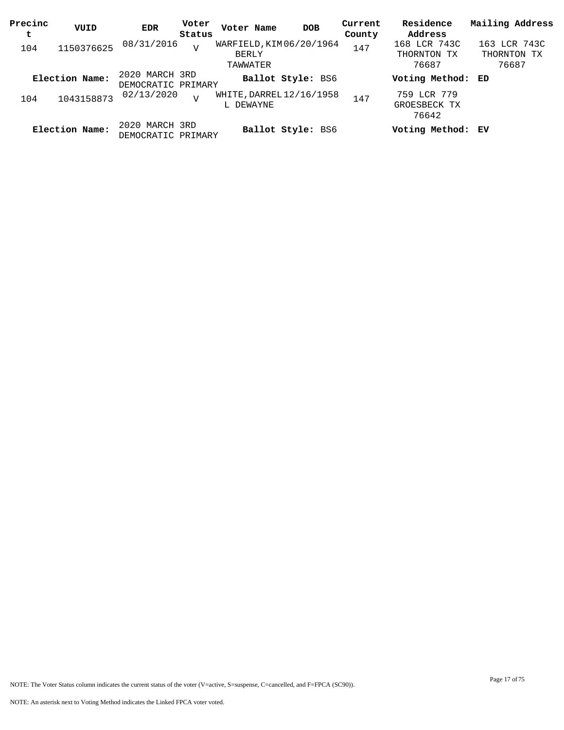| Precinct | VUID | EDR | Voter Status | Voter Name | DOB | Current County | Residence Address | Mailing Address |
|---|---|---|---|---|---|---|---|---|
| 104 | 1150376625 | 08/31/2016 | V | WARFIELD,KIMBERLY TAWWATER | 06/20/1964 | 147 | 168 LCR 743C THORNTON TX 76687 | 163 LCR 743C THORNTON TX 76687 |
| **Election Name:** | | 2020 MARCH 3RD DEMOCRATIC PRIMARY | | **Ballot Style:** BS6 | | | **Voting Method:** ED | |
| 104 | 1043158873 | 02/13/2020 | V | WHITE,DARRELL DEWAYNE | 12/16/1958 | 147 | 759 LCR 779 GROESBECK TX 76642 | |
| **Election Name:** | | 2020 MARCH 3RD DEMOCRATIC PRIMARY | | **Ballot Style:** BS6 | | | **Voting Method:** EV | |

NOTE: The Voter Status column indicates the current status of the voter (V=active, S=suspense, C=cancelled, and F=FPCA (SC90)).

NOTE: An asterisk next to Voting Method indicates the Linked FPCA voter voted.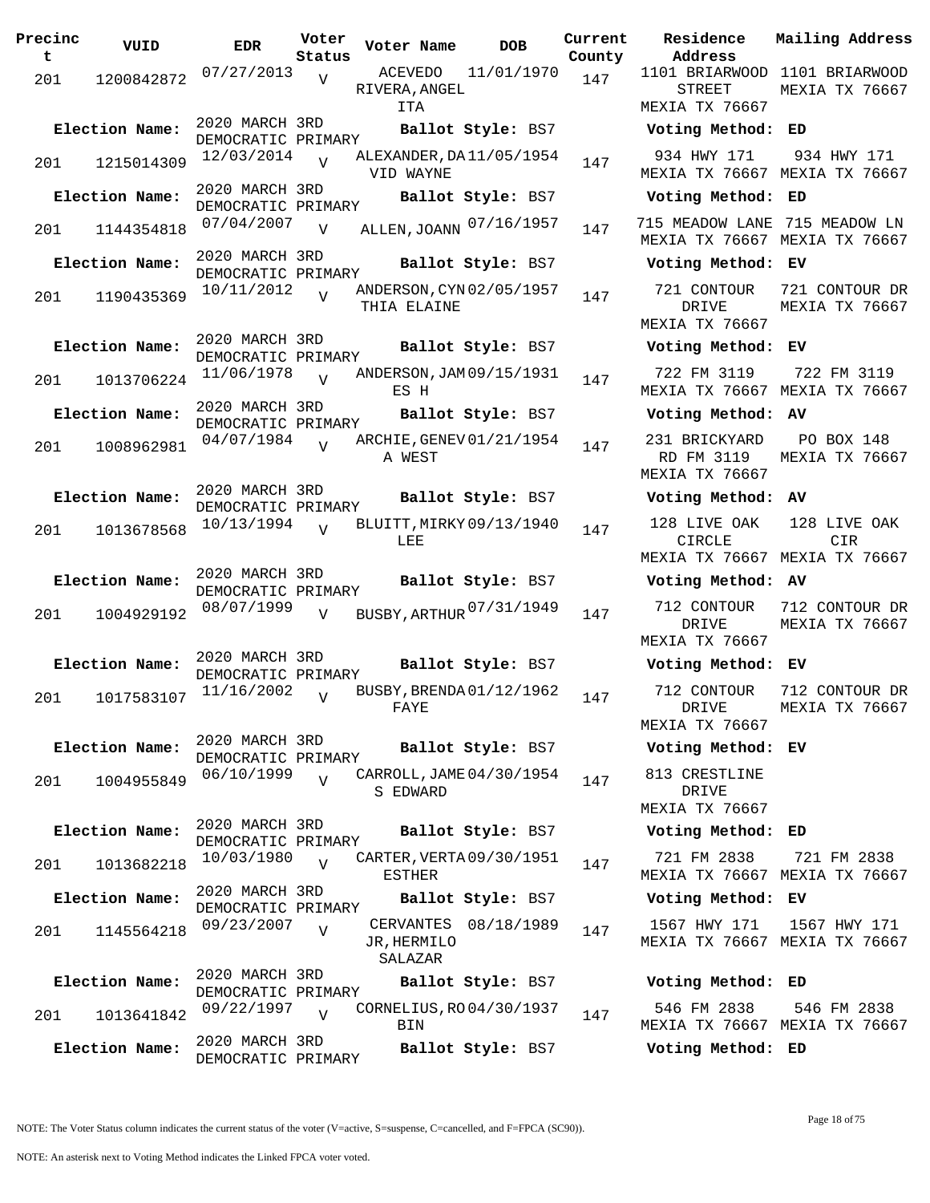| Precinct | VUID | EDR | Voter Status | Voter Name | DOB | Current County | Residence Address | Mailing Address |
|---|---|---|---|---|---|---|---|---|
| 201 | 1200842872 | 07/27/2013 | V | ACEVEDO RIVERA,ANGELITA | 11/01/1970 | 147 | 1101 BRIARWOOD STREET MEXIA TX 76667 | 1101 BRIARWOOD MEXIA TX 76667 |
| Election Name: | 2020 MARCH 3RD DEMOCRATIC PRIMARY | | | Ballot Style: BS7 | | | Voting Method: ED | |
| 201 | 1215014309 | 12/03/2014 | V | ALEXANDER,DAVID WAYNE | 11/05/1954 | 147 | 934 HWY 171 MEXIA TX 76667 | 934 HWY 171 MEXIA TX 76667 |
| Election Name: | 2020 MARCH 3RD DEMOCRATIC PRIMARY | | | Ballot Style: BS7 | | | Voting Method: ED | |
| 201 | 1144354818 | 07/04/2007 | V | ALLEN,JOANN | 07/16/1957 | 147 | 715 MEADOW LANE MEXIA TX 76667 | 715 MEADOW LN MEXIA TX 76667 |
| Election Name: | 2020 MARCH 3RD DEMOCRATIC PRIMARY | | | Ballot Style: BS7 | | | Voting Method: EV | |
| 201 | 1190435369 | 10/11/2012 | V | ANDERSON,CYNTHIA ELAINE | 02/05/1957 | 147 | 721 CONTOUR DRIVE MEXIA TX 76667 | 721 CONTOUR DR MEXIA TX 76667 |
| Election Name: | 2020 MARCH 3RD DEMOCRATIC PRIMARY | | | Ballot Style: BS7 | | | Voting Method: EV | |
| 201 | 1013706224 | 11/06/1978 | V | ANDERSON,JAMES H | 09/15/1931 | 147 | 722 FM 3119 MEXIA TX 76667 | 722 FM 3119 MEXIA TX 76667 |
| Election Name: | 2020 MARCH 3RD DEMOCRATIC PRIMARY | | | Ballot Style: BS7 | | | Voting Method: AV | |
| 201 | 1008962981 | 04/07/1984 | V | ARCHIE,GENEVA WEST | 01/21/1954 | 147 | 231 BRICKYARD RD FM 3119 MEXIA TX 76667 | PO BOX 148 MEXIA TX 76667 |
| Election Name: | 2020 MARCH 3RD DEMOCRATIC PRIMARY | | | Ballot Style: BS7 | | | Voting Method: AV | |
| 201 | 1013678568 | 10/13/1994 | V | BLUITT,MIRKY LEE | 09/13/1940 | 147 | 128 LIVE OAK CIRCLE MEXIA TX 76667 | 128 LIVE OAK CIR MEXIA TX 76667 |
| Election Name: | 2020 MARCH 3RD DEMOCRATIC PRIMARY | | | Ballot Style: BS7 | | | Voting Method: AV | |
| 201 | 1004929192 | 08/07/1999 | V | BUSBY,ARTHUR | 07/31/1949 | 147 | 712 CONTOUR DRIVE MEXIA TX 76667 | 712 CONTOUR DR MEXIA TX 76667 |
| Election Name: | 2020 MARCH 3RD DEMOCRATIC PRIMARY | | | Ballot Style: BS7 | | | Voting Method: EV | |
| 201 | 1017583107 | 11/16/2002 | V | BUSBY,BRENDA FAYE | 01/12/1962 | 147 | 712 CONTOUR DRIVE MEXIA TX 76667 | 712 CONTOUR DR MEXIA TX 76667 |
| Election Name: | 2020 MARCH 3RD DEMOCRATIC PRIMARY | | | Ballot Style: BS7 | | | Voting Method: EV | |
| 201 | 1004955849 | 06/10/1999 | V | CARROLL,JAMES EDWARD | 04/30/1954 | 147 | 813 CRESTLINE DRIVE MEXIA TX 76667 | |
| Election Name: | 2020 MARCH 3RD DEMOCRATIC PRIMARY | | | Ballot Style: BS7 | | | Voting Method: ED | |
| 201 | 1013682218 | 10/03/1980 | V | CARTER,VERTA ESTHER | 09/30/1951 | 147 | 721 FM 2838 MEXIA TX 76667 | 721 FM 2838 MEXIA TX 76667 |
| Election Name: | 2020 MARCH 3RD DEMOCRATIC PRIMARY | | | Ballot Style: BS7 | | | Voting Method: EV | |
| 201 | 1145564218 | 09/23/2007 | V | CERVANTES JR,HERMILO SALAZAR | 08/18/1989 | 147 | 1567 HWY 171 MEXIA TX 76667 | 1567 HWY 171 MEXIA TX 76667 |
| Election Name: | 2020 MARCH 3RD DEMOCRATIC PRIMARY | | | Ballot Style: BS7 | | | Voting Method: ED | |
| 201 | 1013641842 | 09/22/1997 | V | CORNELIUS,ROBIN | 04/30/1937 | 147 | 546 FM 2838 MEXIA TX 76667 | 546 FM 2838 MEXIA TX 76667 |
| Election Name: | 2020 MARCH 3RD DEMOCRATIC PRIMARY | | | Ballot Style: BS7 | | | Voting Method: ED | |

NOTE: The Voter Status column indicates the current status of the voter (V=active, S=suspense, C=cancelled, and F=FPCA (SC90)).

NOTE: An asterisk next to Voting Method indicates the Linked FPCA voter voted.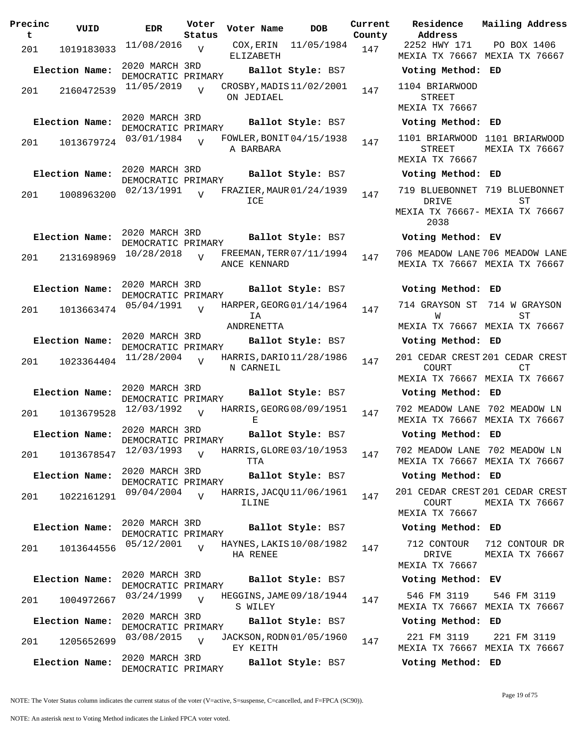| Precinct | VUID | EDR | Voter Status | Voter Name | DOB | Current County | Residence Address | Mailing Address |
|---|---|---|---|---|---|---|---|---|
| 201 | 1019183033 | 11/08/2016 | V | COX,ERIN ELIZABETH | 11/05/1984 | 147 | 2252 HWY 171 MEXIA TX 76667 | PO BOX 1406 MEXIA TX 76667 |
| **Election Name:** | | 2020 MARCH 3RD DEMOCRATIC PRIMARY | | **Ballot Style:** BS7 | | | **Voting Method:** ED | |
| 201 | 2160472539 | 11/05/2019 | V | CROSBY,MADISON JEDIAEL | 11/02/2001 | 147 | 1104 BRIARWOOD STREET MEXIA TX 76667 | |
| **Election Name:** | | 2020 MARCH 3RD DEMOCRATIC PRIMARY | | **Ballot Style:** BS7 | | | **Voting Method:** ED | |
| 201 | 1013679724 | 03/01/1984 | V | FOWLER,BONITA BARBARA | 04/15/1938 | 147 | 1101 BRIARWOOD STREET MEXIA TX 76667 | 1101 BRIARWOOD MEXIA TX 76667 |
| **Election Name:** | | 2020 MARCH 3RD DEMOCRATIC PRIMARY | | **Ballot Style:** BS7 | | | **Voting Method:** ED | |
| 201 | 1008963200 | 02/13/1991 | V | FRAZIER,MAURICE | 01/24/1939 | 147 | 719 BLUEBONNET DRIVE MEXIA TX 76667-2038 | 719 BLUEBONNET ST MEXIA TX 76667 |
| **Election Name:** | | 2020 MARCH 3RD DEMOCRATIC PRIMARY | | **Ballot Style:** BS7 | | | **Voting Method:** EV | |
| 201 | 2131698969 | 10/28/2018 | V | FREEMAN,TERRANCE KENNARD | 07/11/1994 | 147 | 706 MEADOW LANE MEXIA TX 76667 | 706 MEADOW LANE MEXIA TX 76667 |
| **Election Name:** | | 2020 MARCH 3RD DEMOCRATIC PRIMARY | | **Ballot Style:** BS7 | | | **Voting Method:** ED | |
| 201 | 1013663474 | 05/04/1991 | V | HARPER,GEORGIA ANDRENETTA | 01/14/1964 | 147 | 714 GRAYSON ST W MEXIA TX 76667 | 714 W GRAYSON ST MEXIA TX 76667 |
| **Election Name:** | | 2020 MARCH 3RD DEMOCRATIC PRIMARY | | **Ballot Style:** BS7 | | | **Voting Method:** ED | |
| 201 | 1023364404 | 11/28/2004 | V | HARRIS,DARION CARNEIL | 11/28/1986 | 147 | 201 CEDAR CREST COURT MEXIA TX 76667 | 201 CEDAR CREST CT MEXIA TX 76667 |
| **Election Name:** | | 2020 MARCH 3RD DEMOCRATIC PRIMARY | | **Ballot Style:** BS7 | | | **Voting Method:** ED | |
| 201 | 1013679528 | 12/03/1992 | V | HARRIS,GEORGE | 08/09/1951 | 147 | 702 MEADOW LANE MEXIA TX 76667 | 702 MEADOW LN MEXIA TX 76667 |
| **Election Name:** | | 2020 MARCH 3RD DEMOCRATIC PRIMARY | | **Ballot Style:** BS7 | | | **Voting Method:** ED | |
| 201 | 1013678547 | 12/03/1993 | V | HARRIS,GLORETTA | 03/10/1953 | 147 | 702 MEADOW LANE MEXIA TX 76667 | 702 MEADOW LN MEXIA TX 76667 |
| **Election Name:** | | 2020 MARCH 3RD DEMOCRATIC PRIMARY | | **Ballot Style:** BS7 | | | **Voting Method:** ED | |
| 201 | 1022161291 | 09/04/2004 | V | HARRIS,JACQUILINE | 11/06/1961 | 147 | 201 CEDAR CREST COURT MEXIA TX 76667 | 201 CEDAR CREST MEXIA TX 76667 |
| **Election Name:** | | 2020 MARCH 3RD DEMOCRATIC PRIMARY | | **Ballot Style:** BS7 | | | **Voting Method:** ED | |
| 201 | 1013644556 | 05/12/2001 | V | HAYNES,LAKISHA RENEE | 10/08/1982 | 147 | 712 CONTOUR DRIVE MEXIA TX 76667 | 712 CONTOUR DR MEXIA TX 76667 |
| **Election Name:** | | 2020 MARCH 3RD DEMOCRATIC PRIMARY | | **Ballot Style:** BS7 | | | **Voting Method:** EV | |
| 201 | 1004972667 | 03/24/1999 | V | HEGGINS,JAMES WILEY | 09/18/1944 | 147 | 546 FM 3119 MEXIA TX 76667 | 546 FM 3119 MEXIA TX 76667 |
| **Election Name:** | | 2020 MARCH 3RD DEMOCRATIC PRIMARY | | **Ballot Style:** BS7 | | | **Voting Method:** ED | |
| 201 | 1205652699 | 03/08/2015 | V | JACKSON,RODNEY KEITH | 01/05/1960 | 147 | 221 FM 3119 MEXIA TX 76667 | 221 FM 3119 MEXIA TX 76667 |
| **Election Name:** | | 2020 MARCH 3RD DEMOCRATIC PRIMARY | | **Ballot Style:** BS7 | | | **Voting Method:** ED | |

NOTE: The Voter Status column indicates the current status of the voter (V=active, S=suspense, C=cancelled, and F=FPCA (SC90)).

NOTE: An asterisk next to Voting Method indicates the Linked FPCA voter voted.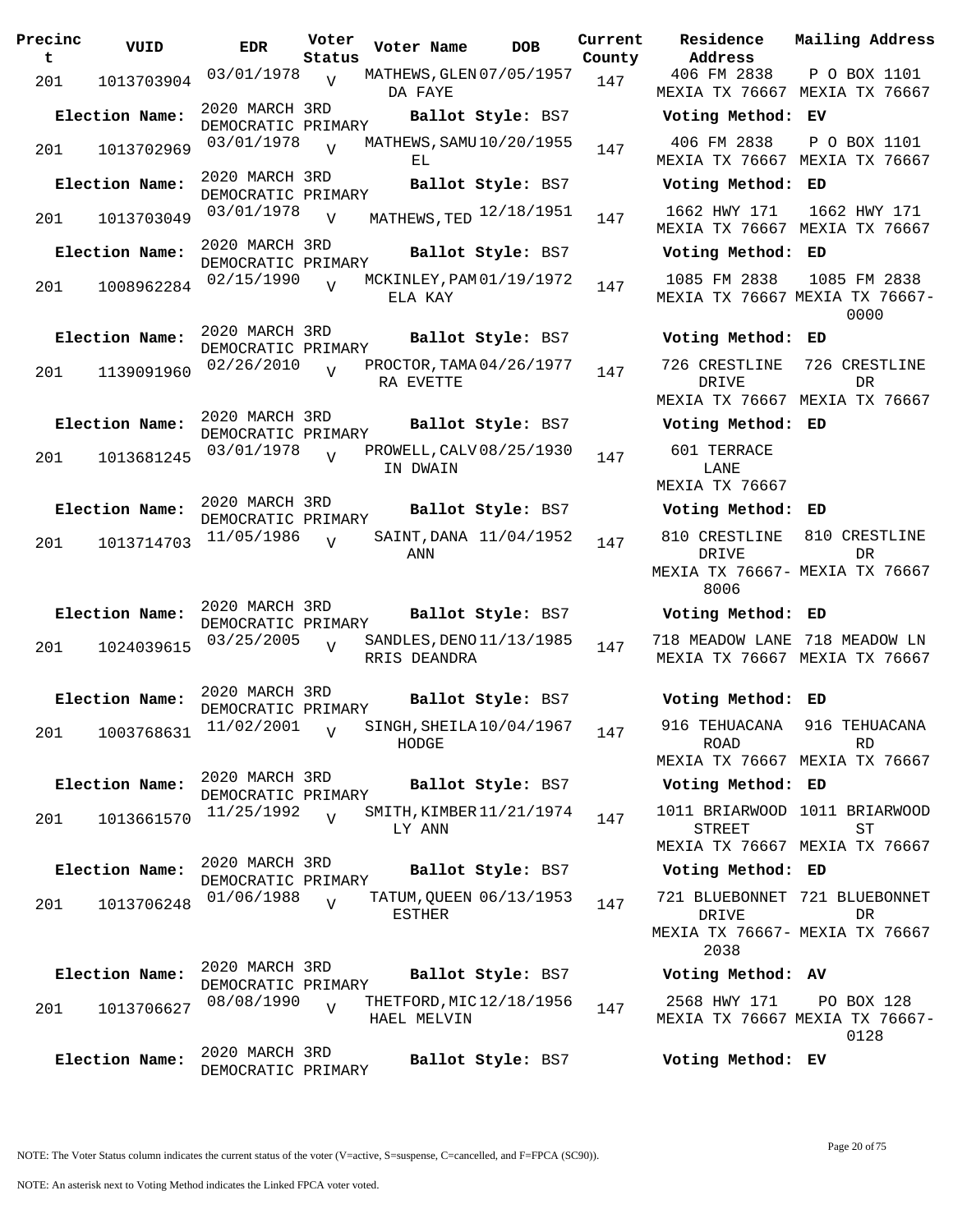| Precinct | VUID | EDR | Voter Status | Voter Name | DOB | Current County | Residence Address | Mailing Address |
|---|---|---|---|---|---|---|---|---|
| 201 | 1013703904 | 03/01/1978 | V | MATHEWS, GLENDA FAYE | 07/05/1957 | 147 | 406 FM 2838 MEXIA TX 76667 | P O BOX 1101 MEXIA TX 76667 |
| **Election Name:** | 2020 MARCH 3RD DEMOCRATIC PRIMARY | | | **Ballot Style:** BS7 | | | **Voting Method:** EV | |
| 201 | 1013702969 | 03/01/1978 | V | MATHEWS, SAMUEL | 10/20/1955 | 147 | 406 FM 2838 MEXIA TX 76667 | P O BOX 1101 MEXIA TX 76667 |
| **Election Name:** | 2020 MARCH 3RD DEMOCRATIC PRIMARY | | | **Ballot Style:** BS7 | | | **Voting Method:** ED | |
| 201 | 1013703049 | 03/01/1978 | V | MATHEWS, TED | 12/18/1951 | 147 | 1662 HWY 171 MEXIA TX 76667 | 1662 HWY 171 MEXIA TX 76667 |
| **Election Name:** | 2020 MARCH 3RD DEMOCRATIC PRIMARY | | | **Ballot Style:** BS7 | | | **Voting Method:** ED | |
| 201 | 1008962284 | 02/15/1990 | V | MCKINLEY, PAMELA KAY | 01/19/1972 | 147 | 1085 FM 2838 MEXIA TX 76667 | 1085 FM 2838 MEXIA TX 76667-0000 |
| **Election Name:** | 2020 MARCH 3RD DEMOCRATIC PRIMARY | | | **Ballot Style:** BS7 | | | **Voting Method:** ED | |
| 201 | 1139091960 | 02/26/2010 | V | PROCTOR, TAMARA EVETTE | 04/26/1977 | 147 | 726 CRESTLINE DRIVE MEXIA TX 76667 | 726 CRESTLINE DR MEXIA TX 76667 |
| **Election Name:** | 2020 MARCH 3RD DEMOCRATIC PRIMARY | | | **Ballot Style:** BS7 | | | **Voting Method:** ED | |
| 201 | 1013681245 | 03/01/1978 | V | PROWELL, CALVIN DWAIN | 08/25/1930 | 147 | 601 TERRACE LANE MEXIA TX 76667 | |
| **Election Name:** | 2020 MARCH 3RD DEMOCRATIC PRIMARY | | | **Ballot Style:** BS7 | | | **Voting Method:** ED | |
| 201 | 1013714703 | 11/05/1986 | V | SAINT, DANA ANN | 11/04/1952 | 147 | 810 CRESTLINE DRIVE MEXIA TX 76667-8006 | 810 CRESTLINE DR MEXIA TX 76667 |
| **Election Name:** | 2020 MARCH 3RD DEMOCRATIC PRIMARY | | | **Ballot Style:** BS7 | | | **Voting Method:** ED | |
| 201 | 1024039615 | 03/25/2005 | V | SANDLES, DENORRIS DEANDRA | 11/13/1985 | 147 | 718 MEADOW LANE MEXIA TX 76667 | 718 MEADOW LN MEXIA TX 76667 |
| **Election Name:** | 2020 MARCH 3RD DEMOCRATIC PRIMARY | | | **Ballot Style:** BS7 | | | **Voting Method:** ED | |
| 201 | 1003768631 | 11/02/2001 | V | SINGH, SHEILA HODGE | 10/04/1967 | 147 | 916 TEHUACANA ROAD MEXIA TX 76667 | 916 TEHUACANA RD MEXIA TX 76667 |
| **Election Name:** | 2020 MARCH 3RD DEMOCRATIC PRIMARY | | | **Ballot Style:** BS7 | | | **Voting Method:** ED | |
| 201 | 1013661570 | 11/25/1992 | V | SMITH, KIMBERLY ANN | 11/21/1974 | 147 | 1011 BRIARWOOD STREET MEXIA TX 76667 | 1011 BRIARWOOD ST MEXIA TX 76667 |
| **Election Name:** | 2020 MARCH 3RD DEMOCRATIC PRIMARY | | | **Ballot Style:** BS7 | | | **Voting Method:** ED | |
| 201 | 1013706248 | 01/06/1988 | V | TATUM, QUEEN ESTHER | 06/13/1953 | 147 | 721 BLUEBONNET DRIVE MEXIA TX 76667-2038 | 721 BLUEBONNET DR MEXIA TX 76667 |
| **Election Name:** | 2020 MARCH 3RD DEMOCRATIC PRIMARY | | | **Ballot Style:** BS7 | | | **Voting Method:** AV | |
| 201 | 1013706627 | 08/08/1990 | V | THETFORD, MICHAEL MELVIN | 12/18/1956 | 147 | 2568 HWY 171 MEXIA TX 76667 | PO BOX 128 MEXIA TX 76667-0128 |
| **Election Name:** | 2020 MARCH 3RD DEMOCRATIC PRIMARY | | | **Ballot Style:** BS7 | | | **Voting Method:** EV | |

NOTE: The Voter Status column indicates the current status of the voter (V=active, S=suspense, C=cancelled, and F=FPCA (SC90)).

NOTE: An asterisk next to Voting Method indicates the Linked FPCA voter voted.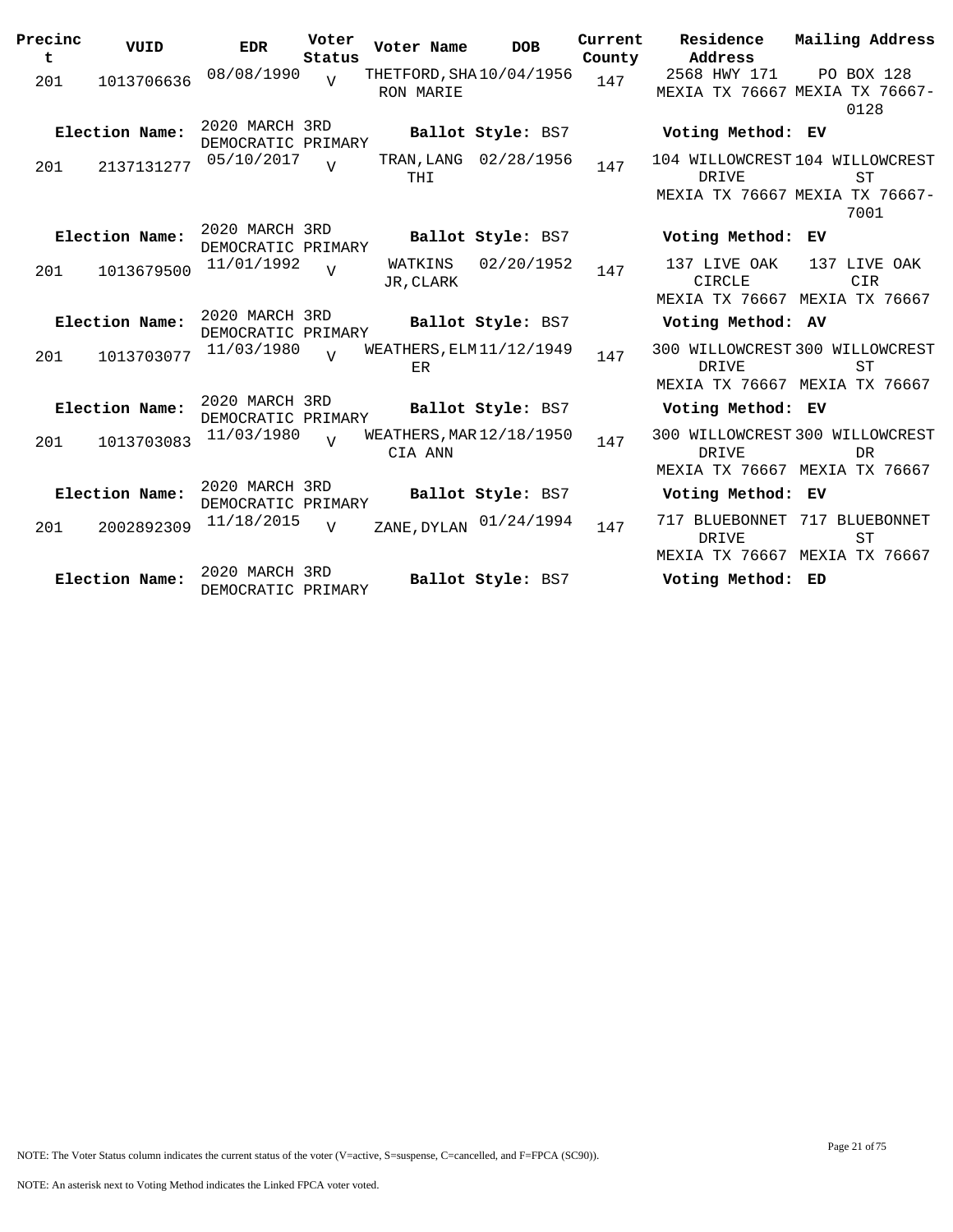| Precinct | VUID | EDR | Voter Status | Voter Name | DOB | Current County | Residence Address | Mailing Address |
|---|---|---|---|---|---|---|---|---|
| 201 | 1013706636 | 08/08/1990 | V | THETFORD, SHARON MARIE | 10/04/1956 | 147 | 2568 HWY 171 MEXIA TX 76667 | PO BOX 128 MEXIA TX 76667-0128 |
| **Election Name:** | | 2020 MARCH 3RD DEMOCRATIC PRIMARY | | **Ballot Style:** BS7 | | | **Voting Method:** EV | |
| 201 | 2137131277 | 05/10/2017 | V | TRAN, LANG THI | 02/28/1956 | 147 | 104 WILLOWCREST DRIVE MEXIA TX 76667 | 104 WILLOWCREST ST MEXIA TX 76667-7001 |
| **Election Name:** | | 2020 MARCH 3RD DEMOCRATIC PRIMARY | | **Ballot Style:** BS7 | | | **Voting Method:** EV | |
| 201 | 1013679500 | 11/01/1992 | V | WATKINS JR, CLARK | 02/20/1952 | 147 | 137 LIVE OAK CIRCLE MEXIA TX 76667 | 137 LIVE OAK CIR MEXIA TX 76667 |
| **Election Name:** | | 2020 MARCH 3RD DEMOCRATIC PRIMARY | | **Ballot Style:** BS7 | | | **Voting Method:** AV | |
| 201 | 1013703077 | 11/03/1980 | V | WEATHERS, ELMER | 11/12/1949 | 147 | 300 WILLOWCREST DRIVE MEXIA TX 76667 | 300 WILLOWCREST ST MEXIA TX 76667 |
| **Election Name:** | | 2020 MARCH 3RD DEMOCRATIC PRIMARY | | **Ballot Style:** BS7 | | | **Voting Method:** EV | |
| 201 | 1013703083 | 11/03/1980 | V | WEATHERS, MARCIA ANN | 12/18/1950 | 147 | 300 WILLOWCREST DRIVE MEXIA TX 76667 | 300 WILLOWCREST DR MEXIA TX 76667 |
| **Election Name:** | | 2020 MARCH 3RD DEMOCRATIC PRIMARY | | **Ballot Style:** BS7 | | | **Voting Method:** EV | |
| 201 | 2002892309 | 11/18/2015 | V | ZANE, DYLAN | 01/24/1994 | 147 | 717 BLUEBONNET DRIVE MEXIA TX 76667 | 717 BLUEBONNET ST MEXIA TX 76667 |
| **Election Name:** | | 2020 MARCH 3RD DEMOCRATIC PRIMARY | | **Ballot Style:** BS7 | | | **Voting Method:** ED | |

NOTE: The Voter Status column indicates the current status of the voter (V=active, S=suspense, C=cancelled, and F=FPCA (SC90)).

NOTE: An asterisk next to Voting Method indicates the Linked FPCA voter voted.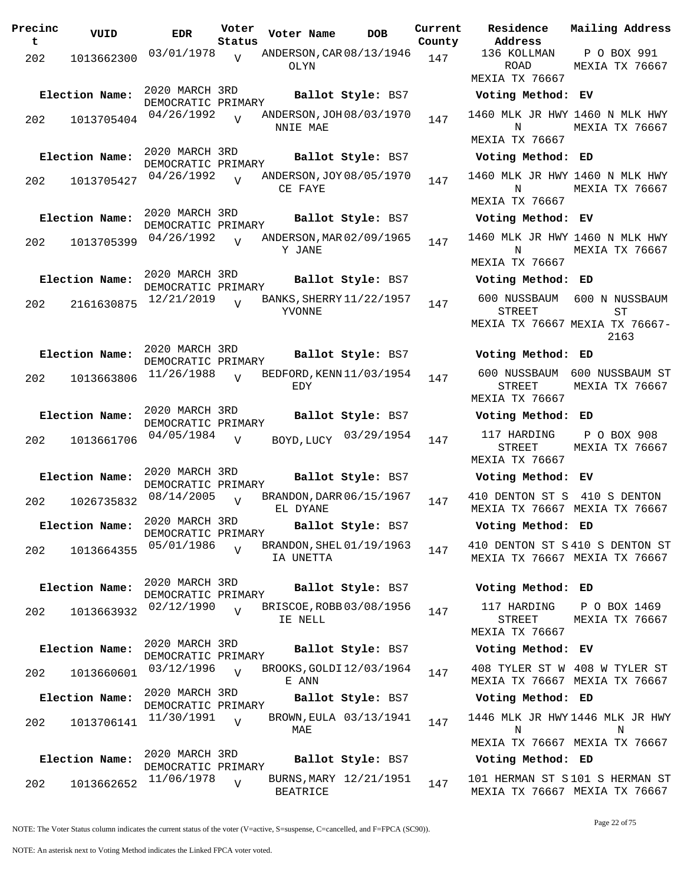| Precinct | VUID | EDR | Voter Status | Voter Name | DOB | Current County | Residence Address | Mailing Address |
|---|---|---|---|---|---|---|---|---|
| 202 | 1013662300 | 03/01/1978 | V | ANDERSON,CAROLYN | 08/13/1946 | 147 | 136 KOLLMAN ROAD MEXIA TX 76667 | P O BOX 991 MEXIA TX 76667 |
| **Election Name:** | | 2020 MARCH 3RD DEMOCRATIC PRIMARY | | **Ballot Style:** BS7 | | | **Voting Method:** EV | |
| 202 | 1013705404 | 04/26/1992 | V | ANDERSON,JOHNNIE MAE | 08/03/1970 | 147 | 1460 MLK JR HWY N MEXIA TX 76667 | 1460 N MLK HWY MEXIA TX 76667 |
| **Election Name:** | | 2020 MARCH 3RD DEMOCRATIC PRIMARY | | **Ballot Style:** BS7 | | | **Voting Method:** ED | |
| 202 | 1013705427 | 04/26/1992 | V | ANDERSON,JOYCE FAYE | 08/05/1970 | 147 | 1460 MLK JR HWY N MEXIA TX 76667 | 1460 N MLK HWY MEXIA TX 76667 |
| **Election Name:** | | 2020 MARCH 3RD DEMOCRATIC PRIMARY | | **Ballot Style:** BS7 | | | **Voting Method:** EV | |
| 202 | 1013705399 | 04/26/1992 | V | ANDERSON,MARY JANE | 02/09/1965 | 147 | 1460 MLK JR HWY N MEXIA TX 76667 | 1460 N MLK HWY MEXIA TX 76667 |
| **Election Name:** | | 2020 MARCH 3RD DEMOCRATIC PRIMARY | | **Ballot Style:** BS7 | | | **Voting Method:** ED | |
| 202 | 2161630875 | 12/21/2019 | V | BANKS,SHERRY YVONNE | 11/22/1957 | 147 | 600 NUSSBAUM STREET MEXIA TX 76667 | 600 N NUSSBAUM ST MEXIA TX 76667-2163 |
| **Election Name:** | | 2020 MARCH 3RD DEMOCRATIC PRIMARY | | **Ballot Style:** BS7 | | | **Voting Method:** ED | |
| 202 | 1013663806 | 11/26/1988 | V | BEDFORD,KENNEDY | 11/03/1954 | 147 | 600 NUSSBAUM STREET MEXIA TX 76667 | 600 NUSSBAUM ST MEXIA TX 76667 |
| **Election Name:** | | 2020 MARCH 3RD DEMOCRATIC PRIMARY | | **Ballot Style:** BS7 | | | **Voting Method:** ED | |
| 202 | 1013661706 | 04/05/1984 | V | BOYD,LUCY | 03/29/1954 | 147 | 117 HARDING STREET MEXIA TX 76667 | P O BOX 908 MEXIA TX 76667 |
| **Election Name:** | | 2020 MARCH 3RD DEMOCRATIC PRIMARY | | **Ballot Style:** BS7 | | | **Voting Method:** EV | |
| 202 | 1026735832 | 08/14/2005 | V | BRANDON,DARREL DYANE | 06/15/1967 | 147 | 410 DENTON ST S MEXIA TX 76667 | 410 S DENTON MEXIA TX 76667 |
| **Election Name:** | | 2020 MARCH 3RD DEMOCRATIC PRIMARY | | **Ballot Style:** BS7 | | | **Voting Method:** ED | |
| 202 | 1013664355 | 05/01/1986 | V | BRANDON,SHELIA UNETTA | 01/19/1963 | 147 | 410 DENTON ST S MEXIA TX 76667 | 410 S DENTON ST MEXIA TX 76667 |
| **Election Name:** | | 2020 MARCH 3RD DEMOCRATIC PRIMARY | | **Ballot Style:** BS7 | | | **Voting Method:** ED | |
| 202 | 1013663932 | 02/12/1990 | V | BRISCOE,ROBBIE NELL | 03/08/1956 | 147 | 117 HARDING STREET MEXIA TX 76667 | P O BOX 1469 MEXIA TX 76667 |
| **Election Name:** | | 2020 MARCH 3RD DEMOCRATIC PRIMARY | | **Ballot Style:** BS7 | | | **Voting Method:** EV | |
| 202 | 1013660601 | 03/12/1996 | V | BROOKS,GOLDIE ANN | 12/03/1964 | 147 | 408 TYLER ST W MEXIA TX 76667 | 408 W TYLER ST MEXIA TX 76667 |
| **Election Name:** | | 2020 MARCH 3RD DEMOCRATIC PRIMARY | | **Ballot Style:** BS7 | | | **Voting Method:** ED | |
| 202 | 1013706141 | 11/30/1991 | V | BROWN,EULA MAE | 03/13/1941 | 147 | 1446 MLK JR HWY N MEXIA TX 76667 | 1446 MLK JR HWY N MEXIA TX 76667 |
| **Election Name:** | | 2020 MARCH 3RD DEMOCRATIC PRIMARY | | **Ballot Style:** BS7 | | | **Voting Method:** ED | |
| 202 | 1013662652 | 11/06/1978 | V | BURNS,MARY BEATRICE | 12/21/1951 | 147 | 101 HERMAN ST S MEXIA TX 76667 | 101 S HERMAN ST MEXIA TX 76667 |

NOTE: The Voter Status column indicates the current status of the voter (V=active, S=suspense, C=cancelled, and F=FPCA (SC90)).

NOTE: An asterisk next to Voting Method indicates the Linked FPCA voter voted.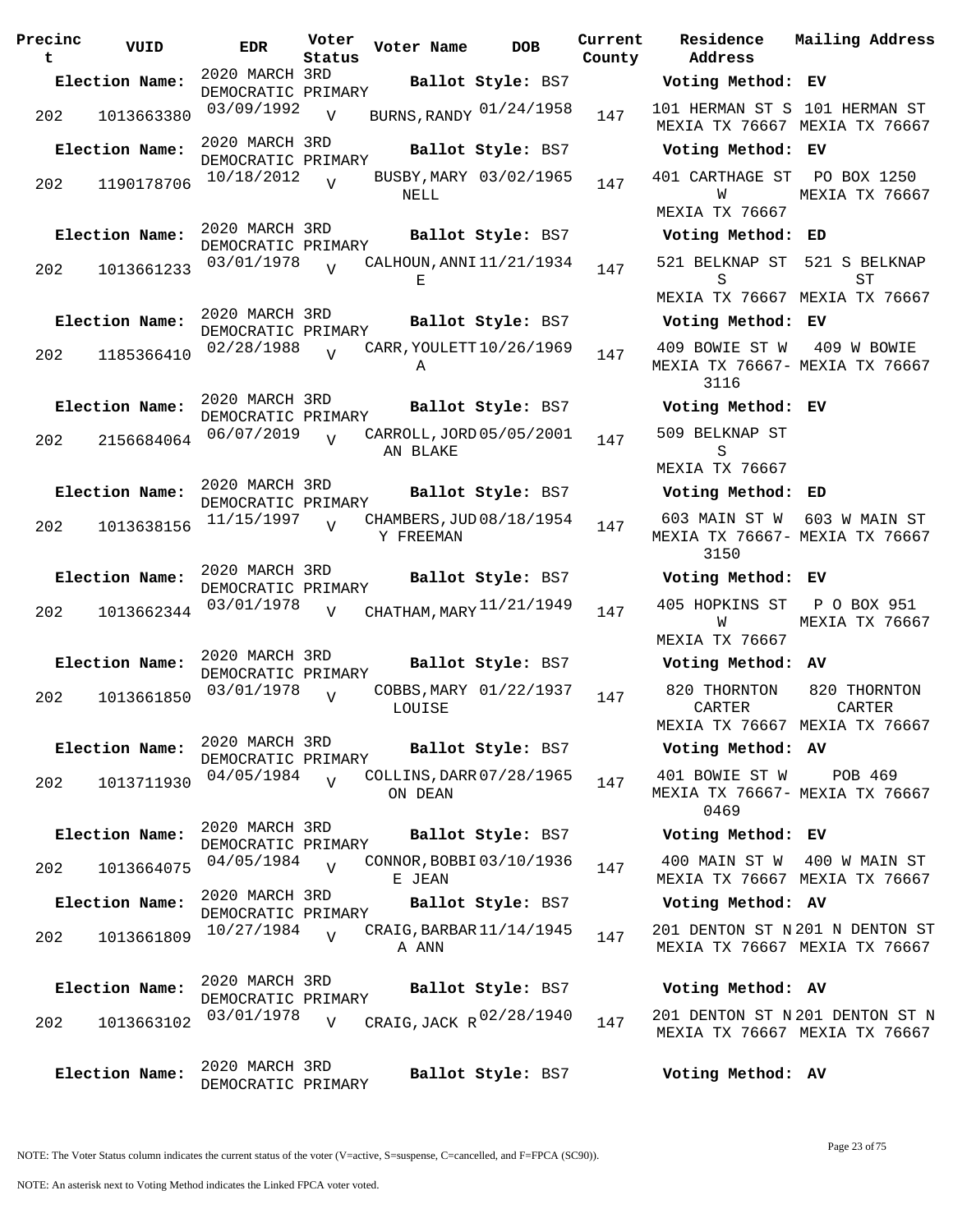| Precinct | VUID | EDR | Voter Status | Voter Name | DOB | Current County | Residence Address | Mailing Address |
|---|---|---|---|---|---|---|---|---|
| **Election Name:** | | 2020 MARCH 3RD DEMOCRATIC PRIMARY | | **Ballot Style:** BS7 | | | **Voting Method:** EV | |
| 202 | 1013663380 | 03/09/1992 | V | BURNS, RANDY | 01/24/1958 | 147 | 101 HERMAN ST S MEXIA TX 76667 | 101 HERMAN ST MEXIA TX 76667 |
| **Election Name:** | | 2020 MARCH 3RD DEMOCRATIC PRIMARY | | **Ballot Style:** BS7 | | | **Voting Method:** EV | |
| 202 | 1190178706 | 10/18/2012 | V | BUSBY, MARY NELL | 03/02/1965 | 147 | 401 CARTHAGE ST W MEXIA TX 76667 | PO BOX 1250 MEXIA TX 76667 |
| **Election Name:** | | 2020 MARCH 3RD DEMOCRATIC PRIMARY | | **Ballot Style:** BS7 | | | **Voting Method:** ED | |
| 202 | 1013661233 | 03/01/1978 | V | CALHOUN, ANNIE | 11/21/1934 | 147 | 521 BELKNAP ST S MEXIA TX 76667 | 521 S BELKNAP ST MEXIA TX 76667 |
| **Election Name:** | | 2020 MARCH 3RD DEMOCRATIC PRIMARY | | **Ballot Style:** BS7 | | | **Voting Method:** EV | |
| 202 | 1185366410 | 02/28/1988 | V | CARR, YOULETTA | 10/26/1969 | 147 | 409 BOWIE ST W MEXIA TX 76667-3116 | 409 W BOWIE MEXIA TX 76667 |
| **Election Name:** | | 2020 MARCH 3RD DEMOCRATIC PRIMARY | | **Ballot Style:** BS7 | | | **Voting Method:** EV | |
| 202 | 2156684064 | 06/07/2019 | V | CARROLL, JORDAN BLAKE | 05/05/2001 | 147 | 509 BELKNAP ST S MEXIA TX 76667 | |
| **Election Name:** | | 2020 MARCH 3RD DEMOCRATIC PRIMARY | | **Ballot Style:** BS7 | | | **Voting Method:** ED | |
| 202 | 1013638156 | 11/15/1997 | V | CHAMBERS, JUDY FREEMAN | 08/18/1954 | 147 | 603 MAIN ST W MEXIA TX 76667-3150 | 603 W MAIN ST MEXIA TX 76667 |
| **Election Name:** | | 2020 MARCH 3RD DEMOCRATIC PRIMARY | | **Ballot Style:** BS7 | | | **Voting Method:** EV | |
| 202 | 1013662344 | 03/01/1978 | V | CHATHAM, MARY | 11/21/1949 | 147 | 405 HOPKINS ST W MEXIA TX 76667 | P O BOX 951 MEXIA TX 76667 |
| **Election Name:** | | 2020 MARCH 3RD DEMOCRATIC PRIMARY | | **Ballot Style:** BS7 | | | **Voting Method:** AV | |
| 202 | 1013661850 | 03/01/1978 | V | COBBS, MARY LOUISE | 01/22/1937 | 147 | 820 THORNTON CARTER MEXIA TX 76667 | 820 THORNTON CARTER MEXIA TX 76667 |
| **Election Name:** | | 2020 MARCH 3RD DEMOCRATIC PRIMARY | | **Ballot Style:** BS7 | | | **Voting Method:** AV | |
| 202 | 1013711930 | 04/05/1984 | V | COLLINS, DARRON DEAN | 07/28/1965 | 147 | 401 BOWIE ST W MEXIA TX 76667-0469 | POB 469 MEXIA TX 76667 |
| **Election Name:** | | 2020 MARCH 3RD DEMOCRATIC PRIMARY | | **Ballot Style:** BS7 | | | **Voting Method:** EV | |
| 202 | 1013664075 | 04/05/1984 | V | CONNOR, BOBBIE JEAN | 03/10/1936 | 147 | 400 MAIN ST W MEXIA TX 76667 | 400 W MAIN ST MEXIA TX 76667 |
| **Election Name:** | | 2020 MARCH 3RD DEMOCRATIC PRIMARY | | **Ballot Style:** BS7 | | | **Voting Method:** AV | |
| 202 | 1013661809 | 10/27/1984 | V | CRAIG, BARBARA ANN | 11/14/1945 | 147 | 201 DENTON ST N MEXIA TX 76667 | 201 N DENTON ST MEXIA TX 76667 |
| **Election Name:** | | 2020 MARCH 3RD DEMOCRATIC PRIMARY | | **Ballot Style:** BS7 | | | **Voting Method:** AV | |
| 202 | 1013663102 | 03/01/1978 | V | CRAIG, JACK R | 02/28/1940 | 147 | 201 DENTON ST N MEXIA TX 76667 | 201 DENTON ST N MEXIA TX 76667 |
| **Election Name:** | | 2020 MARCH 3RD DEMOCRATIC PRIMARY | | **Ballot Style:** BS7 | | | **Voting Method:** AV | |

NOTE: The Voter Status column indicates the current status of the voter (V=active, S=suspense, C=cancelled, and F=FPCA (SC90)).

NOTE: An asterisk next to Voting Method indicates the Linked FPCA voter voted.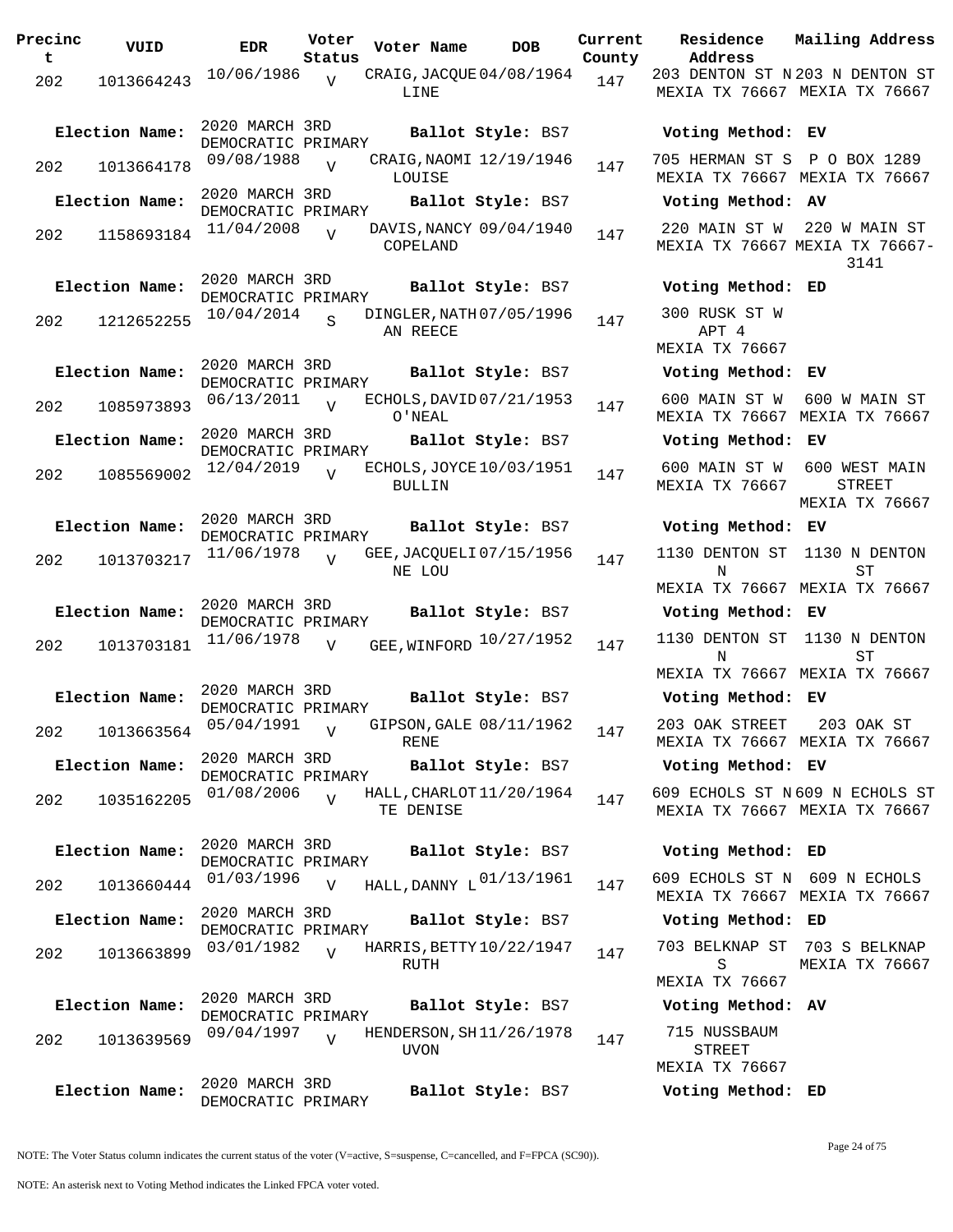| Precinct | VUID | EDR | Voter Status | Voter Name | DOB | Current County | Residence Address | Mailing Address |
|---|---|---|---|---|---|---|---|---|
| 202 | 1013664243 | 10/06/1986 | V | CRAIG, JACQUELINE | 04/08/1964 | 147 | 203 DENTON ST N MEXIA TX 76667 | 203 N DENTON ST MEXIA TX 76667 |
| Election Name: | 2020 MARCH 3RD DEMOCRATIC PRIMARY | | | Ballot Style: BS7 | | | Voting Method: EV | |
| 202 | 1013664178 | 09/08/1988 | V | CRAIG, NAOMI LOUISE | 12/19/1946 | 147 | 705 HERMAN ST S MEXIA TX 76667 | P O BOX 1289 MEXIA TX 76667 |
| Election Name: | 2020 MARCH 3RD DEMOCRATIC PRIMARY | | | Ballot Style: BS7 | | | Voting Method: AV | |
| 202 | 1158693184 | 11/04/2008 | V | DAVIS, NANCY COPELAND | 09/04/1940 | 147 | 220 MAIN ST W MEXIA TX 76667 | 220 W MAIN ST MEXIA TX 76667-3141 |
| Election Name: | 2020 MARCH 3RD DEMOCRATIC PRIMARY | | | Ballot Style: BS7 | | | Voting Method: ED | |
| 202 | 1212652255 | 10/04/2014 | S | DINGLER, NATHAN REECE | 07/05/1996 | 147 | 300 RUSK ST W APT 4 MEXIA TX 76667 | |
| Election Name: | 2020 MARCH 3RD DEMOCRATIC PRIMARY | | | Ballot Style: BS7 | | | Voting Method: EV | |
| 202 | 1085973893 | 06/13/2011 | V | ECHOLS, DAVID O'NEAL | 07/21/1953 | 147 | 600 MAIN ST W MEXIA TX 76667 | 600 W MAIN ST MEXIA TX 76667 |
| Election Name: | 2020 MARCH 3RD DEMOCRATIC PRIMARY | | | Ballot Style: BS7 | | | Voting Method: EV | |
| 202 | 1085569002 | 12/04/2019 | V | ECHOLS, JOYCE BULLIN | 10/03/1951 | 147 | 600 MAIN ST W MEXIA TX 76667 | 600 WEST MAIN STREET MEXIA TX 76667 |
| Election Name: | 2020 MARCH 3RD DEMOCRATIC PRIMARY | | | Ballot Style: BS7 | | | Voting Method: EV | |
| 202 | 1013703217 | 11/06/1978 | V | GEE, JACQUELINE LOU | 07/15/1956 | 147 | 1130 DENTON ST N MEXIA TX 76667 | 1130 N DENTON ST MEXIA TX 76667 |
| Election Name: | 2020 MARCH 3RD DEMOCRATIC PRIMARY | | | Ballot Style: BS7 | | | Voting Method: EV | |
| 202 | 1013703181 | 11/06/1978 | V | GEE, WINFORD | 10/27/1952 | 147 | 1130 DENTON ST N MEXIA TX 76667 | 1130 N DENTON ST MEXIA TX 76667 |
| Election Name: | 2020 MARCH 3RD DEMOCRATIC PRIMARY | | | Ballot Style: BS7 | | | Voting Method: EV | |
| 202 | 1013663564 | 05/04/1991 | V | GIPSON, GALE RENE | 08/11/1962 | 147 | 203 OAK STREET MEXIA TX 76667 | 203 OAK ST MEXIA TX 76667 |
| Election Name: | 2020 MARCH 3RD DEMOCRATIC PRIMARY | | | Ballot Style: BS7 | | | Voting Method: EV | |
| 202 | 1035162205 | 01/08/2006 | V | HALL, CHARLOTTE DENISE | 11/20/1964 | 147 | 609 ECHOLS ST N MEXIA TX 76667 | 609 N ECHOLS ST MEXIA TX 76667 |
| Election Name: | 2020 MARCH 3RD DEMOCRATIC PRIMARY | | | Ballot Style: BS7 | | | Voting Method: ED | |
| 202 | 1013660444 | 01/03/1996 | V | HALL, DANNY L | 01/13/1961 | 147 | 609 ECHOLS ST N MEXIA TX 76667 | 609 N ECHOLS MEXIA TX 76667 |
| Election Name: | 2020 MARCH 3RD DEMOCRATIC PRIMARY | | | Ballot Style: BS7 | | | Voting Method: ED | |
| 202 | 1013663899 | 03/01/1982 | V | HARRIS, BETTY RUTH | 10/22/1947 | 147 | 703 BELKNAP ST S MEXIA TX 76667 | 703 S BELKNAP MEXIA TX 76667 |
| Election Name: | 2020 MARCH 3RD DEMOCRATIC PRIMARY | | | Ballot Style: BS7 | | | Voting Method: AV | |
| 202 | 1013639569 | 09/04/1997 | V | HENDERSON, SHUVON | 11/26/1978 | 147 | 715 NUSSBAUM STREET MEXIA TX 76667 | |
| Election Name: | 2020 MARCH 3RD DEMOCRATIC PRIMARY | | | Ballot Style: BS7 | | | Voting Method: ED | |

NOTE: The Voter Status column indicates the current status of the voter (V=active, S=suspense, C=cancelled, and F=FPCA (SC90)).

NOTE: An asterisk next to Voting Method indicates the Linked FPCA voter voted.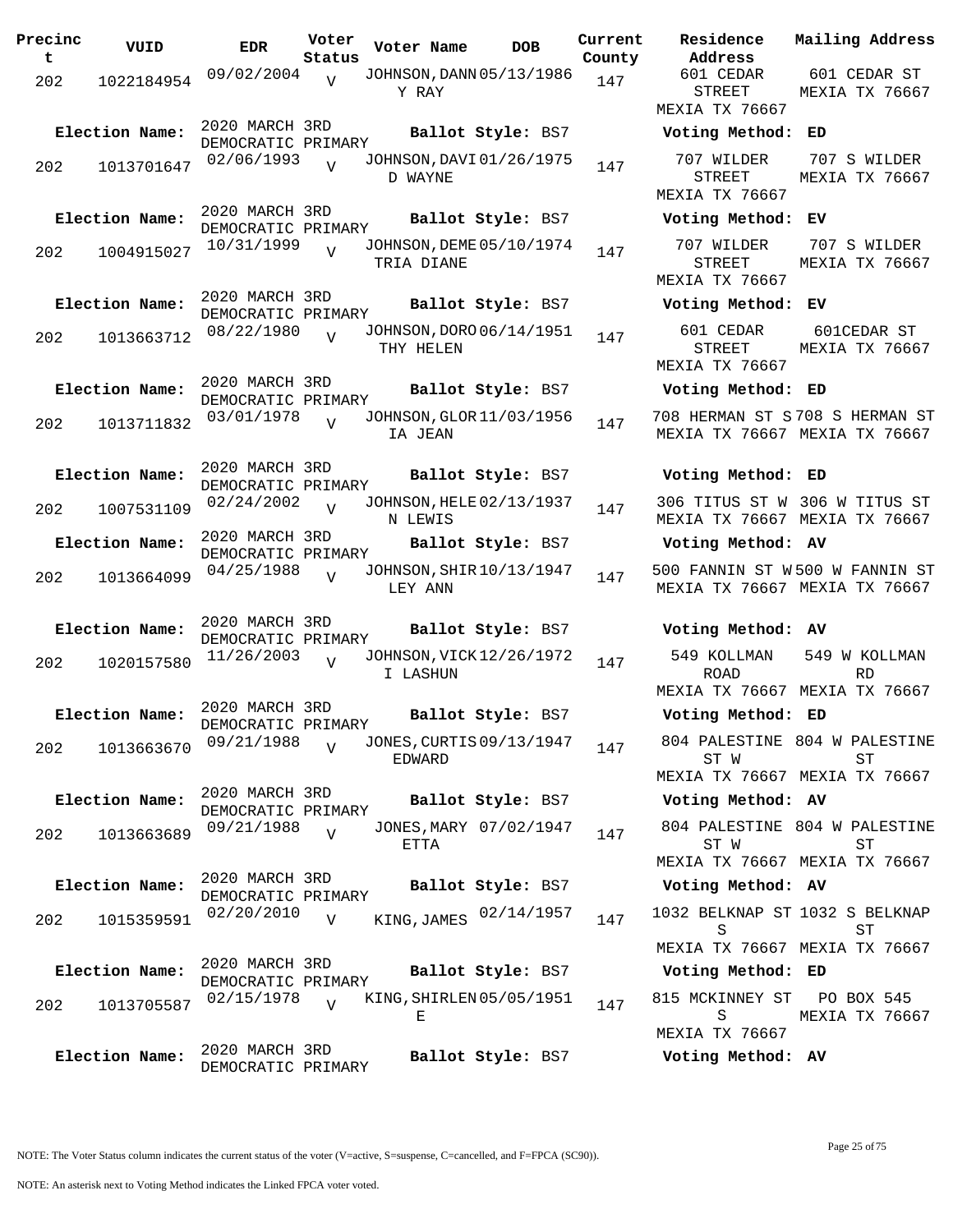| Precinct | VUID | EDR | Voter Status | Voter Name | DOB | Current County | Residence Address | Mailing Address |
|---|---|---|---|---|---|---|---|---|
| 202 | 1022184954 | 09/02/2004 | V | JOHNSON, DANNY RAY | 05/13/1986 | 147 | 601 CEDAR STREET MEXIA TX 76667 | 601 CEDAR ST MEXIA TX 76667 |
| **Election Name:** | 2020 MARCH 3RD DEMOCRATIC PRIMARY | | | **Ballot Style:** BS7 | | | **Voting Method:** ED | |
| 202 | 1013701647 | 02/06/1993 | V | JOHNSON, DAVID WAYNE | 01/26/1975 | 147 | 707 WILDER STREET MEXIA TX 76667 | 707 S WILDER MEXIA TX 76667 |
| **Election Name:** | 2020 MARCH 3RD DEMOCRATIC PRIMARY | | | **Ballot Style:** BS7 | | | **Voting Method:** EV | |
| 202 | 1004915027 | 10/31/1999 | V | JOHNSON, DEMETRIA DIANE | 05/10/1974 | 147 | 707 WILDER STREET MEXIA TX 76667 | 707 S WILDER MEXIA TX 76667 |
| **Election Name:** | 2020 MARCH 3RD DEMOCRATIC PRIMARY | | | **Ballot Style:** BS7 | | | **Voting Method:** EV | |
| 202 | 1013663712 | 08/22/1980 | V | JOHNSON, DOROTHY HELEN | 06/14/1951 | 147 | 601 CEDAR STREET MEXIA TX 76667 | 601CEDAR ST MEXIA TX 76667 |
| **Election Name:** | 2020 MARCH 3RD DEMOCRATIC PRIMARY | | | **Ballot Style:** BS7 | | | **Voting Method:** ED | |
| 202 | 1013711832 | 03/01/1978 | V | JOHNSON, GLORIA JEAN | 11/03/1956 | 147 | 708 HERMAN ST S MEXIA TX 76667 | 708 S HERMAN ST MEXIA TX 76667 |
| **Election Name:** | 2020 MARCH 3RD DEMOCRATIC PRIMARY | | | **Ballot Style:** BS7 | | | **Voting Method:** ED | |
| 202 | 1007531109 | 02/24/2002 | V | JOHNSON, HELEN LEWIS | 02/13/1937 | 147 | 306 TITUS ST W MEXIA TX 76667 | 306 W TITUS ST MEXIA TX 76667 |
| **Election Name:** | 2020 MARCH 3RD DEMOCRATIC PRIMARY | | | **Ballot Style:** BS7 | | | **Voting Method:** AV | |
| 202 | 1013664099 | 04/25/1988 | V | JOHNSON, SHIRLEY ANN | 10/13/1947 | 147 | 500 FANNIN ST W MEXIA TX 76667 | 500 W FANNIN ST MEXIA TX 76667 |
| **Election Name:** | 2020 MARCH 3RD DEMOCRATIC PRIMARY | | | **Ballot Style:** BS7 | | | **Voting Method:** AV | |
| 202 | 1020157580 | 11/26/2003 | V | JOHNSON, VICKI LASHUN | 12/26/1972 | 147 | 549 KOLLMAN ROAD MEXIA TX 76667 | 549 W KOLLMAN RD MEXIA TX 76667 |
| **Election Name:** | 2020 MARCH 3RD DEMOCRATIC PRIMARY | | | **Ballot Style:** BS7 | | | **Voting Method:** ED | |
| 202 | 1013663670 | 09/21/1988 | V | JONES, CURTIS EDWARD | 09/13/1947 | 147 | 804 PALESTINE ST W MEXIA TX 76667 | 804 W PALESTINE ST MEXIA TX 76667 |
| **Election Name:** | 2020 MARCH 3RD DEMOCRATIC PRIMARY | | | **Ballot Style:** BS7 | | | **Voting Method:** AV | |
| 202 | 1013663689 | 09/21/1988 | V | JONES, MARY ETTA | 07/02/1947 | 147 | 804 PALESTINE ST W MEXIA TX 76667 | 804 W PALESTINE ST MEXIA TX 76667 |
| **Election Name:** | 2020 MARCH 3RD DEMOCRATIC PRIMARY | | | **Ballot Style:** BS7 | | | **Voting Method:** AV | |
| 202 | 1015359591 | 02/20/2010 | V | KING, JAMES | 02/14/1957 | 147 | 1032 BELKNAP ST S MEXIA TX 76667 | 1032 S BELKNAP ST MEXIA TX 76667 |
| **Election Name:** | 2020 MARCH 3RD DEMOCRATIC PRIMARY | | | **Ballot Style:** BS7 | | | **Voting Method:** ED | |
| 202 | 1013705587 | 02/15/1978 | V | KING, SHIRLENE | 05/05/1951 | 147 | 815 MCKINNEY ST S MEXIA TX 76667 | PO BOX 545 MEXIA TX 76667 |
| **Election Name:** | 2020 MARCH 3RD DEMOCRATIC PRIMARY | | | **Ballot Style:** BS7 | | | **Voting Method:** AV | |

NOTE: The Voter Status column indicates the current status of the voter (V=active, S=suspense, C=cancelled, and F=FPCA (SC90)).

NOTE: An asterisk next to Voting Method indicates the Linked FPCA voter voted.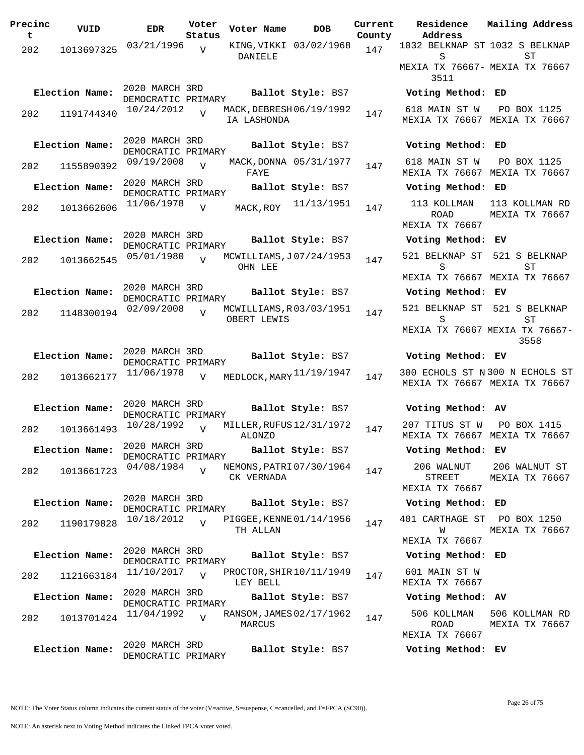| Precinct | VUID | EDR | Voter Status | Voter Name | DOB | Current County | Residence Address | Mailing Address |
|---|---|---|---|---|---|---|---|---|
| 202 | 1013697325 | 03/21/1996 | V | KING,VIKKI DANIELE | 03/02/1968 | 147 | 1032 BELKNAP ST S MEXIA TX 76667-3511 | 1032 S BELKNAP ST MEXIA TX 76667 |
| **Election Name:** | | 2020 MARCH 3RD DEMOCRATIC PRIMARY | | **Ballot Style:** BS7 | | | **Voting Method:** ED | |
| 202 | 1191744340 | 10/24/2012 | V | MACK,DEBRESHIA LASHONDA | 06/19/1992 | 147 | 618 MAIN ST W MEXIA TX 76667 | PO BOX 1125 MEXIA TX 76667 |
| **Election Name:** | | 2020 MARCH 3RD DEMOCRATIC PRIMARY | | **Ballot Style:** BS7 | | | **Voting Method:** ED | |
| 202 | 1155890392 | 09/19/2008 | V | MACK,DONNA FAYE | 05/31/1977 | 147 | 618 MAIN ST W MEXIA TX 76667 | PO BOX 1125 MEXIA TX 76667 |
| **Election Name:** | | 2020 MARCH 3RD DEMOCRATIC PRIMARY | | **Ballot Style:** BS7 | | | **Voting Method:** ED | |
| 202 | 1013662606 | 11/06/1978 | V | MACK,ROY | 11/13/1951 | 147 | 113 KOLLMAN ROAD MEXIA TX 76667 | 113 KOLLMAN RD MEXIA TX 76667 |
| **Election Name:** | | 2020 MARCH 3RD DEMOCRATIC PRIMARY | | **Ballot Style:** BS7 | | | **Voting Method:** EV | |
| 202 | 1013662545 | 05/01/1980 | V | MCWILLIAMS,JOHN LEE | 07/24/1953 | 147 | 521 BELKNAP ST S MEXIA TX 76667 | 521 S BELKNAP ST MEXIA TX 76667 |
| **Election Name:** | | 2020 MARCH 3RD DEMOCRATIC PRIMARY | | **Ballot Style:** BS7 | | | **Voting Method:** EV | |
| 202 | 1148300194 | 02/09/2008 | V | MCWILLIAMS,ROBERT LEWIS | 03/03/1951 | 147 | 521 BELKNAP ST S MEXIA TX 76667 | 521 S BELKNAP ST MEXIA TX 76667-3558 |
| **Election Name:** | | 2020 MARCH 3RD DEMOCRATIC PRIMARY | | **Ballot Style:** BS7 | | | **Voting Method:** EV | |
| 202 | 1013662177 | 11/06/1978 | V | MEDLOCK,MARY | 11/19/1947 | 147 | 300 ECHOLS ST N MEXIA TX 76667 | 300 N ECHOLS ST MEXIA TX 76667 |
| **Election Name:** | | 2020 MARCH 3RD DEMOCRATIC PRIMARY | | **Ballot Style:** BS7 | | | **Voting Method:** AV | |
| 202 | 1013661493 | 10/28/1992 | V | MILLER,RUFUS ALONZO | 12/31/1972 | 147 | 207 TITUS ST W MEXIA TX 76667 | PO BOX 1415 MEXIA TX 76667 |
| **Election Name:** | | 2020 MARCH 3RD DEMOCRATIC PRIMARY | | **Ballot Style:** BS7 | | | **Voting Method:** EV | |
| 202 | 1013661723 | 04/08/1984 | V | NEMONS,PATRICK VERNADA | 07/30/1964 | 147 | 206 WALNUT STREET MEXIA TX 76667 | 206 WALNUT ST MEXIA TX 76667 |
| **Election Name:** | | 2020 MARCH 3RD DEMOCRATIC PRIMARY | | **Ballot Style:** BS7 | | | **Voting Method:** ED | |
| 202 | 1190179828 | 10/18/2012 | V | PIGGEE,KENNETH ALLAN | 01/14/1956 | 147 | 401 CARTHAGE ST W MEXIA TX 76667 | PO BOX 1250 MEXIA TX 76667 |
| **Election Name:** | | 2020 MARCH 3RD DEMOCRATIC PRIMARY | | **Ballot Style:** BS7 | | | **Voting Method:** ED | |
| 202 | 1121663184 | 11/10/2017 | V | PROCTOR,SHIRLEY BELL | 10/11/1949 | 147 | 601 MAIN ST W MEXIA TX 76667 | |
| **Election Name:** | | 2020 MARCH 3RD DEMOCRATIC PRIMARY | | **Ballot Style:** BS7 | | | **Voting Method:** AV | |
| 202 | 1013701424 | 11/04/1992 | V | RANSOM,JAMES MARCUS | 02/17/1962 | 147 | 506 KOLLMAN ROAD MEXIA TX 76667 | 506 KOLLMAN RD MEXIA TX 76667 |
| **Election Name:** | | 2020 MARCH 3RD DEMOCRATIC PRIMARY | | **Ballot Style:** BS7 | | | **Voting Method:** EV | |

NOTE: The Voter Status column indicates the current status of the voter (V=active, S=suspense, C=cancelled, and F=FPCA (SC90)).

NOTE: An asterisk next to Voting Method indicates the Linked FPCA voter voted.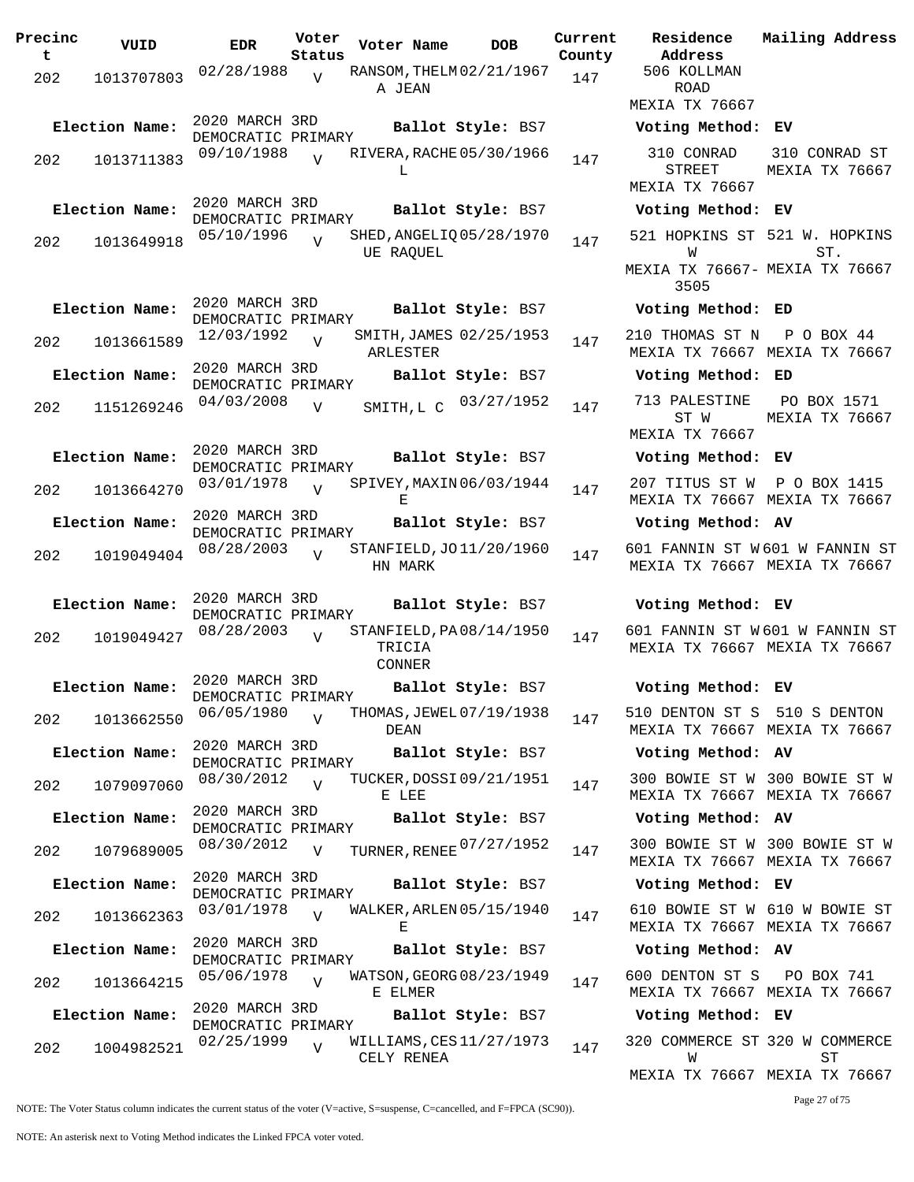| Precinct | VUID | EDR | Voter Status | Voter Name | DOB | Current County | Residence Address | Mailing Address |
|---|---|---|---|---|---|---|---|---|
| 202 | 1013707803 | 02/28/1988 | V | RANSOM, THELMA JEAN | 02/21/1967 | 147 | 506 KOLLMAN ROAD MEXIA TX 76667 | |
| **Election Name:** | 2020 MARCH 3RD DEMOCRATIC PRIMARY | | | **Ballot Style:** BS7 | | | **Voting Method:** EV | |
| 202 | 1013711383 | 09/10/1988 | V | RIVERA, RACHEL | 05/30/1966 | 147 | 310 CONRAD STREET MEXIA TX 76667 | 310 CONRAD ST MEXIA TX 76667 |
| **Election Name:** | 2020 MARCH 3RD DEMOCRATIC PRIMARY | | | **Ballot Style:** BS7 | | | **Voting Method:** EV | |
| 202 | 1013649918 | 05/10/1996 | V | SHED, ANGELIQUE RAQUEL | 05/28/1970 | 147 | 521 HOPKINS ST W MEXIA TX 76667-3505 | 521 W. HOPKINS ST. MEXIA TX 76667 |
| **Election Name:** | 2020 MARCH 3RD DEMOCRATIC PRIMARY | | | **Ballot Style:** BS7 | | | **Voting Method:** ED | |
| 202 | 1013661589 | 12/03/1992 | V | SMITH, JAMES ARLESTER | 02/25/1953 | 147 | 210 THOMAS ST N MEXIA TX 76667 | P O BOX 44 MEXIA TX 76667 |
| **Election Name:** | 2020 MARCH 3RD DEMOCRATIC PRIMARY | | | **Ballot Style:** BS7 | | | **Voting Method:** ED | |
| 202 | 1151269246 | 04/03/2008 | V | SMITH, L C | 03/27/1952 | 147 | 713 PALESTINE ST W MEXIA TX 76667 | PO BOX 1571 MEXIA TX 76667 |
| **Election Name:** | 2020 MARCH 3RD DEMOCRATIC PRIMARY | | | **Ballot Style:** BS7 | | | **Voting Method:** EV | |
| 202 | 1013664270 | 03/01/1978 | V | SPIVEY, MAXINE | 06/03/1944 | 147 | 207 TITUS ST W MEXIA TX 76667 | P O BOX 1415 MEXIA TX 76667 |
| **Election Name:** | 2020 MARCH 3RD DEMOCRATIC PRIMARY | | | **Ballot Style:** BS7 | | | **Voting Method:** AV | |
| 202 | 1019049404 | 08/28/2003 | V | STANFIELD, JOHN MARK | 11/20/1960 | 147 | 601 FANNIN ST W MEXIA TX 76667 | 601 W FANNIN ST MEXIA TX 76667 |
| **Election Name:** | 2020 MARCH 3RD DEMOCRATIC PRIMARY | | | **Ballot Style:** BS7 | | | **Voting Method:** EV | |
| 202 | 1019049427 | 08/28/2003 | V | STANFIELD, PATRICIA CONNER | 08/14/1950 | 147 | 601 FANNIN ST W MEXIA TX 76667 | 601 W FANNIN ST MEXIA TX 76667 |
| **Election Name:** | 2020 MARCH 3RD DEMOCRATIC PRIMARY | | | **Ballot Style:** BS7 | | | **Voting Method:** EV | |
| 202 | 1013662550 | 06/05/1980 | V | THOMAS, JEWEL DEAN | 07/19/1938 | 147 | 510 DENTON ST S MEXIA TX 76667 | 510 S DENTON MEXIA TX 76667 |
| **Election Name:** | 2020 MARCH 3RD DEMOCRATIC PRIMARY | | | **Ballot Style:** BS7 | | | **Voting Method:** AV | |
| 202 | 1079097060 | 08/30/2012 | V | TUCKER, DOSSIE LEE | 09/21/1951 | 147 | 300 BOWIE ST W MEXIA TX 76667 | 300 BOWIE ST W MEXIA TX 76667 |
| **Election Name:** | 2020 MARCH 3RD DEMOCRATIC PRIMARY | | | **Ballot Style:** BS7 | | | **Voting Method:** AV | |
| 202 | 1079689005 | 08/30/2012 | V | TURNER, RENEE | 07/27/1952 | 147 | 300 BOWIE ST W MEXIA TX 76667 | 300 BOWIE ST W MEXIA TX 76667 |
| **Election Name:** | 2020 MARCH 3RD DEMOCRATIC PRIMARY | | | **Ballot Style:** BS7 | | | **Voting Method:** EV | |
| 202 | 1013662363 | 03/01/1978 | V | WALKER, ARLENE | 05/15/1940 | 147 | 610 BOWIE ST W MEXIA TX 76667 | 610 W BOWIE ST MEXIA TX 76667 |
| **Election Name:** | 2020 MARCH 3RD DEMOCRATIC PRIMARY | | | **Ballot Style:** BS7 | | | **Voting Method:** AV | |
| 202 | 1013664215 | 05/06/1978 | V | WATSON, GEORGE ELMER | 08/23/1949 | 147 | 600 DENTON ST S MEXIA TX 76667 | PO BOX 741 MEXIA TX 76667 |
| **Election Name:** | 2020 MARCH 3RD DEMOCRATIC PRIMARY | | | **Ballot Style:** BS7 | | | **Voting Method:** EV | |
| 202 | 1004982521 | 02/25/1999 | V | WILLIAMS, CESCELY RENEA | 11/27/1973 | 147 | 320 COMMERCE ST W MEXIA TX 76667 | 320 W COMMERCE ST MEXIA TX 76667 |

NOTE: The Voter Status column indicates the current status of the voter (V=active, S=suspense, C=cancelled, and F=FPCA (SC90)).

NOTE: An asterisk next to Voting Method indicates the Linked FPCA voter voted.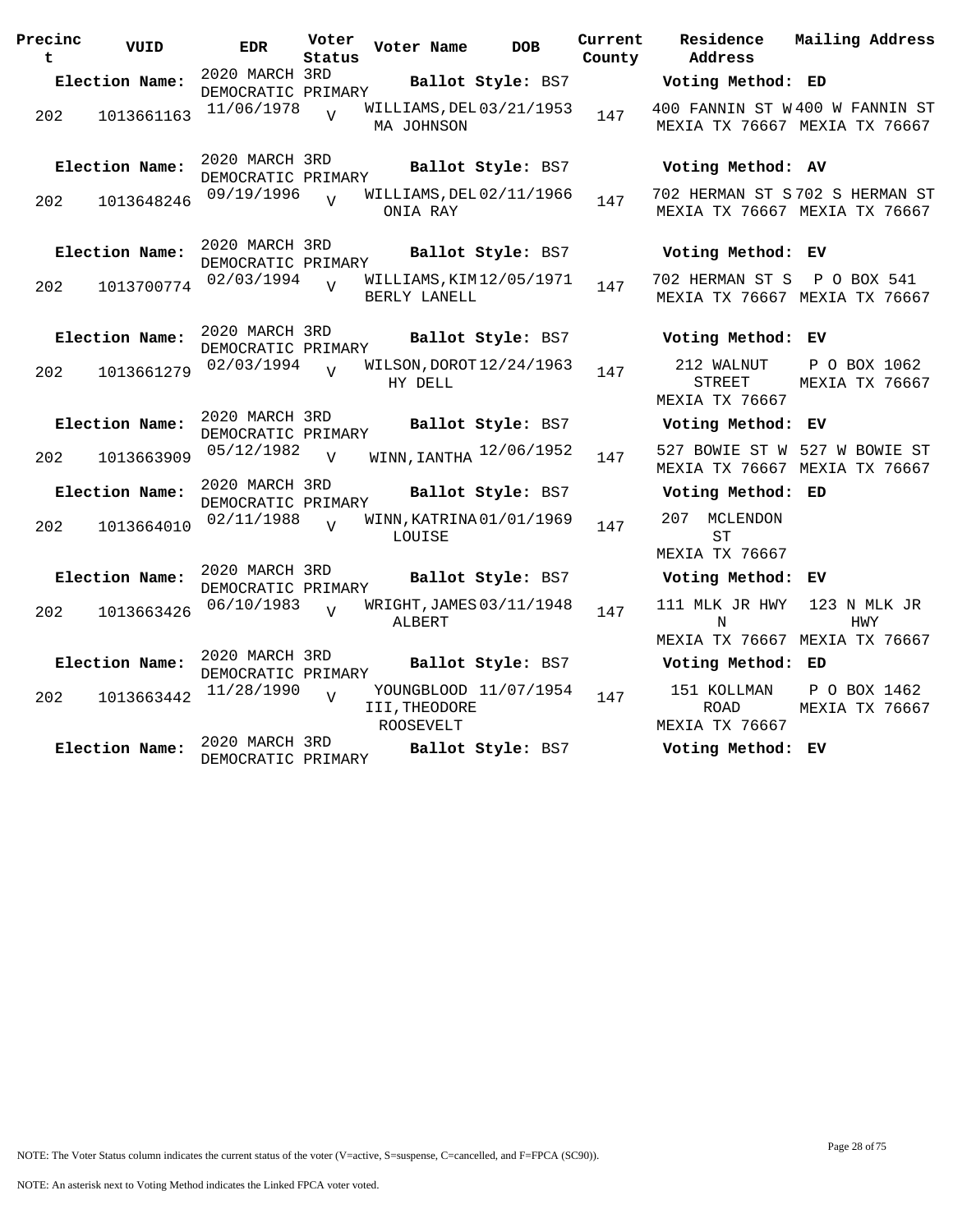| Precinct | VUID | EDR | Voter Status | Voter Name | DOB | Current County | Residence Address | Mailing Address |
|---|---|---|---|---|---|---|---|---|
| **Election Name:** | | 2020 MARCH 3RD DEMOCRATIC PRIMARY | | **Ballot Style:** BS7 | | | **Voting Method:** ED | |
| 202 | 1013661163 | 11/06/1978 | V | WILLIAMS,DELMA JOHNSON | 03/21/1953 | 147 | 400 FANNIN ST W MEXIA TX 76667 | 400 W FANNIN ST MEXIA TX 76667 |
| **Election Name:** | | 2020 MARCH 3RD DEMOCRATIC PRIMARY | | **Ballot Style:** BS7 | | | **Voting Method:** AV | |
| 202 | 1013648246 | 09/19/1996 | V | WILLIAMS,DELONIA RAY | 02/11/1966 | 147 | 702 HERMAN ST S MEXIA TX 76667 | 702 S HERMAN ST MEXIA TX 76667 |
| **Election Name:** | | 2020 MARCH 3RD DEMOCRATIC PRIMARY | | **Ballot Style:** BS7 | | | **Voting Method:** EV | |
| 202 | 1013700774 | 02/03/1994 | V | WILLIAMS,KIMBERLY LANELL | 12/05/1971 | 147 | 702 HERMAN ST S MEXIA TX 76667 | P O BOX 541 MEXIA TX 76667 |
| **Election Name:** | | 2020 MARCH 3RD DEMOCRATIC PRIMARY | | **Ballot Style:** BS7 | | | **Voting Method:** EV | |
| 202 | 1013661279 | 02/03/1994 | V | WILSON,DOROTHY DELL | 12/24/1963 | 147 | 212 WALNUT STREET MEXIA TX 76667 | P O BOX 1062 MEXIA TX 76667 |
| **Election Name:** | | 2020 MARCH 3RD DEMOCRATIC PRIMARY | | **Ballot Style:** BS7 | | | **Voting Method:** EV | |
| 202 | 1013663909 | 05/12/1982 | V | WINN,IANTHA | 12/06/1952 | 147 | 527 BOWIE ST W MEXIA TX 76667 | 527 W BOWIE ST MEXIA TX 76667 |
| **Election Name:** | | 2020 MARCH 3RD DEMOCRATIC PRIMARY | | **Ballot Style:** BS7 | | | **Voting Method:** ED | |
| 202 | 1013664010 | 02/11/1988 | V | WINN,KATRINA LOUISE | 01/01/1969 | 147 | 207 MCLENDON ST MEXIA TX 76667 | |
| **Election Name:** | | 2020 MARCH 3RD DEMOCRATIC PRIMARY | | **Ballot Style:** BS7 | | | **Voting Method:** EV | |
| 202 | 1013663426 | 06/10/1983 | V | WRIGHT,JAMES ALBERT | 03/11/1948 | 147 | 111 MLK JR HWY N MEXIA TX 76667 | 123 N MLK JR HWY MEXIA TX 76667 |
| **Election Name:** | | 2020 MARCH 3RD DEMOCRATIC PRIMARY | | **Ballot Style:** BS7 | | | **Voting Method:** ED | |
| 202 | 1013663442 | 11/28/1990 | V | YOUNGBLOOD III,THEODORE ROOSEVELT | 11/07/1954 | 147 | 151 KOLLMAN ROAD MEXIA TX 76667 | P O BOX 1462 MEXIA TX 76667 |
| **Election Name:** | | 2020 MARCH 3RD DEMOCRATIC PRIMARY | | **Ballot Style:** BS7 | | | **Voting Method:** EV | |

NOTE: The Voter Status column indicates the current status of the voter (V=active, S=suspense, C=cancelled, and F=FPCA (SC90)).

NOTE: An asterisk next to Voting Method indicates the Linked FPCA voter voted.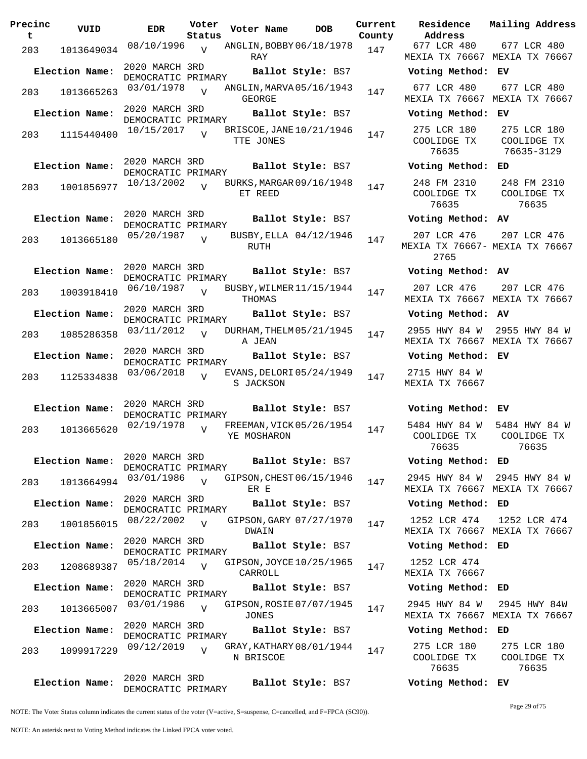| Precinct | VUID | EDR | Voter Status | Voter Name | DOB | Current County | Residence Address | Mailing Address |
|---|---|---|---|---|---|---|---|---|
| 203 | 1013649034 | 08/10/1996 | V | ANGLIN, BOBBY RAY | 06/18/1978 | 147 | 677 LCR 480 MEXIA TX 76667 | 677 LCR 480 MEXIA TX 76667 |
| Election Name: | 2020 MARCH 3RD DEMOCRATIC PRIMARY | | | Ballot Style: BS7 | | | Voting Method: EV | |
| 203 | 1013665263 | 03/01/1978 | V | ANGLIN, MARVA GEORGE | 05/16/1943 | 147 | 677 LCR 480 MEXIA TX 76667 | 677 LCR 480 MEXIA TX 76667 |
| Election Name: | 2020 MARCH 3RD DEMOCRATIC PRIMARY | | | Ballot Style: BS7 | | | Voting Method: EV | |
| 203 | 1115440400 | 10/15/2017 | V | BRISCOE, JANETTE JONES | 10/21/1946 | 147 | 275 LCR 180 COOLIDGE TX 76635 | 275 LCR 180 COOLIDGE TX 76635-3129 |
| Election Name: | 2020 MARCH 3RD DEMOCRATIC PRIMARY | | | Ballot Style: BS7 | | | Voting Method: ED | |
| 203 | 1001856977 | 10/13/2002 | V | BURKS, MARGARET REED | 09/16/1948 | 147 | 248 FM 2310 COOLIDGE TX 76635 | 248 FM 2310 COOLIDGE TX 76635 |
| Election Name: | 2020 MARCH 3RD DEMOCRATIC PRIMARY | | | Ballot Style: BS7 | | | Voting Method: AV | |
| 203 | 1013665180 | 05/20/1987 | V | BUSBY, ELLA RUTH | 04/12/1946 | 147 | 207 LCR 476 MEXIA TX 76667-2765 | 207 LCR 476 MEXIA TX 76667 |
| Election Name: | 2020 MARCH 3RD DEMOCRATIC PRIMARY | | | Ballot Style: BS7 | | | Voting Method: AV | |
| 203 | 1003918410 | 06/10/1987 | V | BUSBY, WILMER THOMAS | 11/15/1944 | 147 | 207 LCR 476 MEXIA TX 76667 | 207 LCR 476 MEXIA TX 76667 |
| Election Name: | 2020 MARCH 3RD DEMOCRATIC PRIMARY | | | Ballot Style: BS7 | | | Voting Method: AV | |
| 203 | 1085286358 | 03/11/2012 | V | DURHAM, THELMA JEAN | 05/21/1945 | 147 | 2955 HWY 84 W MEXIA TX 76667 | 2955 HWY 84 W MEXIA TX 76667 |
| Election Name: | 2020 MARCH 3RD DEMOCRATIC PRIMARY | | | Ballot Style: BS7 | | | Voting Method: EV | |
| 203 | 1125334838 | 03/06/2018 | V | EVANS, DELORIS JACKSON | 05/24/1949 | 147 | 2715 HWY 84 W MEXIA TX 76667 | |
| Election Name: | 2020 MARCH 3RD DEMOCRATIC PRIMARY | | | Ballot Style: BS7 | | | Voting Method: EV | |
| 203 | 1013665620 | 02/19/1978 | V | FREEMAN, VICKYE MOSHARON | 05/26/1954 | 147 | 5484 HWY 84 W COOLIDGE TX 76635 | 5484 HWY 84 W COOLIDGE TX 76635 |
| Election Name: | 2020 MARCH 3RD DEMOCRATIC PRIMARY | | | Ballot Style: BS7 | | | Voting Method: ED | |
| 203 | 1013664994 | 03/01/1986 | V | GIPSON, CHESTER E | 06/15/1946 | 147 | 2945 HWY 84 W MEXIA TX 76667 | 2945 HWY 84 W MEXIA TX 76667 |
| Election Name: | 2020 MARCH 3RD DEMOCRATIC PRIMARY | | | Ballot Style: BS7 | | | Voting Method: ED | |
| 203 | 1001856015 | 08/22/2002 | V | GIPSON, GARY DWAIN | 07/27/1970 | 147 | 1252 LCR 474 MEXIA TX 76667 | 1252 LCR 474 MEXIA TX 76667 |
| Election Name: | 2020 MARCH 3RD DEMOCRATIC PRIMARY | | | Ballot Style: BS7 | | | Voting Method: ED | |
| 203 | 1208689387 | 05/18/2014 | V | GIPSON, JOYCE CARROLL | 10/25/1965 | 147 | 1252 LCR 474 MEXIA TX 76667 | |
| Election Name: | 2020 MARCH 3RD DEMOCRATIC PRIMARY | | | Ballot Style: BS7 | | | Voting Method: ED | |
| 203 | 1013665007 | 03/01/1986 | V | GIPSON, ROSIE JONES | 07/07/1945 | 147 | 2945 HWY 84 W MEXIA TX 76667 | 2945 HWY 84W MEXIA TX 76667 |
| Election Name: | 2020 MARCH 3RD DEMOCRATIC PRIMARY | | | Ballot Style: BS7 | | | Voting Method: ED | |
| 203 | 1099917229 | 09/12/2019 | V | GRAY, KATHARYN BRISCOE | 08/01/1944 | 147 | 275 LCR 180 COOLIDGE TX 76635 | 275 LCR 180 COOLIDGE TX 76635 |
| Election Name: | 2020 MARCH 3RD DEMOCRATIC PRIMARY | | | Ballot Style: BS7 | | | Voting Method: EV | |

NOTE: The Voter Status column indicates the current status of the voter (V=active, S=suspense, C=cancelled, and F=FPCA (SC90)).

NOTE: An asterisk next to Voting Method indicates the Linked FPCA voter voted.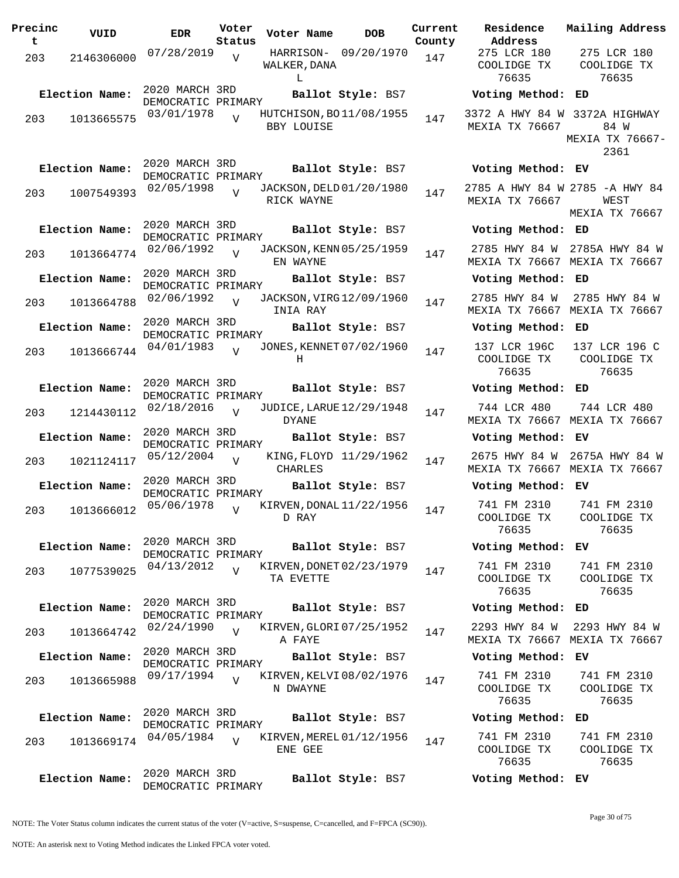| Precinct | VUID | EDR | Voter Status | Voter Name | DOB | Current County | Residence Address | Mailing Address |
|---|---|---|---|---|---|---|---|---|
| 203 | 2146306000 | 07/28/2019 | V | HARRISON-WALKER, DANA L | 09/20/1970 | 147 | 275 LCR 180 COOLIDGE TX 76635 | 275 LCR 180 COOLIDGE TX 76635 |
| **Election Name:** | | 2020 MARCH 3RD DEMOCRATIC PRIMARY | | **Ballot Style:** BS7 | | | **Voting Method:** ED | |
| 203 | 1013665575 | 03/01/1978 | V | HUTCHISON, BOBBY LOUISE | 11/08/1955 | 147 | 3372 A HWY 84 W MEXIA TX 76667 | 3372A HIGHWAY 84 W MEXIA TX 76667-2361 |
| **Election Name:** | | 2020 MARCH 3RD DEMOCRATIC PRIMARY | | **Ballot Style:** BS7 | | | **Voting Method:** EV | |
| 203 | 1007549393 | 02/05/1998 | V | JACKSON, DELDRICK WAYNE | 01/20/1980 | 147 | 2785 A HWY 84 W MEXIA TX 76667 | 2785 -A HWY 84 WEST MEXIA TX 76667 |
| **Election Name:** | | 2020 MARCH 3RD DEMOCRATIC PRIMARY | | **Ballot Style:** BS7 | | | **Voting Method:** ED | |
| 203 | 1013664774 | 02/06/1992 | V | JACKSON, KENNEN WAYNE | 05/25/1959 | 147 | 2785 HWY 84 W MEXIA TX 76667 | 2785A HWY 84 W MEXIA TX 76667 |
| **Election Name:** | | 2020 MARCH 3RD DEMOCRATIC PRIMARY | | **Ballot Style:** BS7 | | | **Voting Method:** ED | |
| 203 | 1013664788 | 02/06/1992 | V | JACKSON, VIRGINIA RAY | 12/09/1960 | 147 | 2785 HWY 84 W MEXIA TX 76667 | 2785 HWY 84 W MEXIA TX 76667 |
| **Election Name:** | | 2020 MARCH 3RD DEMOCRATIC PRIMARY | | **Ballot Style:** BS7 | | | **Voting Method:** ED | |
| 203 | 1013666744 | 04/01/1983 | V | JONES, KENNETH | 07/02/1960 | 147 | 137 LCR 196C COOLIDGE TX 76635 | 137 LCR 196 C COOLIDGE TX 76635 |
| **Election Name:** | | 2020 MARCH 3RD DEMOCRATIC PRIMARY | | **Ballot Style:** BS7 | | | **Voting Method:** ED | |
| 203 | 1214430112 | 02/18/2016 | V | JUDICE, LARUE DYANE | 12/29/1948 | 147 | 744 LCR 480 MEXIA TX 76667 | 744 LCR 480 MEXIA TX 76667 |
| **Election Name:** | | 2020 MARCH 3RD DEMOCRATIC PRIMARY | | **Ballot Style:** BS7 | | | **Voting Method:** EV | |
| 203 | 1021124117 | 05/12/2004 | V | KING, FLOYD CHARLES | 11/29/1962 | 147 | 2675 HWY 84 W MEXIA TX 76667 | 2675A HWY 84 W MEXIA TX 76667 |
| **Election Name:** | | 2020 MARCH 3RD DEMOCRATIC PRIMARY | | **Ballot Style:** BS7 | | | **Voting Method:** EV | |
| 203 | 1013666012 | 05/06/1978 | V | KIRVEN, DONALD RAY | 11/22/1956 | 147 | 741 FM 2310 COOLIDGE TX 76635 | 741 FM 2310 COOLIDGE TX 76635 |
| **Election Name:** | | 2020 MARCH 3RD DEMOCRATIC PRIMARY | | **Ballot Style:** BS7 | | | **Voting Method:** EV | |
| 203 | 1077539025 | 04/13/2012 | V | KIRVEN, DONETTA EVETTE | 02/23/1979 | 147 | 741 FM 2310 COOLIDGE TX 76635 | 741 FM 2310 COOLIDGE TX 76635 |
| **Election Name:** | | 2020 MARCH 3RD DEMOCRATIC PRIMARY | | **Ballot Style:** BS7 | | | **Voting Method:** ED | |
| 203 | 1013664742 | 02/24/1990 | V | KIRVEN, GLORIA FAYE | 07/25/1952 | 147 | 2293 HWY 84 W MEXIA TX 76667 | 2293 HWY 84 W MEXIA TX 76667 |
| **Election Name:** | | 2020 MARCH 3RD DEMOCRATIC PRIMARY | | **Ballot Style:** BS7 | | | **Voting Method:** EV | |
| 203 | 1013665988 | 09/17/1994 | V | KIRVEN, KELVIN DWAYNE | 08/02/1976 | 147 | 741 FM 2310 COOLIDGE TX 76635 | 741 FM 2310 COOLIDGE TX 76635 |
| **Election Name:** | | 2020 MARCH 3RD DEMOCRATIC PRIMARY | | **Ballot Style:** BS7 | | | **Voting Method:** ED | |
| 203 | 1013669174 | 04/05/1984 | V | KIRVEN, MERELENE GEE | 01/12/1956 | 147 | 741 FM 2310 COOLIDGE TX 76635 | 741 FM 2310 COOLIDGE TX 76635 |
| **Election Name:** | | 2020 MARCH 3RD DEMOCRATIC PRIMARY | | **Ballot Style:** BS7 | | | **Voting Method:** EV | |

NOTE: The Voter Status column indicates the current status of the voter (V=active, S=suspense, C=cancelled, and F=FPCA (SC90)).

NOTE: An asterisk next to Voting Method indicates the Linked FPCA voter voted.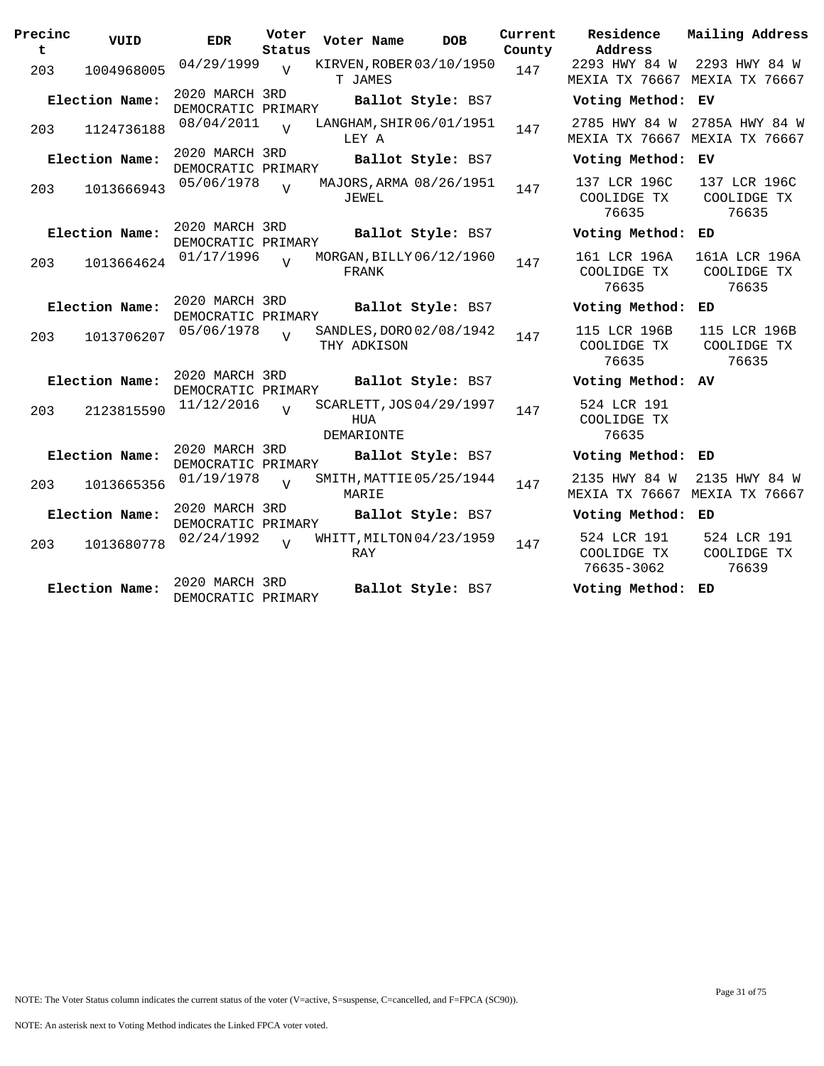| Precinct | VUID | EDR | Voter Status | Voter Name | DOB | Current County | Residence Address | Mailing Address |
|---|---|---|---|---|---|---|---|---|
| 203 | 1004968005 | 04/29/1999 | V | KIRVEN, ROBERT JAMES | 03/10/1950 | 147 | 2293 HWY 84 W MEXIA TX 76667 | 2293 HWY 84 W MEXIA TX 76667 |
| **Election Name:** | | 2020 MARCH 3RD DEMOCRATIC PRIMARY | | **Ballot Style:** BS7 | | | **Voting Method:** | **EV** |
| 203 | 1124736188 | 08/04/2011 | V | LANGHAM, SHIRLEY A | 06/01/1951 | 147 | 2785 HWY 84 W MEXIA TX 76667 | 2785A HWY 84 W MEXIA TX 76667 |
| **Election Name:** | | 2020 MARCH 3RD DEMOCRATIC PRIMARY | | **Ballot Style:** BS7 | | | **Voting Method:** | **EV** |
| 203 | 1013666943 | 05/06/1978 | V | MAJORS, ARMA JEWEL | 08/26/1951 | 147 | 137 LCR 196C COOLIDGE TX 76635 | 137 LCR 196C COOLIDGE TX 76635 |
| **Election Name:** | | 2020 MARCH 3RD DEMOCRATIC PRIMARY | | **Ballot Style:** BS7 | | | **Voting Method:** | **ED** |
| 203 | 1013664624 | 01/17/1996 | V | MORGAN, BILLY FRANK | 06/12/1960 | 147 | 161 LCR 196A COOLIDGE TX 76635 | 161A LCR 196A COOLIDGE TX 76635 |
| **Election Name:** | | 2020 MARCH 3RD DEMOCRATIC PRIMARY | | **Ballot Style:** BS7 | | | **Voting Method:** | **ED** |
| 203 | 1013706207 | 05/06/1978 | V | SANDLES, DOROTHY ADKISON | 02/08/1942 | 147 | 115 LCR 196B COOLIDGE TX 76635 | 115 LCR 196B COOLIDGE TX 76635 |
| **Election Name:** | | 2020 MARCH 3RD DEMOCRATIC PRIMARY | | **Ballot Style:** BS7 | | | **Voting Method:** | **AV** |
| 203 | 2123815590 | 11/12/2016 | V | SCARLETT, JOSHUA DEMARIONTE | 04/29/1997 | 147 | 524 LCR 191 COOLIDGE TX 76635 | |
| **Election Name:** | | 2020 MARCH 3RD DEMOCRATIC PRIMARY | | **Ballot Style:** BS7 | | | **Voting Method:** | **ED** |
| 203 | 1013665356 | 01/19/1978 | V | SMITH, MATTIE MARIE | 05/25/1944 | 147 | 2135 HWY 84 W MEXIA TX 76667 | 2135 HWY 84 W MEXIA TX 76667 |
| **Election Name:** | | 2020 MARCH 3RD DEMOCRATIC PRIMARY | | **Ballot Style:** BS7 | | | **Voting Method:** | **ED** |
| 203 | 1013680778 | 02/24/1992 | V | WHITT, MILTON RAY | 04/23/1959 | 147 | 524 LCR 191 COOLIDGE TX 76635-3062 | 524 LCR 191 COOLIDGE TX 76639 |
| **Election Name:** | | 2020 MARCH 3RD DEMOCRATIC PRIMARY | | **Ballot Style:** BS7 | | | **Voting Method:** | **ED** |

NOTE: The Voter Status column indicates the current status of the voter (V=active, S=suspense, C=cancelled, and F=FPCA (SC90)).

NOTE: An asterisk next to Voting Method indicates the Linked FPCA voter voted.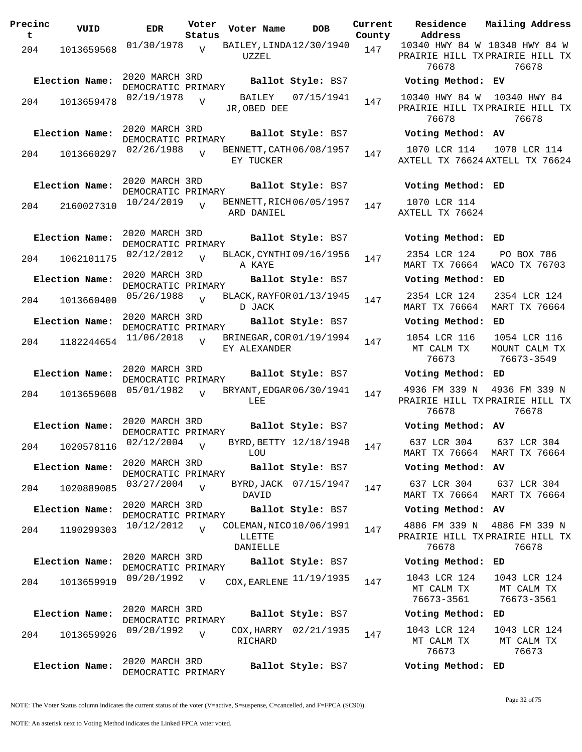| Precinct | VUID | EDR | Voter Status | Voter Name | DOB | Current County | Residence Address | Mailing Address |
|---|---|---|---|---|---|---|---|---|
| 204 | 1013659568 | 01/30/1978 | V | BAILEY,LINDA UZZEL | 12/30/1940 | 147 | 10340 HWY 84 W PRAIRIE HILL TX 76678 | 10340 HWY 84 W PRAIRIE HILL TX 76678 |
| **Election Name:** | 2020 MARCH 3RD DEMOCRATIC PRIMARY | | | **Ballot Style:** BS7 | | | **Voting Method:** EV | |
| 204 | 1013659478 | 02/19/1978 | V | BAILEY JR,OBED DEE | 07/15/1941 | 147 | 10340 HWY 84 W PRAIRIE HILL TX 76678 | 10340 HWY 84 PRAIRIE HILL TX 76678 |
| **Election Name:** | 2020 MARCH 3RD DEMOCRATIC PRIMARY | | | **Ballot Style:** BS7 | | | **Voting Method:** AV | |
| 204 | 1013660297 | 02/26/1988 | V | BENNETT,CATHEY TUCKER | 06/08/1957 | 147 | 1070 LCR 114 AXTELL TX 76624 | 1070 LCR 114 AXTELL TX 76624 |
| **Election Name:** | 2020 MARCH 3RD DEMOCRATIC PRIMARY | | | **Ballot Style:** BS7 | | | **Voting Method:** ED | |
| 204 | 2160027310 | 10/24/2019 | V | BENNETT,RICHARD DANIEL | 06/05/1957 | 147 | 1070 LCR 114 AXTELL TX 76624 | |
| **Election Name:** | 2020 MARCH 3RD DEMOCRATIC PRIMARY | | | **Ballot Style:** BS7 | | | **Voting Method:** ED | |
| 204 | 1062101175 | 02/12/2012 | V | BLACK,CYNTHIA KAYE | 09/16/1956 | 147 | 2354 LCR 124 MART TX 76664 | PO BOX 786 WACO TX 76703 |
| **Election Name:** | 2020 MARCH 3RD DEMOCRATIC PRIMARY | | | **Ballot Style:** BS7 | | | **Voting Method:** ED | |
| 204 | 1013660400 | 05/26/1988 | V | BLACK,RAYFORD JACK | 01/13/1945 | 147 | 2354 LCR 124 MART TX 76664 | 2354 LCR 124 MART TX 76664 |
| **Election Name:** | 2020 MARCH 3RD DEMOCRATIC PRIMARY | | | **Ballot Style:** BS7 | | | **Voting Method:** ED | |
| 204 | 1182244654 | 11/06/2018 | V | BRINEGAR,COREY ALEXANDER | 01/19/1994 | 147 | 1054 LCR 116 MT CALM TX 76673 | 1054 LCR 116 MOUNT CALM TX 76673-3549 |
| **Election Name:** | 2020 MARCH 3RD DEMOCRATIC PRIMARY | | | **Ballot Style:** BS7 | | | **Voting Method:** ED | |
| 204 | 1013659608 | 05/01/1982 | V | BRYANT,EDGAR LEE | 06/30/1941 | 147 | 4936 FM 339 N PRAIRIE HILL TX 76678 | 4936 FM 339 N PRAIRIE HILL TX 76678 |
| **Election Name:** | 2020 MARCH 3RD DEMOCRATIC PRIMARY | | | **Ballot Style:** BS7 | | | **Voting Method:** AV | |
| 204 | 1020578116 | 02/12/2004 | V | BYRD,BETTY LOU | 12/18/1948 | 147 | 637 LCR 304 MART TX 76664 | 637 LCR 304 MART TX 76664 |
| **Election Name:** | 2020 MARCH 3RD DEMOCRATIC PRIMARY | | | **Ballot Style:** BS7 | | | **Voting Method:** AV | |
| 204 | 1020889085 | 03/27/2004 | V | BYRD,JACK DAVID | 07/15/1947 | 147 | 637 LCR 304 MART TX 76664 | 637 LCR 304 MART TX 76664 |
| **Election Name:** | 2020 MARCH 3RD DEMOCRATIC PRIMARY | | | **Ballot Style:** BS7 | | | **Voting Method:** AV | |
| 204 | 1190299303 | 10/12/2012 | V | COLEMAN,NICOLLETTE DANIELLE | 10/06/1991 | 147 | 4886 FM 339 N PRAIRIE HILL TX 76678 | 4886 FM 339 N PRAIRIE HILL TX 76678 |
| **Election Name:** | 2020 MARCH 3RD DEMOCRATIC PRIMARY | | | **Ballot Style:** BS7 | | | **Voting Method:** ED | |
| 204 | 1013659919 | 09/20/1992 | V | COX,EARLENE | 11/19/1935 | 147 | 1043 LCR 124 MT CALM TX 76673-3561 | 1043 LCR 124 MT CALM TX 76673-3561 |
| **Election Name:** | 2020 MARCH 3RD DEMOCRATIC PRIMARY | | | **Ballot Style:** BS7 | | | **Voting Method:** ED | |
| 204 | 1013659926 | 09/20/1992 | V | COX,HARRY RICHARD | 02/21/1935 | 147 | 1043 LCR 124 MT CALM TX 76673 | 1043 LCR 124 MT CALM TX 76673 |
| **Election Name:** | 2020 MARCH 3RD DEMOCRATIC PRIMARY | | | **Ballot Style:** BS7 | | | **Voting Method:** ED | |

NOTE: The Voter Status column indicates the current status of the voter (V=active, S=suspense, C=cancelled, and F=FPCA (SC90)).

NOTE: An asterisk next to Voting Method indicates the Linked FPCA voter voted.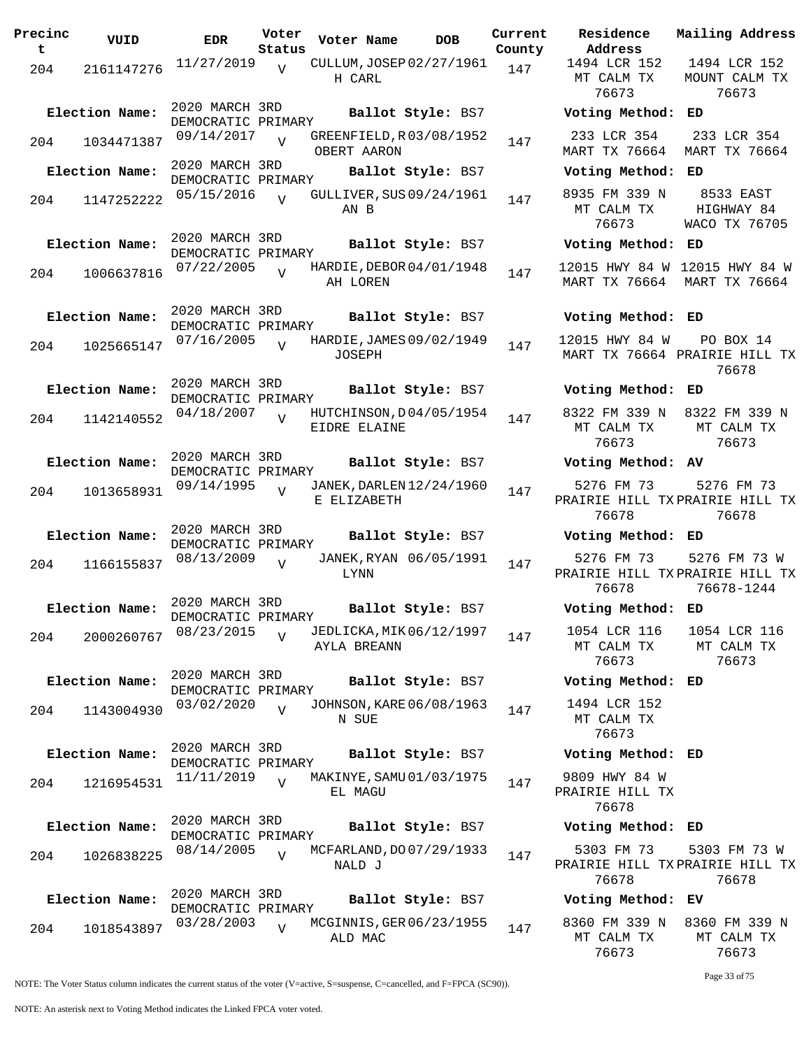| Precinct | VUID | EDR | Voter Status | Voter Name | DOB | Current County | Residence Address | Mailing Address |
|---|---|---|---|---|---|---|---|---|
| 204 | 2161147276 | 11/27/2019 | V | CULLUM, JOSEPH CARL | 02/27/1961 | 147 | 1494 LCR 152 MT CALM TX 76673 | 1494 LCR 152 MOUNT CALM TX 76673 |
| **Election Name:** | | 2020 MARCH 3RD DEMOCRATIC PRIMARY | | **Ballot Style:** BS7 | | | **Voting Method:** ED | |
| 204 | 1034471387 | 09/14/2017 | V | GREENFIELD, ROBERT AARON | 03/08/1952 | 147 | 233 LCR 354 MART TX 76664 | 233 LCR 354 MART TX 76664 |
| **Election Name:** | | 2020 MARCH 3RD DEMOCRATIC PRIMARY | | **Ballot Style:** BS7 | | | **Voting Method:** ED | |
| 204 | 1147252222 | 05/15/2016 | V | GULLIVER, SUSAN B | 09/24/1961 | 147 | 8935 FM 339 N MT CALM TX 76673 | 8533 EAST HIGHWAY 84 WACO TX 76705 |
| **Election Name:** | | 2020 MARCH 3RD DEMOCRATIC PRIMARY | | **Ballot Style:** BS7 | | | **Voting Method:** ED | |
| 204 | 1006637816 | 07/22/2005 | V | HARDIE, DEBORAH LOREN | 04/01/1948 | 147 | 12015 HWY 84 W MART TX 76664 | 12015 HWY 84 W MART TX 76664 |
| **Election Name:** | | 2020 MARCH 3RD DEMOCRATIC PRIMARY | | **Ballot Style:** BS7 | | | **Voting Method:** ED | |
| 204 | 1025665147 | 07/16/2005 | V | HARDIE, JAMES JOSEPH | 09/02/1949 | 147 | 12015 HWY 84 W MART TX 76664 | PO BOX 14 PRAIRIE HILL TX 76678 |
| **Election Name:** | | 2020 MARCH 3RD DEMOCRATIC PRIMARY | | **Ballot Style:** BS7 | | | **Voting Method:** ED | |
| 204 | 1142140552 | 04/18/2007 | V | HUTCHINSON, DEIDRE ELAINE | 04/05/1954 | 147 | 8322 FM 339 N MT CALM TX 76673 | 8322 FM 339 N MT CALM TX 76673 |
| **Election Name:** | | 2020 MARCH 3RD DEMOCRATIC PRIMARY | | **Ballot Style:** BS7 | | | **Voting Method:** AV | |
| 204 | 1013658931 | 09/14/1995 | V | JANEK, DARLENE ELIZABETH | 12/24/1960 | 147 | 5276 FM 73 PRAIRIE HILL TX 76678 | 5276 FM 73 PRAIRIE HILL TX 76678 |
| **Election Name:** | | 2020 MARCH 3RD DEMOCRATIC PRIMARY | | **Ballot Style:** BS7 | | | **Voting Method:** ED | |
| 204 | 1166155837 | 08/13/2009 | V | JANEK, RYAN LYNN | 06/05/1991 | 147 | 5276 FM 73 PRAIRIE HILL TX 76678 | 5276 FM 73 W PRAIRIE HILL TX 76678-1244 |
| **Election Name:** | | 2020 MARCH 3RD DEMOCRATIC PRIMARY | | **Ballot Style:** BS7 | | | **Voting Method:** ED | |
| 204 | 2000260767 | 08/23/2015 | V | JEDLICKA, MIKAYLA BREANN | 06/12/1997 | 147 | 1054 LCR 116 MT CALM TX 76673 | 1054 LCR 116 MT CALM TX 76673 |
| **Election Name:** | | 2020 MARCH 3RD DEMOCRATIC PRIMARY | | **Ballot Style:** BS7 | | | **Voting Method:** ED | |
| 204 | 1143004930 | 03/02/2020 | V | JOHNSON, KAREN SUE | 06/08/1963 | 147 | 1494 LCR 152 MT CALM TX 76673 | |
| **Election Name:** | | 2020 MARCH 3RD DEMOCRATIC PRIMARY | | **Ballot Style:** BS7 | | | **Voting Method:** ED | |
| 204 | 1216954531 | 11/11/2019 | V | MAKINYE, SAMUEL MAGU | 01/03/1975 | 147 | 9809 HWY 84 W PRAIRIE HILL TX 76678 | |
| **Election Name:** | | 2020 MARCH 3RD DEMOCRATIC PRIMARY | | **Ballot Style:** BS7 | | | **Voting Method:** ED | |
| 204 | 1026838225 | 08/14/2005 | V | MCFARLAND, DONALD J | 07/29/1933 | 147 | 5303 FM 73 PRAIRIE HILL TX 76678 | 5303 FM 73 W PRAIRIE HILL TX 76678 |
| **Election Name:** | | 2020 MARCH 3RD DEMOCRATIC PRIMARY | | **Ballot Style:** BS7 | | | **Voting Method:** EV | |
| 204 | 1018543897 | 03/28/2003 | V | MCGINNIS, GERALD MAC | 06/23/1955 | 147 | 8360 FM 339 N MT CALM TX 76673 | 8360 FM 339 N MT CALM TX 76673 |

NOTE: The Voter Status column indicates the current status of the voter (V=active, S=suspense, C=cancelled, and F=FPCA (SC90)).

NOTE: An asterisk next to Voting Method indicates the Linked FPCA voter voted.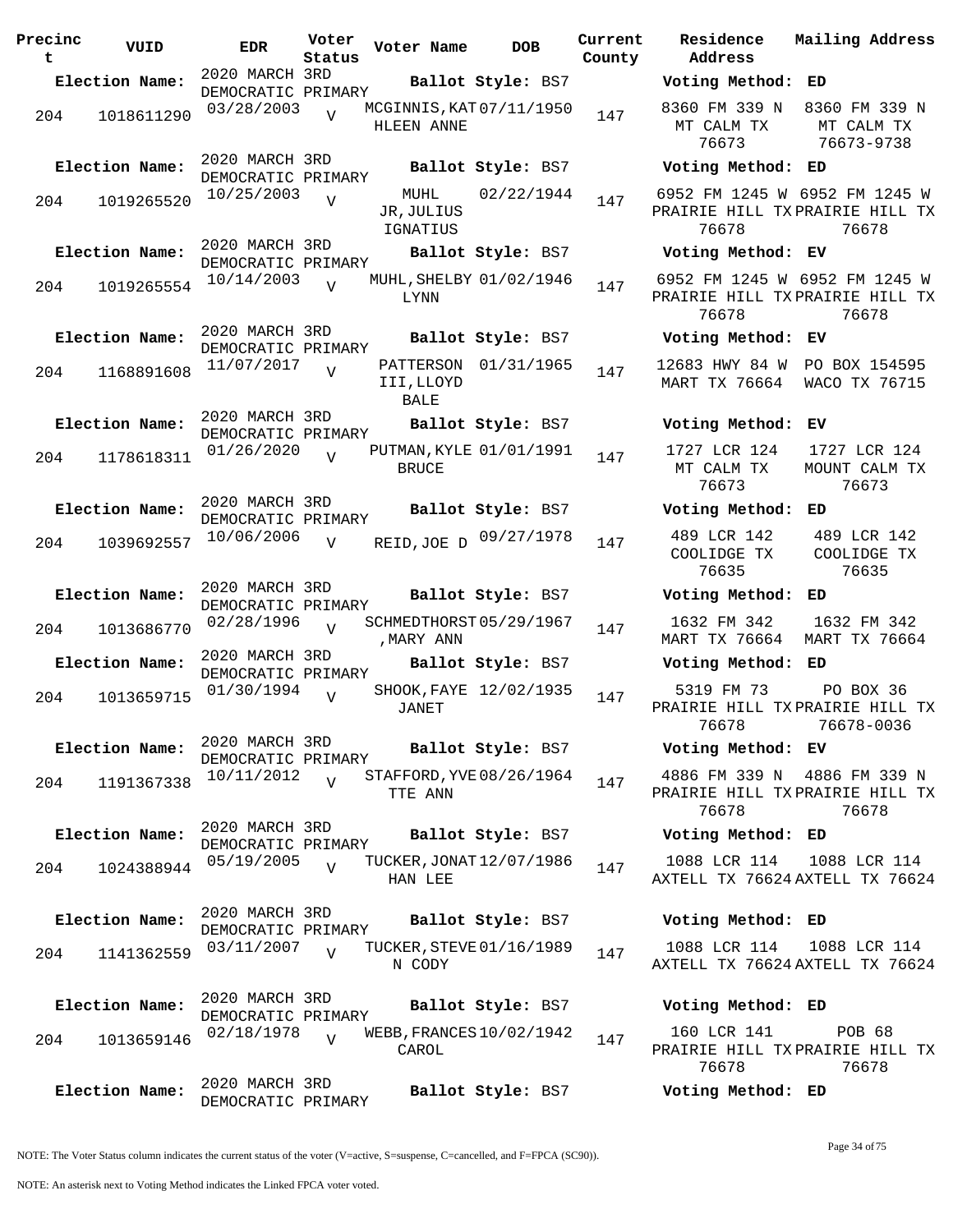| Precinct | VUID | EDR | Voter Status | Voter Name | DOB | Current County | Residence Address | Mailing Address |
|---|---|---|---|---|---|---|---|---|
| **Election Name:** | | 2020 MARCH 3RD DEMOCRATIC PRIMARY | | **Ballot Style:** BS7 | | | **Voting Method:** ED | |
| 204 | 1018611290 | 03/28/2003 | V | MCGINNIS,KATHLEEN ANNE | 07/11/1950 | 147 | 8360 FM 339 N MT CALM TX 76673 | 8360 FM 339 N MT CALM TX 76673-9738 |
| **Election Name:** | | 2020 MARCH 3RD DEMOCRATIC PRIMARY | | **Ballot Style:** BS7 | | | **Voting Method:** ED | |
| 204 | 1019265520 | 10/25/2003 | V | MUHL JR,JULIUS IGNATIUS | 02/22/1944 | 147 | 6952 FM 1245 W PRAIRIE HILL TX 76678 | 6952 FM 1245 W PRAIRIE HILL TX 76678 |
| **Election Name:** | | 2020 MARCH 3RD DEMOCRATIC PRIMARY | | **Ballot Style:** BS7 | | | **Voting Method:** EV | |
| 204 | 1019265554 | 10/14/2003 | V | MUHL,SHELBY LYNN | 01/02/1946 | 147 | 6952 FM 1245 W PRAIRIE HILL TX 76678 | 6952 FM 1245 W PRAIRIE HILL TX 76678 |
| **Election Name:** | | 2020 MARCH 3RD DEMOCRATIC PRIMARY | | **Ballot Style:** BS7 | | | **Voting Method:** EV | |
| 204 | 1168891608 | 11/07/2017 | V | PATTERSON III,LLOYD BALE | 01/31/1965 | 147 | 12683 HWY 84 W MART TX 76664 | PO BOX 154595 WACO TX 76715 |
| **Election Name:** | | 2020 MARCH 3RD DEMOCRATIC PRIMARY | | **Ballot Style:** BS7 | | | **Voting Method:** EV | |
| 204 | 1178618311 | 01/26/2020 | V | PUTMAN,KYLE BRUCE | 01/01/1991 | 147 | 1727 LCR 124 MT CALM TX 76673 | 1727 LCR 124 MOUNT CALM TX 76673 |
| **Election Name:** | | 2020 MARCH 3RD DEMOCRATIC PRIMARY | | **Ballot Style:** BS7 | | | **Voting Method:** ED | |
| 204 | 1039692557 | 10/06/2006 | V | REID,JOE D | 09/27/1978 | 147 | 489 LCR 142 COOLIDGE TX 76635 | 489 LCR 142 COOLIDGE TX 76635 |
| **Election Name:** | | 2020 MARCH 3RD DEMOCRATIC PRIMARY | | **Ballot Style:** BS7 | | | **Voting Method:** ED | |
| 204 | 1013686770 | 02/28/1996 | V | SCHMEDTHORST,MARY ANN | 05/29/1967 | 147 | 1632 FM 342 MART TX 76664 | 1632 FM 342 MART TX 76664 |
| **Election Name:** | | 2020 MARCH 3RD DEMOCRATIC PRIMARY | | **Ballot Style:** BS7 | | | **Voting Method:** ED | |
| 204 | 1013659715 | 01/30/1994 | V | SHOOK,FAYE JANET | 12/02/1935 | 147 | 5319 FM 73 PRAIRIE HILL TX 76678 | PO BOX 36 PRAIRIE HILL TX 76678-0036 |
| **Election Name:** | | 2020 MARCH 3RD DEMOCRATIC PRIMARY | | **Ballot Style:** BS7 | | | **Voting Method:** EV | |
| 204 | 1191367338 | 10/11/2012 | V | STAFFORD,YVETTE ANN | 08/26/1964 | 147 | 4886 FM 339 N PRAIRIE HILL TX 76678 | 4886 FM 339 N PRAIRIE HILL TX 76678 |
| **Election Name:** | | 2020 MARCH 3RD DEMOCRATIC PRIMARY | | **Ballot Style:** BS7 | | | **Voting Method:** ED | |
| 204 | 1024388944 | 05/19/2005 | V | TUCKER,JONATHAN LEE | 12/07/1986 | 147 | 1088 LCR 114 AXTELL TX 76624 | 1088 LCR 114 AXTELL TX 76624 |
| **Election Name:** | | 2020 MARCH 3RD DEMOCRATIC PRIMARY | | **Ballot Style:** BS7 | | | **Voting Method:** ED | |
| 204 | 1141362559 | 03/11/2007 | V | TUCKER,STEVEN CODY | 01/16/1989 | 147 | 1088 LCR 114 AXTELL TX 76624 | 1088 LCR 114 AXTELL TX 76624 |
| **Election Name:** | | 2020 MARCH 3RD DEMOCRATIC PRIMARY | | **Ballot Style:** BS7 | | | **Voting Method:** ED | |
| 204 | 1013659146 | 02/18/1978 | V | WEBB,FRANCES CAROL | 10/02/1942 | 147 | 160 LCR 141 PRAIRIE HILL TX 76678 | POB 68 PRAIRIE HILL TX 76678 |
| **Election Name:** | | 2020 MARCH 3RD DEMOCRATIC PRIMARY | | **Ballot Style:** BS7 | | | **Voting Method:** ED | |

NOTE: The Voter Status column indicates the current status of the voter (V=active, S=suspense, C=cancelled, and F=FPCA (SC90)).

NOTE: An asterisk next to Voting Method indicates the Linked FPCA voter voted.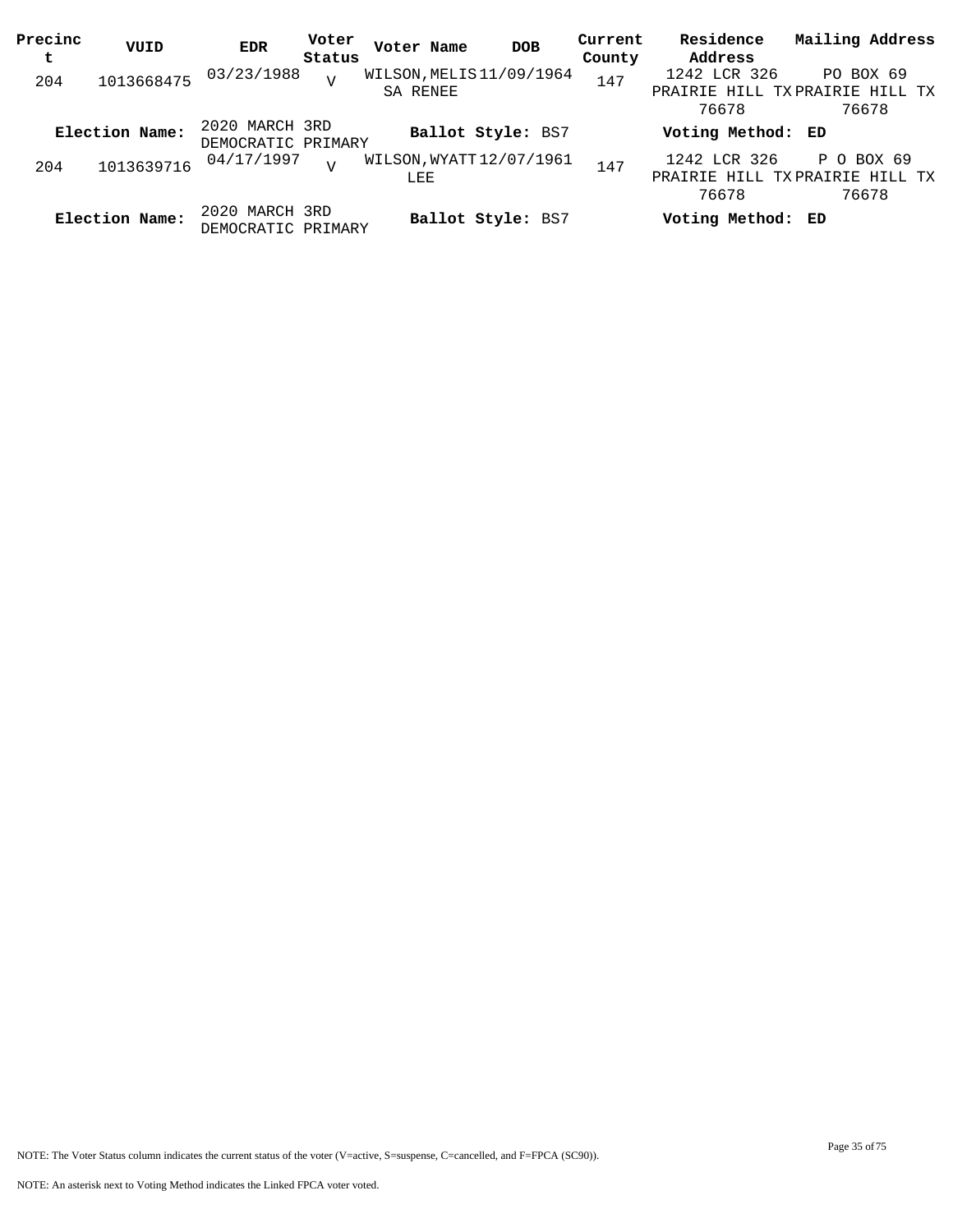| Precinct | VUID | EDR | Voter Status | Voter Name | DOB | Current County | Residence Address | Mailing Address |
|---|---|---|---|---|---|---|---|---|
| 204 | 1013668475 | 03/23/1988 | V | WILSON, MELISSA RENEE | 11/09/1964 | 147 | 1242 LCR 326 PRAIRIE HILL TX 76678 | PO BOX 69 PRAIRIE HILL TX 76678 |
| **Election Name:** | | 2020 MARCH 3RD DEMOCRATIC PRIMARY | | **Ballot Style:** BS7 | | | **Voting Method:** ED | |
| 204 | 1013639716 | 04/17/1997 | V | WILSON, WYATT LEE | 12/07/1961 | 147 | 1242 LCR 326 PRAIRIE HILL TX 76678 | P O BOX 69 PRAIRIE HILL TX 76678 |
| **Election Name:** | | 2020 MARCH 3RD DEMOCRATIC PRIMARY | | **Ballot Style:** BS7 | | | **Voting Method:** ED | |

NOTE: The Voter Status column indicates the current status of the voter (V=active, S=suspense, C=cancelled, and F=FPCA (SC90)).

NOTE: An asterisk next to Voting Method indicates the Linked FPCA voter voted.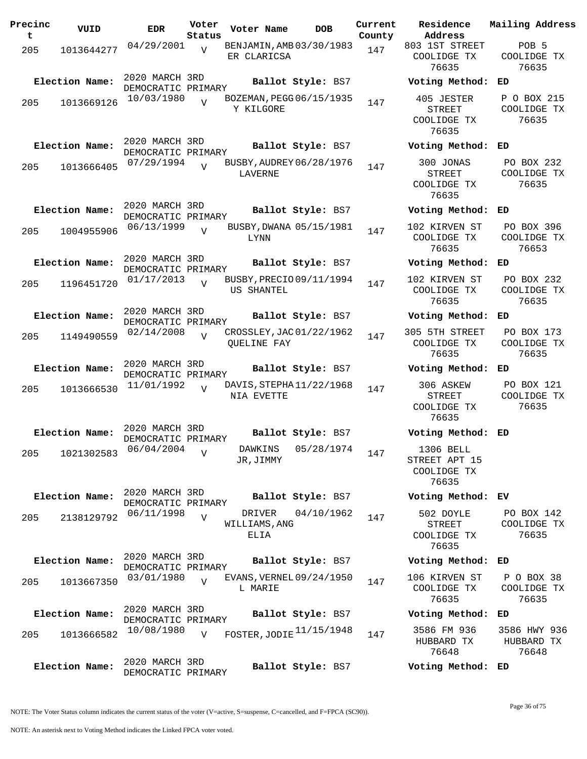| Precinct | VUID | EDR | Voter Status | Voter Name | DOB | Current County | Residence Address | Mailing Address |
|---|---|---|---|---|---|---|---|---|
| 205 | 1013644277 | 04/29/2001 | V | BENJAMIN,AMBER CLARICSA | 03/30/1983 | 147 | 803 1ST STREET COOLIDGE TX 76635 | POB 5 COOLIDGE TX 76635 |
| **Election Name:** | 2020 MARCH 3RD DEMOCRATIC PRIMARY | | | **Ballot Style:** BS7 | | | **Voting Method:** | ED |
| 205 | 1013669126 | 10/03/1980 | V | BOZEMAN,PEGGY KILGORE | 06/15/1935 | 147 | 405 JESTER STREET COOLIDGE TX 76635 | P O BOX 215 COOLIDGE TX 76635 |
| **Election Name:** | 2020 MARCH 3RD DEMOCRATIC PRIMARY | | | **Ballot Style:** BS7 | | | **Voting Method:** | ED |
| 205 | 1013666405 | 07/29/1994 | V | BUSBY,AUDREY LAVERNE | 06/28/1976 | 147 | 300 JONAS STREET COOLIDGE TX 76635 | PO BOX 232 COOLIDGE TX 76635 |
| **Election Name:** | 2020 MARCH 3RD DEMOCRATIC PRIMARY | | | **Ballot Style:** BS7 | | | **Voting Method:** | ED |
| 205 | 1004955906 | 06/13/1999 | V | BUSBY,DWANA LYNN | 05/15/1981 | 147 | 102 KIRVEN ST COOLIDGE TX 76635 | PO BOX 396 COOLIDGE TX 76653 |
| **Election Name:** | 2020 MARCH 3RD DEMOCRATIC PRIMARY | | | **Ballot Style:** BS7 | | | **Voting Method:** | ED |
| 205 | 1196451720 | 01/17/2013 | V | BUSBY,PRECIOUS SHANTEL | 09/11/1994 | 147 | 102 KIRVEN ST COOLIDGE TX 76635 | PO BOX 232 COOLIDGE TX 76635 |
| **Election Name:** | 2020 MARCH 3RD DEMOCRATIC PRIMARY | | | **Ballot Style:** BS7 | | | **Voting Method:** | ED |
| 205 | 1149490559 | 02/14/2008 | V | CROSSLEY,JACQUELINE FAY | 01/22/1962 | 147 | 305 5TH STREET COOLIDGE TX 76635 | PO BOX 173 COOLIDGE TX 76635 |
| **Election Name:** | 2020 MARCH 3RD DEMOCRATIC PRIMARY | | | **Ballot Style:** BS7 | | | **Voting Method:** | ED |
| 205 | 1013666530 | 11/01/1992 | V | DAVIS,STEPHANIA EVETTE | 11/22/1968 | 147 | 306 ASKEW STREET COOLIDGE TX 76635 | PO BOX 121 COOLIDGE TX 76635 |
| **Election Name:** | 2020 MARCH 3RD DEMOCRATIC PRIMARY | | | **Ballot Style:** BS7 | | | **Voting Method:** | ED |
| 205 | 1021302583 | 06/04/2004 | V | DAWKINS JR,JIMMY | 05/28/1974 | 147 | 1306 BELL STREET APT 15 COOLIDGE TX 76635 | |
| **Election Name:** | 2020 MARCH 3RD DEMOCRATIC PRIMARY | | | **Ballot Style:** BS7 | | | **Voting Method:** | EV |
| 205 | 2138129792 | 06/11/1998 | V | DRIVER WILLIAMS,ANGELIA | 04/10/1962 | 147 | 502 DOYLE STREET COOLIDGE TX 76635 | PO BOX 142 COOLIDGE TX 76635 |
| **Election Name:** | 2020 MARCH 3RD DEMOCRATIC PRIMARY | | | **Ballot Style:** BS7 | | | **Voting Method:** | ED |
| 205 | 1013667350 | 03/01/1980 | V | EVANS,VERNELL MARIE | 09/24/1950 | 147 | 106 KIRVEN ST COOLIDGE TX 76635 | P O BOX 38 COOLIDGE TX 76635 |
| **Election Name:** | 2020 MARCH 3RD DEMOCRATIC PRIMARY | | | **Ballot Style:** BS7 | | | **Voting Method:** | ED |
| 205 | 1013666582 | 10/08/1980 | V | FOSTER,JODIE | 11/15/1948 | 147 | 3586 FM 936 HUBBARD TX 76648 | 3586 HWY 936 HUBBARD TX 76648 |
| **Election Name:** | 2020 MARCH 3RD DEMOCRATIC PRIMARY | | | **Ballot Style:** BS7 | | | **Voting Method:** | ED |

NOTE: The Voter Status column indicates the current status of the voter (V=active, S=suspense, C=cancelled, and F=FPCA (SC90)).

NOTE: An asterisk next to Voting Method indicates the Linked FPCA voter voted.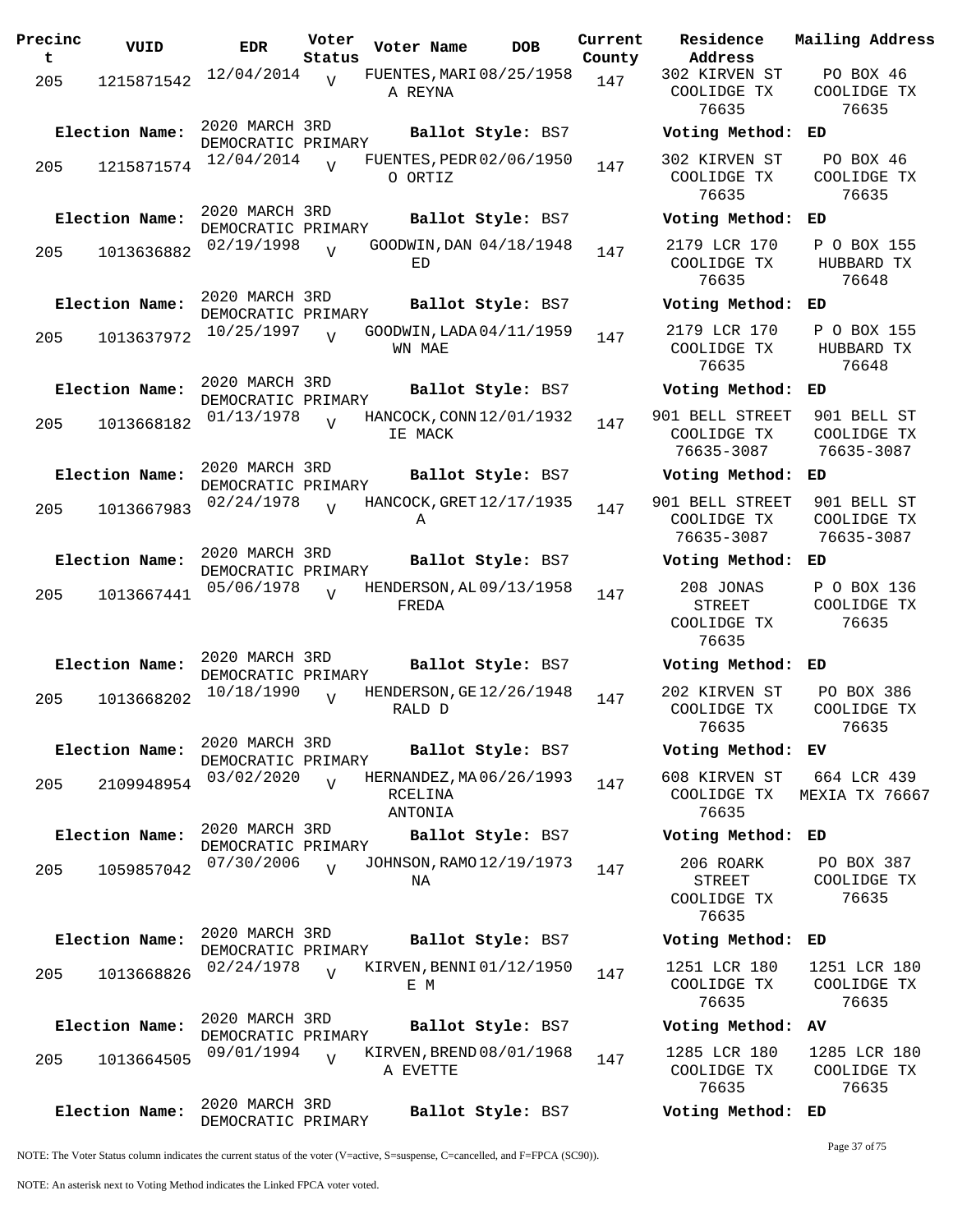| Precinct | VUID | EDR | Voter Status | Voter Name | DOB | Current County | Residence Address | Mailing Address |
|---|---|---|---|---|---|---|---|---|
| 205 | 1215871542 | 12/04/2014 | V | FUENTES, MARIA REYNA | 08/25/1958 | 147 | 302 KIRVEN ST COOLIDGE TX 76635 | PO BOX 46 COOLIDGE TX 76635 |
| **Election Name:** | | 2020 MARCH 3RD DEMOCRATIC PRIMARY | | **Ballot Style:** BS7 | | | **Voting Method:** | ED |
| 205 | 1215871574 | 12/04/2014 | V | FUENTES, PEDRO ORTIZ | 02/06/1950 | 147 | 302 KIRVEN ST COOLIDGE TX 76635 | PO BOX 46 COOLIDGE TX 76635 |
| **Election Name:** | | 2020 MARCH 3RD DEMOCRATIC PRIMARY | | **Ballot Style:** BS7 | | | **Voting Method:** | ED |
| 205 | 1013636882 | 02/19/1998 | V | GOODWIN, DANED | 04/18/1948 | 147 | 2179 LCR 170 COOLIDGE TX 76635 | P O BOX 155 HUBBARD TX 76648 |
| **Election Name:** | | 2020 MARCH 3RD DEMOCRATIC PRIMARY | | **Ballot Style:** BS7 | | | **Voting Method:** | ED |
| 205 | 1013637972 | 10/25/1997 | V | GOODWIN, LADAWN MAE | 04/11/1959 | 147 | 2179 LCR 170 COOLIDGE TX 76635 | P O BOX 155 HUBBARD TX 76648 |
| **Election Name:** | | 2020 MARCH 3RD DEMOCRATIC PRIMARY | | **Ballot Style:** BS7 | | | **Voting Method:** | ED |
| 205 | 1013668182 | 01/13/1978 | V | HANCOCK, CONNIE MACK | 12/01/1932 | 147 | 901 BELL STREET COOLIDGE TX 76635-3087 | 901 BELL ST COOLIDGE TX 76635-3087 |
| **Election Name:** | | 2020 MARCH 3RD DEMOCRATIC PRIMARY | | **Ballot Style:** BS7 | | | **Voting Method:** | ED |
| 205 | 1013667983 | 02/24/1978 | V | HANCOCK, GRETA | 12/17/1935 | 147 | 901 BELL STREET COOLIDGE TX 76635-3087 | 901 BELL ST COOLIDGE TX 76635-3087 |
| **Election Name:** | | 2020 MARCH 3RD DEMOCRATIC PRIMARY | | **Ballot Style:** BS7 | | | **Voting Method:** | ED |
| 205 | 1013667441 | 05/06/1978 | V | HENDERSON, ALFREDA | 09/13/1958 | 147 | 208 JONAS STREET COOLIDGE TX 76635 | P O BOX 136 COOLIDGE TX 76635 |
| **Election Name:** | | 2020 MARCH 3RD DEMOCRATIC PRIMARY | | **Ballot Style:** BS7 | | | **Voting Method:** | ED |
| 205 | 1013668202 | 10/18/1990 | V | HENDERSON, GERALD D | 12/26/1948 | 147 | 202 KIRVEN ST COOLIDGE TX 76635 | PO BOX 386 COOLIDGE TX 76635 |
| **Election Name:** | | 2020 MARCH 3RD DEMOCRATIC PRIMARY | | **Ballot Style:** BS7 | | | **Voting Method:** | EV |
| 205 | 2109948954 | 03/02/2020 | V | HERNANDEZ, MARCELINA ANTONIA | 06/26/1993 | 147 | 608 KIRVEN ST COOLIDGE TX 76635 | 664 LCR 439 MEXIA TX 76667 |
| **Election Name:** | | 2020 MARCH 3RD DEMOCRATIC PRIMARY | | **Ballot Style:** BS7 | | | **Voting Method:** | ED |
| 205 | 1059857042 | 07/30/2006 | V | JOHNSON, RAMONA | 12/19/1973 | 147 | 206 ROARK STREET COOLIDGE TX 76635 | PO BOX 387 COOLIDGE TX 76635 |
| **Election Name:** | | 2020 MARCH 3RD DEMOCRATIC PRIMARY | | **Ballot Style:** BS7 | | | **Voting Method:** | ED |
| 205 | 1013668826 | 02/24/1978 | V | KIRVEN, BENNIE M | 01/12/1950 | 147 | 1251 LCR 180 COOLIDGE TX 76635 | 1251 LCR 180 COOLIDGE TX 76635 |
| **Election Name:** | | 2020 MARCH 3RD DEMOCRATIC PRIMARY | | **Ballot Style:** BS7 | | | **Voting Method:** | AV |
| 205 | 1013664505 | 09/01/1994 | V | KIRVEN, BRENDA EVETTE | 08/01/1968 | 147 | 1285 LCR 180 COOLIDGE TX 76635 | 1285 LCR 180 COOLIDGE TX 76635 |
| **Election Name:** | | 2020 MARCH 3RD DEMOCRATIC PRIMARY | | **Ballot Style:** BS7 | | | **Voting Method:** | ED |

NOTE: The Voter Status column indicates the current status of the voter (V=active, S=suspense, C=cancelled, and F=FPCA (SC90)).

NOTE: An asterisk next to Voting Method indicates the Linked FPCA voter voted.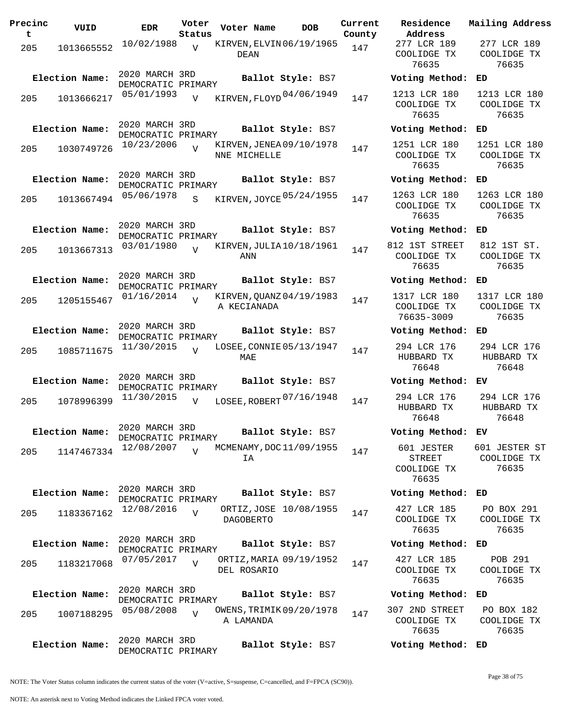| Precinct | VUID | EDR | Voter Status | Voter Name | DOB | Current County | Residence Address | Mailing Address |
|---|---|---|---|---|---|---|---|---|
| 205 | 1013665552 | 10/02/1988 | V | KIRVEN,ELVIN DEAN | 06/19/1965 | 147 | 277 LCR 189 COOLIDGE TX 76635 | 277 LCR 189 COOLIDGE TX 76635 |
| Election Name: | 2020 MARCH 3RD DEMOCRATIC PRIMARY | | | Ballot Style: BS7 | | | Voting Method: | ED |
| 205 | 1013666217 | 05/01/1993 | V | KIRVEN,FLOYD | 04/06/1949 | 147 | 1213 LCR 180 COOLIDGE TX 76635 | 1213 LCR 180 COOLIDGE TX 76635 |
| Election Name: | 2020 MARCH 3RD DEMOCRATIC PRIMARY | | | Ballot Style: BS7 | | | Voting Method: | ED |
| 205 | 1030749726 | 10/23/2006 | V | KIRVEN,JENEANNE MICHELLE | 09/10/1978 | 147 | 1251 LCR 180 COOLIDGE TX 76635 | 1251 LCR 180 COOLIDGE TX 76635 |
| Election Name: | 2020 MARCH 3RD DEMOCRATIC PRIMARY | | | Ballot Style: BS7 | | | Voting Method: | ED |
| 205 | 1013667494 | 05/06/1978 | S | KIRVEN,JOYCE | 05/24/1955 | 147 | 1263 LCR 180 COOLIDGE TX 76635 | 1263 LCR 180 COOLIDGE TX 76635 |
| Election Name: | 2020 MARCH 3RD DEMOCRATIC PRIMARY | | | Ballot Style: BS7 | | | Voting Method: | ED |
| 205 | 1013667313 | 03/01/1980 | V | KIRVEN,JULIA ANN | 10/18/1961 | 147 | 812 1ST STREET COOLIDGE TX 76635 | 812 1ST ST. COOLIDGE TX 76635 |
| Election Name: | 2020 MARCH 3RD DEMOCRATIC PRIMARY | | | Ballot Style: BS7 | | | Voting Method: | ED |
| 205 | 1205155467 | 01/16/2014 | V | KIRVEN,QUANZA KECIANADA | 04/19/1983 | 147 | 1317 LCR 180 COOLIDGE TX 76635-3009 | 1317 LCR 180 COOLIDGE TX 76635 |
| Election Name: | 2020 MARCH 3RD DEMOCRATIC PRIMARY | | | Ballot Style: BS7 | | | Voting Method: | ED |
| 205 | 1085711675 | 11/30/2015 | V | LOSEE,CONNIE MAE | 05/13/1947 | 147 | 294 LCR 176 HUBBARD TX 76648 | 294 LCR 176 HUBBARD TX 76648 |
| Election Name: | 2020 MARCH 3RD DEMOCRATIC PRIMARY | | | Ballot Style: BS7 | | | Voting Method: | EV |
| 205 | 1078996399 | 11/30/2015 | V | LOSEE,ROBERT | 07/16/1948 | 147 | 294 LCR 176 HUBBARD TX 76648 | 294 LCR 176 HUBBARD TX 76648 |
| Election Name: | 2020 MARCH 3RD DEMOCRATIC PRIMARY | | | Ballot Style: BS7 | | | Voting Method: | EV |
| 205 | 1147467334 | 12/08/2007 | V | MCMENAMY,DOCIA | 11/09/1955 | 147 | 601 JESTER STREET COOLIDGE TX 76635 | 601 JESTER ST COOLIDGE TX 76635 |
| Election Name: | 2020 MARCH 3RD DEMOCRATIC PRIMARY | | | Ballot Style: BS7 | | | Voting Method: | ED |
| 205 | 1183367162 | 12/08/2016 | V | ORTIZ,JOSE DAGOBERTO | 10/08/1955 | 147 | 427 LCR 185 COOLIDGE TX 76635 | PO BOX 291 COOLIDGE TX 76635 |
| Election Name: | 2020 MARCH 3RD DEMOCRATIC PRIMARY | | | Ballot Style: BS7 | | | Voting Method: | ED |
| 205 | 1183217068 | 07/05/2017 | V | ORTIZ,MARIA DEL ROSARIO | 09/19/1952 | 147 | 427 LCR 185 COOLIDGE TX 76635 | POB 291 COOLIDGE TX 76635 |
| Election Name: | 2020 MARCH 3RD DEMOCRATIC PRIMARY | | | Ballot Style: BS7 | | | Voting Method: | ED |
| 205 | 1007188295 | 05/08/2008 | V | OWENS,TRIMIKA LAMANDA | 09/20/1978 | 147 | 307 2ND STREET COOLIDGE TX 76635 | PO BOX 182 COOLIDGE TX 76635 |
| Election Name: | 2020 MARCH 3RD DEMOCRATIC PRIMARY | | | Ballot Style: BS7 | | | Voting Method: | ED |

NOTE: The Voter Status column indicates the current status of the voter (V=active, S=suspense, C=cancelled, and F=FPCA (SC90)).

NOTE: An asterisk next to Voting Method indicates the Linked FPCA voter voted.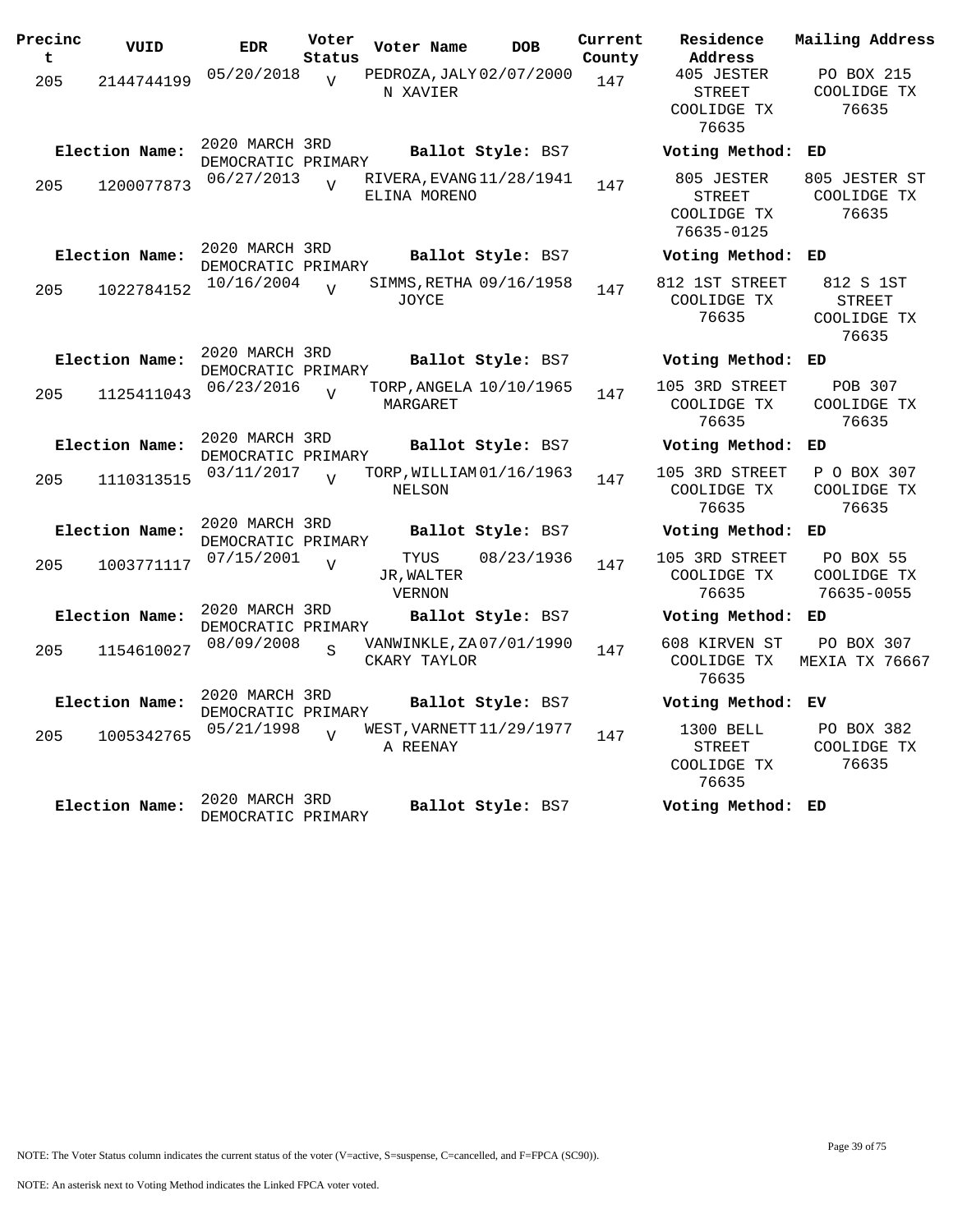| Precinct | VUID | EDR | Voter Status | Voter Name | DOB | Current County | Residence Address | Mailing Address |
|---|---|---|---|---|---|---|---|---|
| 205 | 2144744199 | 05/20/2018 | V | PEDROZA, JALYN XAVIER | 02/07/2000 | 147 | 405 JESTER STREET COOLIDGE TX 76635 | PO BOX 215 COOLIDGE TX 76635 |
| **Election Name:** | | 2020 MARCH 3RD DEMOCRATIC PRIMARY | | **Ballot Style:** BS7 | | | **Voting Method:** | ED |
| 205 | 1200077873 | 06/27/2013 | V | RIVERA, EVANGELINA MORENO | 11/28/1941 | 147 | 805 JESTER STREET COOLIDGE TX 76635-0125 | 805 JESTER ST COOLIDGE TX 76635 |
| **Election Name:** | | 2020 MARCH 3RD DEMOCRATIC PRIMARY | | **Ballot Style:** BS7 | | | **Voting Method:** | ED |
| 205 | 1022784152 | 10/16/2004 | V | SIMMS, RETHA JOYCE | 09/16/1958 | 147 | 812 1ST STREET COOLIDGE TX 76635 | 812 S 1ST STREET COOLIDGE TX 76635 |
| **Election Name:** | | 2020 MARCH 3RD DEMOCRATIC PRIMARY | | **Ballot Style:** BS7 | | | **Voting Method:** | ED |
| 205 | 1125411043 | 06/23/2016 | V | TORP, ANGELA MARGARET | 10/10/1965 | 147 | 105 3RD STREET COOLIDGE TX 76635 | POB 307 COOLIDGE TX 76635 |
| **Election Name:** | | 2020 MARCH 3RD DEMOCRATIC PRIMARY | | **Ballot Style:** BS7 | | | **Voting Method:** | ED |
| 205 | 1110313515 | 03/11/2017 | V | TORP, WILLIAM NELSON | 01/16/1963 | 147 | 105 3RD STREET COOLIDGE TX 76635 | P O BOX 307 COOLIDGE TX 76635 |
| **Election Name:** | | 2020 MARCH 3RD DEMOCRATIC PRIMARY | | **Ballot Style:** BS7 | | | **Voting Method:** | ED |
| 205 | 1003771117 | 07/15/2001 | V | TYUS JR, WALTER VERNON | 08/23/1936 | 147 | 105 3RD STREET COOLIDGE TX 76635 | PO BOX 55 COOLIDGE TX 76635-0055 |
| **Election Name:** | | 2020 MARCH 3RD DEMOCRATIC PRIMARY | | **Ballot Style:** BS7 | | | **Voting Method:** | ED |
| 205 | 1154610027 | 08/09/2008 | S | VANWINKLE, ZACKARY TAYLOR | 07/01/1990 | 147 | 608 KIRVEN ST COOLIDGE TX 76635 | PO BOX 307 MEXIA TX 76667 |
| **Election Name:** | | 2020 MARCH 3RD DEMOCRATIC PRIMARY | | **Ballot Style:** BS7 | | | **Voting Method:** | EV |
| 205 | 1005342765 | 05/21/1998 | V | WEST, VARNETTA REENAY | 11/29/1977 | 147 | 1300 BELL STREET COOLIDGE TX 76635 | PO BOX 382 COOLIDGE TX 76635 |
| **Election Name:** | | 2020 MARCH 3RD DEMOCRATIC PRIMARY | | **Ballot Style:** BS7 | | | **Voting Method:** | ED |

NOTE: The Voter Status column indicates the current status of the voter (V=active, S=suspense, C=cancelled, and F=FPCA (SC90)).

NOTE: An asterisk next to Voting Method indicates the Linked FPCA voter voted.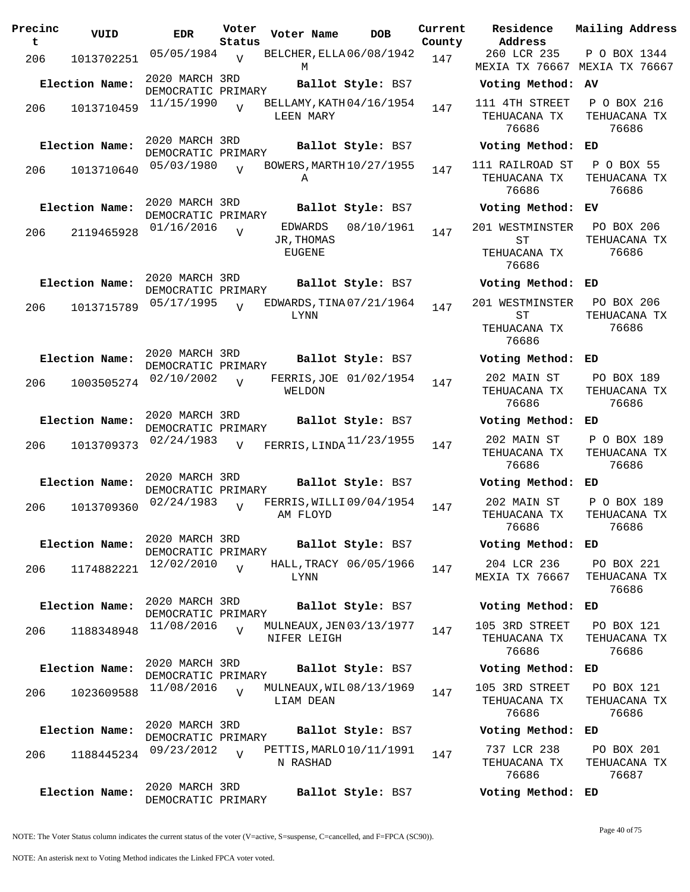| Precinct | VUID | EDR | Voter Status | Voter Name | DOB | Current County | Residence Address | Mailing Address |
|---|---|---|---|---|---|---|---|---|
| 206 | 1013702251 | 05/05/1984 | V | BELCHER, ELLA M | 06/08/1942 | 147 | 260 LCR 235 MEXIA TX 76667 | P O BOX 1344 MEXIA TX 76667 |
| **Election Name:** | 2020 MARCH 3RD DEMOCRATIC PRIMARY | | | **Ballot Style:** BS7 | | | **Voting Method:** | AV |
| 206 | 1013710459 | 11/15/1990 | V | BELLAMY, KATHLEEN MARY | 04/16/1954 | 147 | 111 4TH STREET TEHUACANA TX 76686 | P O BOX 216 TEHUACANA TX 76686 |
| **Election Name:** | 2020 MARCH 3RD DEMOCRATIC PRIMARY | | | **Ballot Style:** BS7 | | | **Voting Method:** | ED |
| 206 | 1013710640 | 05/03/1980 | V | BOWERS, MARTHA | 10/27/1955 | 147 | 111 RAILROAD ST TEHUACANA TX 76686 | P O BOX 55 TEHUACANA TX 76686 |
| **Election Name:** | 2020 MARCH 3RD DEMOCRATIC PRIMARY | | | **Ballot Style:** BS7 | | | **Voting Method:** | EV |
| 206 | 2119465928 | 01/16/2016 | V | EDWARDS JR, THOMAS EUGENE | 08/10/1961 | 147 | 201 WESTMINSTER ST TEHUACANA TX 76686 | PO BOX 206 TEHUACANA TX 76686 |
| **Election Name:** | 2020 MARCH 3RD DEMOCRATIC PRIMARY | | | **Ballot Style:** BS7 | | | **Voting Method:** | ED |
| 206 | 1013715789 | 05/17/1995 | V | EDWARDS, TINA LYNN | 07/21/1964 | 147 | 201 WESTMINSTER ST TEHUACANA TX 76686 | PO BOX 206 TEHUACANA TX 76686 |
| **Election Name:** | 2020 MARCH 3RD DEMOCRATIC PRIMARY | | | **Ballot Style:** BS7 | | | **Voting Method:** | ED |
| 206 | 1003505274 | 02/10/2002 | V | FERRIS, JOE WELDON | 01/02/1954 | 147 | 202 MAIN ST TEHUACANA TX 76686 | PO BOX 189 TEHUACANA TX 76686 |
| **Election Name:** | 2020 MARCH 3RD DEMOCRATIC PRIMARY | | | **Ballot Style:** BS7 | | | **Voting Method:** | ED |
| 206 | 1013709373 | 02/24/1983 | V | FERRIS, LINDA | 11/23/1955 | 147 | 202 MAIN ST TEHUACANA TX 76686 | P O BOX 189 TEHUACANA TX 76686 |
| **Election Name:** | 2020 MARCH 3RD DEMOCRATIC PRIMARY | | | **Ballot Style:** BS7 | | | **Voting Method:** | ED |
| 206 | 1013709360 | 02/24/1983 | V | FERRIS, WILLIAM FLOYD | 09/04/1954 | 147 | 202 MAIN ST TEHUACANA TX 76686 | P O BOX 189 TEHUACANA TX 76686 |
| **Election Name:** | 2020 MARCH 3RD DEMOCRATIC PRIMARY | | | **Ballot Style:** BS7 | | | **Voting Method:** | ED |
| 206 | 1174882221 | 12/02/2010 | V | HALL, TRACY LYNN | 06/05/1966 | 147 | 204 LCR 236 MEXIA TX 76667 | PO BOX 221 TEHUACANA TX 76686 |
| **Election Name:** | 2020 MARCH 3RD DEMOCRATIC PRIMARY | | | **Ballot Style:** BS7 | | | **Voting Method:** | ED |
| 206 | 1188348948 | 11/08/2016 | V | MULNEAUX, JENNIFER LEIGH | 03/13/1977 | 147 | 105 3RD STREET TEHUACANA TX 76686 | PO BOX 121 TEHUACANA TX 76686 |
| **Election Name:** | 2020 MARCH 3RD DEMOCRATIC PRIMARY | | | **Ballot Style:** BS7 | | | **Voting Method:** | ED |
| 206 | 1023609588 | 11/08/2016 | V | MULNEAUX, WILLIAM DEAN | 08/13/1969 | 147 | 105 3RD STREET TEHUACANA TX 76686 | PO BOX 121 TEHUACANA TX 76686 |
| **Election Name:** | 2020 MARCH 3RD DEMOCRATIC PRIMARY | | | **Ballot Style:** BS7 | | | **Voting Method:** | ED |
| 206 | 1188445234 | 09/23/2012 | V | PETTIS, MARLON RASHAD | 10/11/1991 | 147 | 737 LCR 238 TEHUACANA TX 76686 | PO BOX 201 TEHUACANA TX 76687 |
| **Election Name:** | 2020 MARCH 3RD DEMOCRATIC PRIMARY | | | **Ballot Style:** BS7 | | | **Voting Method:** | ED |

NOTE: The Voter Status column indicates the current status of the voter (V=active, S=suspense, C=cancelled, and F=FPCA (SC90)).

NOTE: An asterisk next to Voting Method indicates the Linked FPCA voter voted.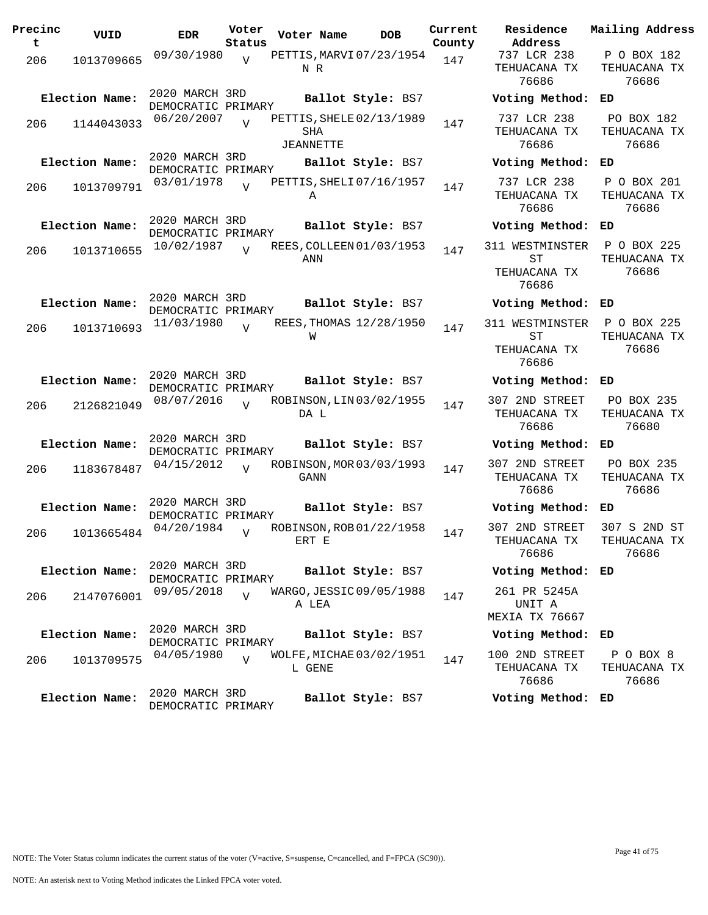| Precinct | VUID | EDR | Voter Status | Voter Name | DOB | Current County | Residence Address | Mailing Address |
|---|---|---|---|---|---|---|---|---|
| 206 | 1013709665 | 09/30/1980 | V | PETTIS,MARVIN R | 07/23/1954 | 147 | 737 LCR 238 TEHUACANA TX 76686 | P O BOX 182 TEHUACANA TX 76686 |
| Election Name: | 2020 MARCH 3RD DEMOCRATIC PRIMARY | | | Ballot Style: BS7 | | | Voting Method: | ED |
| 206 | 1144043033 | 06/20/2007 | V | PETTIS,SHELESHA JEANNETTE | 02/13/1989 | 147 | 737 LCR 238 TEHUACANA TX 76686 | PO BOX 182 TEHUACANA TX 76686 |
| Election Name: | 2020 MARCH 3RD DEMOCRATIC PRIMARY | | | Ballot Style: BS7 | | | Voting Method: | ED |
| 206 | 1013709791 | 03/01/1978 | V | PETTIS,SHELIA | 07/16/1957 | 147 | 737 LCR 238 TEHUACANA TX 76686 | P O BOX 201 TEHUACANA TX 76686 |
| Election Name: | 2020 MARCH 3RD DEMOCRATIC PRIMARY | | | Ballot Style: BS7 | | | Voting Method: | ED |
| 206 | 1013710655 | 10/02/1987 | V | REES,COLLEEN ANN | 01/03/1953 | 147 | 311 WESTMINSTER ST TEHUACANA TX 76686 | P O BOX 225 TEHUACANA TX 76686 |
| Election Name: | 2020 MARCH 3RD DEMOCRATIC PRIMARY | | | Ballot Style: BS7 | | | Voting Method: | ED |
| 206 | 1013710693 | 11/03/1980 | V | REES,THOMAS W | 12/28/1950 | 147 | 311 WESTMINSTER ST TEHUACANA TX 76686 | P O BOX 225 TEHUACANA TX 76686 |
| Election Name: | 2020 MARCH 3RD DEMOCRATIC PRIMARY | | | Ballot Style: BS7 | | | Voting Method: | ED |
| 206 | 2126821049 | 08/07/2016 | V | ROBINSON,LINDA L | 03/02/1955 | 147 | 307 2ND STREET TEHUACANA TX 76686 | PO BOX 235 TEHUACANA TX 76680 |
| Election Name: | 2020 MARCH 3RD DEMOCRATIC PRIMARY | | | Ballot Style: BS7 | | | Voting Method: | ED |
| 206 | 1183678487 | 04/15/2012 | V | ROBINSON,MORGANN | 03/03/1993 | 147 | 307 2ND STREET TEHUACANA TX 76686 | PO BOX 235 TEHUACANA TX 76686 |
| Election Name: | 2020 MARCH 3RD DEMOCRATIC PRIMARY | | | Ballot Style: BS7 | | | Voting Method: | ED |
| 206 | 1013665484 | 04/20/1984 | V | ROBINSON,ROBERT E | 01/22/1958 | 147 | 307 2ND STREET TEHUACANA TX 76686 | 307 S 2ND ST TEHUACANA TX 76686 |
| Election Name: | 2020 MARCH 3RD DEMOCRATIC PRIMARY | | | Ballot Style: BS7 | | | Voting Method: | ED |
| 206 | 2147076001 | 09/05/2018 | V | WARGO,JESSICA LEA | 09/05/1988 | 147 | 261 PR 5245A UNIT A MEXIA TX 76667 | |
| Election Name: | 2020 MARCH 3RD DEMOCRATIC PRIMARY | | | Ballot Style: BS7 | | | Voting Method: | ED |
| 206 | 1013709575 | 04/05/1980 | V | WOLFE,MICHAEL GENE | 03/02/1951 | 147 | 100 2ND STREET TEHUACANA TX 76686 | P O BOX 8 TEHUACANA TX 76686 |
| Election Name: | 2020 MARCH 3RD DEMOCRATIC PRIMARY | | | Ballot Style: BS7 | | | Voting Method: | ED |

NOTE: The Voter Status column indicates the current status of the voter (V=active, S=suspense, C=cancelled, and F=FPCA (SC90)).

NOTE: An asterisk next to Voting Method indicates the Linked FPCA voter voted.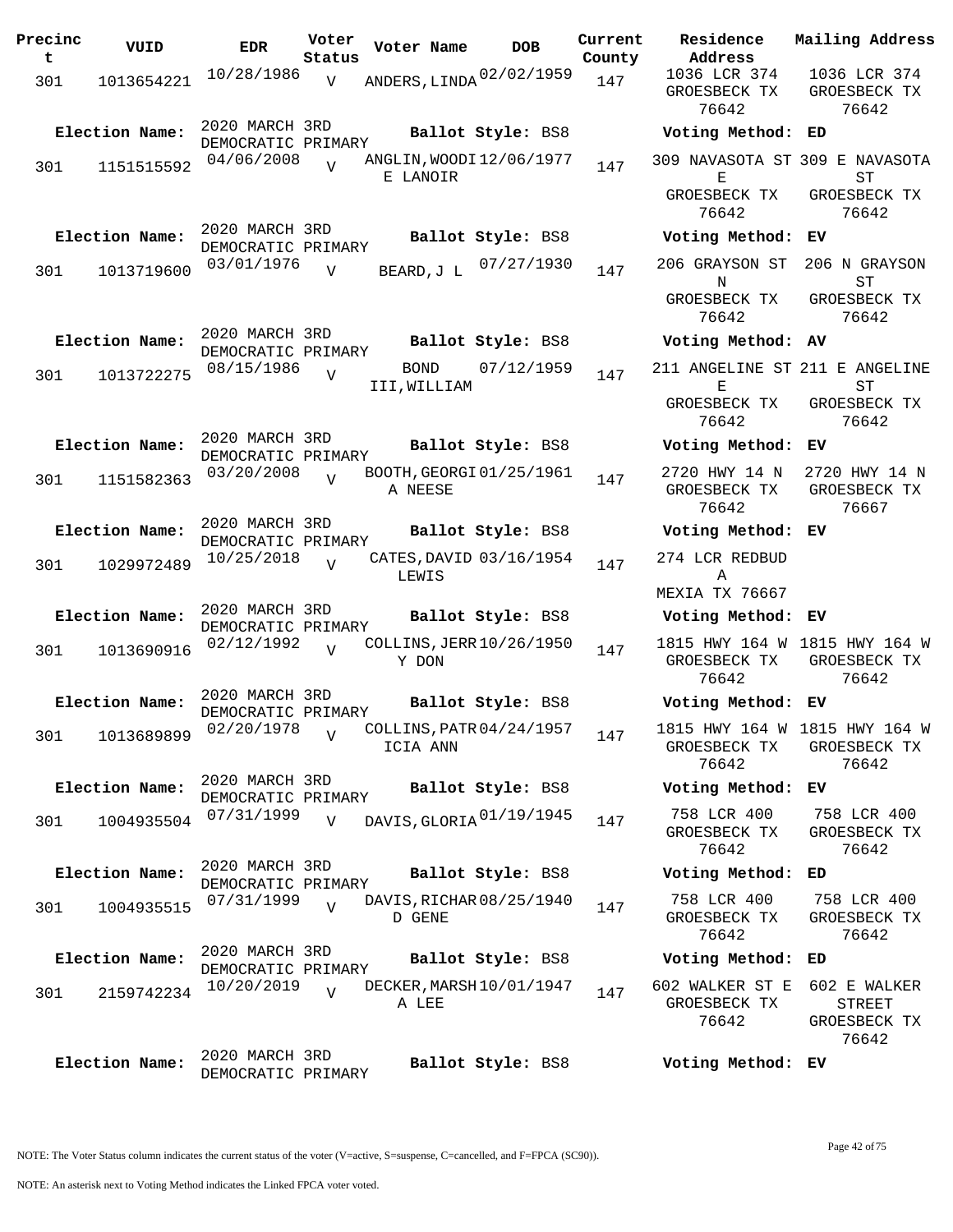| Precinct | VUID | EDR | Voter Status | Voter Name | DOB | Current County | Residence Address | Mailing Address |
|---|---|---|---|---|---|---|---|---|
| 301 | 1013654221 | 10/28/1986 | V | ANDERS,LINDA | 02/02/1959 | 147 | 1036 LCR 374 GROESBECK TX 76642 | 1036 LCR 374 GROESBECK TX 76642 |
| **Election Name:** | 2020 MARCH 3RD DEMOCRATIC PRIMARY | | | **Ballot Style:** BS8 | | | **Voting Method:** ED | |
| 301 | 1151515592 | 04/06/2008 | V | ANGLIN,WOODIE LANOIR | 12/06/1977 | 147 | 309 NAVASOTA ST E GROESBECK TX 76642 | 309 E NAVASOTA ST GROESBECK TX 76642 |
| **Election Name:** | 2020 MARCH 3RD DEMOCRATIC PRIMARY | | | **Ballot Style:** BS8 | | | **Voting Method:** EV | |
| 301 | 1013719600 | 03/01/1976 | V | BEARD,J L | 07/27/1930 | 147 | 206 GRAYSON ST N GROESBECK TX 76642 | 206 N GRAYSON ST GROESBECK TX 76642 |
| **Election Name:** | 2020 MARCH 3RD DEMOCRATIC PRIMARY | | | **Ballot Style:** BS8 | | | **Voting Method:** AV | |
| 301 | 1013722275 | 08/15/1986 | V | BOND III,WILLIAM | 07/12/1959 | 147 | 211 ANGELINE ST E GROESBECK TX 76642 | 211 E ANGELINE ST GROESBECK TX 76642 |
| **Election Name:** | 2020 MARCH 3RD DEMOCRATIC PRIMARY | | | **Ballot Style:** BS8 | | | **Voting Method:** EV | |
| 301 | 1151582363 | 03/20/2008 | V | BOOTH,GEORGIA NEESE | 01/25/1961 | 147 | 2720 HWY 14 N GROESBECK TX 76642 | 2720 HWY 14 N GROESBECK TX 76667 |
| **Election Name:** | 2020 MARCH 3RD DEMOCRATIC PRIMARY | | | **Ballot Style:** BS8 | | | **Voting Method:** EV | |
| 301 | 1029972489 | 10/25/2018 | V | CATES,DAVID LEWIS | 03/16/1954 | 147 | 274 LCR REDBUD A MEXIA TX 76667 | |
| **Election Name:** | 2020 MARCH 3RD DEMOCRATIC PRIMARY | | | **Ballot Style:** BS8 | | | **Voting Method:** EV | |
| 301 | 1013690916 | 02/12/1992 | V | COLLINS,JERRY DON | 10/26/1950 | 147 | 1815 HWY 164 W GROESBECK TX 76642 | 1815 HWY 164 W GROESBECK TX 76642 |
| **Election Name:** | 2020 MARCH 3RD DEMOCRATIC PRIMARY | | | **Ballot Style:** BS8 | | | **Voting Method:** EV | |
| 301 | 1013689899 | 02/20/1978 | V | COLLINS,PATRICIA ANN | 04/24/1957 | 147 | 1815 HWY 164 W GROESBECK TX 76642 | 1815 HWY 164 W GROESBECK TX 76642 |
| **Election Name:** | 2020 MARCH 3RD DEMOCRATIC PRIMARY | | | **Ballot Style:** BS8 | | | **Voting Method:** EV | |
| 301 | 1004935504 | 07/31/1999 | V | DAVIS,GLORIA | 01/19/1945 | 147 | 758 LCR 400 GROESBECK TX 76642 | 758 LCR 400 GROESBECK TX 76642 |
| **Election Name:** | 2020 MARCH 3RD DEMOCRATIC PRIMARY | | | **Ballot Style:** BS8 | | | **Voting Method:** ED | |
| 301 | 1004935515 | 07/31/1999 | V | DAVIS,RICHARD GENE | 08/25/1940 | 147 | 758 LCR 400 GROESBECK TX 76642 | 758 LCR 400 GROESBECK TX 76642 |
| **Election Name:** | 2020 MARCH 3RD DEMOCRATIC PRIMARY | | | **Ballot Style:** BS8 | | | **Voting Method:** ED | |
| 301 | 2159742234 | 10/20/2019 | V | DECKER,MARSHA LEE | 10/01/1947 | 147 | 602 WALKER ST E GROESBECK TX 76642 | 602 E WALKER STREET GROESBECK TX 76642 |
| **Election Name:** | 2020 MARCH 3RD DEMOCRATIC PRIMARY | | | **Ballot Style:** BS8 | | | **Voting Method:** EV | |

NOTE: The Voter Status column indicates the current status of the voter (V=active, S=suspense, C=cancelled, and F=FPCA (SC90)).

NOTE: An asterisk next to Voting Method indicates the Linked FPCA voter voted.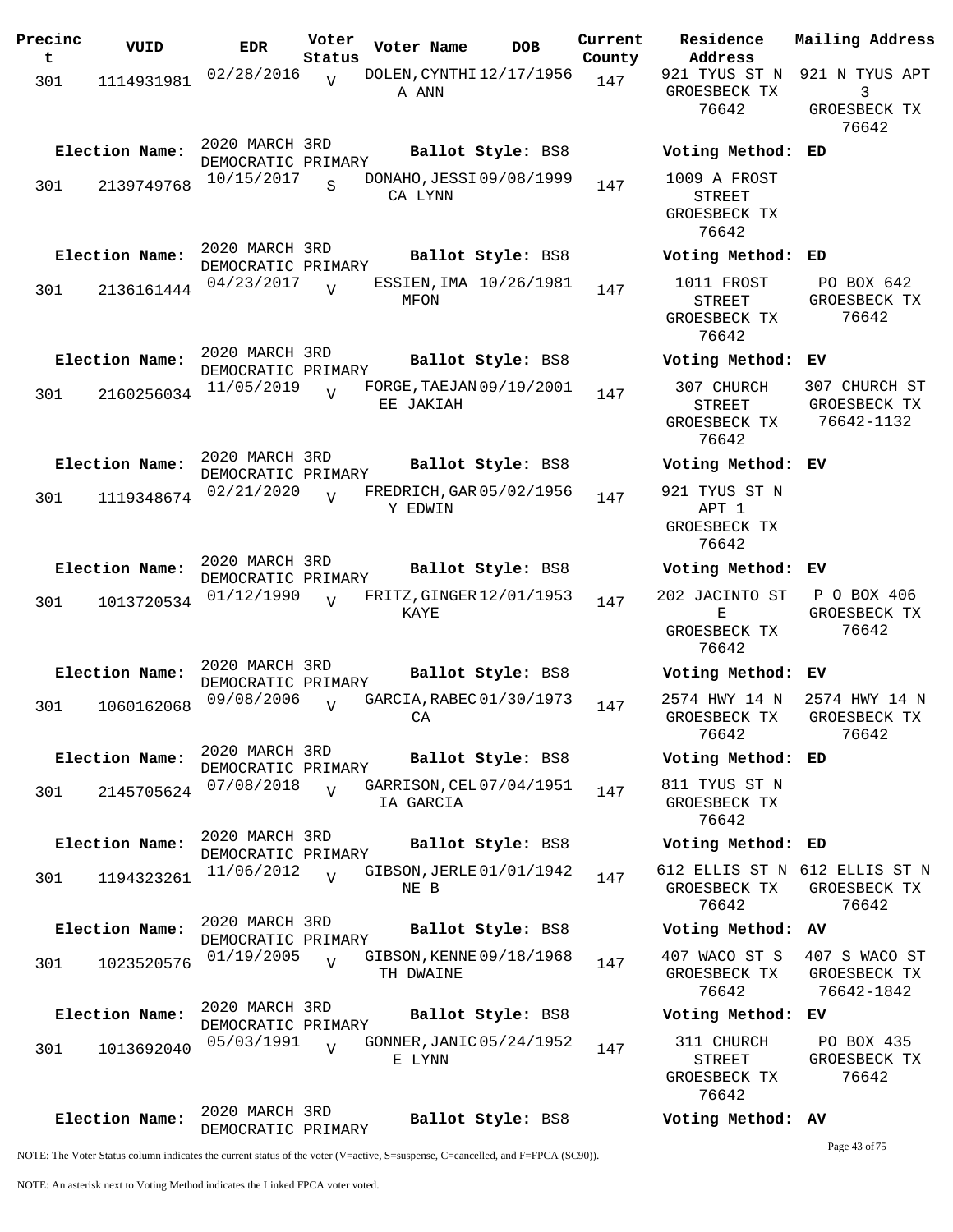| Precinct | VUID | EDR | Voter Status | Voter Name | DOB | Current County | Residence Address | Mailing Address |
|---|---|---|---|---|---|---|---|---|
| 301 | 1114931981 | 02/28/2016 | V | DOLEN,CYNTHIA ANN | 12/17/1956 | 147 | 921 TYUS ST N GROESBECK TX 76642 | 921 N TYUS APT 3 GROESBECK TX 76642 |
| Election Name: | | 2020 MARCH 3RD DEMOCRATIC PRIMARY | | Ballot Style: BS8 | | | Voting Method: ED | |
| 301 | 2139749768 | 10/15/2017 | S | DONAHO,JESSICA LYNN | 09/08/1999 | 147 | 1009 A FROST STREET GROESBECK TX 76642 | |
| Election Name: | | 2020 MARCH 3RD DEMOCRATIC PRIMARY | | Ballot Style: BS8 | | | Voting Method: ED | |
| 301 | 2136161444 | 04/23/2017 | V | ESSIEN,IMA MFON | 10/26/1981 | 147 | 1011 FROST STREET GROESBECK TX 76642 | PO BOX 642 GROESBECK TX 76642 |
| Election Name: | | 2020 MARCH 3RD DEMOCRATIC PRIMARY | | Ballot Style: BS8 | | | Voting Method: EV | |
| 301 | 2160256034 | 11/05/2019 | V | FORGE,TAEJANEE JAKIAH | 09/19/2001 | 147 | 307 CHURCH STREET GROESBECK TX 76642 | 307 CHURCH ST GROESBECK TX 76642-1132 |
| Election Name: | | 2020 MARCH 3RD DEMOCRATIC PRIMARY | | Ballot Style: BS8 | | | Voting Method: EV | |
| 301 | 1119348674 | 02/21/2020 | V | FREDRICH,GARY EDWIN | 05/02/1956 | 147 | 921 TYUS ST N APT 1 GROESBECK TX 76642 | |
| Election Name: | | 2020 MARCH 3RD DEMOCRATIC PRIMARY | | Ballot Style: BS8 | | | Voting Method: EV | |
| 301 | 1013720534 | 01/12/1990 | V | FRITZ,GINGER KAYE | 12/01/1953 | 147 | 202 JACINTO ST E GROESBECK TX 76642 | P O BOX 406 GROESBECK TX 76642 |
| Election Name: | | 2020 MARCH 3RD DEMOCRATIC PRIMARY | | Ballot Style: BS8 | | | Voting Method: EV | |
| 301 | 1060162068 | 09/08/2006 | V | GARCIA,RABECCA | 01/30/1973 | 147 | 2574 HWY 14 N GROESBECK TX 76642 | 2574 HWY 14 N GROESBECK TX 76642 |
| Election Name: | | 2020 MARCH 3RD DEMOCRATIC PRIMARY | | Ballot Style: BS8 | | | Voting Method: ED | |
| 301 | 2145705624 | 07/08/2018 | V | GARRISON,CELIA GARCIA | 07/04/1951 | 147 | 811 TYUS ST N GROESBECK TX 76642 | |
| Election Name: | | 2020 MARCH 3RD DEMOCRATIC PRIMARY | | Ballot Style: BS8 | | | Voting Method: ED | |
| 301 | 1194323261 | 11/06/2012 | V | GIBSON,JERLENE B | 01/01/1942 | 147 | 612 ELLIS ST N GROESBECK TX 76642 | 612 ELLIS ST N GROESBECK TX 76642 |
| Election Name: | | 2020 MARCH 3RD DEMOCRATIC PRIMARY | | Ballot Style: BS8 | | | Voting Method: AV | |
| 301 | 1023520576 | 01/19/2005 | V | GIBSON,KENNETH DWAINE | 09/18/1968 | 147 | 407 WACO ST S GROESBECK TX 76642 | 407 S WACO ST GROESBECK TX 76642-1842 |
| Election Name: | | 2020 MARCH 3RD DEMOCRATIC PRIMARY | | Ballot Style: BS8 | | | Voting Method: EV | |
| 301 | 1013692040 | 05/03/1991 | V | GONNER,JANICE LYNN | 05/24/1952 | 147 | 311 CHURCH STREET GROESBECK TX 76642 | PO BOX 435 GROESBECK TX 76642 |
| Election Name: | | 2020 MARCH 3RD DEMOCRATIC PRIMARY | | Ballot Style: BS8 | | | Voting Method: AV | |

NOTE: The Voter Status column indicates the current status of the voter (V=active, S=suspense, C=cancelled, and F=FPCA (SC90)).

NOTE: An asterisk next to Voting Method indicates the Linked FPCA voter voted.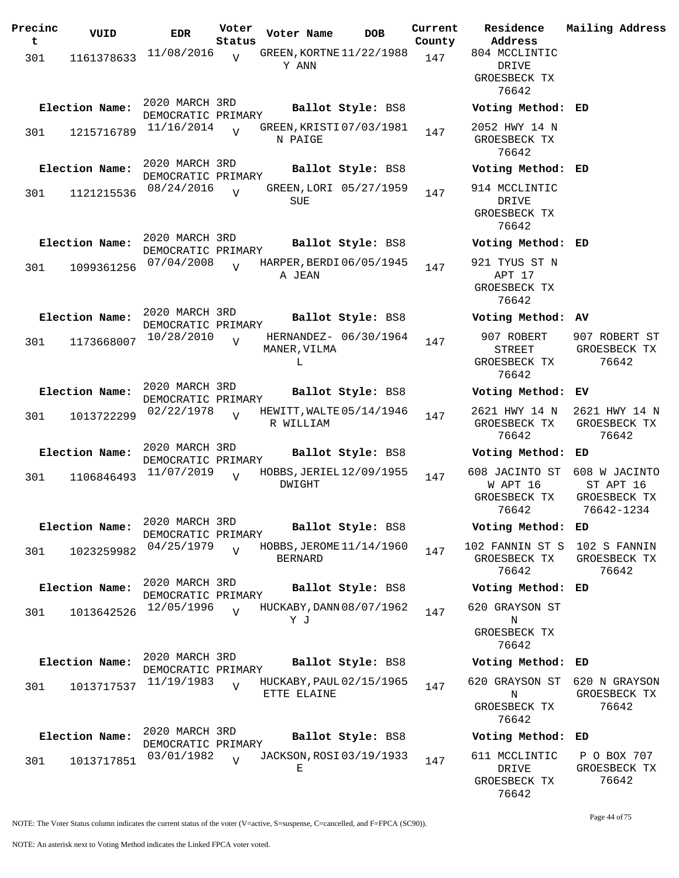| Precinct | VUID | EDR | Voter Status | Voter Name | DOB | Current County | Residence Address | Mailing Address |
|---|---|---|---|---|---|---|---|---|
| 301 | 1161378633 | 11/08/2016 | V | GREEN,KORTNEY ANN | 11/22/1988 | 147 | 804 MCCLINTIC DRIVE GROESBECK TX 76642 | |
| **Election Name:** | | 2020 MARCH 3RD DEMOCRATIC PRIMARY | | **Ballot Style:** BS8 | | | **Voting Method:** ED | |
| 301 | 1215716789 | 11/16/2014 | V | GREEN,KRISTIN PAIGE | 07/03/1981 | 147 | 2052 HWY 14 N GROESBECK TX 76642 | |
| **Election Name:** | | 2020 MARCH 3RD DEMOCRATIC PRIMARY | | **Ballot Style:** BS8 | | | **Voting Method:** ED | |
| 301 | 1121215536 | 08/24/2016 | V | GREEN,LORI SUE | 05/27/1959 | 147 | 914 MCCLINTIC DRIVE GROESBECK TX 76642 | |
| **Election Name:** | | 2020 MARCH 3RD DEMOCRATIC PRIMARY | | **Ballot Style:** BS8 | | | **Voting Method:** ED | |
| 301 | 1099361256 | 07/04/2008 | V | HARPER,BERDIA JEAN | 06/05/1945 | 147 | 921 TYUS ST N APT 17 GROESBECK TX 76642 | |
| **Election Name:** | | 2020 MARCH 3RD DEMOCRATIC PRIMARY | | **Ballot Style:** BS8 | | | **Voting Method:** AV | |
| 301 | 1173668007 | 10/28/2010 | V | HERNANDEZ-MANER,VILMA L | 06/30/1964 | 147 | 907 ROBERT STREET GROESBECK TX 76642 | 907 ROBERT ST GROESBECK TX 76642 |
| **Election Name:** | | 2020 MARCH 3RD DEMOCRATIC PRIMARY | | **Ballot Style:** BS8 | | | **Voting Method:** EV | |
| 301 | 1013722299 | 02/22/1978 | V | HEWITT,WALTER WILLIAM | 05/14/1946 | 147 | 2621 HWY 14 N GROESBECK TX 76642 | 2621 HWY 14 N GROESBECK TX 76642 |
| **Election Name:** | | 2020 MARCH 3RD DEMOCRATIC PRIMARY | | **Ballot Style:** BS8 | | | **Voting Method:** ED | |
| 301 | 1106846493 | 11/07/2019 | V | HOBBS,JERIEL DWIGHT | 12/09/1955 | 147 | 608 JACINTO ST W APT 16 GROESBECK TX 76642 | 608 W JACINTO ST APT 16 GROESBECK TX 76642-1234 |
| **Election Name:** | | 2020 MARCH 3RD DEMOCRATIC PRIMARY | | **Ballot Style:** BS8 | | | **Voting Method:** ED | |
| 301 | 1023259982 | 04/25/1979 | V | HOBBS,JEROME BERNARD | 11/14/1960 | 147 | 102 FANNIN ST S GROESBECK TX 76642 | 102 S FANNIN GROESBECK TX 76642 |
| **Election Name:** | | 2020 MARCH 3RD DEMOCRATIC PRIMARY | | **Ballot Style:** BS8 | | | **Voting Method:** ED | |
| 301 | 1013642526 | 12/05/1996 | V | HUCKABY,DANNY J | 08/07/1962 | 147 | 620 GRAYSON ST N GROESBECK TX 76642 | |
| **Election Name:** | | 2020 MARCH 3RD DEMOCRATIC PRIMARY | | **Ballot Style:** BS8 | | | **Voting Method:** ED | |
| 301 | 1013717537 | 11/19/1983 | V | HUCKABY,PAULETTE ELAINE | 02/15/1965 | 147 | 620 GRAYSON ST N GROESBECK TX 76642 | 620 N GRAYSON GROESBECK TX 76642 |
| **Election Name:** | | 2020 MARCH 3RD DEMOCRATIC PRIMARY | | **Ballot Style:** BS8 | | | **Voting Method:** ED | |
| 301 | 1013717851 | 03/01/1982 | V | JACKSON,ROSIE | 03/19/1933 | 147 | 611 MCCLINTIC DRIVE GROESBECK TX 76642 | P O BOX 707 GROESBECK TX 76642 |

NOTE: The Voter Status column indicates the current status of the voter (V=active, S=suspense, C=cancelled, and F=FPCA (SC90)).

NOTE: An asterisk next to Voting Method indicates the Linked FPCA voter voted.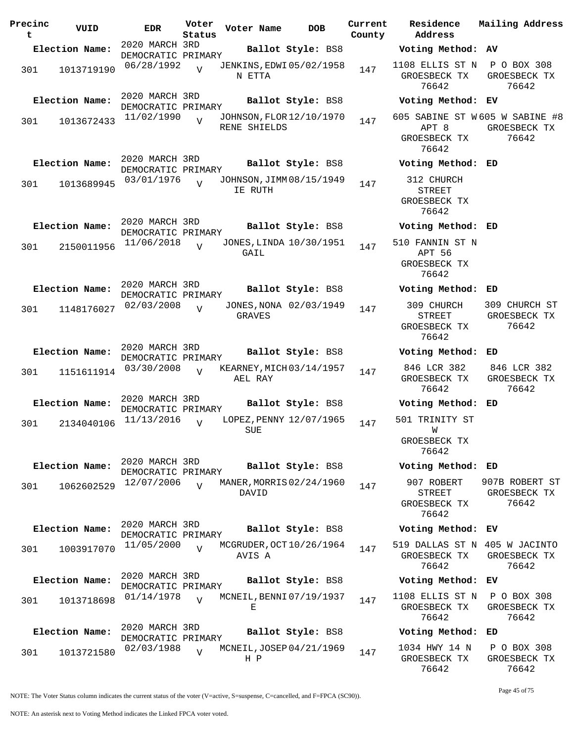| Precinct | VUID | EDR | Voter Status | Voter Name | DOB | Current County | Residence Address | Mailing Address |
|---|---|---|---|---|---|---|---|---|
| **Election Name:** | | 2020 MARCH 3RD DEMOCRATIC PRIMARY | | **Ballot Style:** BS8 | | | **Voting Method:** AV | |
| 301 | 1013719190 | 06/28/1992 | V | JENKINS,EDWIN ETTA | 05/02/1958 | 147 | 1108 ELLIS ST N GROESBECK TX 76642 | P O BOX 308 GROESBECK TX 76642 |
| **Election Name:** | | 2020 MARCH 3RD DEMOCRATIC PRIMARY | | **Ballot Style:** BS8 | | | **Voting Method:** EV | |
| 301 | 1013672433 | 11/02/1990 | V | JOHNSON,FLORRENE SHIELDS | 12/10/1970 | 147 | 605 SABINE ST W APT 8 GROESBECK TX 76642 | 605 W SABINE #8 GROESBECK TX 76642 |
| **Election Name:** | | 2020 MARCH 3RD DEMOCRATIC PRIMARY | | **Ballot Style:** BS8 | | | **Voting Method:** ED | |
| 301 | 1013689945 | 03/01/1976 | V | JOHNSON,JIMMIE RUTH | 08/15/1949 | 147 | 312 CHURCH STREET GROESBECK TX 76642 | |
| **Election Name:** | | 2020 MARCH 3RD DEMOCRATIC PRIMARY | | **Ballot Style:** BS8 | | | **Voting Method:** ED | |
| 301 | 2150011956 | 11/06/2018 | V | JONES,LINDA GAIL | 10/30/1951 | 147 | 510 FANNIN ST N APT 56 GROESBECK TX 76642 | |
| **Election Name:** | | 2020 MARCH 3RD DEMOCRATIC PRIMARY | | **Ballot Style:** BS8 | | | **Voting Method:** ED | |
| 301 | 1148176027 | 02/03/2008 | V | JONES,NONA GRAVES | 02/03/1949 | 147 | 309 CHURCH STREET GROESBECK TX 76642 | 309 CHURCH ST GROESBECK TX 76642 |
| **Election Name:** | | 2020 MARCH 3RD DEMOCRATIC PRIMARY | | **Ballot Style:** BS8 | | | **Voting Method:** ED | |
| 301 | 1151611914 | 03/30/2008 | V | KEARNEY,MICHAEL RAY | 03/14/1957 | 147 | 846 LCR 382 GROESBECK TX 76642 | 846 LCR 382 GROESBECK TX 76642 |
| **Election Name:** | | 2020 MARCH 3RD DEMOCRATIC PRIMARY | | **Ballot Style:** BS8 | | | **Voting Method:** ED | |
| 301 | 2134040106 | 11/13/2016 | V | LOPEZ,PENNY SUE | 12/07/1965 | 147 | 501 TRINITY ST W GROESBECK TX 76642 | |
| **Election Name:** | | 2020 MARCH 3RD DEMOCRATIC PRIMARY | | **Ballot Style:** BS8 | | | **Voting Method:** ED | |
| 301 | 1062602529 | 12/07/2006 | V | MANER,MORRIS DAVID | 02/24/1960 | 147 | 907 ROBERT STREET GROESBECK TX 76642 | 907B ROBERT ST GROESBECK TX 76642 |
| **Election Name:** | | 2020 MARCH 3RD DEMOCRATIC PRIMARY | | **Ballot Style:** BS8 | | | **Voting Method:** EV | |
| 301 | 1003917070 | 11/05/2000 | V | MCGRUDER,OCTAVIS A | 10/26/1964 | 147 | 519 DALLAS ST N GROESBECK TX 76642 | 405 W JACINTO GROESBECK TX 76642 |
| **Election Name:** | | 2020 MARCH 3RD DEMOCRATIC PRIMARY | | **Ballot Style:** BS8 | | | **Voting Method:** EV | |
| 301 | 1013718698 | 01/14/1978 | V | MCNEIL,BENNIE | 07/19/1937 | 147 | 1108 ELLIS ST N GROESBECK TX 76642 | P O BOX 308 GROESBECK TX 76642 |
| **Election Name:** | | 2020 MARCH 3RD DEMOCRATIC PRIMARY | | **Ballot Style:** BS8 | | | **Voting Method:** ED | |
| 301 | 1013721580 | 02/03/1988 | V | MCNEIL,JOSEPH P | 04/21/1969 | 147 | 1034 HWY 14 N GROESBECK TX 76642 | P O BOX 308 GROESBECK TX 76642 |

NOTE: The Voter Status column indicates the current status of the voter (V=active, S=suspense, C=cancelled, and F=FPCA (SC90)).

NOTE: An asterisk next to Voting Method indicates the Linked FPCA voter voted.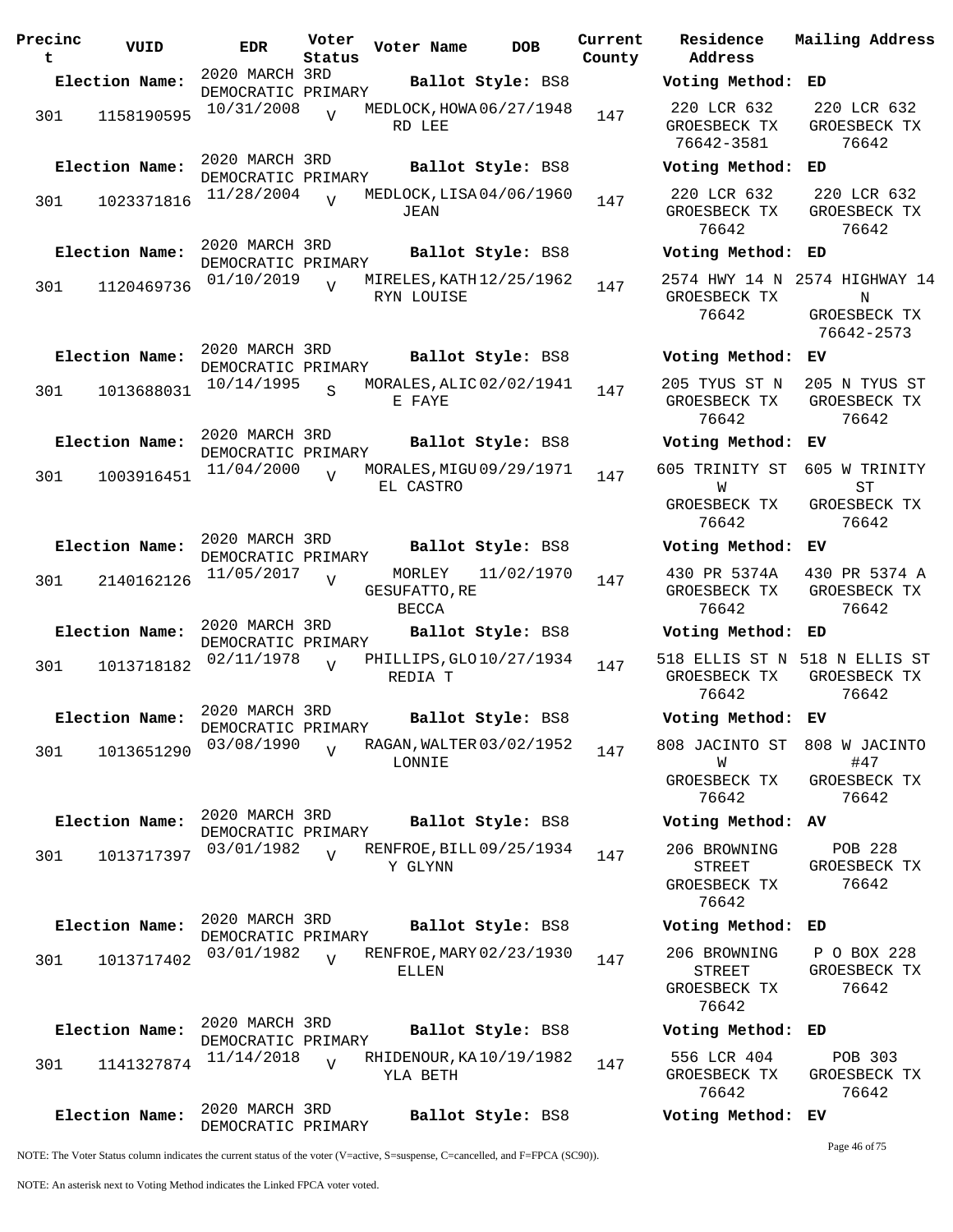| Precinct | VUID | EDR | Voter Status | Voter Name | DOB | Current County | Residence Address | Mailing Address |
|---|---|---|---|---|---|---|---|---|
| **Election Name:** | | 2020 MARCH 3RD DEMOCRATIC PRIMARY | | **Ballot Style:** BS8 | | | **Voting Method:** ED | |
| 301 | 1158190595 | 10/31/2008 | V | MEDLOCK,HOWARD LEE | 06/27/1948 | 147 | 220 LCR 632 GROESBECK TX 76642-3581 | 220 LCR 632 GROESBECK TX 76642 |
| **Election Name:** | | 2020 MARCH 3RD DEMOCRATIC PRIMARY | | **Ballot Style:** BS8 | | | **Voting Method:** ED | |
| 301 | 1023371816 | 11/28/2004 | V | MEDLOCK,LISA JEAN | 04/06/1960 | 147 | 220 LCR 632 GROESBECK TX 76642 | 220 LCR 632 GROESBECK TX 76642 |
| **Election Name:** | | 2020 MARCH 3RD DEMOCRATIC PRIMARY | | **Ballot Style:** BS8 | | | **Voting Method:** ED | |
| 301 | 1120469736 | 01/10/2019 | V | MIRELES,KATHRYN LOUISE | 12/25/1962 | 147 | 2574 HWY 14 N GROESBECK TX 76642 | 2574 HIGHWAY 14 N GROESBECK TX 76642-2573 |
| **Election Name:** | | 2020 MARCH 3RD DEMOCRATIC PRIMARY | | **Ballot Style:** BS8 | | | **Voting Method:** EV | |
| 301 | 1013688031 | 10/14/1995 | S | MORALES,ALICE FAYE | 02/02/1941 | 147 | 205 TYUS ST N GROESBECK TX 76642 | 205 N TYUS ST GROESBECK TX 76642 |
| **Election Name:** | | 2020 MARCH 3RD DEMOCRATIC PRIMARY | | **Ballot Style:** BS8 | | | **Voting Method:** EV | |
| 301 | 1003916451 | 11/04/2000 | V | MORALES,MIGUEL CASTRO | 09/29/1971 | 147 | 605 TRINITY ST W GROESBECK TX 76642 | 605 W TRINITY ST GROESBECK TX 76642 |
| **Election Name:** | | 2020 MARCH 3RD DEMOCRATIC PRIMARY | | **Ballot Style:** BS8 | | | **Voting Method:** EV | |
| 301 | 2140162126 | 11/05/2017 | V | MORLEY GESUFATTO,REBECCA | 11/02/1970 | 147 | 430 PR 5374A GROESBECK TX 76642 | 430 PR 5374 A GROESBECK TX 76642 |
| **Election Name:** | | 2020 MARCH 3RD DEMOCRATIC PRIMARY | | **Ballot Style:** BS8 | | | **Voting Method:** ED | |
| 301 | 1013718182 | 02/11/1978 | V | PHILLIPS,GLOREDIA T | 10/27/1934 | 147 | 518 ELLIS ST N GROESBECK TX 76642 | 518 N ELLIS ST GROESBECK TX 76642 |
| **Election Name:** | | 2020 MARCH 3RD DEMOCRATIC PRIMARY | | **Ballot Style:** BS8 | | | **Voting Method:** EV | |
| 301 | 1013651290 | 03/08/1990 | V | RAGAN,WALTER LONNIE | 03/02/1952 | 147 | 808 JACINTO ST W GROESBECK TX 76642 | 808 W JACINTO #47 GROESBECK TX 76642 |
| **Election Name:** | | 2020 MARCH 3RD DEMOCRATIC PRIMARY | | **Ballot Style:** BS8 | | | **Voting Method:** AV | |
| 301 | 1013717397 | 03/01/1982 | V | RENFROE,BILLY GLYNN | 09/25/1934 | 147 | 206 BROWNING STREET GROESBECK TX 76642 | POB 228 GROESBECK TX 76642 |
| **Election Name:** | | 2020 MARCH 3RD DEMOCRATIC PRIMARY | | **Ballot Style:** BS8 | | | **Voting Method:** ED | |
| 301 | 1013717402 | 03/01/1982 | V | RENFROE,MARY ELLEN | 02/23/1930 | 147 | 206 BROWNING STREET GROESBECK TX 76642 | P O BOX 228 GROESBECK TX 76642 |
| **Election Name:** | | 2020 MARCH 3RD DEMOCRATIC PRIMARY | | **Ballot Style:** BS8 | | | **Voting Method:** ED | |
| 301 | 1141327874 | 11/14/2018 | V | RHIDENOUR,KAYLA BETH | 10/19/1982 | 147 | 556 LCR 404 GROESBECK TX 76642 | POB 303 GROESBECK TX 76642 |
| **Election Name:** | | 2020 MARCH 3RD DEMOCRATIC PRIMARY | | **Ballot Style:** BS8 | | | **Voting Method:** EV | |

NOTE: The Voter Status column indicates the current status of the voter (V=active, S=suspense, C=cancelled, and F=FPCA (SC90)).

NOTE: An asterisk next to Voting Method indicates the Linked FPCA voter voted.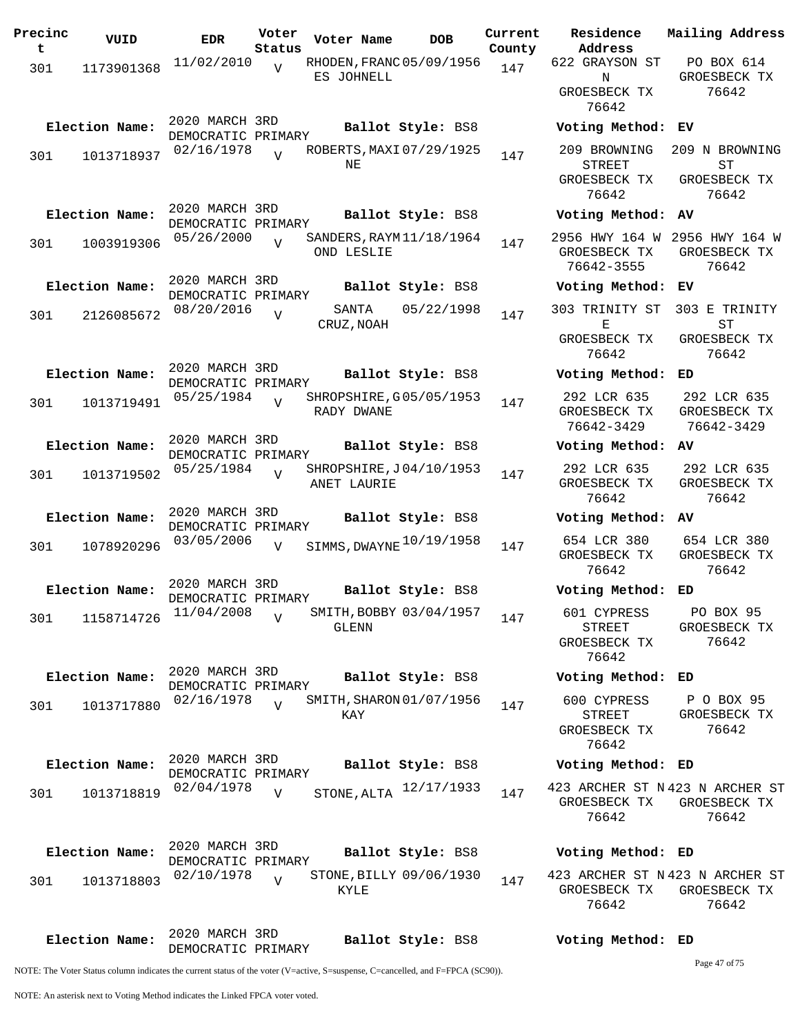| Precinct | VUID | EDR | Voter Status | Voter Name | DOB | Current County | Residence Address | Mailing Address |
|---|---|---|---|---|---|---|---|---|
| 301 | 1173901368 | 11/02/2010 | V | RHODEN,FRANCES JOHNELL | 05/09/1956 | 147 | 622 GRAYSON ST N GROESBECK TX 76642 | PO BOX 614 GROESBECK TX 76642 |
| **Election Name:** | | 2020 MARCH 3RD DEMOCRATIC PRIMARY | | **Ballot Style:** BS8 | | | **Voting Method:** EV | |
| 301 | 1013718937 | 02/16/1978 | V | ROBERTS,MAXINE | 07/29/1925 | 147 | 209 BROWNING STREET GROESBECK TX 76642 | 209 N BROWNING ST GROESBECK TX 76642 |
| **Election Name:** | | 2020 MARCH 3RD DEMOCRATIC PRIMARY | | **Ballot Style:** BS8 | | | **Voting Method:** AV | |
| 301 | 1003919306 | 05/26/2000 | V | SANDERS,RAYMOND LESLIE | 11/18/1964 | 147 | 2956 HWY 164 W GROESBECK TX 76642-3555 | 2956 HWY 164 W GROESBECK TX 76642 |
| **Election Name:** | | 2020 MARCH 3RD DEMOCRATIC PRIMARY | | **Ballot Style:** BS8 | | | **Voting Method:** EV | |
| 301 | 2126085672 | 08/20/2016 | V | SANTA CRUZ,NOAH | 05/22/1998 | 147 | 303 TRINITY ST E GROESBECK TX 76642 | 303 E TRINITY ST GROESBECK TX 76642 |
| **Election Name:** | | 2020 MARCH 3RD DEMOCRATIC PRIMARY | | **Ballot Style:** BS8 | | | **Voting Method:** ED | |
| 301 | 1013719491 | 05/25/1984 | V | SHROPSHIRE,GRADY DWANE | 05/05/1953 | 147 | 292 LCR 635 GROESBECK TX 76642-3429 | 292 LCR 635 GROESBECK TX 76642-3429 |
| **Election Name:** | | 2020 MARCH 3RD DEMOCRATIC PRIMARY | | **Ballot Style:** BS8 | | | **Voting Method:** AV | |
| 301 | 1013719502 | 05/25/1984 | V | SHROPSHIRE,JANET LAURIE | 04/10/1953 | 147 | 292 LCR 635 GROESBECK TX 76642 | 292 LCR 635 GROESBECK TX 76642 |
| **Election Name:** | | 2020 MARCH 3RD DEMOCRATIC PRIMARY | | **Ballot Style:** BS8 | | | **Voting Method:** AV | |
| 301 | 1078920296 | 03/05/2006 | V | SIMMS,DWAYNE | 10/19/1958 | 147 | 654 LCR 380 GROESBECK TX 76642 | 654 LCR 380 GROESBECK TX 76642 |
| **Election Name:** | | 2020 MARCH 3RD DEMOCRATIC PRIMARY | | **Ballot Style:** BS8 | | | **Voting Method:** ED | |
| 301 | 1158714726 | 11/04/2008 | V | SMITH,BOBBY GLENN | 03/04/1957 | 147 | 601 CYPRESS STREET GROESBECK TX 76642 | PO BOX 95 GROESBECK TX 76642 |
| **Election Name:** | | 2020 MARCH 3RD DEMOCRATIC PRIMARY | | **Ballot Style:** BS8 | | | **Voting Method:** ED | |
| 301 | 1013717880 | 02/16/1978 | V | SMITH,SHARON KAY | 01/07/1956 | 147 | 600 CYPRESS STREET GROESBECK TX 76642 | P O BOX 95 GROESBECK TX 76642 |
| **Election Name:** | | 2020 MARCH 3RD DEMOCRATIC PRIMARY | | **Ballot Style:** BS8 | | | **Voting Method:** ED | |
| 301 | 1013718819 | 02/04/1978 | V | STONE,ALTA | 12/17/1933 | 147 | 423 ARCHER ST N GROESBECK TX 76642 | 423 N ARCHER ST GROESBECK TX 76642 |
| **Election Name:** | | 2020 MARCH 3RD DEMOCRATIC PRIMARY | | **Ballot Style:** BS8 | | | **Voting Method:** ED | |
| 301 | 1013718803 | 02/10/1978 | V | STONE,BILLY KYLE | 09/06/1930 | 147 | 423 ARCHER ST N GROESBECK TX 76642 | 423 N ARCHER ST GROESBECK TX 76642 |
| **Election Name:** | | 2020 MARCH 3RD DEMOCRATIC PRIMARY | | **Ballot Style:** BS8 | | | **Voting Method:** ED | |

NOTE: The Voter Status column indicates the current status of the voter (V=active, S=suspense, C=cancelled, and F=FPCA (SC90)).

NOTE: An asterisk next to Voting Method indicates the Linked FPCA voter voted.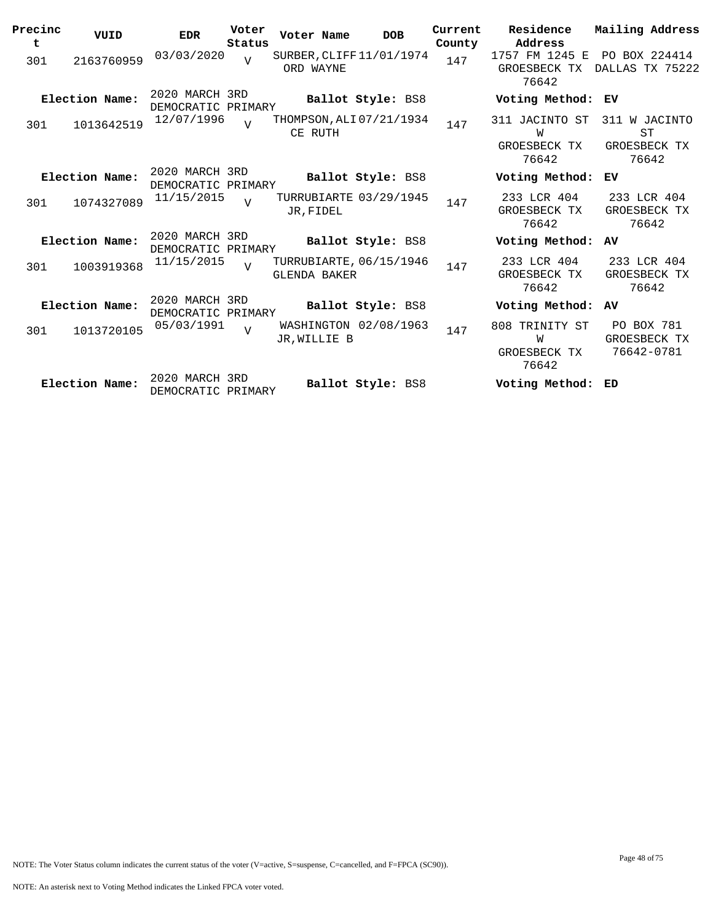| Precinct | VUID | EDR | Voter Status | Voter Name | DOB | Current County | Residence Address | Mailing Address |
|---|---|---|---|---|---|---|---|---|
| 301 | 2163760959 | 03/03/2020 | V | SURBER, CLIFFORD WAYNE | 11/01/1974 | 147 | 1757 FM 1245 E GROESBECK TX 76642 | PO BOX 224414 DALLAS TX 75222 |
| **Election Name:** | | 2020 MARCH 3RD DEMOCRATIC PRIMARY | | **Ballot Style:** BS8 | | | **Voting Method:** EV | |
| 301 | 1013642519 | 12/07/1996 | V | THOMPSON, ALICE RUTH | 07/21/1934 | 147 | 311 JACINTO ST W GROESBECK TX 76642 | 311 W JACINTO ST GROESBECK TX 76642 |
| **Election Name:** | | 2020 MARCH 3RD DEMOCRATIC PRIMARY | | **Ballot Style:** BS8 | | | **Voting Method:** EV | |
| 301 | 1074327089 | 11/15/2015 | V | TURRUBIARTE JR, FIDEL | 03/29/1945 | 147 | 233 LCR 404 GROESBECK TX 76642 | 233 LCR 404 GROESBECK TX 76642 |
| **Election Name:** | | 2020 MARCH 3RD DEMOCRATIC PRIMARY | | **Ballot Style:** BS8 | | | **Voting Method:** AV | |
| 301 | 1003919368 | 11/15/2015 | V | TURRUBIARTE, GLENDA BAKER | 06/15/1946 | 147 | 233 LCR 404 GROESBECK TX 76642 | 233 LCR 404 GROESBECK TX 76642 |
| **Election Name:** | | 2020 MARCH 3RD DEMOCRATIC PRIMARY | | **Ballot Style:** BS8 | | | **Voting Method:** AV | |
| 301 | 1013720105 | 05/03/1991 | V | WASHINGTON JR, WILLIE B | 02/08/1963 | 147 | 808 TRINITY ST W GROESBECK TX 76642 | PO BOX 781 GROESBECK TX 76642-0781 |
| **Election Name:** | | 2020 MARCH 3RD DEMOCRATIC PRIMARY | | **Ballot Style:** BS8 | | | **Voting Method:** ED | |

NOTE: The Voter Status column indicates the current status of the voter (V=active, S=suspense, C=cancelled, and F=FPCA (SC90)).

NOTE: An asterisk next to Voting Method indicates the Linked FPCA voter voted.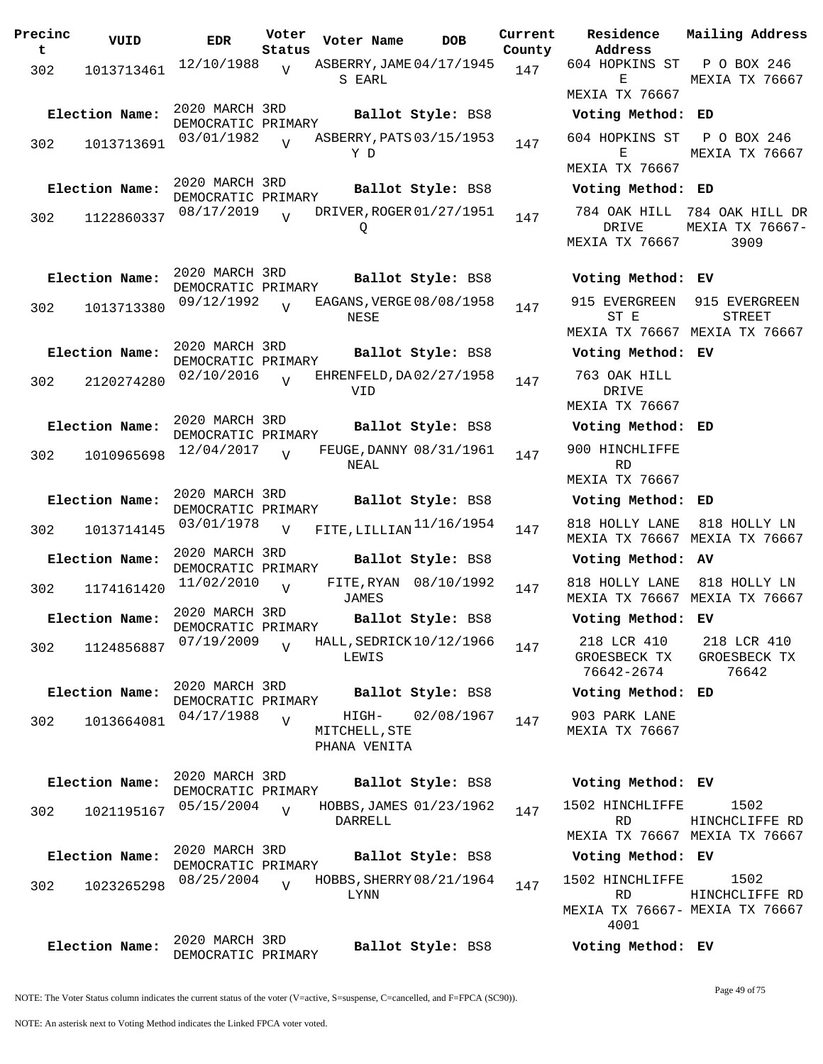| Precinct | VUID | EDR | Voter Status | Voter Name | DOB | Current County | Residence Address | Mailing Address |
|---|---|---|---|---|---|---|---|---|
| 302 | 1013713461 | 12/10/1988 | V | ASBERRY, JAMES EARL | 04/17/1945 | 147 | 604 HOPKINS ST E MEXIA TX 76667 | P O BOX 246 MEXIA TX 76667 |
| Election Name: | 2020 MARCH 3RD DEMOCRATIC PRIMARY | | | Ballot Style: BS8 | | | Voting Method: ED | |
| 302 | 1013713691 | 03/01/1982 | V | ASBERRY, PATSY D | 03/15/1953 | 147 | 604 HOPKINS ST E MEXIA TX 76667 | P O BOX 246 MEXIA TX 76667 |
| Election Name: | 2020 MARCH 3RD DEMOCRATIC PRIMARY | | | Ballot Style: BS8 | | | Voting Method: ED | |
| 302 | 1122860337 | 08/17/2019 | V | DRIVER, ROGER Q | 01/27/1951 | 147 | 784 OAK HILL DRIVE MEXIA TX 76667 | 784 OAK HILL DR MEXIA TX 76667-3909 |
| Election Name: | 2020 MARCH 3RD DEMOCRATIC PRIMARY | | | Ballot Style: BS8 | | | Voting Method: EV | |
| 302 | 1013713380 | 09/12/1992 | V | EAGANS, VERGENESE | 08/08/1958 | 147 | 915 EVERGREEN ST E MEXIA TX 76667 | 915 EVERGREEN STREET MEXIA TX 76667 |
| Election Name: | 2020 MARCH 3RD DEMOCRATIC PRIMARY | | | Ballot Style: BS8 | | | Voting Method: EV | |
| 302 | 2120274280 | 02/10/2016 | V | EHRENFELD, DAVID | 02/27/1958 | 147 | 763 OAK HILL DRIVE MEXIA TX 76667 | |
| Election Name: | 2020 MARCH 3RD DEMOCRATIC PRIMARY | | | Ballot Style: BS8 | | | Voting Method: ED | |
| 302 | 1010965698 | 12/04/2017 | V | FEUGE, DANNY NEAL | 08/31/1961 | 147 | 900 HINCHLIFFE RD MEXIA TX 76667 | |
| Election Name: | 2020 MARCH 3RD DEMOCRATIC PRIMARY | | | Ballot Style: BS8 | | | Voting Method: ED | |
| 302 | 1013714145 | 03/01/1978 | V | FITE, LILLIAN | 11/16/1954 | 147 | 818 HOLLY LANE MEXIA TX 76667 | 818 HOLLY LN MEXIA TX 76667 |
| Election Name: | 2020 MARCH 3RD DEMOCRATIC PRIMARY | | | Ballot Style: BS8 | | | Voting Method: AV | |
| 302 | 1174161420 | 11/02/2010 | V | FITE, RYAN JAMES | 08/10/1992 | 147 | 818 HOLLY LANE MEXIA TX 76667 | 818 HOLLY LN MEXIA TX 76667 |
| Election Name: | 2020 MARCH 3RD DEMOCRATIC PRIMARY | | | Ballot Style: BS8 | | | Voting Method: EV | |
| 302 | 1124856887 | 07/19/2009 | V | HALL, SEDRICK LEWIS | 10/12/1966 | 147 | 218 LCR 410 GROESBECK TX 76642-2674 | 218 LCR 410 GROESBECK TX 76642 |
| Election Name: | 2020 MARCH 3RD DEMOCRATIC PRIMARY | | | Ballot Style: BS8 | | | Voting Method: ED | |
| 302 | 1013664081 | 04/17/1988 | V | HIGH-MITCHELL, STEPHANA VENITA | 02/08/1967 | 147 | 903 PARK LANE MEXIA TX 76667 | |
| Election Name: | 2020 MARCH 3RD DEMOCRATIC PRIMARY | | | Ballot Style: BS8 | | | Voting Method: EV | |
| 302 | 1021195167 | 05/15/2004 | V | HOBBS, JAMES DARRELL | 01/23/1962 | 147 | 1502 HINCHLIFFE RD MEXIA TX 76667 | 1502 HINCHCLIFFE RD MEXIA TX 76667 |
| Election Name: | 2020 MARCH 3RD DEMOCRATIC PRIMARY | | | Ballot Style: BS8 | | | Voting Method: EV | |
| 302 | 1023265298 | 08/25/2004 | V | HOBBS, SHERRY LYNN | 08/21/1964 | 147 | 1502 HINCHLIFFE RD MEXIA TX 76667-4001 | 1502 HINCHCLIFFE RD MEXIA TX 76667 |
| Election Name: | 2020 MARCH 3RD DEMOCRATIC PRIMARY | | | Ballot Style: BS8 | | | Voting Method: EV | |

NOTE: The Voter Status column indicates the current status of the voter (V=active, S=suspense, C=cancelled, and F=FPCA (SC90)).

NOTE: An asterisk next to Voting Method indicates the Linked FPCA voter voted.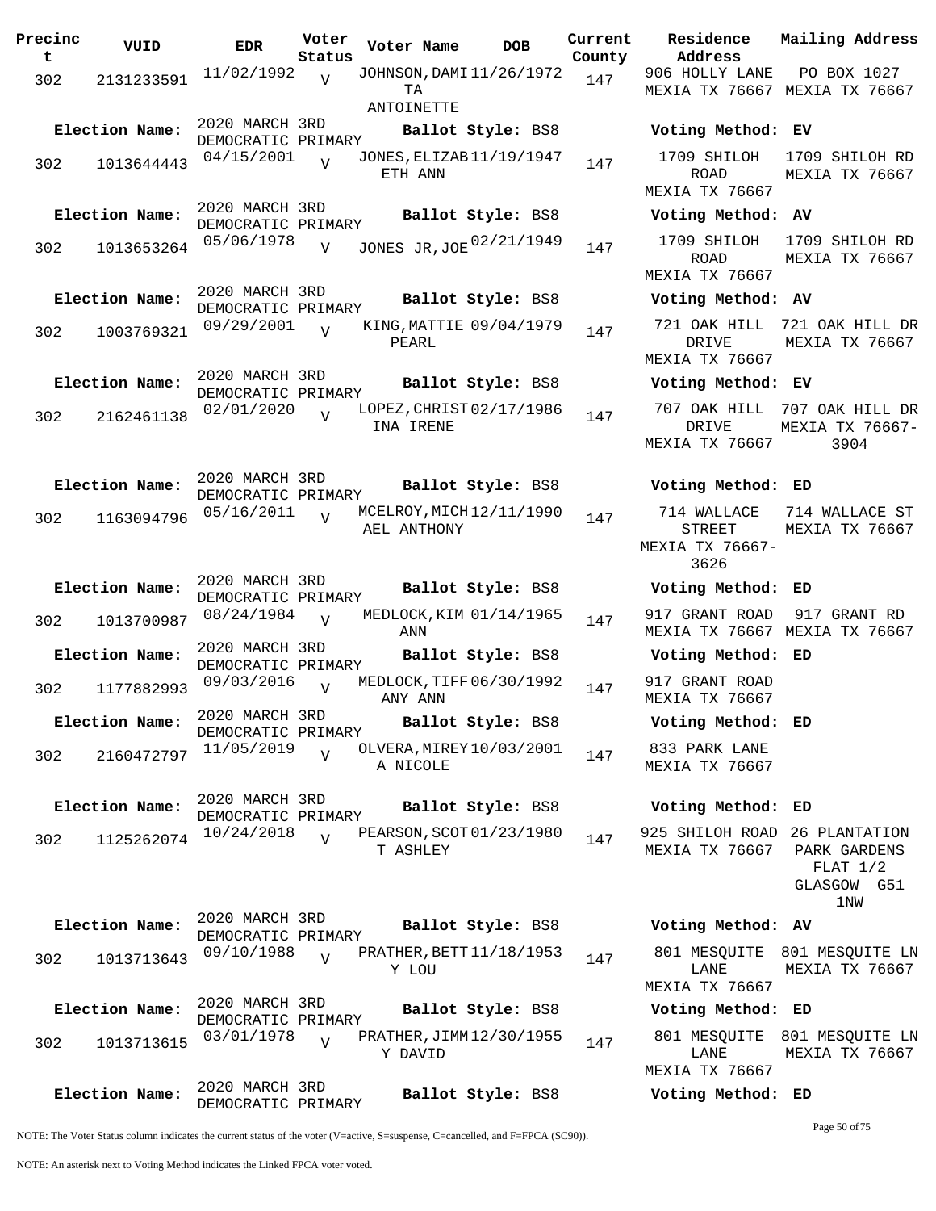| Precinct | VUID | EDR | Voter Status | Voter Name | DOB | Current County | Residence Address | Mailing Address |
|---|---|---|---|---|---|---|---|---|
| 302 | 2131233591 | 11/02/1992 | V | JOHNSON, DAMITA ANTOINETTE | 11/26/1972 | 147 | 906 HOLLY LANE MEXIA TX 76667 | PO BOX 1027 MEXIA TX 76667 |
| **Election Name:** | 2020 MARCH 3RD DEMOCRATIC PRIMARY | | | **Ballot Style:** BS8 | | | **Voting Method:** EV | |
| 302 | 1013644443 | 04/15/2001 | V | JONES, ELIZABETH ANN | 11/19/1947 | 147 | 1709 SHILOH ROAD MEXIA TX 76667 | 1709 SHILOH RD MEXIA TX 76667 |
| **Election Name:** | 2020 MARCH 3RD DEMOCRATIC PRIMARY | | | **Ballot Style:** BS8 | | | **Voting Method:** AV | |
| 302 | 1013653264 | 05/06/1978 | V | JONES JR, JOE | 02/21/1949 | 147 | 1709 SHILOH ROAD MEXIA TX 76667 | 1709 SHILOH RD MEXIA TX 76667 |
| **Election Name:** | 2020 MARCH 3RD DEMOCRATIC PRIMARY | | | **Ballot Style:** BS8 | | | **Voting Method:** AV | |
| 302 | 1003769321 | 09/29/2001 | V | KING, MATTIE PEARL | 09/04/1979 | 147 | 721 OAK HILL DRIVE MEXIA TX 76667 | 721 OAK HILL DR MEXIA TX 76667 |
| **Election Name:** | 2020 MARCH 3RD DEMOCRATIC PRIMARY | | | **Ballot Style:** BS8 | | | **Voting Method:** EV | |
| 302 | 2162461138 | 02/01/2020 | V | LOPEZ, CHRISTINA IRENE | 02/17/1986 | 147 | 707 OAK HILL DRIVE MEXIA TX 76667 | 707 OAK HILL DR MEXIA TX 76667-3904 |
| **Election Name:** | 2020 MARCH 3RD DEMOCRATIC PRIMARY | | | **Ballot Style:** BS8 | | | **Voting Method:** ED | |
| 302 | 1163094796 | 05/16/2011 | V | MCELROY, MICHAEL ANTHONY | 12/11/1990 | 147 | 714 WALLACE STREET MEXIA TX 76667-3626 | 714 WALLACE ST MEXIA TX 76667 |
| **Election Name:** | 2020 MARCH 3RD DEMOCRATIC PRIMARY | | | **Ballot Style:** BS8 | | | **Voting Method:** ED | |
| 302 | 1013700987 | 08/24/1984 | V | MEDLOCK, KIM ANN | 01/14/1965 | 147 | 917 GRANT ROAD MEXIA TX 76667 | 917 GRANT RD MEXIA TX 76667 |
| **Election Name:** | 2020 MARCH 3RD DEMOCRATIC PRIMARY | | | **Ballot Style:** BS8 | | | **Voting Method:** ED | |
| 302 | 1177882993 | 09/03/2016 | V | MEDLOCK, TIFFANY ANN | 06/30/1992 | 147 | 917 GRANT ROAD MEXIA TX 76667 | |
| **Election Name:** | 2020 MARCH 3RD DEMOCRATIC PRIMARY | | | **Ballot Style:** BS8 | | | **Voting Method:** ED | |
| 302 | 2160472797 | 11/05/2019 | V | OLVERA, MIREYA NICOLE | 10/03/2001 | 147 | 833 PARK LANE MEXIA TX 76667 | |
| **Election Name:** | 2020 MARCH 3RD DEMOCRATIC PRIMARY | | | **Ballot Style:** BS8 | | | **Voting Method:** ED | |
| 302 | 1125262074 | 10/24/2018 | V | PEARSON, SCOTT ASHLEY | 01/23/1980 | 147 | 925 SHILOH ROAD MEXIA TX 76667 | 26 PLANTATION PARK GARDENS FLAT 1/2 GLASGOW G51 1NW |
| **Election Name:** | 2020 MARCH 3RD DEMOCRATIC PRIMARY | | | **Ballot Style:** BS8 | | | **Voting Method:** AV | |
| 302 | 1013713643 | 09/10/1988 | V | PRATHER, BETTY LOU | 11/18/1953 | 147 | 801 MESQUITE LANE MEXIA TX 76667 | 801 MESQUITE LN MEXIA TX 76667 |
| **Election Name:** | 2020 MARCH 3RD DEMOCRATIC PRIMARY | | | **Ballot Style:** BS8 | | | **Voting Method:** ED | |
| 302 | 1013713615 | 03/01/1978 | V | PRATHER, JIMMY DAVID | 12/30/1955 | 147 | 801 MESQUITE LANE MEXIA TX 76667 | 801 MESQUITE LN MEXIA TX 76667 |
| **Election Name:** | 2020 MARCH 3RD DEMOCRATIC PRIMARY | | | **Ballot Style:** BS8 | | | **Voting Method:** ED | |

NOTE: The Voter Status column indicates the current status of the voter (V=active, S=suspense, C=cancelled, and F=FPCA (SC90)).

NOTE: An asterisk next to Voting Method indicates the Linked FPCA voter voted.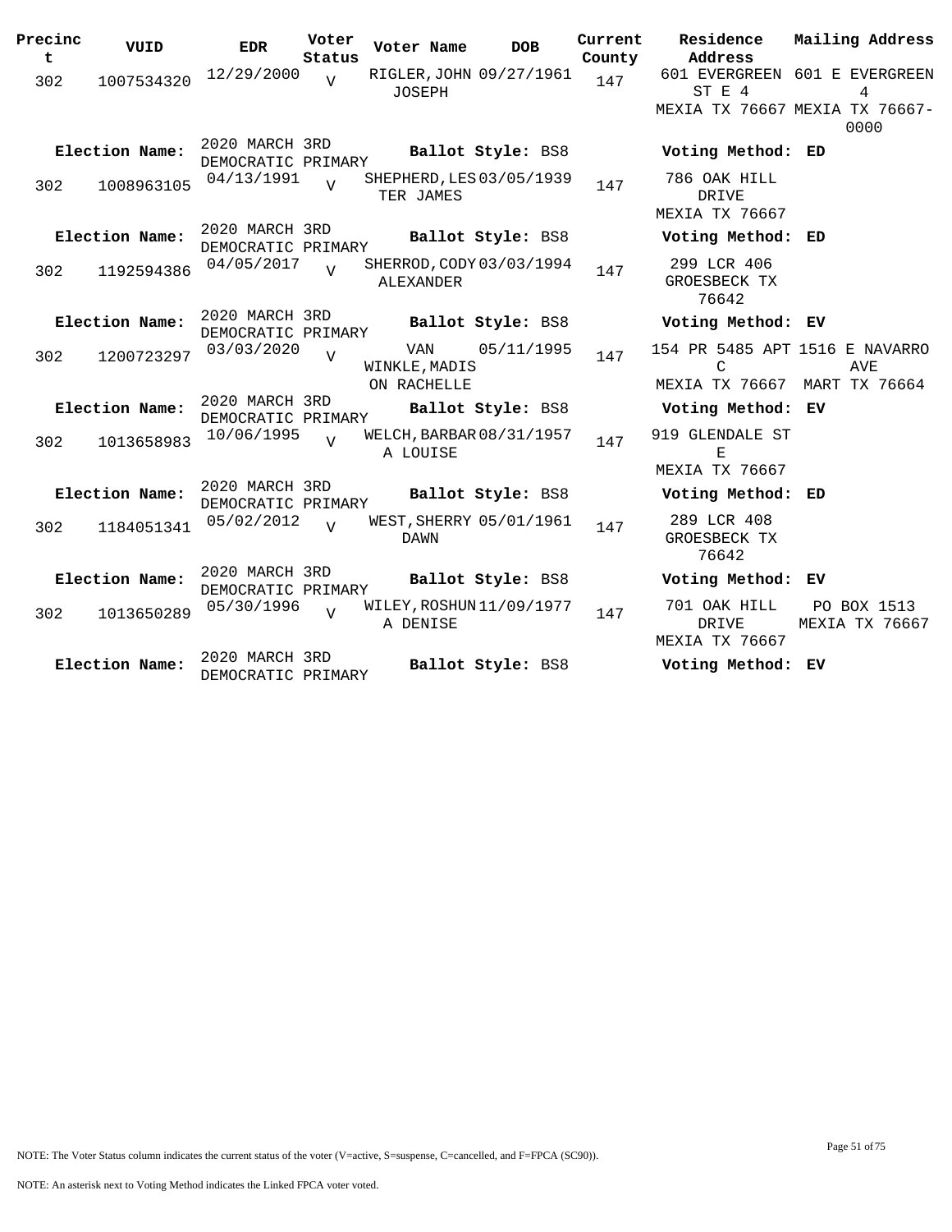| Precinct | VUID | EDR | Voter Status | Voter Name | DOB | Current County | Residence Address | Mailing Address |
|---|---|---|---|---|---|---|---|---|
| 302 | 1007534320 | 12/29/2000 | V | RIGLER, JOHN JOSEPH | 09/27/1961 | 147 | 601 EVERGREEN ST E 4 MEXIA TX 76667 | 601 E EVERGREEN 4 MEXIA TX 76667-0000 |
| Election Name: | | 2020 MARCH 3RD DEMOCRATIC PRIMARY | | Ballot Style: BS8 | | | Voting Method: ED | |
| 302 | 1008963105 | 04/13/1991 | V | SHEPHERD, LESTER JAMES | 03/05/1939 | 147 | 786 OAK HILL DRIVE MEXIA TX 76667 | |
| Election Name: | | 2020 MARCH 3RD DEMOCRATIC PRIMARY | | Ballot Style: BS8 | | | Voting Method: ED | |
| 302 | 1192594386 | 04/05/2017 | V | SHERROD, CODY ALEXANDER | 03/03/1994 | 147 | 299 LCR 406 GROESBECK TX 76642 | |
| Election Name: | | 2020 MARCH 3RD DEMOCRATIC PRIMARY | | Ballot Style: BS8 | | | Voting Method: EV | |
| 302 | 1200723297 | 03/03/2020 | V | VAN WINKLE, MADISON RACHELLE | 05/11/1995 | 147 | 154 PR 5485 APT C MEXIA TX 76667 | 1516 E NAVARRO AVE MART TX 76664 |
| Election Name: | | 2020 MARCH 3RD DEMOCRATIC PRIMARY | | Ballot Style: BS8 | | | Voting Method: EV | |
| 302 | 1013658983 | 10/06/1995 | V | WELCH, BARBARA LOUISE | 08/31/1957 | 147 | 919 GLENDALE ST E MEXIA TX 76667 | |
| Election Name: | | 2020 MARCH 3RD DEMOCRATIC PRIMARY | | Ballot Style: BS8 | | | Voting Method: ED | |
| 302 | 1184051341 | 05/02/2012 | V | WEST, SHERRY DAWN | 05/01/1961 | 147 | 289 LCR 408 GROESBECK TX 76642 | |
| Election Name: | | 2020 MARCH 3RD DEMOCRATIC PRIMARY | | Ballot Style: BS8 | | | Voting Method: EV | |
| 302 | 1013650289 | 05/30/1996 | V | WILEY, ROSHUNA DENISE | 11/09/1977 | 147 | 701 OAK HILL DRIVE MEXIA TX 76667 | PO BOX 1513 MEXIA TX 76667 |
| Election Name: | | 2020 MARCH 3RD DEMOCRATIC PRIMARY | | Ballot Style: BS8 | | | Voting Method: EV | |

NOTE: The Voter Status column indicates the current status of the voter (V=active, S=suspense, C=cancelled, and F=FPCA (SC90)).

NOTE: An asterisk next to Voting Method indicates the Linked FPCA voter voted.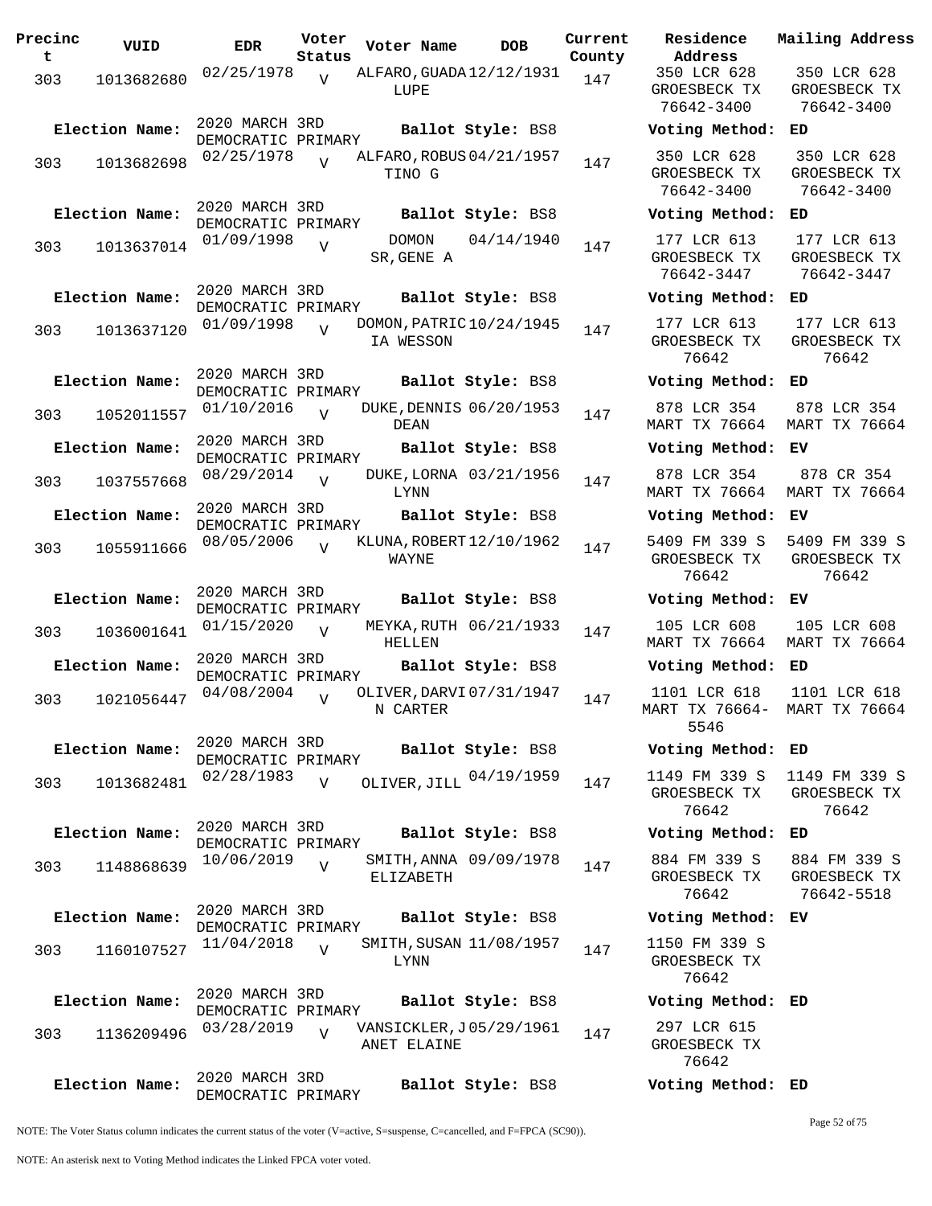| Precinct | VUID | EDR | Voter Status | Voter Name | DOB | Current County | Residence Address | Mailing Address |
|---|---|---|---|---|---|---|---|---|
| 303 | 1013682680 | 02/25/1978 | V | ALFARO, GUADALUPE | 12/12/1931 | 147 | 350 LCR 628 GROESBECK TX 76642-3400 | 350 LCR 628 GROESBECK TX 76642-3400 |
| **Election Name:** | | 2020 MARCH 3RD DEMOCRATIC PRIMARY | | **Ballot Style:** BS8 | | | **Voting Method:** | ED |
| 303 | 1013682698 | 02/25/1978 | V | ALFARO, ROBUSTINO G | 04/21/1957 | 147 | 350 LCR 628 GROESBECK TX 76642-3400 | 350 LCR 628 GROESBECK TX 76642-3400 |
| **Election Name:** | | 2020 MARCH 3RD DEMOCRATIC PRIMARY | | **Ballot Style:** BS8 | | | **Voting Method:** | ED |
| 303 | 1013637014 | 01/09/1998 | V | DOMON SR, GENE A | 04/14/1940 | 147 | 177 LCR 613 GROESBECK TX 76642-3447 | 177 LCR 613 GROESBECK TX 76642-3447 |
| **Election Name:** | | 2020 MARCH 3RD DEMOCRATIC PRIMARY | | **Ballot Style:** BS8 | | | **Voting Method:** | ED |
| 303 | 1013637120 | 01/09/1998 | V | DOMON, PATRICIA WESSON | 10/24/1945 | 147 | 177 LCR 613 GROESBECK TX 76642 | 177 LCR 613 GROESBECK TX 76642 |
| **Election Name:** | | 2020 MARCH 3RD DEMOCRATIC PRIMARY | | **Ballot Style:** BS8 | | | **Voting Method:** | ED |
| 303 | 1052011557 | 01/10/2016 | V | DUKE, DENNIS DEAN | 06/20/1953 | 147 | 878 LCR 354 MART TX 76664 | 878 LCR 354 MART TX 76664 |
| **Election Name:** | | 2020 MARCH 3RD DEMOCRATIC PRIMARY | | **Ballot Style:** BS8 | | | **Voting Method:** | EV |
| 303 | 1037557668 | 08/29/2014 | V | DUKE, LORNA LYNN | 03/21/1956 | 147 | 878 LCR 354 MART TX 76664 | 878 CR 354 MART TX 76664 |
| **Election Name:** | | 2020 MARCH 3RD DEMOCRATIC PRIMARY | | **Ballot Style:** BS8 | | | **Voting Method:** | EV |
| 303 | 1055911666 | 08/05/2006 | V | KLUNA, ROBERT WAYNE | 12/10/1962 | 147 | 5409 FM 339 S GROESBECK TX 76642 | 5409 FM 339 S GROESBECK TX 76642 |
| **Election Name:** | | 2020 MARCH 3RD DEMOCRATIC PRIMARY | | **Ballot Style:** BS8 | | | **Voting Method:** | EV |
| 303 | 1036001641 | 01/15/2020 | V | MEYKA, RUTH HELLEN | 06/21/1933 | 147 | 105 LCR 608 MART TX 76664 | 105 LCR 608 MART TX 76664 |
| **Election Name:** | | 2020 MARCH 3RD DEMOCRATIC PRIMARY | | **Ballot Style:** BS8 | | | **Voting Method:** | ED |
| 303 | 1021056447 | 04/08/2004 | V | OLIVER, DARVIN CARTER | 07/31/1947 | 147 | 1101 LCR 618 MART TX 76664-5546 | 1101 LCR 618 MART TX 76664 |
| **Election Name:** | | 2020 MARCH 3RD DEMOCRATIC PRIMARY | | **Ballot Style:** BS8 | | | **Voting Method:** | ED |
| 303 | 1013682481 | 02/28/1983 | V | OLIVER, JILL | 04/19/1959 | 147 | 1149 FM 339 S GROESBECK TX 76642 | 1149 FM 339 S GROESBECK TX 76642 |
| **Election Name:** | | 2020 MARCH 3RD DEMOCRATIC PRIMARY | | **Ballot Style:** BS8 | | | **Voting Method:** | ED |
| 303 | 1148868639 | 10/06/2019 | V | SMITH, ANNA ELIZABETH | 09/09/1978 | 147 | 884 FM 339 S GROESBECK TX 76642 | 884 FM 339 S GROESBECK TX 76642-5518 |
| **Election Name:** | | 2020 MARCH 3RD DEMOCRATIC PRIMARY | | **Ballot Style:** BS8 | | | **Voting Method:** | EV |
| 303 | 1160107527 | 11/04/2018 | V | SMITH, SUSAN LYNN | 11/08/1957 | 147 | 1150 FM 339 S GROESBECK TX 76642 | |
| **Election Name:** | | 2020 MARCH 3RD DEMOCRATIC PRIMARY | | **Ballot Style:** BS8 | | | **Voting Method:** | ED |
| 303 | 1136209496 | 03/28/2019 | V | VANSICKLER, JANET ELAINE | 05/29/1961 | 147 | 297 LCR 615 GROESBECK TX 76642 | |
| **Election Name:** | | 2020 MARCH 3RD DEMOCRATIC PRIMARY | | **Ballot Style:** BS8 | | | **Voting Method:** | ED |

NOTE: The Voter Status column indicates the current status of the voter (V=active, S=suspense, C=cancelled, and F=FPCA (SC90)).

NOTE: An asterisk next to Voting Method indicates the Linked FPCA voter voted.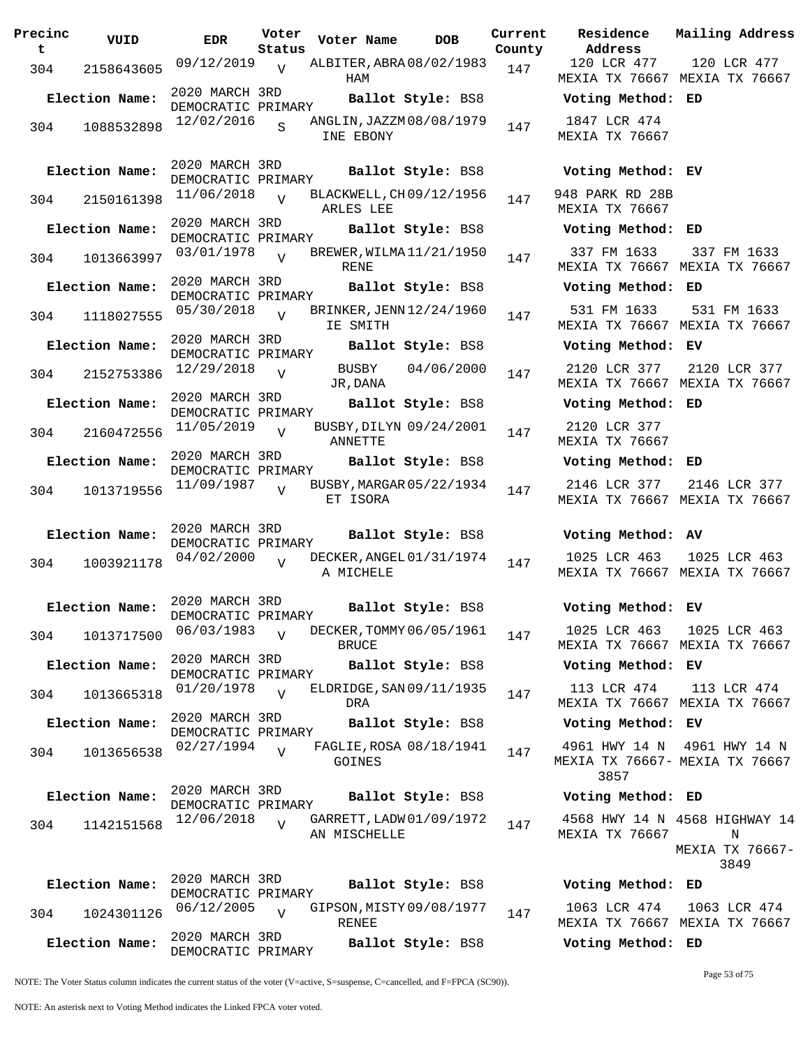| Precinct | VUID | EDR | Voter Status | Voter Name | DOB | Current County | Residence Address | Mailing Address |
|---|---|---|---|---|---|---|---|---|
| 304 | 2158643605 | 09/12/2019 | V | ALBITER,ABRAHAM | 08/02/1983 | 147 | 120 LCR 477 MEXIA TX 76667 | 120 LCR 477 MEXIA TX 76667 |
| **Election Name:** | 2020 MARCH 3RD DEMOCRATIC PRIMARY | | | **Ballot Style:** BS8 | | | **Voting Method:** ED | |
| 304 | 1088532898 | 12/02/2016 | S | ANGLIN,JAZZMINE EBONY | 08/08/1979 | 147 | 1847 LCR 474 MEXIA TX 76667 | |
| **Election Name:** | 2020 MARCH 3RD DEMOCRATIC PRIMARY | | | **Ballot Style:** BS8 | | | **Voting Method:** EV | |
| 304 | 2150161398 | 11/06/2018 | V | BLACKWELL,CHARLES LEE | 09/12/1956 | 147 | 948 PARK RD 28B MEXIA TX 76667 | |
| **Election Name:** | 2020 MARCH 3RD DEMOCRATIC PRIMARY | | | **Ballot Style:** BS8 | | | **Voting Method:** ED | |
| 304 | 1013663997 | 03/01/1978 | V | BREWER,WILMA RENE | 11/21/1950 | 147 | 337 FM 1633 MEXIA TX 76667 | 337 FM 1633 MEXIA TX 76667 |
| **Election Name:** | 2020 MARCH 3RD DEMOCRATIC PRIMARY | | | **Ballot Style:** BS8 | | | **Voting Method:** ED | |
| 304 | 1118027555 | 05/30/2018 | V | BRINKER,JENNIE SMITH | 12/24/1960 | 147 | 531 FM 1633 MEXIA TX 76667 | 531 FM 1633 MEXIA TX 76667 |
| **Election Name:** | 2020 MARCH 3RD DEMOCRATIC PRIMARY | | | **Ballot Style:** BS8 | | | **Voting Method:** EV | |
| 304 | 2152753386 | 12/29/2018 | V | BUSBY JR,DANA | 04/06/2000 | 147 | 2120 LCR 377 MEXIA TX 76667 | 2120 LCR 377 MEXIA TX 76667 |
| **Election Name:** | 2020 MARCH 3RD DEMOCRATIC PRIMARY | | | **Ballot Style:** BS8 | | | **Voting Method:** ED | |
| 304 | 2160472556 | 11/05/2019 | V | BUSBY,DILYN ANNETTE | 09/24/2001 | 147 | 2120 LCR 377 MEXIA TX 76667 | |
| **Election Name:** | 2020 MARCH 3RD DEMOCRATIC PRIMARY | | | **Ballot Style:** BS8 | | | **Voting Method:** ED | |
| 304 | 1013719556 | 11/09/1987 | V | BUSBY,MARGARET ISORA | 05/22/1934 | 147 | 2146 LCR 377 MEXIA TX 76667 | 2146 LCR 377 MEXIA TX 76667 |
| **Election Name:** | 2020 MARCH 3RD DEMOCRATIC PRIMARY | | | **Ballot Style:** BS8 | | | **Voting Method:** AV | |
| 304 | 1003921178 | 04/02/2000 | V | DECKER,ANGELA MICHELE | 01/31/1974 | 147 | 1025 LCR 463 MEXIA TX 76667 | 1025 LCR 463 MEXIA TX 76667 |
| **Election Name:** | 2020 MARCH 3RD DEMOCRATIC PRIMARY | | | **Ballot Style:** BS8 | | | **Voting Method:** EV | |
| 304 | 1013717500 | 06/03/1983 | V | DECKER,TOMMY BRUCE | 06/05/1961 | 147 | 1025 LCR 463 MEXIA TX 76667 | 1025 LCR 463 MEXIA TX 76667 |
| **Election Name:** | 2020 MARCH 3RD DEMOCRATIC PRIMARY | | | **Ballot Style:** BS8 | | | **Voting Method:** EV | |
| 304 | 1013665318 | 01/20/1978 | V | ELDRIDGE,SANDRA | 09/11/1935 | 147 | 113 LCR 474 MEXIA TX 76667 | 113 LCR 474 MEXIA TX 76667 |
| **Election Name:** | 2020 MARCH 3RD DEMOCRATIC PRIMARY | | | **Ballot Style:** BS8 | | | **Voting Method:** EV | |
| 304 | 1013656538 | 02/27/1994 | V | FAGLIE,ROSA GOINES | 08/18/1941 | 147 | 4961 HWY 14 N MEXIA TX 76667-3857 | 4961 HWY 14 N MEXIA TX 76667 |
| **Election Name:** | 2020 MARCH 3RD DEMOCRATIC PRIMARY | | | **Ballot Style:** BS8 | | | **Voting Method:** ED | |
| 304 | 1142151568 | 12/06/2018 | V | GARRETT,LADWAN MISCHELLE | 01/09/1972 | 147 | 4568 HWY 14 N MEXIA TX 76667 | 4568 HIGHWAY 14 N MEXIA TX 76667-3849 |
| **Election Name:** | 2020 MARCH 3RD DEMOCRATIC PRIMARY | | | **Ballot Style:** BS8 | | | **Voting Method:** ED | |
| 304 | 1024301126 | 06/12/2005 | V | GIPSON,MISTY RENEE | 09/08/1977 | 147 | 1063 LCR 474 MEXIA TX 76667 | 1063 LCR 474 MEXIA TX 76667 |
| **Election Name:** | 2020 MARCH 3RD DEMOCRATIC PRIMARY | | | **Ballot Style:** BS8 | | | **Voting Method:** ED | |

NOTE: The Voter Status column indicates the current status of the voter (V=active, S=suspense, C=cancelled, and F=FPCA (SC90)).

NOTE: An asterisk next to Voting Method indicates the Linked FPCA voter voted.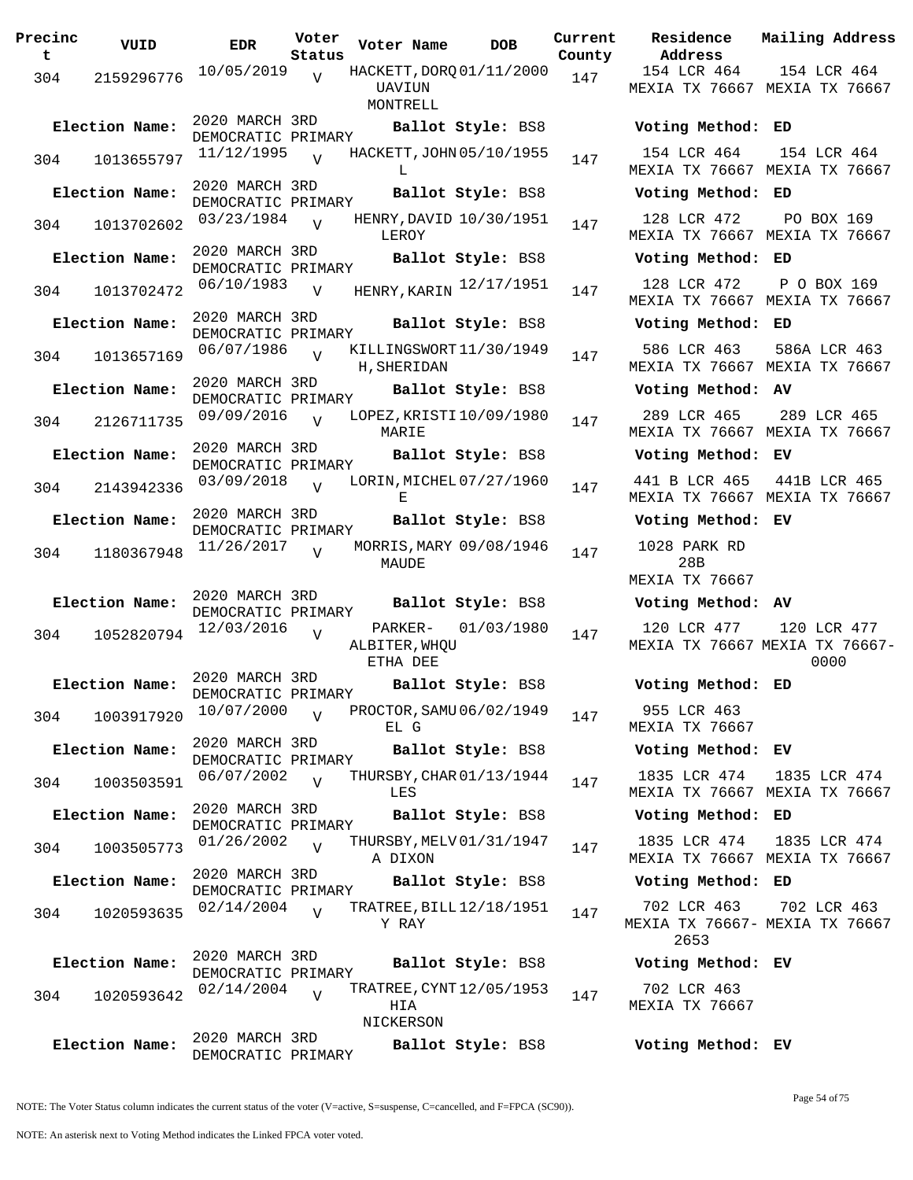| Precinct | VUID | EDR | Voter Status | Voter Name | DOB | Current County | Residence Address | Mailing Address |
|---|---|---|---|---|---|---|---|---|
| 304 | 2159296776 | 10/05/2019 | V | HACKETT, DORQUAVIUN MONTRELL | 01/11/2000 | 147 | 154 LCR 464 MEXIA TX 76667 | 154 LCR 464 MEXIA TX 76667 |
| Election Name: | 2020 MARCH 3RD DEMOCRATIC PRIMARY | | | Ballot Style: BS8 | | | Voting Method: ED | |
| 304 | 1013655797 | 11/12/1995 | V | HACKETT, JOHN L | 05/10/1955 | 147 | 154 LCR 464 MEXIA TX 76667 | 154 LCR 464 MEXIA TX 76667 |
| Election Name: | 2020 MARCH 3RD DEMOCRATIC PRIMARY | | | Ballot Style: BS8 | | | Voting Method: ED | |
| 304 | 1013702602 | 03/23/1984 | V | HENRY, DAVID LEROY | 10/30/1951 | 147 | 128 LCR 472 MEXIA TX 76667 | PO BOX 169 MEXIA TX 76667 |
| Election Name: | 2020 MARCH 3RD DEMOCRATIC PRIMARY | | | Ballot Style: BS8 | | | Voting Method: ED | |
| 304 | 1013702472 | 06/10/1983 | V | HENRY, KARIN | 12/17/1951 | 147 | 128 LCR 472 MEXIA TX 76667 | P O BOX 169 MEXIA TX 76667 |
| Election Name: | 2020 MARCH 3RD DEMOCRATIC PRIMARY | | | Ballot Style: BS8 | | | Voting Method: ED | |
| 304 | 1013657169 | 06/07/1986 | V | KILLINGSWORTH, SHERIDAN | 11/30/1949 | 147 | 586 LCR 463 MEXIA TX 76667 | 586A LCR 463 MEXIA TX 76667 |
| Election Name: | 2020 MARCH 3RD DEMOCRATIC PRIMARY | | | Ballot Style: BS8 | | | Voting Method: AV | |
| 304 | 2126711735 | 09/09/2016 | V | LOPEZ, KRISTI MARIE | 10/09/1980 | 147 | 289 LCR 465 MEXIA TX 76667 | 289 LCR 465 MEXIA TX 76667 |
| Election Name: | 2020 MARCH 3RD DEMOCRATIC PRIMARY | | | Ballot Style: BS8 | | | Voting Method: EV | |
| 304 | 2143942336 | 03/09/2018 | V | LORIN, MICHELE | 07/27/1960 | 147 | 441 B LCR 465 MEXIA TX 76667 | 441B LCR 465 MEXIA TX 76667 |
| Election Name: | 2020 MARCH 3RD DEMOCRATIC PRIMARY | | | Ballot Style: BS8 | | | Voting Method: EV | |
| 304 | 1180367948 | 11/26/2017 | V | MORRIS, MARY MAUDE | 09/08/1946 | 147 | 1028 PARK RD 28B MEXIA TX 76667 | |
| Election Name: | 2020 MARCH 3RD DEMOCRATIC PRIMARY | | | Ballot Style: BS8 | | | Voting Method: AV | |
| 304 | 1052820794 | 12/03/2016 | V | PARKER-ALBITER, WHQUETHA DEE | 01/03/1980 | 147 | 120 LCR 477 MEXIA TX 76667 | 120 LCR 477 MEXIA TX 76667-0000 |
| Election Name: | 2020 MARCH 3RD DEMOCRATIC PRIMARY | | | Ballot Style: BS8 | | | Voting Method: ED | |
| 304 | 1003917920 | 10/07/2000 | V | PROCTOR, SAMUEL G | 06/02/1949 | 147 | 955 LCR 463 MEXIA TX 76667 | |
| Election Name: | 2020 MARCH 3RD DEMOCRATIC PRIMARY | | | Ballot Style: BS8 | | | Voting Method: EV | |
| 304 | 1003503591 | 06/07/2002 | V | THURSBY, CHARLES | 01/13/1944 | 147 | 1835 LCR 474 MEXIA TX 76667 | 1835 LCR 474 MEXIA TX 76667 |
| Election Name: | 2020 MARCH 3RD DEMOCRATIC PRIMARY | | | Ballot Style: BS8 | | | Voting Method: ED | |
| 304 | 1003505773 | 01/26/2002 | V | THURSBY, MELVA DIXON | 01/31/1947 | 147 | 1835 LCR 474 MEXIA TX 76667 | 1835 LCR 474 MEXIA TX 76667 |
| Election Name: | 2020 MARCH 3RD DEMOCRATIC PRIMARY | | | Ballot Style: BS8 | | | Voting Method: ED | |
| 304 | 1020593635 | 02/14/2004 | V | TRATREE, BILLY RAY | 12/18/1951 | 147 | 702 LCR 463 MEXIA TX 76667-2653 | 702 LCR 463 MEXIA TX 76667 |
| Election Name: | 2020 MARCH 3RD DEMOCRATIC PRIMARY | | | Ballot Style: BS8 | | | Voting Method: EV | |
| 304 | 1020593642 | 02/14/2004 | V | TRATREE, CYNTHIA NICKERSON | 12/05/1953 | 147 | 702 LCR 463 MEXIA TX 76667 | |
| Election Name: | 2020 MARCH 3RD DEMOCRATIC PRIMARY | | | Ballot Style: BS8 | | | Voting Method: EV | |

NOTE: The Voter Status column indicates the current status of the voter (V=active, S=suspense, C=cancelled, and F=FPCA (SC90)).

NOTE: An asterisk next to Voting Method indicates the Linked FPCA voter voted.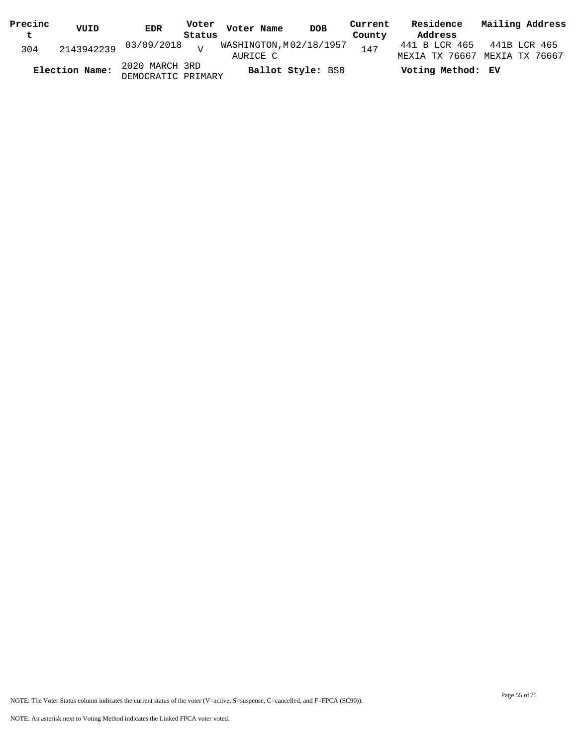| Precinct | VUID | EDR | Voter Status | Voter Name | DOB | Current County | Residence Address | Mailing Address |
| --- | --- | --- | --- | --- | --- | --- | --- | --- |
| 304 | 2143942239 | 03/09/2018 | V | WASHINGTON,MAURICE C | 02/18/1957 | 147 | 441 B LCR 465 MEXIA TX 76667 | 441B LCR 465 MEXIA TX 76667 |
| **Election Name:** | 2020 MARCH 3RD DEMOCRATIC PRIMARY | | | **Ballot Style:** BS8 | | | **Voting Method:** **EV** | |

NOTE: The Voter Status column indicates the current status of the voter (V=active, S=suspense, C=cancelled, and F=FPCA (SC90)).

NOTE: An asterisk next to Voting Method indicates the Linked FPCA voter voted.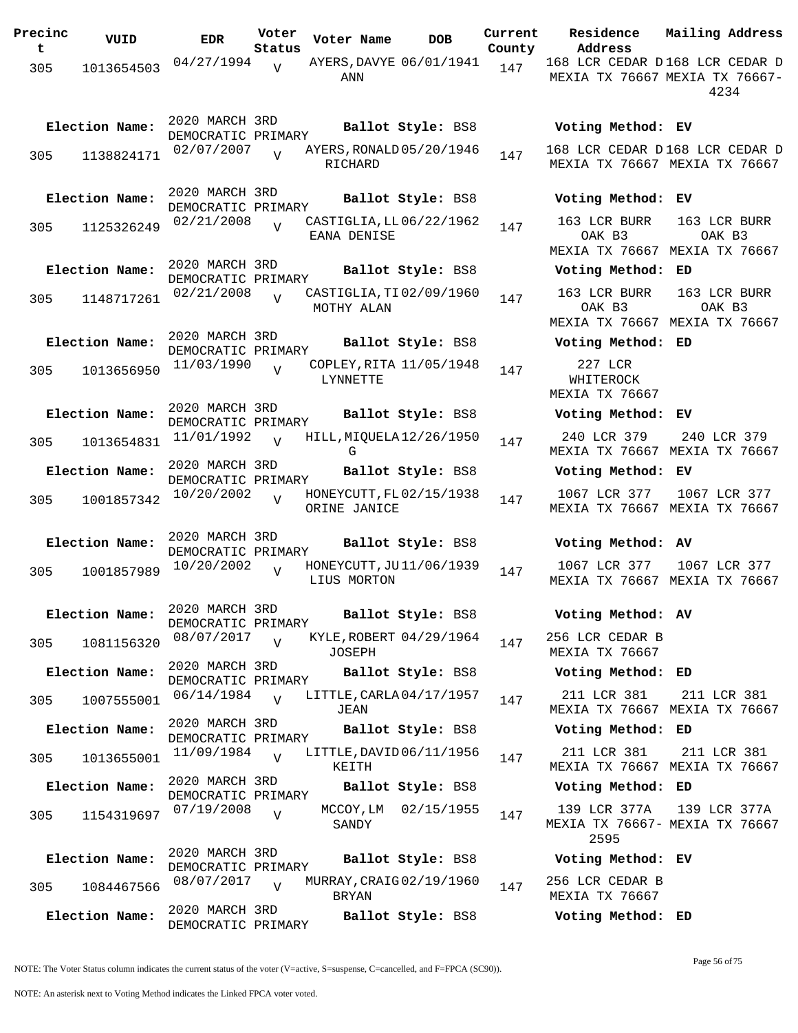| Precinct | VUID | EDR | Voter Status | Voter Name | DOB | Current County | Residence Address | Mailing Address |
|---|---|---|---|---|---|---|---|---|
| 305 | 1013654503 | 04/27/1994 | V | AYERS, DAVYE ANN | 06/01/1941 | 147 | 168 LCR CEDAR D MEXIA TX 76667 | 168 LCR CEDAR D MEXIA TX 76667-4234 |
| **Election Name:** | 2020 MARCH 3RD DEMOCRATIC PRIMARY | | | **Ballot Style:** BS8 | | | **Voting Method:** EV | |
| 305 | 1138824171 | 02/07/2007 | V | AYERS, RONALD RICHARD | 05/20/1946 | 147 | 168 LCR CEDAR D MEXIA TX 76667 | 168 LCR CEDAR D MEXIA TX 76667 |
| **Election Name:** | 2020 MARCH 3RD DEMOCRATIC PRIMARY | | | **Ballot Style:** BS8 | | | **Voting Method:** EV | |
| 305 | 1125326249 | 02/21/2008 | V | CASTIGLIA, LLEANA DENISE | 06/22/1962 | 147 | 163 LCR BURR OAK B3 MEXIA TX 76667 | 163 LCR BURR OAK B3 MEXIA TX 76667 |
| **Election Name:** | 2020 MARCH 3RD DEMOCRATIC PRIMARY | | | **Ballot Style:** BS8 | | | **Voting Method:** ED | |
| 305 | 1148717261 | 02/21/2008 | V | CASTIGLIA, TIMOTHY ALAN | 02/09/1960 | 147 | 163 LCR BURR OAK B3 MEXIA TX 76667 | 163 LCR BURR OAK B3 MEXIA TX 76667 |
| **Election Name:** | 2020 MARCH 3RD DEMOCRATIC PRIMARY | | | **Ballot Style:** BS8 | | | **Voting Method:** ED | |
| 305 | 1013656950 | 11/03/1990 | V | COPLEY, RITA LYNNETTE | 11/05/1948 | 147 | 227 LCR WHITEROCK MEXIA TX 76667 | |
| **Election Name:** | 2020 MARCH 3RD DEMOCRATIC PRIMARY | | | **Ballot Style:** BS8 | | | **Voting Method:** EV | |
| 305 | 1013654831 | 11/01/1992 | V | HILL, MIQUELA G | 12/26/1950 | 147 | 240 LCR 379 MEXIA TX 76667 | 240 LCR 379 MEXIA TX 76667 |
| **Election Name:** | 2020 MARCH 3RD DEMOCRATIC PRIMARY | | | **Ballot Style:** BS8 | | | **Voting Method:** EV | |
| 305 | 1001857342 | 10/20/2002 | V | HONEYCUTT, FLORINE JANICE | 02/15/1938 | 147 | 1067 LCR 377 MEXIA TX 76667 | 1067 LCR 377 MEXIA TX 76667 |
| **Election Name:** | 2020 MARCH 3RD DEMOCRATIC PRIMARY | | | **Ballot Style:** BS8 | | | **Voting Method:** AV | |
| 305 | 1001857989 | 10/20/2002 | V | HONEYCUTT, JULIUS MORTON | 11/06/1939 | 147 | 1067 LCR 377 MEXIA TX 76667 | 1067 LCR 377 MEXIA TX 76667 |
| **Election Name:** | 2020 MARCH 3RD DEMOCRATIC PRIMARY | | | **Ballot Style:** BS8 | | | **Voting Method:** AV | |
| 305 | 1081156320 | 08/07/2017 | V | KYLE, ROBERT JOSEPH | 04/29/1964 | 147 | 256 LCR CEDAR B MEXIA TX 76667 | |
| **Election Name:** | 2020 MARCH 3RD DEMOCRATIC PRIMARY | | | **Ballot Style:** BS8 | | | **Voting Method:** ED | |
| 305 | 1007555001 | 06/14/1984 | V | LITTLE, CARLA JEAN | 04/17/1957 | 147 | 211 LCR 381 MEXIA TX 76667 | 211 LCR 381 MEXIA TX 76667 |
| **Election Name:** | 2020 MARCH 3RD DEMOCRATIC PRIMARY | | | **Ballot Style:** BS8 | | | **Voting Method:** ED | |
| 305 | 1013655001 | 11/09/1984 | V | LITTLE, DAVID KEITH | 06/11/1956 | 147 | 211 LCR 381 MEXIA TX 76667 | 211 LCR 381 MEXIA TX 76667 |
| **Election Name:** | 2020 MARCH 3RD DEMOCRATIC PRIMARY | | | **Ballot Style:** BS8 | | | **Voting Method:** ED | |
| 305 | 1154319697 | 07/19/2008 | V | MCCOY, LM SANDY | 02/15/1955 | 147 | 139 LCR 377A MEXIA TX 76667-2595 | 139 LCR 377A MEXIA TX 76667 |
| **Election Name:** | 2020 MARCH 3RD DEMOCRATIC PRIMARY | | | **Ballot Style:** BS8 | | | **Voting Method:** EV | |
| 305 | 1084467566 | 08/07/2017 | V | MURRAY, CRAIG BRYAN | 02/19/1960 | 147 | 256 LCR CEDAR B MEXIA TX 76667 | |
| **Election Name:** | 2020 MARCH 3RD DEMOCRATIC PRIMARY | | | **Ballot Style:** BS8 | | | **Voting Method:** ED | |

NOTE: The Voter Status column indicates the current status of the voter (V=active, S=suspense, C=cancelled, and F=FPCA (SC90)).

NOTE: An asterisk next to Voting Method indicates the Linked FPCA voter voted.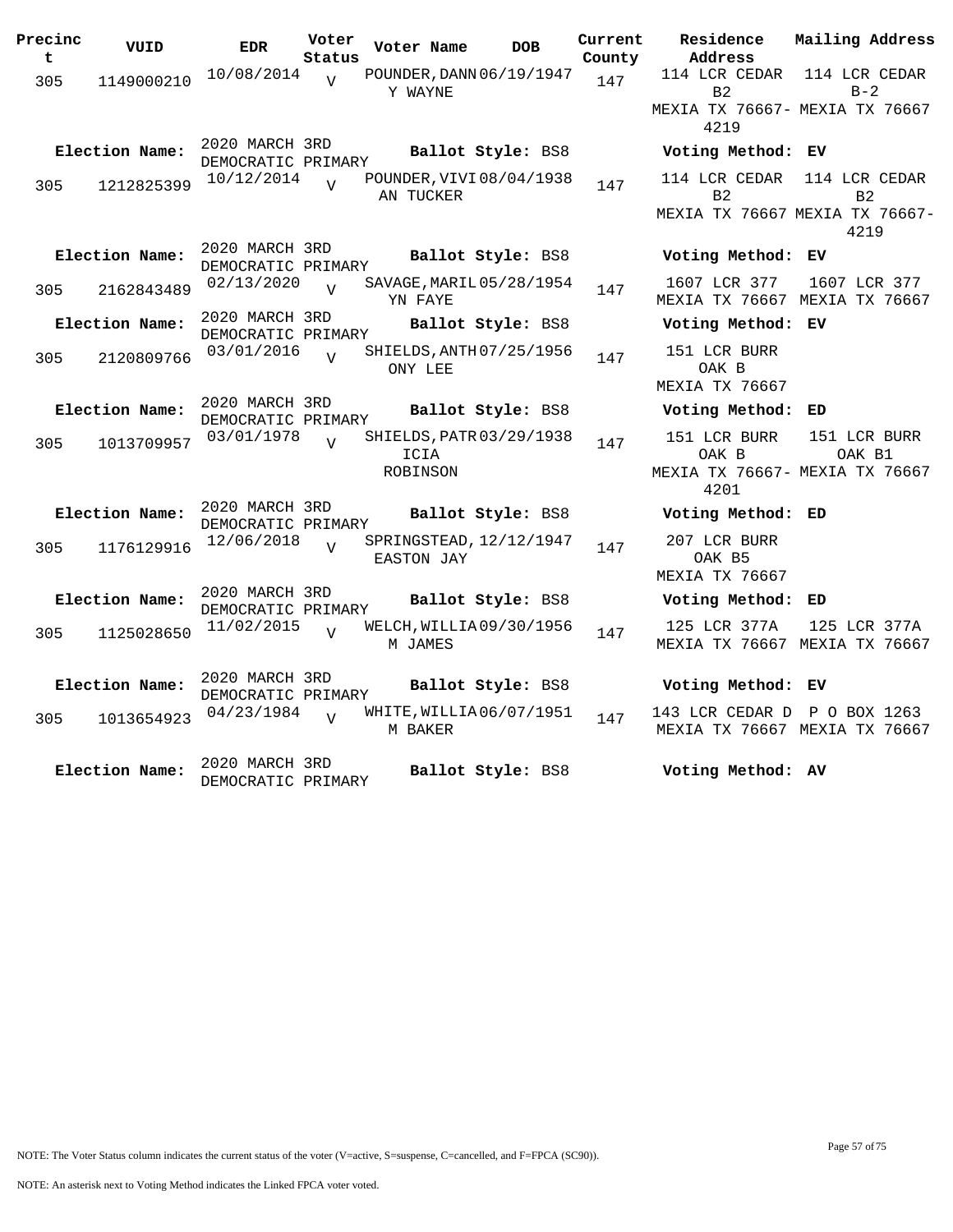| Precinct | VUID | EDR | Voter Status | Voter Name | DOB | Current County | Residence Address | Mailing Address |
|---|---|---|---|---|---|---|---|---|
| 305 | 1149000210 | 10/08/2014 | V | POUNDER,DANNY WAYNE | 06/19/1947 | 147 | 114 LCR CEDAR B2 MEXIA TX 76667-4219 | 114 LCR CEDAR B-2 MEXIA TX 76667 |
| **Election Name:** | | 2020 MARCH 3RD DEMOCRATIC PRIMARY | | **Ballot Style:** BS8 | | | **Voting Method:** EV | |
| 305 | 1212825399 | 10/12/2014 | V | POUNDER,VIVIAN TUCKER | 08/04/1938 | 147 | 114 LCR CEDAR B2 MEXIA TX 76667 | 114 LCR CEDAR B2 MEXIA TX 76667-4219 |
| **Election Name:** | | 2020 MARCH 3RD DEMOCRATIC PRIMARY | | **Ballot Style:** BS8 | | | **Voting Method:** EV | |
| 305 | 2162843489 | 02/13/2020 | V | SAVAGE,MARILYN FAYE | 05/28/1954 | 147 | 1607 LCR 377 MEXIA TX 76667 | 1607 LCR 377 MEXIA TX 76667 |
| **Election Name:** | | 2020 MARCH 3RD DEMOCRATIC PRIMARY | | **Ballot Style:** BS8 | | | **Voting Method:** EV | |
| 305 | 2120809766 | 03/01/2016 | V | SHIELDS,ANTHONY LEE | 07/25/1956 | 147 | 151 LCR BURR OAK B MEXIA TX 76667 | |
| **Election Name:** | | 2020 MARCH 3RD DEMOCRATIC PRIMARY | | **Ballot Style:** BS8 | | | **Voting Method:** ED | |
| 305 | 1013709957 | 03/01/1978 | V | SHIELDS,PATRICIA ROBINSON | 03/29/1938 | 147 | 151 LCR BURR OAK B MEXIA TX 76667-4201 | 151 LCR BURR OAK B1 MEXIA TX 76667 |
| **Election Name:** | | 2020 MARCH 3RD DEMOCRATIC PRIMARY | | **Ballot Style:** BS8 | | | **Voting Method:** ED | |
| 305 | 1176129916 | 12/06/2018 | V | SPRINGSTEAD,EASTON JAY | 12/12/1947 | 147 | 207 LCR BURR OAK B5 MEXIA TX 76667 | |
| **Election Name:** | | 2020 MARCH 3RD DEMOCRATIC PRIMARY | | **Ballot Style:** BS8 | | | **Voting Method:** ED | |
| 305 | 1125028650 | 11/02/2015 | V | WELCH,WILLIAM JAMES | 09/30/1956 | 147 | 125 LCR 377A MEXIA TX 76667 | 125 LCR 377A MEXIA TX 76667 |
| **Election Name:** | | 2020 MARCH 3RD DEMOCRATIC PRIMARY | | **Ballot Style:** BS8 | | | **Voting Method:** EV | |
| 305 | 1013654923 | 04/23/1984 | V | WHITE,WILLIAM BAKER | 06/07/1951 | 147 | 143 LCR CEDAR D MEXIA TX 76667 | P O BOX 1263 MEXIA TX 76667 |
| **Election Name:** | | 2020 MARCH 3RD DEMOCRATIC PRIMARY | | **Ballot Style:** BS8 | | | **Voting Method:** AV | |

NOTE: The Voter Status column indicates the current status of the voter (V=active, S=suspense, C=cancelled, and F=FPCA (SC90)).

NOTE: An asterisk next to Voting Method indicates the Linked FPCA voter voted.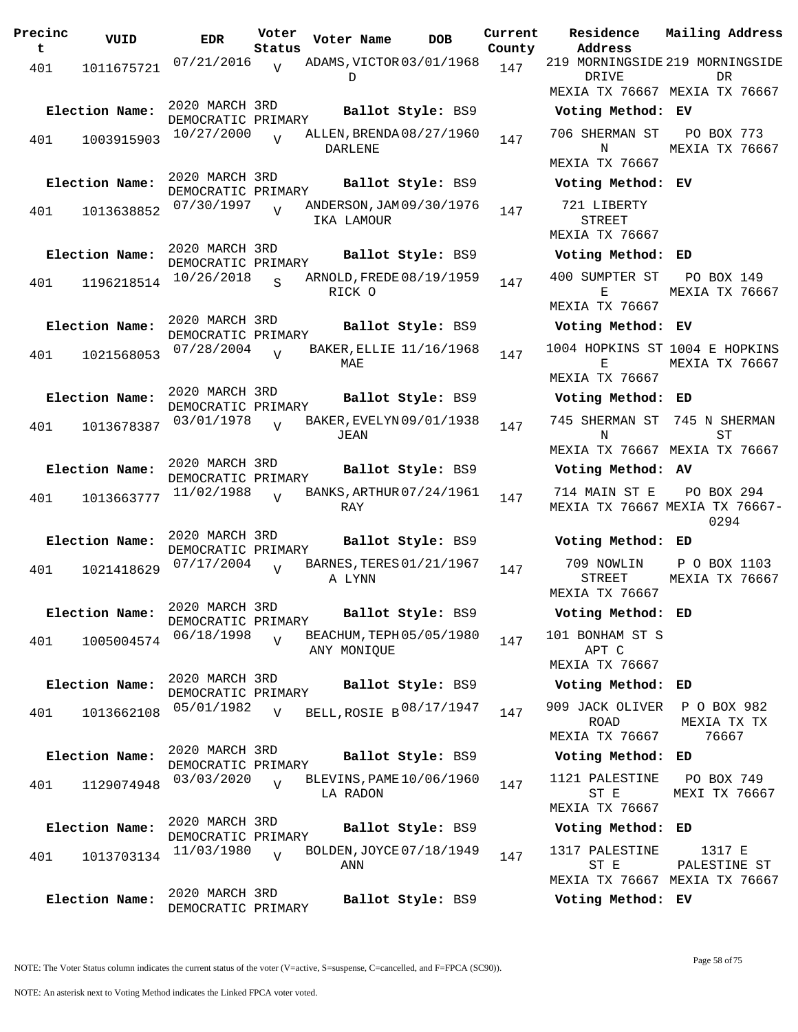| Precinct | VUID | EDR | Voter Status | Voter Name | DOB | Current County | Residence Address | Mailing Address |
|---|---|---|---|---|---|---|---|---|
| 401 | 1011675721 | 07/21/2016 | V | ADAMS, VICTOR D | 03/01/1968 | 147 | 219 MORNINGSIDE DRIVE MEXIA TX 76667 | 219 MORNINGSIDE DR MEXIA TX 76667 |
| **Election Name:** | | 2020 MARCH 3RD DEMOCRATIC PRIMARY | | **Ballot Style:** BS9 | | | **Voting Method:** EV | |
| 401 | 1003915903 | 10/27/2000 | V | ALLEN, BRENDA DARLENE | 08/27/1960 | 147 | 706 SHERMAN ST N MEXIA TX 76667 | PO BOX 773 MEXIA TX 76667 |
| **Election Name:** | | 2020 MARCH 3RD DEMOCRATIC PRIMARY | | **Ballot Style:** BS9 | | | **Voting Method:** EV | |
| 401 | 1013638852 | 07/30/1997 | V | ANDERSON, JAMIKA LAMOUR | 09/30/1976 | 147 | 721 LIBERTY STREET MEXIA TX 76667 | |
| **Election Name:** | | 2020 MARCH 3RD DEMOCRATIC PRIMARY | | **Ballot Style:** BS9 | | | **Voting Method:** ED | |
| 401 | 1196218514 | 10/26/2018 | S | ARNOLD, FREDERICK O | 08/19/1959 | 147 | 400 SUMPTER ST E MEXIA TX 76667 | PO BOX 149 MEXIA TX 76667 |
| **Election Name:** | | 2020 MARCH 3RD DEMOCRATIC PRIMARY | | **Ballot Style:** BS9 | | | **Voting Method:** EV | |
| 401 | 1021568053 | 07/28/2004 | V | BAKER, ELLIE MAE | 11/16/1968 | 147 | 1004 HOPKINS ST E MEXIA TX 76667 | 1004 E HOPKINS MEXIA TX 76667 |
| **Election Name:** | | 2020 MARCH 3RD DEMOCRATIC PRIMARY | | **Ballot Style:** BS9 | | | **Voting Method:** ED | |
| 401 | 1013678387 | 03/01/1978 | V | BAKER, EVELYN JEAN | 09/01/1938 | 147 | 745 SHERMAN ST N MEXIA TX 76667 | 745 N SHERMAN ST MEXIA TX 76667 |
| **Election Name:** | | 2020 MARCH 3RD DEMOCRATIC PRIMARY | | **Ballot Style:** BS9 | | | **Voting Method:** AV | |
| 401 | 1013663777 | 11/02/1988 | V | BANKS, ARTHUR RAY | 07/24/1961 | 147 | 714 MAIN ST E MEXIA TX 76667 | PO BOX 294 MEXIA TX 76667-0294 |
| **Election Name:** | | 2020 MARCH 3RD DEMOCRATIC PRIMARY | | **Ballot Style:** BS9 | | | **Voting Method:** ED | |
| 401 | 1021418629 | 07/17/2004 | V | BARNES, TERESA LYNN | 01/21/1967 | 147 | 709 NOWLIN STREET MEXIA TX 76667 | P O BOX 1103 MEXIA TX 76667 |
| **Election Name:** | | 2020 MARCH 3RD DEMOCRATIC PRIMARY | | **Ballot Style:** BS9 | | | **Voting Method:** ED | |
| 401 | 1005004574 | 06/18/1998 | V | BEACHUM, TEPHANY MONIQUE | 05/05/1980 | 147 | 101 BONHAM ST S APT C MEXIA TX 76667 | |
| **Election Name:** | | 2020 MARCH 3RD DEMOCRATIC PRIMARY | | **Ballot Style:** BS9 | | | **Voting Method:** ED | |
| 401 | 1013662108 | 05/01/1982 | V | BELL, ROSIE B | 08/17/1947 | 147 | 909 JACK OLIVER ROAD MEXIA TX 76667 | P O BOX 982 MEXIA TX TX 76667 |
| **Election Name:** | | 2020 MARCH 3RD DEMOCRATIC PRIMARY | | **Ballot Style:** BS9 | | | **Voting Method:** ED | |
| 401 | 1129074948 | 03/03/2020 | V | BLEVINS, PAMELA RADON | 10/06/1960 | 147 | 1121 PALESTINE ST E MEXIA TX 76667 | PO BOX 749 MEXI TX 76667 |
| **Election Name:** | | 2020 MARCH 3RD DEMOCRATIC PRIMARY | | **Ballot Style:** BS9 | | | **Voting Method:** ED | |
| 401 | 1013703134 | 11/03/1980 | V | BOLDEN, JOYCE ANN | 07/18/1949 | 147 | 1317 PALESTINE ST E MEXIA TX 76667 | 1317 E PALESTINE ST MEXIA TX 76667 |
| **Election Name:** | | 2020 MARCH 3RD DEMOCRATIC PRIMARY | | **Ballot Style:** BS9 | | | **Voting Method:** EV | |

NOTE: The Voter Status column indicates the current status of the voter (V=active, S=suspense, C=cancelled, and F=FPCA (SC90)).

NOTE: An asterisk next to Voting Method indicates the Linked FPCA voter voted.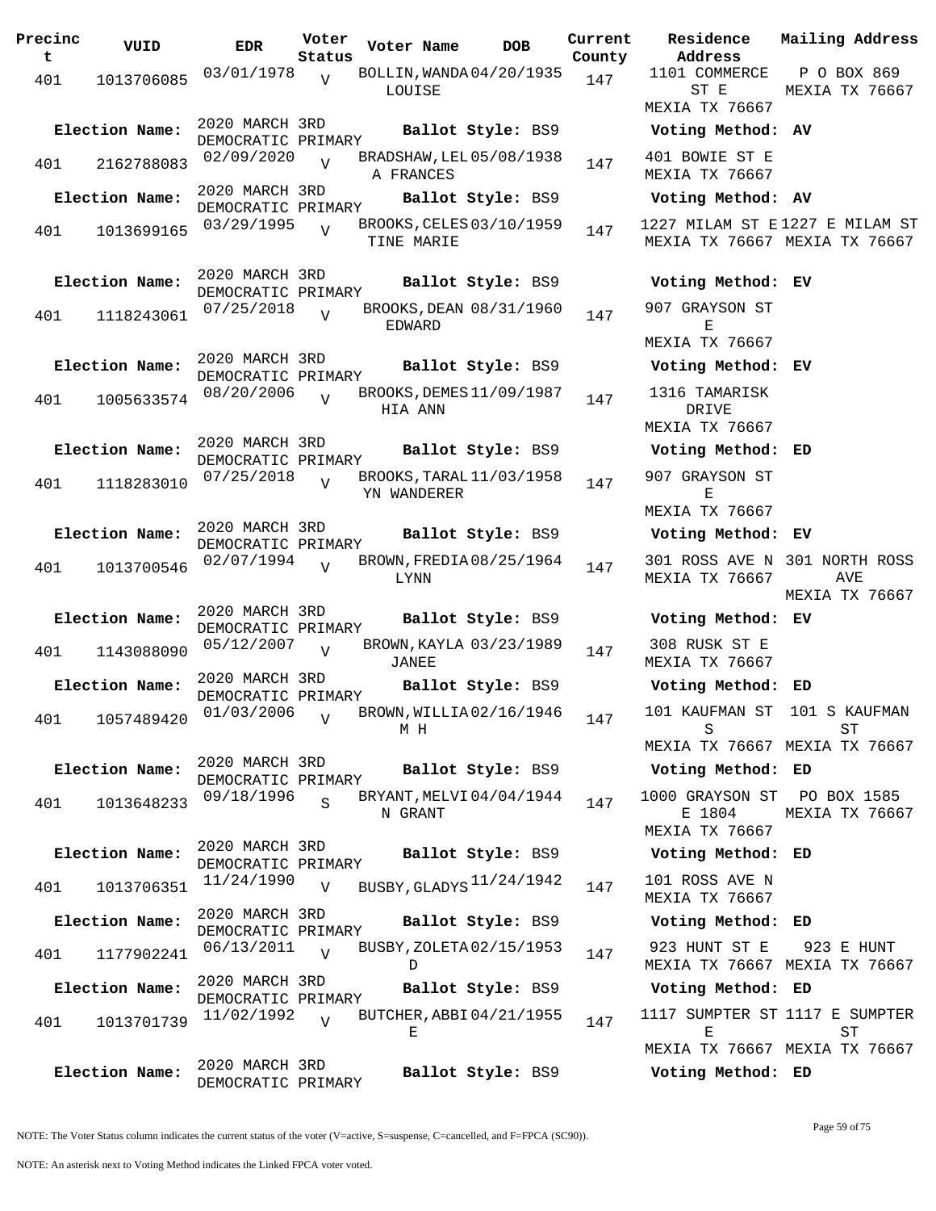| Precinct | VUID | EDR | Voter Status | Voter Name | DOB | Current County | Residence Address | Mailing Address |
|---|---|---|---|---|---|---|---|---|
| 401 | 1013706085 | 03/01/1978 | V | BOLLIN,WANDA LOUISE | 04/20/1935 | 147 | 1101 COMMERCE ST E MEXIA TX 76667 | P O BOX 869 MEXIA TX 76667 |
| **Election Name:** | 2020 MARCH 3RD DEMOCRATIC PRIMARY | | | **Ballot Style:** BS9 | | | **Voting Method:** AV | |
| 401 | 2162788083 | 02/09/2020 | V | BRADSHAW,LELA FRANCES | 05/08/1938 | 147 | 401 BOWIE ST E MEXIA TX 76667 | |
| **Election Name:** | 2020 MARCH 3RD DEMOCRATIC PRIMARY | | | **Ballot Style:** BS9 | | | **Voting Method:** AV | |
| 401 | 1013699165 | 03/29/1995 | V | BROOKS,CELESTINE MARIE | 03/10/1959 | 147 | 1227 MILAM ST E MEXIA TX 76667 | 1227 E MILAM ST MEXIA TX 76667 |
| **Election Name:** | 2020 MARCH 3RD DEMOCRATIC PRIMARY | | | **Ballot Style:** BS9 | | | **Voting Method:** EV | |
| 401 | 1118243061 | 07/25/2018 | V | BROOKS,DEAN EDWARD | 08/31/1960 | 147 | 907 GRAYSON ST E MEXIA TX 76667 | |
| **Election Name:** | 2020 MARCH 3RD DEMOCRATIC PRIMARY | | | **Ballot Style:** BS9 | | | **Voting Method:** EV | |
| 401 | 1005633574 | 08/20/2006 | V | BROOKS,DEMESHIA ANN | 11/09/1987 | 147 | 1316 TAMARISK DRIVE MEXIA TX 76667 | |
| **Election Name:** | 2020 MARCH 3RD DEMOCRATIC PRIMARY | | | **Ballot Style:** BS9 | | | **Voting Method:** ED | |
| 401 | 1118283010 | 07/25/2018 | V | BROOKS,TARALYN WANDERER | 11/03/1958 | 147 | 907 GRAYSON ST E MEXIA TX 76667 | |
| **Election Name:** | 2020 MARCH 3RD DEMOCRATIC PRIMARY | | | **Ballot Style:** BS9 | | | **Voting Method:** EV | |
| 401 | 1013700546 | 02/07/1994 | V | BROWN,FREDIA LYNN | 08/25/1964 | 147 | 301 ROSS AVE N MEXIA TX 76667 | 301 NORTH ROSS AVE MEXIA TX 76667 |
| **Election Name:** | 2020 MARCH 3RD DEMOCRATIC PRIMARY | | | **Ballot Style:** BS9 | | | **Voting Method:** EV | |
| 401 | 1143088090 | 05/12/2007 | V | BROWN,KAYLA JANEE | 03/23/1989 | 147 | 308 RUSK ST E MEXIA TX 76667 | |
| **Election Name:** | 2020 MARCH 3RD DEMOCRATIC PRIMARY | | | **Ballot Style:** BS9 | | | **Voting Method:** ED | |
| 401 | 1057489420 | 01/03/2006 | V | BROWN,WILLIAM H | 02/16/1946 | 147 | 101 KAUFMAN ST S MEXIA TX 76667 | 101 S KAUFMAN ST MEXIA TX 76667 |
| **Election Name:** | 2020 MARCH 3RD DEMOCRATIC PRIMARY | | | **Ballot Style:** BS9 | | | **Voting Method:** ED | |
| 401 | 1013648233 | 09/18/1996 | S | BRYANT,MELVIN GRANT | 04/04/1944 | 147 | 1000 GRAYSON ST E 1804 MEXIA TX 76667 | PO BOX 1585 MEXIA TX 76667 |
| **Election Name:** | 2020 MARCH 3RD DEMOCRATIC PRIMARY | | | **Ballot Style:** BS9 | | | **Voting Method:** ED | |
| 401 | 1013706351 | 11/24/1990 | V | BUSBY,GLADYS | 11/24/1942 | 147 | 101 ROSS AVE N MEXIA TX 76667 | |
| **Election Name:** | 2020 MARCH 3RD DEMOCRATIC PRIMARY | | | **Ballot Style:** BS9 | | | **Voting Method:** ED | |
| 401 | 1177902241 | 06/13/2011 | V | BUSBY,ZOLETA D | 02/15/1953 | 147 | 923 HUNT ST E MEXIA TX 76667 | 923 E HUNT MEXIA TX 76667 |
| **Election Name:** | 2020 MARCH 3RD DEMOCRATIC PRIMARY | | | **Ballot Style:** BS9 | | | **Voting Method:** ED | |
| 401 | 1013701739 | 11/02/1992 | V | BUTCHER,ABBIE | 04/21/1955 | 147 | 1117 SUMPTER ST E MEXIA TX 76667 | 1117 E SUMPTER ST MEXIA TX 76667 |
| **Election Name:** | 2020 MARCH 3RD DEMOCRATIC PRIMARY | | | **Ballot Style:** BS9 | | | **Voting Method:** ED | |

NOTE: The Voter Status column indicates the current status of the voter (V=active, S=suspense, C=cancelled, and F=FPCA (SC90)).

NOTE: An asterisk next to Voting Method indicates the Linked FPCA voter voted.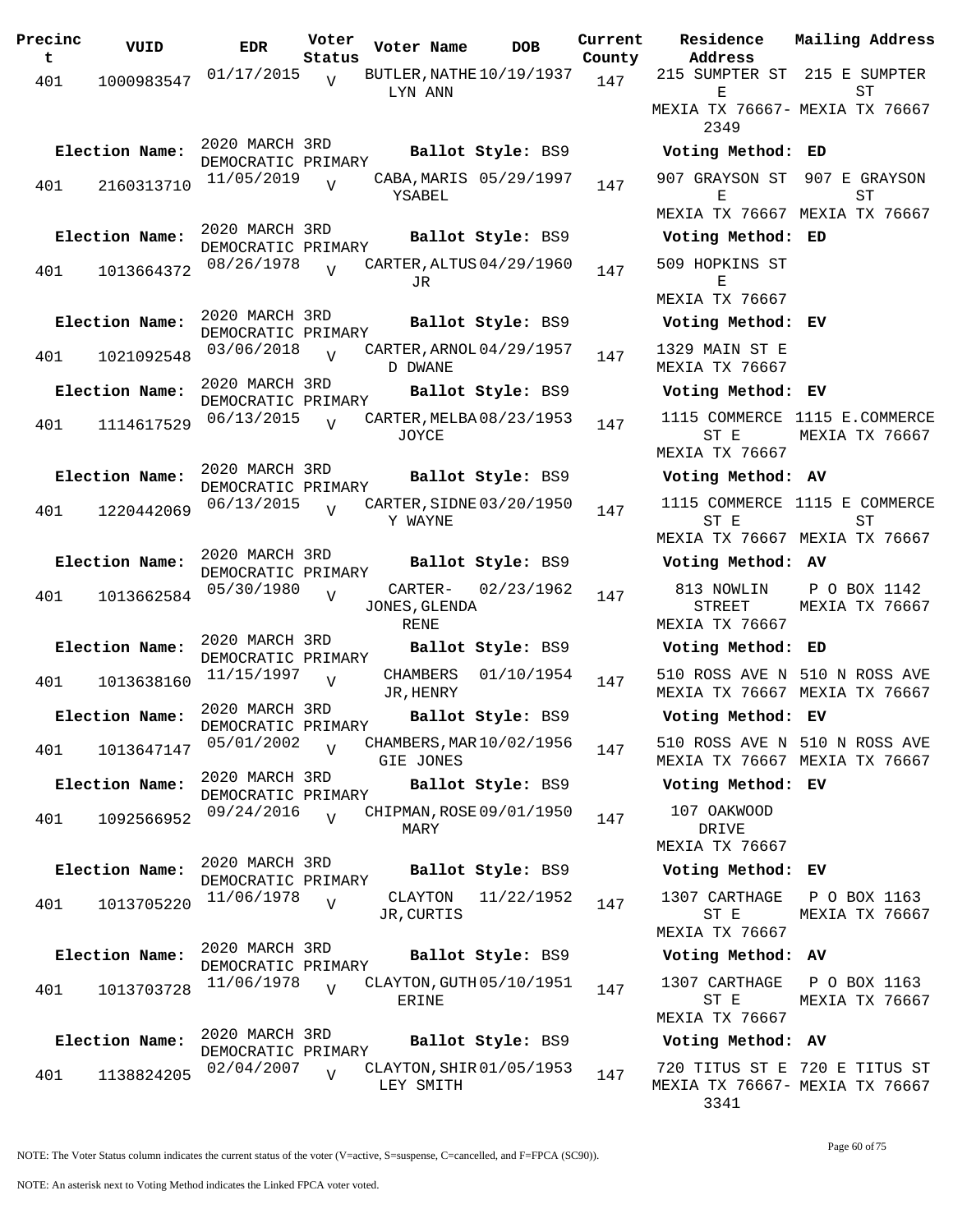| Precinct | VUID | EDR | Voter Status | Voter Name | DOB | Current County | Residence Address | Mailing Address |
|---|---|---|---|---|---|---|---|---|
| 401 | 1000983547 | 01/17/2015 | V | BUTLER,NATHELYN ANN | 10/19/1937 | 147 | 215 SUMPTER ST E MEXIA TX 76667-2349 | 215 E SUMPTER ST MEXIA TX 76667 |
| **Election Name:** | 2020 MARCH 3RD DEMOCRATIC PRIMARY | | | **Ballot Style:** BS9 | | | **Voting Method:** ED | |
| 401 | 2160313710 | 11/05/2019 | V | CABA,MARISYSABEL | 05/29/1997 | 147 | 907 GRAYSON ST E MEXIA TX 76667 | 907 E GRAYSON ST MEXIA TX 76667 |
| **Election Name:** | 2020 MARCH 3RD DEMOCRATIC PRIMARY | | | **Ballot Style:** BS9 | | | **Voting Method:** ED | |
| 401 | 1013664372 | 08/26/1978 | V | CARTER,ALTUS JR | 04/29/1960 | 147 | 509 HOPKINS ST E MEXIA TX 76667 | |
| **Election Name:** | 2020 MARCH 3RD DEMOCRATIC PRIMARY | | | **Ballot Style:** BS9 | | | **Voting Method:** EV | |
| 401 | 1021092548 | 03/06/2018 | V | CARTER,ARNOLD DWANE | 04/29/1957 | 147 | 1329 MAIN ST E MEXIA TX 76667 | |
| **Election Name:** | 2020 MARCH 3RD DEMOCRATIC PRIMARY | | | **Ballot Style:** BS9 | | | **Voting Method:** EV | |
| 401 | 1114617529 | 06/13/2015 | V | CARTER,MELBA JOYCE | 08/23/1953 | 147 | 1115 COMMERCE ST E MEXIA TX 76667 | 1115 E.COMMERCE MEXIA TX 76667 |
| **Election Name:** | 2020 MARCH 3RD DEMOCRATIC PRIMARY | | | **Ballot Style:** BS9 | | | **Voting Method:** AV | |
| 401 | 1220442069 | 06/13/2015 | V | CARTER,SIDNEY WAYNE | 03/20/1950 | 147 | 1115 COMMERCE ST E MEXIA TX 76667 | 1115 E COMMERCE ST MEXIA TX 76667 |
| **Election Name:** | 2020 MARCH 3RD DEMOCRATIC PRIMARY | | | **Ballot Style:** BS9 | | | **Voting Method:** AV | |
| 401 | 1013662584 | 05/30/1980 | V | CARTER-JONES,GLENDA RENE | 02/23/1962 | 147 | 813 NOWLIN STREET MEXIA TX 76667 | P O BOX 1142 MEXIA TX 76667 |
| **Election Name:** | 2020 MARCH 3RD DEMOCRATIC PRIMARY | | | **Ballot Style:** BS9 | | | **Voting Method:** ED | |
| 401 | 1013638160 | 11/15/1997 | V | CHAMBERS JR,HENRY | 01/10/1954 | 147 | 510 ROSS AVE N MEXIA TX 76667 | 510 N ROSS AVE MEXIA TX 76667 |
| **Election Name:** | 2020 MARCH 3RD DEMOCRATIC PRIMARY | | | **Ballot Style:** BS9 | | | **Voting Method:** EV | |
| 401 | 1013647147 | 05/01/2002 | V | CHAMBERS,MARGIE JONES | 10/02/1956 | 147 | 510 ROSS AVE N MEXIA TX 76667 | 510 N ROSS AVE MEXIA TX 76667 |
| **Election Name:** | 2020 MARCH 3RD DEMOCRATIC PRIMARY | | | **Ballot Style:** BS9 | | | **Voting Method:** EV | |
| 401 | 1092566952 | 09/24/2016 | V | CHIPMAN,ROSE MARY | 09/01/1950 | 147 | 107 OAKWOOD DRIVE MEXIA TX 76667 | |
| **Election Name:** | 2020 MARCH 3RD DEMOCRATIC PRIMARY | | | **Ballot Style:** BS9 | | | **Voting Method:** EV | |
| 401 | 1013705220 | 11/06/1978 | V | CLAYTON JR,CURTIS | 11/22/1952 | 147 | 1307 CARTHAGE ST E MEXIA TX 76667 | P O BOX 1163 MEXIA TX 76667 |
| **Election Name:** | 2020 MARCH 3RD DEMOCRATIC PRIMARY | | | **Ballot Style:** BS9 | | | **Voting Method:** AV | |
| 401 | 1013703728 | 11/06/1978 | V | CLAYTON,GUTHERINE | 05/10/1951 | 147 | 1307 CARTHAGE ST E MEXIA TX 76667 | P O BOX 1163 MEXIA TX 76667 |
| **Election Name:** | 2020 MARCH 3RD DEMOCRATIC PRIMARY | | | **Ballot Style:** BS9 | | | **Voting Method:** AV | |
| 401 | 1138824205 | 02/04/2007 | V | CLAYTON,SHIRLEY SMITH | 01/05/1953 | 147 | 720 TITUS ST E MEXIA TX 76667-3341 | 720 E TITUS ST MEXIA TX 76667 |

NOTE: The Voter Status column indicates the current status of the voter (V=active, S=suspense, C=cancelled, and F=FPCA (SC90)).

NOTE: An asterisk next to Voting Method indicates the Linked FPCA voter voted.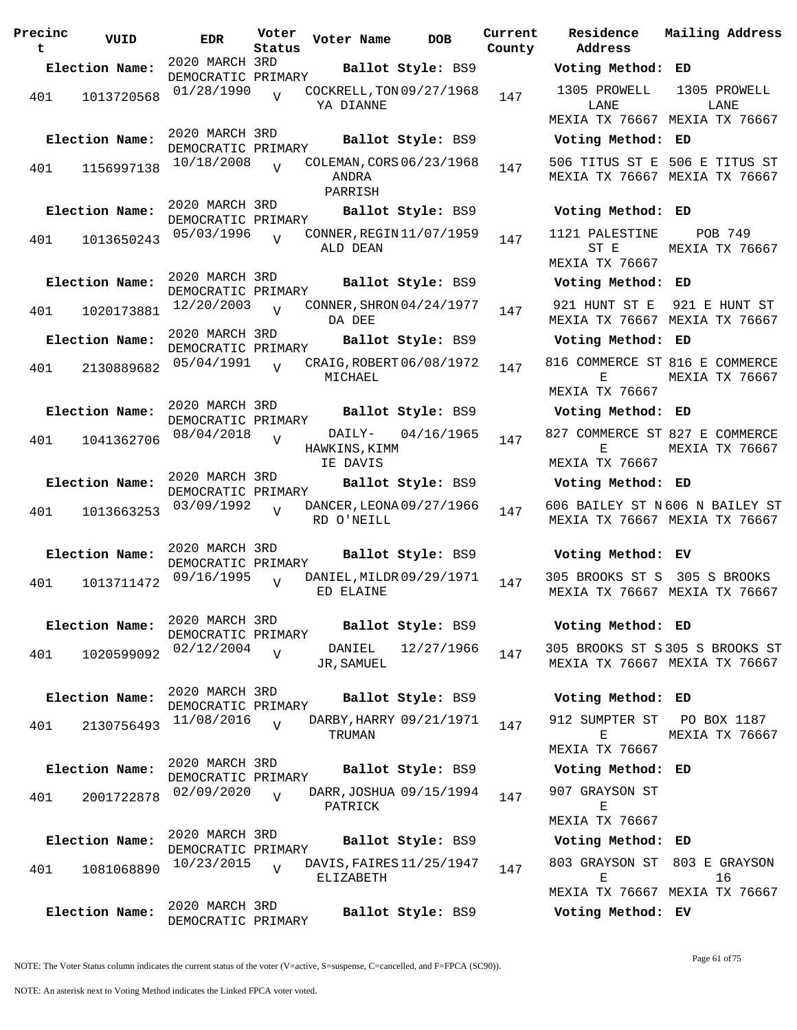| Precinct | VUID | EDR | Voter Status | Voter Name | DOB | Current County | Residence Address | Mailing Address |
|---|---|---|---|---|---|---|---|---|
| **Election Name:** | | 2020 MARCH 3RD DEMOCRATIC PRIMARY | | **Ballot Style:** BS9 | | | **Voting Method:** ED | |
| 401 | 1013720568 | 01/28/1990 | V | COCKRELL,TONYA DIANNE | 09/27/1968 | 147 | 1305 PROWELL LANE MEXIA TX 76667 | 1305 PROWELL LANE MEXIA TX 76667 |
| **Election Name:** | | 2020 MARCH 3RD DEMOCRATIC PRIMARY | | **Ballot Style:** BS9 | | | **Voting Method:** ED | |
| 401 | 1156997138 | 10/18/2008 | V | COLEMAN,CORSANDRA PARRISH | 06/23/1968 | 147 | 506 TITUS ST E MEXIA TX 76667 | 506 E TITUS ST MEXIA TX 76667 |
| **Election Name:** | | 2020 MARCH 3RD DEMOCRATIC PRIMARY | | **Ballot Style:** BS9 | | | **Voting Method:** ED | |
| 401 | 1013650243 | 05/03/1996 | V | CONNER,REGINALD DEAN | 11/07/1959 | 147 | 1121 PALESTINE ST E MEXIA TX 76667 | POB 749 MEXIA TX 76667 |
| **Election Name:** | | 2020 MARCH 3RD DEMOCRATIC PRIMARY | | **Ballot Style:** BS9 | | | **Voting Method:** ED | |
| 401 | 1020173881 | 12/20/2003 | V | CONNER,SHRONDA DEE | 04/24/1977 | 147 | 921 HUNT ST E MEXIA TX 76667 | 921 E HUNT ST MEXIA TX 76667 |
| **Election Name:** | | 2020 MARCH 3RD DEMOCRATIC PRIMARY | | **Ballot Style:** BS9 | | | **Voting Method:** ED | |
| 401 | 2130889682 | 05/04/1991 | V | CRAIG,ROBERT MICHAEL | 06/08/1972 | 147 | 816 COMMERCE ST E MEXIA TX 76667 | 816 E COMMERCE MEXIA TX 76667 |
| **Election Name:** | | 2020 MARCH 3RD DEMOCRATIC PRIMARY | | **Ballot Style:** BS9 | | | **Voting Method:** ED | |
| 401 | 1041362706 | 08/04/2018 | V | DAILY-HAWKINS,KIMMIE DAVIS | 04/16/1965 | 147 | 827 COMMERCE ST E MEXIA TX 76667 | 827 E COMMERCE MEXIA TX 76667 |
| **Election Name:** | | 2020 MARCH 3RD DEMOCRATIC PRIMARY | | **Ballot Style:** BS9 | | | **Voting Method:** ED | |
| 401 | 1013663253 | 03/09/1992 | V | DANCER,LEONARD O'NEILL | 09/27/1966 | 147 | 606 BAILEY ST N MEXIA TX 76667 | 606 N BAILEY ST MEXIA TX 76667 |
| **Election Name:** | | 2020 MARCH 3RD DEMOCRATIC PRIMARY | | **Ballot Style:** BS9 | | | **Voting Method:** EV | |
| 401 | 1013711472 | 09/16/1995 | V | DANIEL,MILDRED ELAINE | 09/29/1971 | 147 | 305 BROOKS ST S MEXIA TX 76667 | 305 S BROOKS MEXIA TX 76667 |
| **Election Name:** | | 2020 MARCH 3RD DEMOCRATIC PRIMARY | | **Ballot Style:** BS9 | | | **Voting Method:** ED | |
| 401 | 1020599092 | 02/12/2004 | V | DANIEL JR,SAMUEL | 12/27/1966 | 147 | 305 BROOKS ST S MEXIA TX 76667 | 305 S BROOKS ST MEXIA TX 76667 |
| **Election Name:** | | 2020 MARCH 3RD DEMOCRATIC PRIMARY | | **Ballot Style:** BS9 | | | **Voting Method:** ED | |
| 401 | 2130756493 | 11/08/2016 | V | DARBY,HARRY TRUMAN | 09/21/1971 | 147 | 912 SUMPTER ST E MEXIA TX 76667 | PO BOX 1187 MEXIA TX 76667 |
| **Election Name:** | | 2020 MARCH 3RD DEMOCRATIC PRIMARY | | **Ballot Style:** BS9 | | | **Voting Method:** ED | |
| 401 | 2001722878 | 02/09/2020 | V | DARR,JOSHUA PATRICK | 09/15/1994 | 147 | 907 GRAYSON ST E MEXIA TX 76667 | |
| **Election Name:** | | 2020 MARCH 3RD DEMOCRATIC PRIMARY | | **Ballot Style:** BS9 | | | **Voting Method:** ED | |
| 401 | 1081068890 | 10/23/2015 | V | DAVIS,FAIRES ELIZABETH | 11/25/1947 | 147 | 803 GRAYSON ST E MEXIA TX 76667 | 803 E GRAYSON 16 MEXIA TX 76667 |
| **Election Name:** | | 2020 MARCH 3RD DEMOCRATIC PRIMARY | | **Ballot Style:** BS9 | | | **Voting Method:** EV | |

NOTE: The Voter Status column indicates the current status of the voter (V=active, S=suspense, C=cancelled, and F=FPCA (SC90)).

NOTE: An asterisk next to Voting Method indicates the Linked FPCA voter voted.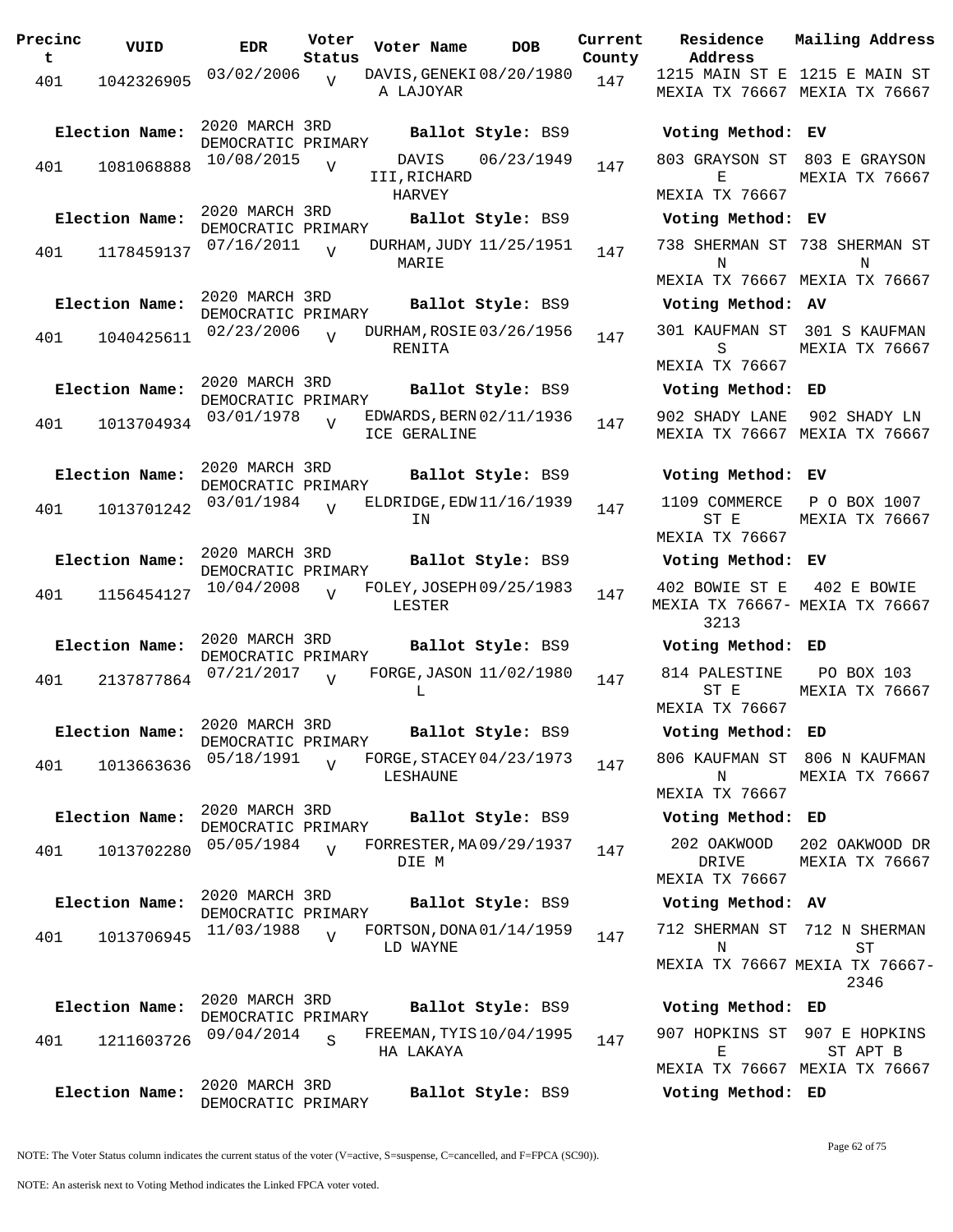| Precinct | VUID | EDR | Voter Status | Voter Name | DOB | Current County | Residence Address | Mailing Address |
|---|---|---|---|---|---|---|---|---|
| 401 | 1042326905 | 03/02/2006 | V | DAVIS,GENEKIA LAJOYAR | 08/20/1980 | 147 | 1215 MAIN ST E MEXIA TX 76667 | 1215 E MAIN ST MEXIA TX 76667 |
| **Election Name:** | | 2020 MARCH 3RD DEMOCRATIC PRIMARY | | **Ballot Style:** BS9 | | | **Voting Method:** EV | |
| 401 | 1081068888 | 10/08/2015 | V | DAVIS III,RICHARD HARVEY | 06/23/1949 | 147 | 803 GRAYSON ST E MEXIA TX 76667 | 803 E GRAYSON MEXIA TX 76667 |
| **Election Name:** | | 2020 MARCH 3RD DEMOCRATIC PRIMARY | | **Ballot Style:** BS9 | | | **Voting Method:** EV | |
| 401 | 1178459137 | 07/16/2011 | V | DURHAM,JUDY MARIE | 11/25/1951 | 147 | 738 SHERMAN ST N MEXIA TX 76667 | 738 SHERMAN ST N MEXIA TX 76667 |
| **Election Name:** | | 2020 MARCH 3RD DEMOCRATIC PRIMARY | | **Ballot Style:** BS9 | | | **Voting Method:** AV | |
| 401 | 1040425611 | 02/23/2006 | V | DURHAM,ROSIE RENITA | 03/26/1956 | 147 | 301 KAUFMAN ST S MEXIA TX 76667 | 301 S KAUFMAN MEXIA TX 76667 |
| **Election Name:** | | 2020 MARCH 3RD DEMOCRATIC PRIMARY | | **Ballot Style:** BS9 | | | **Voting Method:** ED | |
| 401 | 1013704934 | 03/01/1978 | V | EDWARDS,BERNICE GERALINE | 02/11/1936 | 147 | 902 SHADY LANE MEXIA TX 76667 | 902 SHADY LN MEXIA TX 76667 |
| **Election Name:** | | 2020 MARCH 3RD DEMOCRATIC PRIMARY | | **Ballot Style:** BS9 | | | **Voting Method:** EV | |
| 401 | 1013701242 | 03/01/1984 | V | ELDRIDGE,EDWIN | 11/16/1939 | 147 | 1109 COMMERCE ST E MEXIA TX 76667 | P O BOX 1007 MEXIA TX 76667 |
| **Election Name:** | | 2020 MARCH 3RD DEMOCRATIC PRIMARY | | **Ballot Style:** BS9 | | | **Voting Method:** EV | |
| 401 | 1156454127 | 10/04/2008 | V | FOLEY,JOSEPH LESTER | 09/25/1983 | 147 | 402 BOWIE ST E MEXIA TX 76667-3213 | 402 E BOWIE MEXIA TX 76667 |
| **Election Name:** | | 2020 MARCH 3RD DEMOCRATIC PRIMARY | | **Ballot Style:** BS9 | | | **Voting Method:** ED | |
| 401 | 2137877864 | 07/21/2017 | V | FORGE,JASON L | 11/02/1980 | 147 | 814 PALESTINE ST E MEXIA TX 76667 | PO BOX 103 MEXIA TX 76667 |
| **Election Name:** | | 2020 MARCH 3RD DEMOCRATIC PRIMARY | | **Ballot Style:** BS9 | | | **Voting Method:** ED | |
| 401 | 1013663636 | 05/18/1991 | V | FORGE,STACEY LESHAUNE | 04/23/1973 | 147 | 806 KAUFMAN ST N MEXIA TX 76667 | 806 N KAUFMAN MEXIA TX 76667 |
| **Election Name:** | | 2020 MARCH 3RD DEMOCRATIC PRIMARY | | **Ballot Style:** BS9 | | | **Voting Method:** ED | |
| 401 | 1013702280 | 05/05/1984 | V | FORRESTER,MADIE M | 09/29/1937 | 147 | 202 OAKWOOD DRIVE MEXIA TX 76667 | 202 OAKWOOD DR MEXIA TX 76667 |
| **Election Name:** | | 2020 MARCH 3RD DEMOCRATIC PRIMARY | | **Ballot Style:** BS9 | | | **Voting Method:** AV | |
| 401 | 1013706945 | 11/03/1988 | V | FORTSON,DONALD WAYNE | 01/14/1959 | 147 | 712 SHERMAN ST N MEXIA TX 76667 | 712 N SHERMAN ST MEXIA TX 76667-2346 |
| **Election Name:** | | 2020 MARCH 3RD DEMOCRATIC PRIMARY | | **Ballot Style:** BS9 | | | **Voting Method:** ED | |
| 401 | 1211603726 | 09/04/2014 | S | FREEMAN,TYISHA LAKAYA | 10/04/1995 | 147 | 907 HOPKINS ST E MEXIA TX 76667 | 907 E HOPKINS ST APT B MEXIA TX 76667 |
| **Election Name:** | | 2020 MARCH 3RD DEMOCRATIC PRIMARY | | **Ballot Style:** BS9 | | | **Voting Method:** ED | |

NOTE: The Voter Status column indicates the current status of the voter (V=active, S=suspense, C=cancelled, and F=FPCA (SC90)).

NOTE: An asterisk next to Voting Method indicates the Linked FPCA voter voted.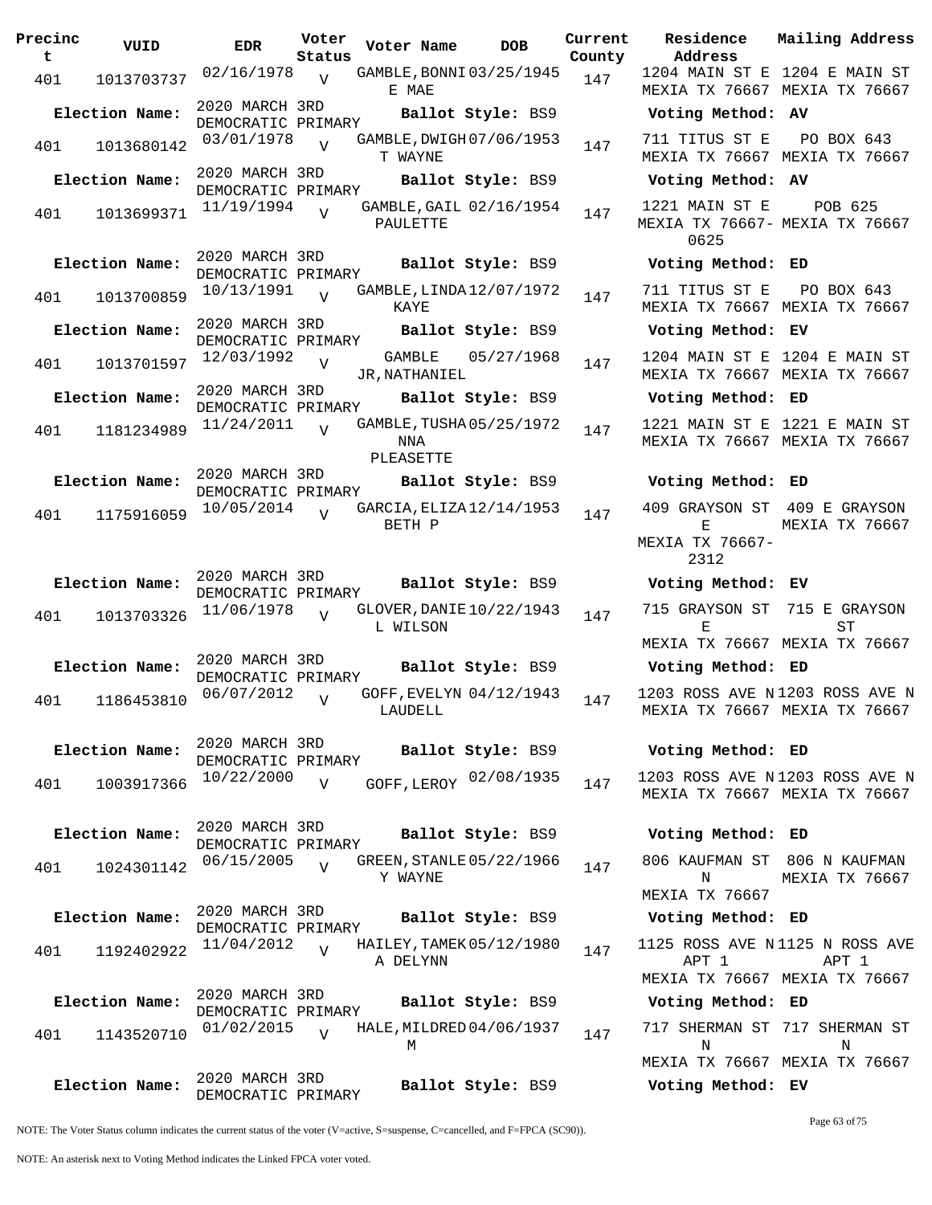| Precinct | VUID | EDR | Voter Status | Voter Name | DOB | Current County | Residence Address | Mailing Address |
|---|---|---|---|---|---|---|---|---|
| 401 | 1013703737 | 02/16/1978 | V | GAMBLE,BONNIE MAE | 03/25/1945 | 147 | 1204 MAIN ST E MEXIA TX 76667 | 1204 E MAIN ST MEXIA TX 76667 |
| **Election Name:** | 2020 MARCH 3RD DEMOCRATIC PRIMARY | | | **Ballot Style:** BS9 | | | **Voting Method:** AV | |
| 401 | 1013680142 | 03/01/1978 | V | GAMBLE,DWIGHT WAYNE | 07/06/1953 | 147 | 711 TITUS ST E MEXIA TX 76667 | PO BOX 643 MEXIA TX 76667 |
| **Election Name:** | 2020 MARCH 3RD DEMOCRATIC PRIMARY | | | **Ballot Style:** BS9 | | | **Voting Method:** AV | |
| 401 | 1013699371 | 11/19/1994 | V | GAMBLE,GAIL PAULETTE | 02/16/1954 | 147 | 1221 MAIN ST E MEXIA TX 76667-0625 | POB 625 MEXIA TX 76667 |
| **Election Name:** | 2020 MARCH 3RD DEMOCRATIC PRIMARY | | | **Ballot Style:** BS9 | | | **Voting Method:** ED | |
| 401 | 1013700859 | 10/13/1991 | V | GAMBLE,LINDA KAYE | 12/07/1972 | 147 | 711 TITUS ST E MEXIA TX 76667 | PO BOX 643 MEXIA TX 76667 |
| **Election Name:** | 2020 MARCH 3RD DEMOCRATIC PRIMARY | | | **Ballot Style:** BS9 | | | **Voting Method:** EV | |
| 401 | 1013701597 | 12/03/1992 | V | GAMBLE JR,NATHANIEL | 05/27/1968 | 147 | 1204 MAIN ST E MEXIA TX 76667 | 1204 E MAIN ST MEXIA TX 76667 |
| **Election Name:** | 2020 MARCH 3RD DEMOCRATIC PRIMARY | | | **Ballot Style:** BS9 | | | **Voting Method:** ED | |
| 401 | 1181234989 | 11/24/2011 | V | GAMBLE,TUSHANNA PLEASETTE | 05/25/1972 | 147 | 1221 MAIN ST E MEXIA TX 76667 | 1221 E MAIN ST MEXIA TX 76667 |
| **Election Name:** | 2020 MARCH 3RD DEMOCRATIC PRIMARY | | | **Ballot Style:** BS9 | | | **Voting Method:** ED | |
| 401 | 1175916059 | 10/05/2014 | V | GARCIA,ELIZABETH P | 12/14/1953 | 147 | 409 GRAYSON ST E MEXIA TX 76667-2312 | 409 E GRAYSON MEXIA TX 76667 |
| **Election Name:** | 2020 MARCH 3RD DEMOCRATIC PRIMARY | | | **Ballot Style:** BS9 | | | **Voting Method:** EV | |
| 401 | 1013703326 | 11/06/1978 | V | GLOVER,DANIEL WILSON | 10/22/1943 | 147 | 715 GRAYSON ST E MEXIA TX 76667 | 715 E GRAYSON ST MEXIA TX 76667 |
| **Election Name:** | 2020 MARCH 3RD DEMOCRATIC PRIMARY | | | **Ballot Style:** BS9 | | | **Voting Method:** ED | |
| 401 | 1186453810 | 06/07/2012 | V | GOFF,EVELYN LAUDELL | 04/12/1943 | 147 | 1203 ROSS AVE N MEXIA TX 76667 | 1203 ROSS AVE N MEXIA TX 76667 |
| **Election Name:** | 2020 MARCH 3RD DEMOCRATIC PRIMARY | | | **Ballot Style:** BS9 | | | **Voting Method:** ED | |
| 401 | 1003917366 | 10/22/2000 | V | GOFF,LEROY | 02/08/1935 | 147 | 1203 ROSS AVE N MEXIA TX 76667 | 1203 ROSS AVE N MEXIA TX 76667 |
| **Election Name:** | 2020 MARCH 3RD DEMOCRATIC PRIMARY | | | **Ballot Style:** BS9 | | | **Voting Method:** ED | |
| 401 | 1024301142 | 06/15/2005 | V | GREEN,STANLEY WAYNE | 05/22/1966 | 147 | 806 KAUFMAN ST N MEXIA TX 76667 | 806 N KAUFMAN MEXIA TX 76667 |
| **Election Name:** | 2020 MARCH 3RD DEMOCRATIC PRIMARY | | | **Ballot Style:** BS9 | | | **Voting Method:** ED | |
| 401 | 1192402922 | 11/04/2012 | V | HAILEY,TAMEKA DELYNN | 05/12/1980 | 147 | 1125 ROSS AVE N APT 1 MEXIA TX 76667 | 1125 N ROSS AVE APT 1 MEXIA TX 76667 |
| **Election Name:** | 2020 MARCH 3RD DEMOCRATIC PRIMARY | | | **Ballot Style:** BS9 | | | **Voting Method:** ED | |
| 401 | 1143520710 | 01/02/2015 | V | HALE,MILDRED M | 04/06/1937 | 147 | 717 SHERMAN ST N MEXIA TX 76667 | 717 SHERMAN ST N MEXIA TX 76667 |
| **Election Name:** | 2020 MARCH 3RD DEMOCRATIC PRIMARY | | | **Ballot Style:** BS9 | | | **Voting Method:** EV | |

NOTE: The Voter Status column indicates the current status of the voter (V=active, S=suspense, C=cancelled, and F=FPCA (SC90)).

NOTE: An asterisk next to Voting Method indicates the Linked FPCA voter voted.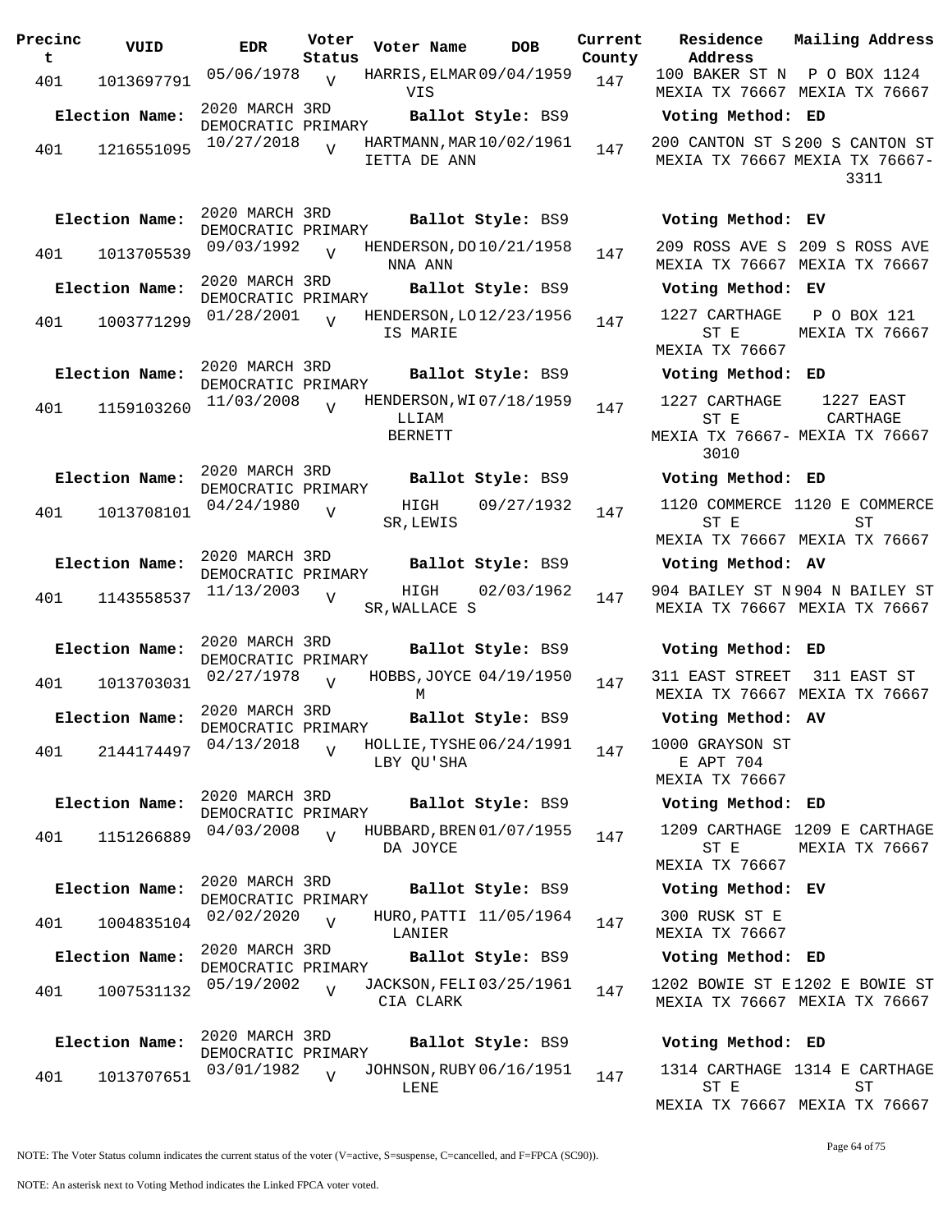| Precinct | VUID | EDR | Voter Status | Voter Name | DOB | Current County | Residence Address | Mailing Address |
|---|---|---|---|---|---|---|---|---|
| 401 | 1013697791 | 05/06/1978 | V | HARRIS,ELMAR VIS | 09/04/1959 | 147 | 100 BAKER ST N MEXIA TX 76667 | P O BOX 1124 MEXIA TX 76667 |
| Election Name: | 2020 MARCH 3RD DEMOCRATIC PRIMARY | | | Ballot Style: BS9 | | | Voting Method: ED | |
| 401 | 1216551095 | 10/27/2018 | V | HARTMANN,MARIETTA DE ANN | 10/02/1961 | 147 | 200 CANTON ST S MEXIA TX 76667 | 200 S CANTON ST MEXIA TX 76667-3311 |
| Election Name: | 2020 MARCH 3RD DEMOCRATIC PRIMARY | | | Ballot Style: BS9 | | | Voting Method: EV | |
| 401 | 1013705539 | 09/03/1992 | V | HENDERSON,DONNA ANN | 10/21/1958 | 147 | 209 ROSS AVE S MEXIA TX 76667 | 209 S ROSS AVE MEXIA TX 76667 |
| Election Name: | 2020 MARCH 3RD DEMOCRATIC PRIMARY | | | Ballot Style: BS9 | | | Voting Method: EV | |
| 401 | 1003771299 | 01/28/2001 | V | HENDERSON,LOIS MARIE | 12/23/1956 | 147 | 1227 CARTHAGE ST E MEXIA TX 76667 | P O BOX 121 MEXIA TX 76667 |
| Election Name: | 2020 MARCH 3RD DEMOCRATIC PRIMARY | | | Ballot Style: BS9 | | | Voting Method: ED | |
| 401 | 1159103260 | 11/03/2008 | V | HENDERSON,WILLIAM BERNETT | 07/18/1959 | 147 | 1227 CARTHAGE ST E MEXIA TX 76667-3010 | 1227 EAST CARTHAGE MEXIA TX 76667 |
| Election Name: | 2020 MARCH 3RD DEMOCRATIC PRIMARY | | | Ballot Style: BS9 | | | Voting Method: ED | |
| 401 | 1013708101 | 04/24/1980 | V | HIGH SR,LEWIS | 09/27/1932 | 147 | 1120 COMMERCE ST E MEXIA TX 76667 | 1120 E COMMERCE ST MEXIA TX 76667 |
| Election Name: | 2020 MARCH 3RD DEMOCRATIC PRIMARY | | | Ballot Style: BS9 | | | Voting Method: AV | |
| 401 | 1143558537 | 11/13/2003 | V | HIGH SR,WALLACE S | 02/03/1962 | 147 | 904 BAILEY ST N MEXIA TX 76667 | 904 N BAILEY ST MEXIA TX 76667 |
| Election Name: | 2020 MARCH 3RD DEMOCRATIC PRIMARY | | | Ballot Style: BS9 | | | Voting Method: ED | |
| 401 | 1013703031 | 02/27/1978 | V | HOBBS,JOYCE M | 04/19/1950 | 147 | 311 EAST STREET MEXIA TX 76667 | 311 EAST ST MEXIA TX 76667 |
| Election Name: | 2020 MARCH 3RD DEMOCRATIC PRIMARY | | | Ballot Style: BS9 | | | Voting Method: AV | |
| 401 | 2144174497 | 04/13/2018 | V | HOLLIE,TYSHELBY QU'SHA | 06/24/1991 | 147 | 1000 GRAYSON ST E APT 704 MEXIA TX 76667 | |
| Election Name: | 2020 MARCH 3RD DEMOCRATIC PRIMARY | | | Ballot Style: BS9 | | | Voting Method: ED | |
| 401 | 1151266889 | 04/03/2008 | V | HUBBARD,BRENDA JOYCE | 01/07/1955 | 147 | 1209 CARTHAGE ST E MEXIA TX 76667 | 1209 E CARTHAGE MEXIA TX 76667 |
| Election Name: | 2020 MARCH 3RD DEMOCRATIC PRIMARY | | | Ballot Style: BS9 | | | Voting Method: EV | |
| 401 | 1004835104 | 02/02/2020 | V | HURO,PATTI LANIER | 11/05/1964 | 147 | 300 RUSK ST E MEXIA TX 76667 | |
| Election Name: | 2020 MARCH 3RD DEMOCRATIC PRIMARY | | | Ballot Style: BS9 | | | Voting Method: ED | |
| 401 | 1007531132 | 05/19/2002 | V | JACKSON,FELICIA CLARK | 03/25/1961 | 147 | 1202 BOWIE ST E MEXIA TX 76667 | 1202 E BOWIE ST MEXIA TX 76667 |
| Election Name: | 2020 MARCH 3RD DEMOCRATIC PRIMARY | | | Ballot Style: BS9 | | | Voting Method: ED | |
| 401 | 1013707651 | 03/01/1982 | V | JOHNSON,RUBY LENE | 06/16/1951 | 147 | 1314 CARTHAGE ST E MEXIA TX 76667 | 1314 E CARTHAGE ST MEXIA TX 76667 |

NOTE: The Voter Status column indicates the current status of the voter (V=active, S=suspense, C=cancelled, and F=FPCA (SC90)).

NOTE: An asterisk next to Voting Method indicates the Linked FPCA voter voted.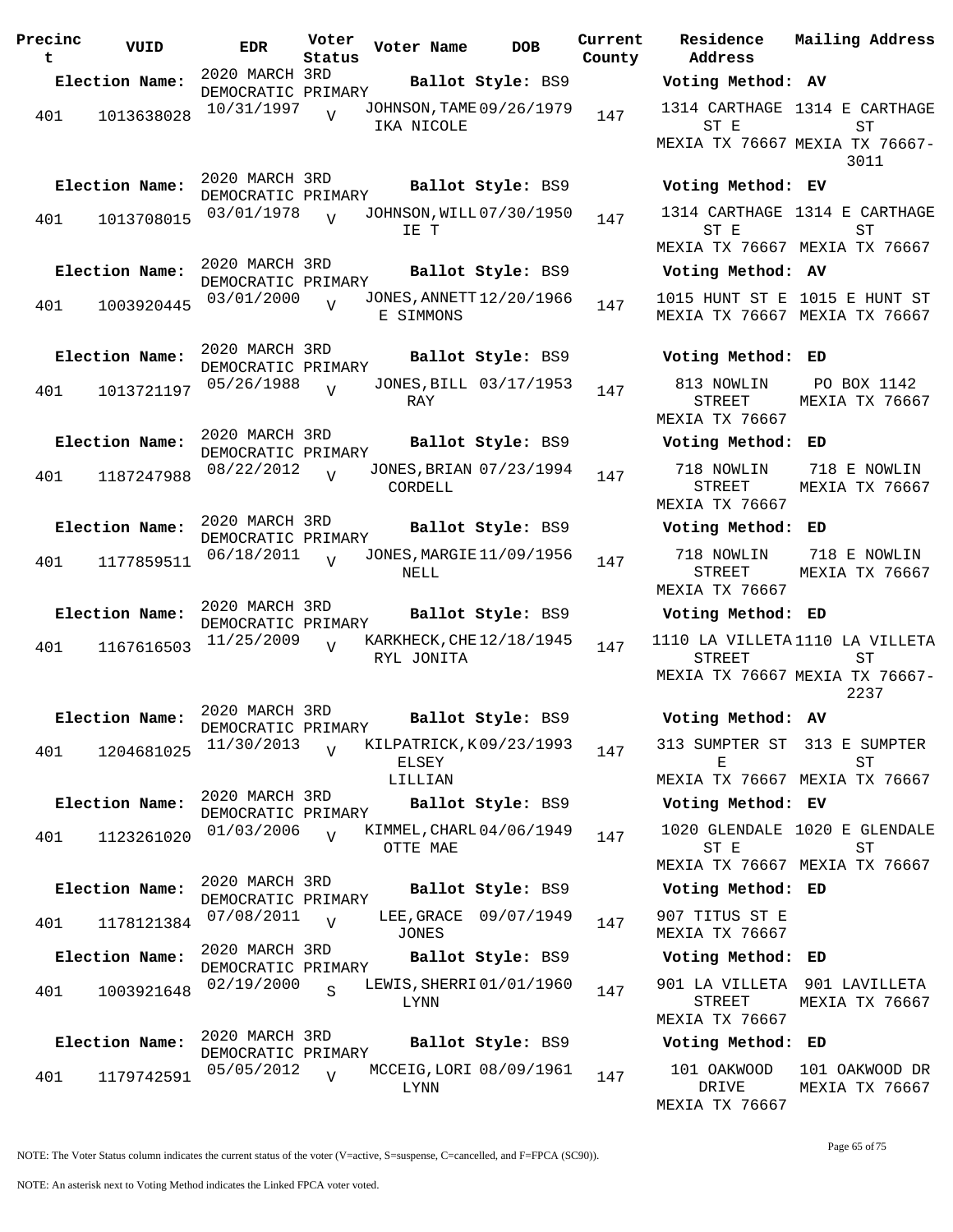| Precinct | VUID | EDR | Voter Status | Voter Name | DOB | Current County | Residence Address | Mailing Address |
|---|---|---|---|---|---|---|---|---|
| **Election Name:** | | 2020 MARCH 3RD DEMOCRATIC PRIMARY | | **Ballot Style:** BS9 | | | **Voting Method:** AV | |
| 401 | 1013638028 | 10/31/1997 | V | JOHNSON,TAMEIKA NICOLE | 09/26/1979 | 147 | 1314 CARTHAGE ST E MEXIA TX 76667 | 1314 E CARTHAGE ST MEXIA TX 76667-3011 |
| **Election Name:** | | 2020 MARCH 3RD DEMOCRATIC PRIMARY | | **Ballot Style:** BS9 | | | **Voting Method:** EV | |
| 401 | 1013708015 | 03/01/1978 | V | JOHNSON,WILLIE T | 07/30/1950 | 147 | 1314 CARTHAGE ST E MEXIA TX 76667 | 1314 E CARTHAGE ST MEXIA TX 76667 |
| **Election Name:** | | 2020 MARCH 3RD DEMOCRATIC PRIMARY | | **Ballot Style:** BS9 | | | **Voting Method:** AV | |
| 401 | 1003920445 | 03/01/2000 | V | JONES,ANNETTE SIMMONS | 12/20/1966 | 147 | 1015 HUNT ST E MEXIA TX 76667 | 1015 E HUNT ST MEXIA TX 76667 |
| **Election Name:** | | 2020 MARCH 3RD DEMOCRATIC PRIMARY | | **Ballot Style:** BS9 | | | **Voting Method:** ED | |
| 401 | 1013721197 | 05/26/1988 | V | JONES,BILL RAY | 03/17/1953 | 147 | 813 NOWLIN STREET MEXIA TX 76667 | PO BOX 1142 MEXIA TX 76667 |
| **Election Name:** | | 2020 MARCH 3RD DEMOCRATIC PRIMARY | | **Ballot Style:** BS9 | | | **Voting Method:** ED | |
| 401 | 1187247988 | 08/22/2012 | V | JONES,BRIAN CORDELL | 07/23/1994 | 147 | 718 NOWLIN STREET MEXIA TX 76667 | 718 E NOWLIN MEXIA TX 76667 |
| **Election Name:** | | 2020 MARCH 3RD DEMOCRATIC PRIMARY | | **Ballot Style:** BS9 | | | **Voting Method:** ED | |
| 401 | 1177859511 | 06/18/2011 | V | JONES,MARGIE NELL | 11/09/1956 | 147 | 718 NOWLIN STREET MEXIA TX 76667 | 718 E NOWLIN MEXIA TX 76667 |
| **Election Name:** | | 2020 MARCH 3RD DEMOCRATIC PRIMARY | | **Ballot Style:** BS9 | | | **Voting Method:** ED | |
| 401 | 1167616503 | 11/25/2009 | V | KARKHECK,CHERYL JONITA | 12/18/1945 | 147 | 1110 LA VILLETA STREET MEXIA TX 76667 | 1110 LA VILLETA ST MEXIA TX 76667-2237 |
| **Election Name:** | | 2020 MARCH 3RD DEMOCRATIC PRIMARY | | **Ballot Style:** BS9 | | | **Voting Method:** AV | |
| 401 | 1204681025 | 11/30/2013 | V | KILPATRICK,KELSEY LILLIAN | 09/23/1993 | 147 | 313 SUMPTER ST E MEXIA TX 76667 | 313 E SUMPTER ST MEXIA TX 76667 |
| **Election Name:** | | 2020 MARCH 3RD DEMOCRATIC PRIMARY | | **Ballot Style:** BS9 | | | **Voting Method:** EV | |
| 401 | 1123261020 | 01/03/2006 | V | KIMMEL,CHARLOTTE MAE | 04/06/1949 | 147 | 1020 GLENDALE ST E MEXIA TX 76667 | 1020 E GLENDALE ST MEXIA TX 76667 |
| **Election Name:** | | 2020 MARCH 3RD DEMOCRATIC PRIMARY | | **Ballot Style:** BS9 | | | **Voting Method:** ED | |
| 401 | 1178121384 | 07/08/2011 | V | LEE,GRACE JONES | 09/07/1949 | 147 | 907 TITUS ST E MEXIA TX 76667 | |
| **Election Name:** | | 2020 MARCH 3RD DEMOCRATIC PRIMARY | | **Ballot Style:** BS9 | | | **Voting Method:** ED | |
| 401 | 1003921648 | 02/19/2000 | S | LEWIS,SHERRI LYNN | 01/01/1960 | 147 | 901 LA VILLETA STREET MEXIA TX 76667 | 901 LAVILLETA MEXIA TX 76667 |
| **Election Name:** | | 2020 MARCH 3RD DEMOCRATIC PRIMARY | | **Ballot Style:** BS9 | | | **Voting Method:** ED | |
| 401 | 1179742591 | 05/05/2012 | V | MCCEIG,LORI LYNN | 08/09/1961 | 147 | 101 OAKWOOD DRIVE MEXIA TX 76667 | 101 OAKWOOD DR MEXIA TX 76667 |

NOTE: The Voter Status column indicates the current status of the voter (V=active, S=suspense, C=cancelled, and F=FPCA (SC90)).

NOTE: An asterisk next to Voting Method indicates the Linked FPCA voter voted.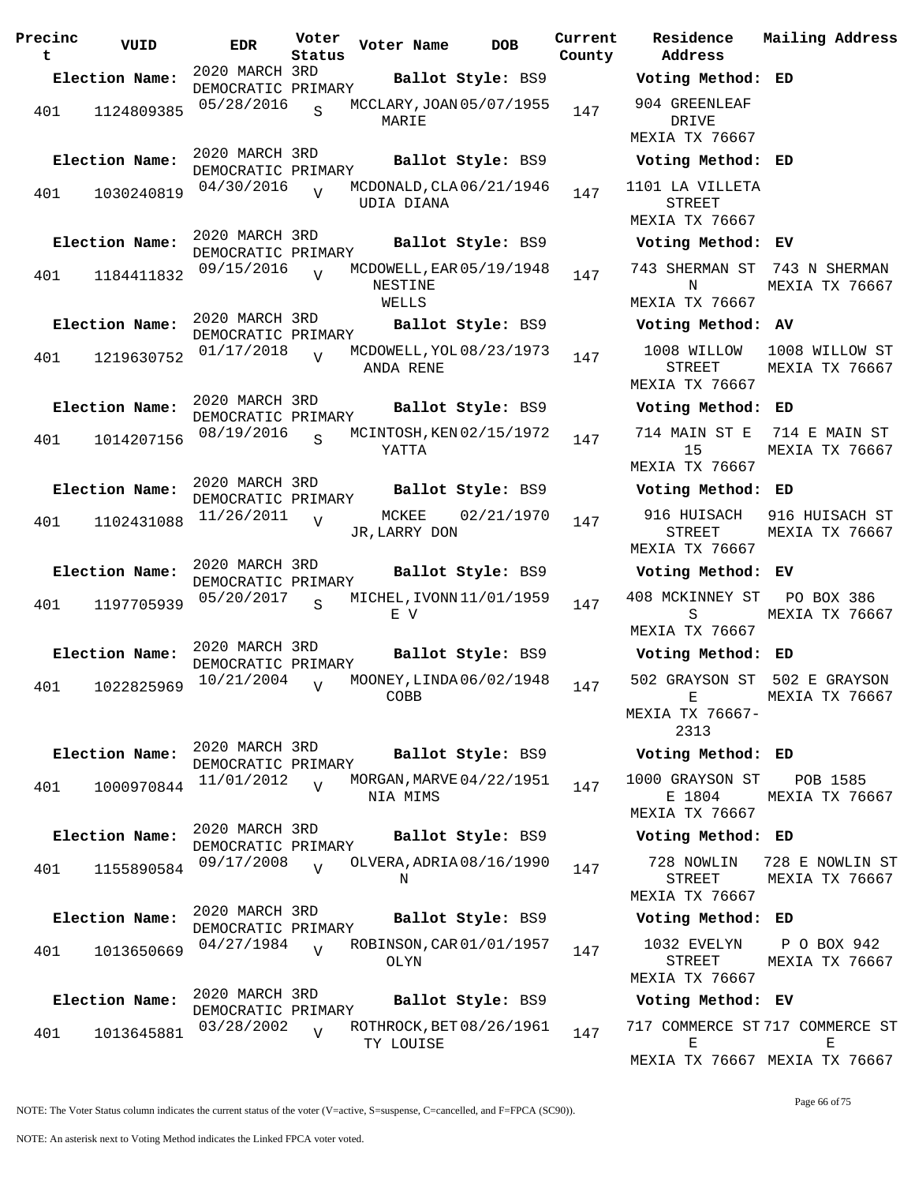| Precinct | VUID | EDR | Voter Status | Voter Name | DOB | Current County | Residence Address | Mailing Address |
|---|---|---|---|---|---|---|---|---|
| **Election Name:** | | 2020 MARCH 3RD DEMOCRATIC PRIMARY | | **Ballot Style:** BS9 | | | **Voting Method:** ED | |
| 401 | 1124809385 | 05/28/2016 | S | MCCLARY,JOAN MARIE | 05/07/1955 | 147 | 904 GREENLEAF DRIVE MEXIA TX 76667 | |
| **Election Name:** | | 2020 MARCH 3RD DEMOCRATIC PRIMARY | | **Ballot Style:** BS9 | | | **Voting Method:** ED | |
| 401 | 1030240819 | 04/30/2016 | V | MCDONALD,CLAUDIA DIANA | 06/21/1946 | 147 | 1101 LA VILLETA STREET MEXIA TX 76667 | |
| **Election Name:** | | 2020 MARCH 3RD DEMOCRATIC PRIMARY | | **Ballot Style:** BS9 | | | **Voting Method:** EV | |
| 401 | 1184411832 | 09/15/2016 | V | MCDOWELL,EARNESTINE WELLS | 05/19/1948 | 147 | 743 SHERMAN ST N MEXIA TX 76667 | 743 N SHERMAN MEXIA TX 76667 |
| **Election Name:** | | 2020 MARCH 3RD DEMOCRATIC PRIMARY | | **Ballot Style:** BS9 | | | **Voting Method:** AV | |
| 401 | 1219630752 | 01/17/2018 | V | MCDOWELL,YOLANDA RENE | 08/23/1973 | 147 | 1008 WILLOW STREET MEXIA TX 76667 | 1008 WILLOW ST MEXIA TX 76667 |
| **Election Name:** | | 2020 MARCH 3RD DEMOCRATIC PRIMARY | | **Ballot Style:** BS9 | | | **Voting Method:** ED | |
| 401 | 1014207156 | 08/19/2016 | S | MCINTOSH,KENYATTA | 02/15/1972 | 147 | 714 MAIN ST E 15 MEXIA TX 76667 | 714 E MAIN ST MEXIA TX 76667 |
| **Election Name:** | | 2020 MARCH 3RD DEMOCRATIC PRIMARY | | **Ballot Style:** BS9 | | | **Voting Method:** ED | |
| 401 | 1102431088 | 11/26/2011 | V | MCKEE JR,LARRY DON | 02/21/1970 | 147 | 916 HUISACH STREET MEXIA TX 76667 | 916 HUISACH ST MEXIA TX 76667 |
| **Election Name:** | | 2020 MARCH 3RD DEMOCRATIC PRIMARY | | **Ballot Style:** BS9 | | | **Voting Method:** EV | |
| 401 | 1197705939 | 05/20/2017 | S | MICHEL,IVONNE V | 11/01/1959 | 147 | 408 MCKINNEY ST S MEXIA TX 76667 | PO BOX 386 MEXIA TX 76667 |
| **Election Name:** | | 2020 MARCH 3RD DEMOCRATIC PRIMARY | | **Ballot Style:** BS9 | | | **Voting Method:** ED | |
| 401 | 1022825969 | 10/21/2004 | V | MOONEY,LINDA COBB | 06/02/1948 | 147 | 502 GRAYSON ST E MEXIA TX 76667-2313 | 502 E GRAYSON MEXIA TX 76667 |
| **Election Name:** | | 2020 MARCH 3RD DEMOCRATIC PRIMARY | | **Ballot Style:** BS9 | | | **Voting Method:** ED | |
| 401 | 1000970844 | 11/01/2012 | V | MORGAN,MARVENIA MIMS | 04/22/1951 | 147 | 1000 GRAYSON ST E 1804 MEXIA TX 76667 | POB 1585 MEXIA TX 76667 |
| **Election Name:** | | 2020 MARCH 3RD DEMOCRATIC PRIMARY | | **Ballot Style:** BS9 | | | **Voting Method:** ED | |
| 401 | 1155890584 | 09/17/2008 | V | OLVERA,ADRIAN | 08/16/1990 | 147 | 728 NOWLIN STREET MEXIA TX 76667 | 728 E NOWLIN ST MEXIA TX 76667 |
| **Election Name:** | | 2020 MARCH 3RD DEMOCRATIC PRIMARY | | **Ballot Style:** BS9 | | | **Voting Method:** ED | |
| 401 | 1013650669 | 04/27/1984 | V | ROBINSON,CAROLYN | 01/01/1957 | 147 | 1032 EVELYN STREET MEXIA TX 76667 | P O BOX 942 MEXIA TX 76667 |
| **Election Name:** | | 2020 MARCH 3RD DEMOCRATIC PRIMARY | | **Ballot Style:** BS9 | | | **Voting Method:** EV | |
| 401 | 1013645881 | 03/28/2002 | V | ROTHROCK,BETTY LOUISE | 08/26/1961 | 147 | 717 COMMERCE ST E MEXIA TX 76667 | 717 COMMERCE ST E MEXIA TX 76667 |

NOTE: The Voter Status column indicates the current status of the voter (V=active, S=suspense, C=cancelled, and F=FPCA (SC90)).

NOTE: An asterisk next to Voting Method indicates the Linked FPCA voter voted.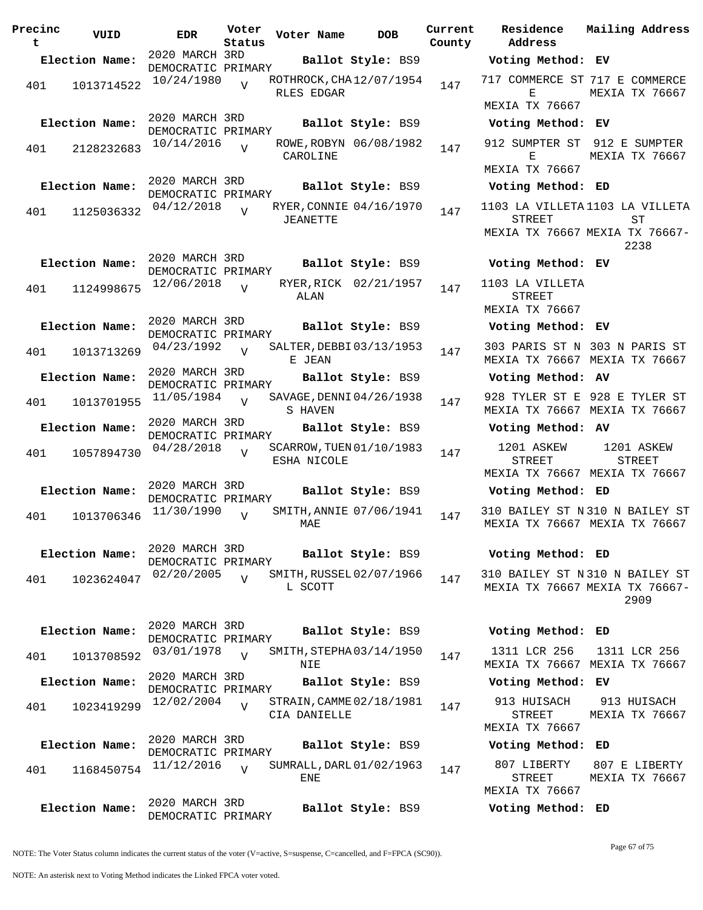| Precinct | VUID | EDR | Voter Status | Voter Name | DOB | Current County | Residence Address | Mailing Address |
|---|---|---|---|---|---|---|---|---|
| **Election Name:** | | 2020 MARCH 3RD DEMOCRATIC PRIMARY | | **Ballot Style:** BS9 | | | **Voting Method:** EV | |
| 401 | 1013714522 | 10/24/1980 | V | ROTHROCK,CHARLES EDGAR | 12/07/1954 | 147 | 717 COMMERCE ST E MEXIA TX 76667 | 717 E COMMERCE MEXIA TX 76667 |
| **Election Name:** | | 2020 MARCH 3RD DEMOCRATIC PRIMARY | | **Ballot Style:** BS9 | | | **Voting Method:** EV | |
| 401 | 2128232683 | 10/14/2016 | V | ROWE,ROBYN CAROLINE | 06/08/1982 | 147 | 912 SUMPTER ST E MEXIA TX 76667 | 912 E SUMPTER MEXIA TX 76667 |
| **Election Name:** | | 2020 MARCH 3RD DEMOCRATIC PRIMARY | | **Ballot Style:** BS9 | | | **Voting Method:** ED | |
| 401 | 1125036332 | 04/12/2018 | V | RYER,CONNIE JEANETTE | 04/16/1970 | 147 | 1103 LA VILLETA STREET MEXIA TX 76667 | 1103 LA VILLETA ST MEXIA TX 76667-2238 |
| **Election Name:** | | 2020 MARCH 3RD DEMOCRATIC PRIMARY | | **Ballot Style:** BS9 | | | **Voting Method:** EV | |
| 401 | 1124998675 | 12/06/2018 | V | RYER,RICK ALAN | 02/21/1957 | 147 | 1103 LA VILLETA STREET MEXIA TX 76667 | |
| **Election Name:** | | 2020 MARCH 3RD DEMOCRATIC PRIMARY | | **Ballot Style:** BS9 | | | **Voting Method:** EV | |
| 401 | 1013713269 | 04/23/1992 | V | SALTER,DEBBIE JEAN | 03/13/1953 | 147 | 303 PARIS ST N MEXIA TX 76667 | 303 N PARIS ST MEXIA TX 76667 |
| **Election Name:** | | 2020 MARCH 3RD DEMOCRATIC PRIMARY | | **Ballot Style:** BS9 | | | **Voting Method:** AV | |
| 401 | 1013701955 | 11/05/1984 | V | SAVAGE,DENNIS HAVEN | 04/26/1938 | 147 | 928 TYLER ST E MEXIA TX 76667 | 928 E TYLER ST MEXIA TX 76667 |
| **Election Name:** | | 2020 MARCH 3RD DEMOCRATIC PRIMARY | | **Ballot Style:** BS9 | | | **Voting Method:** AV | |
| 401 | 1057894730 | 04/28/2018 | V | SCARROW,TUENESHA NICOLE | 01/10/1983 | 147 | 1201 ASKEW STREET MEXIA TX 76667 | 1201 ASKEW STREET MEXIA TX 76667 |
| **Election Name:** | | 2020 MARCH 3RD DEMOCRATIC PRIMARY | | **Ballot Style:** BS9 | | | **Voting Method:** ED | |
| 401 | 1013706346 | 11/30/1990 | V | SMITH,ANNIE MAE | 07/06/1941 | 147 | 310 BAILEY ST N MEXIA TX 76667 | 310 N BAILEY ST MEXIA TX 76667 |
| **Election Name:** | | 2020 MARCH 3RD DEMOCRATIC PRIMARY | | **Ballot Style:** BS9 | | | **Voting Method:** ED | |
| 401 | 1023624047 | 02/20/2005 | V | SMITH,RUSSELL SCOTT | 02/07/1966 | 147 | 310 BAILEY ST N MEXIA TX 76667 | 310 N BAILEY ST MEXIA TX 76667-2909 |
| **Election Name:** | | 2020 MARCH 3RD DEMOCRATIC PRIMARY | | **Ballot Style:** BS9 | | | **Voting Method:** ED | |
| 401 | 1013708592 | 03/01/1978 | V | SMITH,STEPHANIE | 03/14/1950 | 147 | 1311 LCR 256 MEXIA TX 76667 | 1311 LCR 256 MEXIA TX 76667 |
| **Election Name:** | | 2020 MARCH 3RD DEMOCRATIC PRIMARY | | **Ballot Style:** BS9 | | | **Voting Method:** EV | |
| 401 | 1023419299 | 12/02/2004 | V | STRAIN,CAMMECIA DANIELLE | 02/18/1981 | 147 | 913 HUISACH STREET MEXIA TX 76667 | 913 HUISACH MEXIA TX 76667 |
| **Election Name:** | | 2020 MARCH 3RD DEMOCRATIC PRIMARY | | **Ballot Style:** BS9 | | | **Voting Method:** ED | |
| 401 | 1168450754 | 11/12/2016 | V | SUMRALL,DARLENE | 01/02/1963 | 147 | 807 LIBERTY STREET MEXIA TX 76667 | 807 E LIBERTY MEXIA TX 76667 |
| **Election Name:** | | 2020 MARCH 3RD DEMOCRATIC PRIMARY | | **Ballot Style:** BS9 | | | **Voting Method:** ED | |

NOTE: The Voter Status column indicates the current status of the voter (V=active, S=suspense, C=cancelled, and F=FPCA (SC90)).

NOTE: An asterisk next to Voting Method indicates the Linked FPCA voter voted.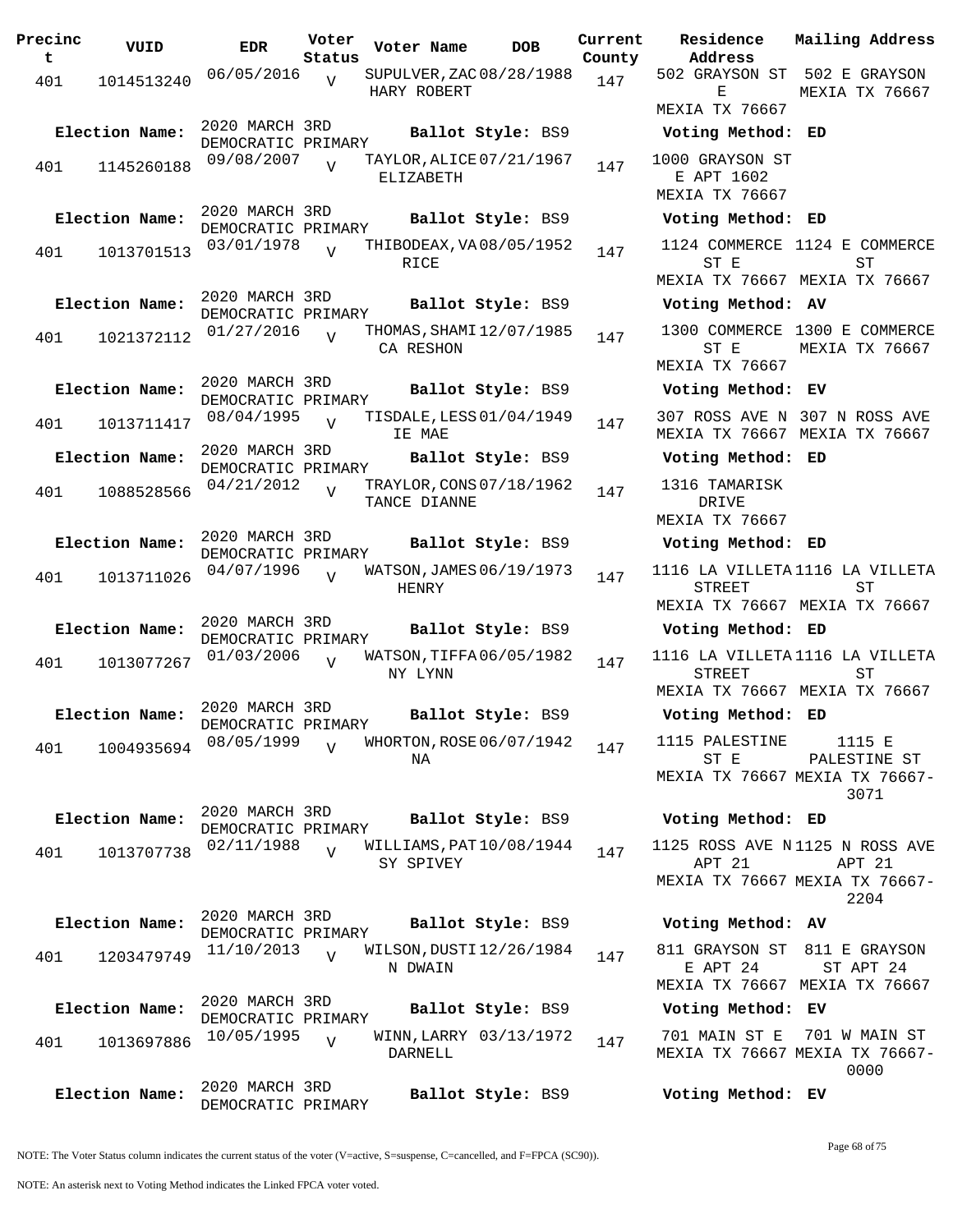| Precinct | VUID | EDR | Voter Status | Voter Name | DOB | Current County | Residence Address | Mailing Address |
|---|---|---|---|---|---|---|---|---|
| 401 | 1014513240 | 06/05/2016 | V | SUPULVER,ZACHARY ROBERT | 08/28/1988 | 147 | 502 GRAYSON ST E MEXIA TX 76667 | 502 E GRAYSON MEXIA TX 76667 |
| **Election Name:** | 2020 MARCH 3RD DEMOCRATIC PRIMARY | | | **Ballot Style:** BS9 | | | **Voting Method:** ED | |
| 401 | 1145260188 | 09/08/2007 | V | TAYLOR,ALICE ELIZABETH | 07/21/1967 | 147 | 1000 GRAYSON ST E APT 1602 MEXIA TX 76667 | |
| **Election Name:** | 2020 MARCH 3RD DEMOCRATIC PRIMARY | | | **Ballot Style:** BS9 | | | **Voting Method:** ED | |
| 401 | 1013701513 | 03/01/1978 | V | THIBODEAX,VARICE | 08/05/1952 | 147 | 1124 COMMERCE ST E MEXIA TX 76667 | 1124 E COMMERCE ST MEXIA TX 76667 |
| **Election Name:** | 2020 MARCH 3RD DEMOCRATIC PRIMARY | | | **Ballot Style:** BS9 | | | **Voting Method:** AV | |
| 401 | 1021372112 | 01/27/2016 | V | THOMAS,SHAMICA RESHON | 12/07/1985 | 147 | 1300 COMMERCE ST E MEXIA TX 76667 | 1300 E COMMERCE MEXIA TX 76667 |
| **Election Name:** | 2020 MARCH 3RD DEMOCRATIC PRIMARY | | | **Ballot Style:** BS9 | | | **Voting Method:** EV | |
| 401 | 1013711417 | 08/04/1995 | V | TISDALE,LESSIE MAE | 01/04/1949 | 147 | 307 ROSS AVE N MEXIA TX 76667 | 307 N ROSS AVE MEXIA TX 76667 |
| **Election Name:** | 2020 MARCH 3RD DEMOCRATIC PRIMARY | | | **Ballot Style:** BS9 | | | **Voting Method:** ED | |
| 401 | 1088528566 | 04/21/2012 | V | TRAYLOR,CONSTANCE DIANNE | 07/18/1962 | 147 | 1316 TAMARISK DRIVE MEXIA TX 76667 | |
| **Election Name:** | 2020 MARCH 3RD DEMOCRATIC PRIMARY | | | **Ballot Style:** BS9 | | | **Voting Method:** ED | |
| 401 | 1013711026 | 04/07/1996 | V | WATSON,JAMES HENRY | 06/19/1973 | 147 | 1116 LA VILLETA STREET MEXIA TX 76667 | 1116 LA VILLETA ST MEXIA TX 76667 |
| **Election Name:** | 2020 MARCH 3RD DEMOCRATIC PRIMARY | | | **Ballot Style:** BS9 | | | **Voting Method:** ED | |
| 401 | 1013077267 | 01/03/2006 | V | WATSON,TIFFANY LYNN | 06/05/1982 | 147 | 1116 LA VILLETA STREET MEXIA TX 76667 | 1116 LA VILLETA ST MEXIA TX 76667 |
| **Election Name:** | 2020 MARCH 3RD DEMOCRATIC PRIMARY | | | **Ballot Style:** BS9 | | | **Voting Method:** ED | |
| 401 | 1004935694 | 08/05/1999 | V | WHORTON,ROSENA | 06/07/1942 | 147 | 1115 PALESTINE ST E MEXIA TX 76667 | 1115 E PALESTINE ST MEXIA TX 76667-3071 |
| **Election Name:** | 2020 MARCH 3RD DEMOCRATIC PRIMARY | | | **Ballot Style:** BS9 | | | **Voting Method:** ED | |
| 401 | 1013707738 | 02/11/1988 | V | WILLIAMS,PATSY SPIVEY | 10/08/1944 | 147 | 1125 ROSS AVE N APT 21 MEXIA TX 76667 | 1125 N ROSS AVE APT 21 MEXIA TX 76667-2204 |
| **Election Name:** | 2020 MARCH 3RD DEMOCRATIC PRIMARY | | | **Ballot Style:** BS9 | | | **Voting Method:** AV | |
| 401 | 1203479749 | 11/10/2013 | V | WILSON,DUSTIN DWAIN | 12/26/1984 | 147 | 811 GRAYSON ST E APT 24 MEXIA TX 76667 | 811 E GRAYSON ST APT 24 MEXIA TX 76667 |
| **Election Name:** | 2020 MARCH 3RD DEMOCRATIC PRIMARY | | | **Ballot Style:** BS9 | | | **Voting Method:** EV | |
| 401 | 1013697886 | 10/05/1995 | V | WINN,LARRY DARNELL | 03/13/1972 | 147 | 701 MAIN ST E MEXIA TX 76667 | 701 W MAIN ST MEXIA TX 76667-0000 |
| **Election Name:** | 2020 MARCH 3RD DEMOCRATIC PRIMARY | | | **Ballot Style:** BS9 | | | **Voting Method:** EV | |

NOTE: The Voter Status column indicates the current status of the voter (V=active, S=suspense, C=cancelled, and F=FPCA (SC90)).

NOTE: An asterisk next to Voting Method indicates the Linked FPCA voter voted.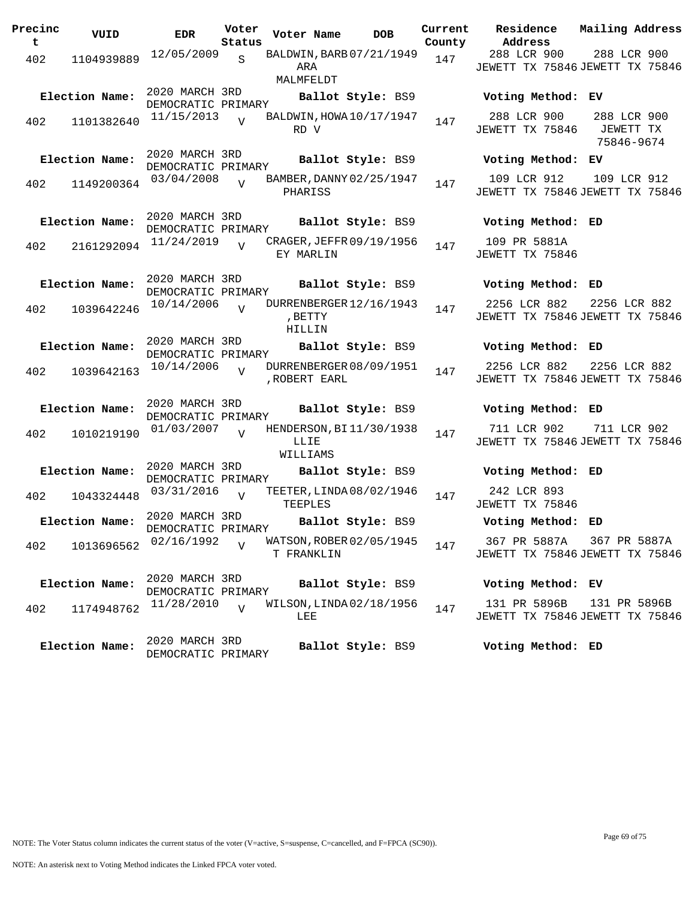| Precinct | VUID | EDR | Voter Status | Voter Name | DOB | Current County | Residence Address | Mailing Address |
|---|---|---|---|---|---|---|---|---|
| 402 | 1104939889 | 12/05/2009 | S | BALDWIN, BARBARA MALMFELDT | 07/21/1949 | 147 | 288 LCR 900 JEWETT TX 75846 | 288 LCR 900 JEWETT TX 75846 |
| **Election Name:** | | 2020 MARCH 3RD DEMOCRATIC PRIMARY | | **Ballot Style:** BS9 | | | **Voting Method:** EV | |
| 402 | 1101382640 | 11/15/2013 | V | BALDWIN, HOWARD V | 10/17/1947 | 147 | 288 LCR 900 JEWETT TX 75846 | 288 LCR 900 JEWETT TX 75846-9674 |
| **Election Name:** | | 2020 MARCH 3RD DEMOCRATIC PRIMARY | | **Ballot Style:** BS9 | | | **Voting Method:** EV | |
| 402 | 1149200364 | 03/04/2008 | V | BAMBER, DANNY PHARISS | 02/25/1947 | 147 | 109 LCR 912 JEWETT TX 75846 | 109 LCR 912 JEWETT TX 75846 |
| **Election Name:** | | 2020 MARCH 3RD DEMOCRATIC PRIMARY | | **Ballot Style:** BS9 | | | **Voting Method:** ED | |
| 402 | 2161292094 | 11/24/2019 | V | CRAGER, JEFFREY MARLIN | 09/19/1956 | 147 | 109 PR 5881A JEWETT TX 75846 | |
| **Election Name:** | | 2020 MARCH 3RD DEMOCRATIC PRIMARY | | **Ballot Style:** BS9 | | | **Voting Method:** ED | |
| 402 | 1039642246 | 10/14/2006 | V | DURRENBERGER, BETTY HILLIN | 12/16/1943 | 147 | 2256 LCR 882 JEWETT TX 75846 | 2256 LCR 882 JEWETT TX 75846 |
| **Election Name:** | | 2020 MARCH 3RD DEMOCRATIC PRIMARY | | **Ballot Style:** BS9 | | | **Voting Method:** ED | |
| 402 | 1039642163 | 10/14/2006 | V | DURRENBERGER, ROBERT EARL | 08/09/1951 | 147 | 2256 LCR 882 JEWETT TX 75846 | 2256 LCR 882 JEWETT TX 75846 |
| **Election Name:** | | 2020 MARCH 3RD DEMOCRATIC PRIMARY | | **Ballot Style:** BS9 | | | **Voting Method:** ED | |
| 402 | 1010219190 | 01/03/2007 | V | HENDERSON, BILLIE WILLIAMS | 11/30/1938 | 147 | 711 LCR 902 JEWETT TX 75846 | 711 LCR 902 JEWETT TX 75846 |
| **Election Name:** | | 2020 MARCH 3RD DEMOCRATIC PRIMARY | | **Ballot Style:** BS9 | | | **Voting Method:** ED | |
| 402 | 1043324448 | 03/31/2016 | V | TEETER, LINDA TEEPLES | 08/02/1946 | 147 | 242 LCR 893 JEWETT TX 75846 | |
| **Election Name:** | | 2020 MARCH 3RD DEMOCRATIC PRIMARY | | **Ballot Style:** BS9 | | | **Voting Method:** ED | |
| 402 | 1013696562 | 02/16/1992 | V | WATSON, ROBERT FRANKLIN | 02/05/1945 | 147 | 367 PR 5887A JEWETT TX 75846 | 367 PR 5887A JEWETT TX 75846 |
| **Election Name:** | | 2020 MARCH 3RD DEMOCRATIC PRIMARY | | **Ballot Style:** BS9 | | | **Voting Method:** EV | |
| 402 | 1174948762 | 11/28/2010 | V | WILSON, LINDA LEE | 02/18/1956 | 147 | 131 PR 5896B JEWETT TX 75846 | 131 PR 5896B JEWETT TX 75846 |
| **Election Name:** | | 2020 MARCH 3RD DEMOCRATIC PRIMARY | | **Ballot Style:** BS9 | | | **Voting Method:** ED | |

NOTE: The Voter Status column indicates the current status of the voter (V=active, S=suspense, C=cancelled, and F=FPCA (SC90)).

NOTE: An asterisk next to Voting Method indicates the Linked FPCA voter voted.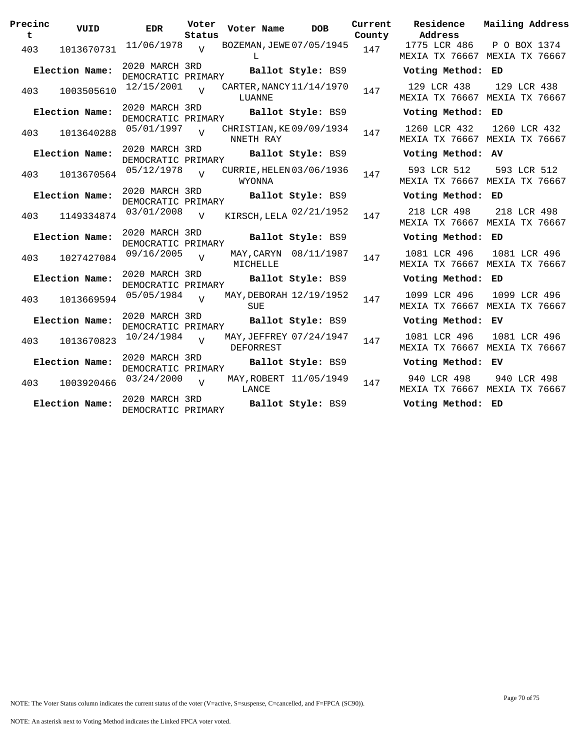| Precinct | VUID | EDR | Voter Status | Voter Name | DOB | Current County | Residence Address | Mailing Address |
|---|---|---|---|---|---|---|---|---|
| 403 | 1013670731 | 11/06/1978 | V | BOZEMAN, JEWEL | 07/05/1945 | 147 | 1775 LCR 486 MEXIA TX 76667 | P O BOX 1374 MEXIA TX 76667 |
| **Election Name:** | | 2020 MARCH 3RD DEMOCRATIC PRIMARY | | **Ballot Style:** BS9 | | | **Voting Method:** ED | |
| 403 | 1003505610 | 12/15/2001 | V | CARTER, NANCY LUANNE | 11/14/1970 | 147 | 129 LCR 438 MEXIA TX 76667 | 129 LCR 438 MEXIA TX 76667 |
| **Election Name:** | | 2020 MARCH 3RD DEMOCRATIC PRIMARY | | **Ballot Style:** BS9 | | | **Voting Method:** ED | |
| 403 | 1013640288 | 05/01/1997 | V | CHRISTIAN, KENNETH RAY | 09/09/1934 | 147 | 1260 LCR 432 MEXIA TX 76667 | 1260 LCR 432 MEXIA TX 76667 |
| **Election Name:** | | 2020 MARCH 3RD DEMOCRATIC PRIMARY | | **Ballot Style:** BS9 | | | **Voting Method:** AV | |
| 403 | 1013670564 | 05/12/1978 | V | CURRIE, HELEN WYONNA | 03/06/1936 | 147 | 593 LCR 512 MEXIA TX 76667 | 593 LCR 512 MEXIA TX 76667 |
| **Election Name:** | | 2020 MARCH 3RD DEMOCRATIC PRIMARY | | **Ballot Style:** BS9 | | | **Voting Method:** ED | |
| 403 | 1149334874 | 03/01/2008 | V | KIRSCH, LELA | 02/21/1952 | 147 | 218 LCR 498 MEXIA TX 76667 | 218 LCR 498 MEXIA TX 76667 |
| **Election Name:** | | 2020 MARCH 3RD DEMOCRATIC PRIMARY | | **Ballot Style:** BS9 | | | **Voting Method:** ED | |
| 403 | 1027427084 | 09/16/2005 | V | MAY, CARYN MICHELLE | 08/11/1987 | 147 | 1081 LCR 496 MEXIA TX 76667 | 1081 LCR 496 MEXIA TX 76667 |
| **Election Name:** | | 2020 MARCH 3RD DEMOCRATIC PRIMARY | | **Ballot Style:** BS9 | | | **Voting Method:** ED | |
| 403 | 1013669594 | 05/05/1984 | V | MAY, DEBORAH SUE | 12/19/1952 | 147 | 1099 LCR 496 MEXIA TX 76667 | 1099 LCR 496 MEXIA TX 76667 |
| **Election Name:** | | 2020 MARCH 3RD DEMOCRATIC PRIMARY | | **Ballot Style:** BS9 | | | **Voting Method:** EV | |
| 403 | 1013670823 | 10/24/1984 | V | MAY, JEFFREY DEFORREST | 07/24/1947 | 147 | 1081 LCR 496 MEXIA TX 76667 | 1081 LCR 496 MEXIA TX 76667 |
| **Election Name:** | | 2020 MARCH 3RD DEMOCRATIC PRIMARY | | **Ballot Style:** BS9 | | | **Voting Method:** EV | |
| 403 | 1003920466 | 03/24/2000 | V | MAY, ROBERT LANCE | 11/05/1949 | 147 | 940 LCR 498 MEXIA TX 76667 | 940 LCR 498 MEXIA TX 76667 |
| **Election Name:** | | 2020 MARCH 3RD DEMOCRATIC PRIMARY | | **Ballot Style:** BS9 | | | **Voting Method:** ED | |

NOTE: The Voter Status column indicates the current status of the voter (V=active, S=suspense, C=cancelled, and F=FPCA (SC90)).

NOTE: An asterisk next to Voting Method indicates the Linked FPCA voter voted.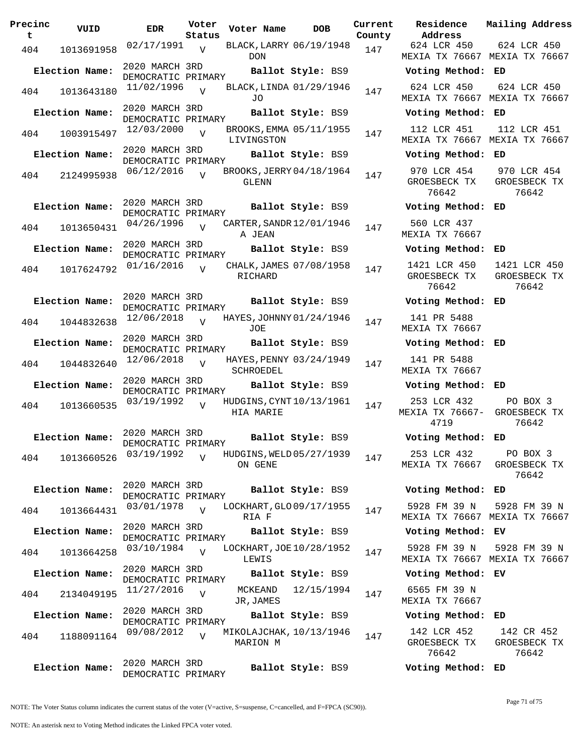| Precinct | VUID | EDR | Voter Status | Voter Name | DOB | Current County | Residence Address | Mailing Address |
|---|---|---|---|---|---|---|---|---|
| 404 | 1013691958 | 02/17/1991 | V | BLACK, LARRY DON | 06/19/1948 | 147 | 624 LCR 450 MEXIA TX 76667 | 624 LCR 450 MEXIA TX 76667 |
| **Election Name:** | | 2020 MARCH 3RD DEMOCRATIC PRIMARY | | **Ballot Style:** BS9 | | | **Voting Method:** ED | |
| 404 | 1013643180 | 11/02/1996 | V | BLACK, LINDA JO | 01/29/1946 | 147 | 624 LCR 450 MEXIA TX 76667 | 624 LCR 450 MEXIA TX 76667 |
| **Election Name:** | | 2020 MARCH 3RD DEMOCRATIC PRIMARY | | **Ballot Style:** BS9 | | | **Voting Method:** ED | |
| 404 | 1003915497 | 12/03/2000 | V | BROOKS, EMMA LIVINGSTON | 05/11/1955 | 147 | 112 LCR 451 MEXIA TX 76667 | 112 LCR 451 MEXIA TX 76667 |
| **Election Name:** | | 2020 MARCH 3RD DEMOCRATIC PRIMARY | | **Ballot Style:** BS9 | | | **Voting Method:** ED | |
| 404 | 2124995938 | 06/12/2016 | V | BROOKS, JERRY GLENN | 04/18/1964 | 147 | 970 LCR 454 GROESBECK TX 76642 | 970 LCR 454 GROESBECK TX 76642 |
| **Election Name:** | | 2020 MARCH 3RD DEMOCRATIC PRIMARY | | **Ballot Style:** BS9 | | | **Voting Method:** ED | |
| 404 | 1013650431 | 04/26/1996 | V | CARTER, SANDRA JEAN | 12/01/1946 | 147 | 560 LCR 437 MEXIA TX 76667 | |
| **Election Name:** | | 2020 MARCH 3RD DEMOCRATIC PRIMARY | | **Ballot Style:** BS9 | | | **Voting Method:** ED | |
| 404 | 1017624792 | 01/16/2016 | V | CHALK, JAMES RICHARD | 07/08/1958 | 147 | 1421 LCR 450 GROESBECK TX 76642 | 1421 LCR 450 GROESBECK TX 76642 |
| **Election Name:** | | 2020 MARCH 3RD DEMOCRATIC PRIMARY | | **Ballot Style:** BS9 | | | **Voting Method:** ED | |
| 404 | 1044832638 | 12/06/2018 | V | HAYES, JOHNNY JOE | 01/24/1946 | 147 | 141 PR 5488 MEXIA TX 76667 | |
| **Election Name:** | | 2020 MARCH 3RD DEMOCRATIC PRIMARY | | **Ballot Style:** BS9 | | | **Voting Method:** ED | |
| 404 | 1044832640 | 12/06/2018 | V | HAYES, PENNY SCHROEDEL | 03/24/1949 | 147 | 141 PR 5488 MEXIA TX 76667 | |
| **Election Name:** | | 2020 MARCH 3RD DEMOCRATIC PRIMARY | | **Ballot Style:** BS9 | | | **Voting Method:** ED | |
| 404 | 1013660535 | 03/19/1992 | V | HUDGINS, CYNTHIA MARIE | 10/13/1961 | 147 | 253 LCR 432 MEXIA TX 76667-4719 | PO BOX 3 GROESBECK TX 76642 |
| **Election Name:** | | 2020 MARCH 3RD DEMOCRATIC PRIMARY | | **Ballot Style:** BS9 | | | **Voting Method:** ED | |
| 404 | 1013660526 | 03/19/1992 | V | HUDGINS, WELDON GENE | 05/27/1939 | 147 | 253 LCR 432 MEXIA TX 76667 | PO BOX 3 GROESBECK TX 76642 |
| **Election Name:** | | 2020 MARCH 3RD DEMOCRATIC PRIMARY | | **Ballot Style:** BS9 | | | **Voting Method:** ED | |
| 404 | 1013664431 | 03/01/1978 | V | LOCKHART, GLORIA F | 09/17/1955 | 147 | 5928 FM 39 N MEXIA TX 76667 | 5928 FM 39 N MEXIA TX 76667 |
| **Election Name:** | | 2020 MARCH 3RD DEMOCRATIC PRIMARY | | **Ballot Style:** BS9 | | | **Voting Method:** EV | |
| 404 | 1013664258 | 03/10/1984 | V | LOCKHART, JOE LEWIS | 10/28/1952 | 147 | 5928 FM 39 N MEXIA TX 76667 | 5928 FM 39 N MEXIA TX 76667 |
| **Election Name:** | | 2020 MARCH 3RD DEMOCRATIC PRIMARY | | **Ballot Style:** BS9 | | | **Voting Method:** EV | |
| 404 | 2134049195 | 11/27/2016 | V | MCKEAND JR, JAMES | 12/15/1994 | 147 | 6565 FM 39 N MEXIA TX 76667 | |
| **Election Name:** | | 2020 MARCH 3RD DEMOCRATIC PRIMARY | | **Ballot Style:** BS9 | | | **Voting Method:** ED | |
| 404 | 1188091164 | 09/08/2012 | V | MIKOLAJCHAK, MARION M | 10/13/1946 | 147 | 142 LCR 452 GROESBECK TX 76642 | 142 CR 452 GROESBECK TX 76642 |
| **Election Name:** | | 2020 MARCH 3RD DEMOCRATIC PRIMARY | | **Ballot Style:** BS9 | | | **Voting Method:** ED | |

NOTE: The Voter Status column indicates the current status of the voter (V=active, S=suspense, C=cancelled, and F=FPCA (SC90)).

NOTE: An asterisk next to Voting Method indicates the Linked FPCA voter voted.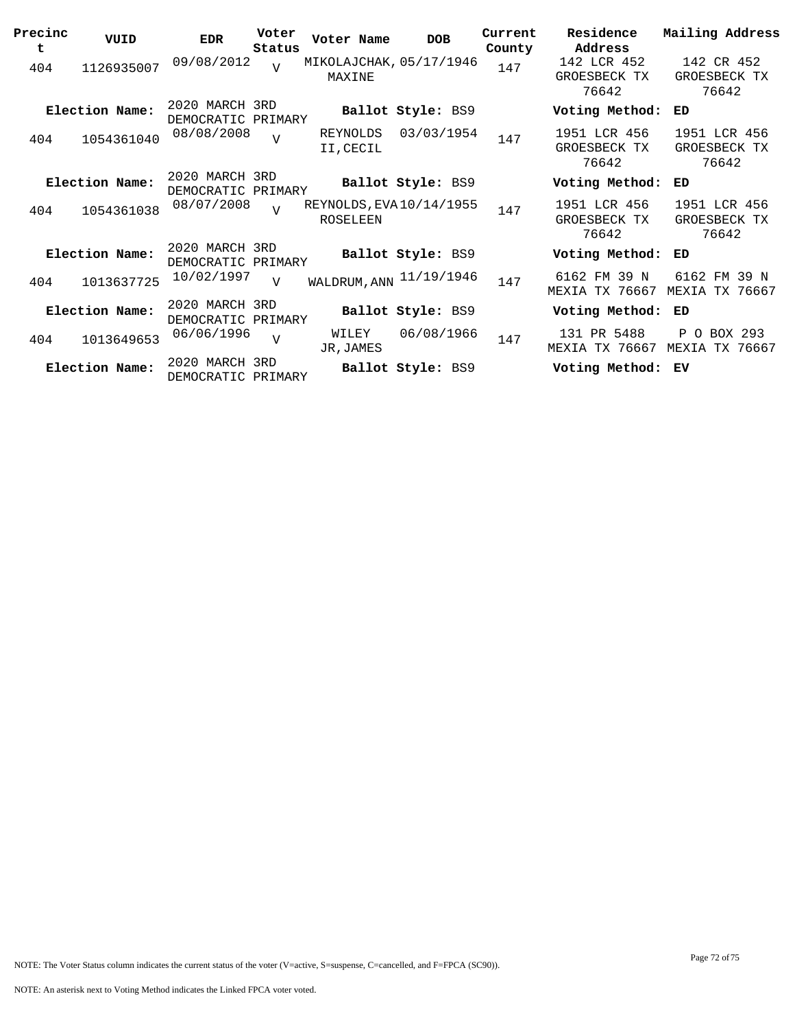| Precinct | VUID | EDR | Voter Status | Voter Name | DOB | Current County | Residence Address | Mailing Address |
|---|---|---|---|---|---|---|---|---|
| 404 | 1126935007 | 09/08/2012 | V | MIKOLAJCHAK, MAXINE | 05/17/1946 | 147 | 142 LCR 452 GROESBECK TX 76642 | 142 CR 452 GROESBECK TX 76642 |
| **Election Name:** | 2020 MARCH 3RD DEMOCRATIC PRIMARY | | | **Ballot Style:** BS9 | | | **Voting Method:** | **ED** |
| 404 | 1054361040 | 08/08/2008 | V | REYNOLDS II,CECIL | 03/03/1954 | 147 | 1951 LCR 456 GROESBECK TX 76642 | 1951 LCR 456 GROESBECK TX 76642 |
| **Election Name:** | 2020 MARCH 3RD DEMOCRATIC PRIMARY | | | **Ballot Style:** BS9 | | | **Voting Method:** | **ED** |
| 404 | 1054361038 | 08/07/2008 | V | REYNOLDS,EVA ROSELEEN | 10/14/1955 | 147 | 1951 LCR 456 GROESBECK TX 76642 | 1951 LCR 456 GROESBECK TX 76642 |
| **Election Name:** | 2020 MARCH 3RD DEMOCRATIC PRIMARY | | | **Ballot Style:** BS9 | | | **Voting Method:** | **ED** |
| 404 | 1013637725 | 10/02/1997 | V | WALDRUM,ANN | 11/19/1946 | 147 | 6162 FM 39 N MEXIA TX 76667 | 6162 FM 39 N MEXIA TX 76667 |
| **Election Name:** | 2020 MARCH 3RD DEMOCRATIC PRIMARY | | | **Ballot Style:** BS9 | | | **Voting Method:** | **ED** |
| 404 | 1013649653 | 06/06/1996 | V | WILEY JR,JAMES | 06/08/1966 | 147 | 131 PR 5488 MEXIA TX 76667 | P O BOX 293 MEXIA TX 76667 |
| **Election Name:** | 2020 MARCH 3RD DEMOCRATIC PRIMARY | | | **Ballot Style:** BS9 | | | **Voting Method:** | **EV** |

NOTE: The Voter Status column indicates the current status of the voter (V=active, S=suspense, C=cancelled, and F=FPCA (SC90)).

NOTE: An asterisk next to Voting Method indicates the Linked FPCA voter voted.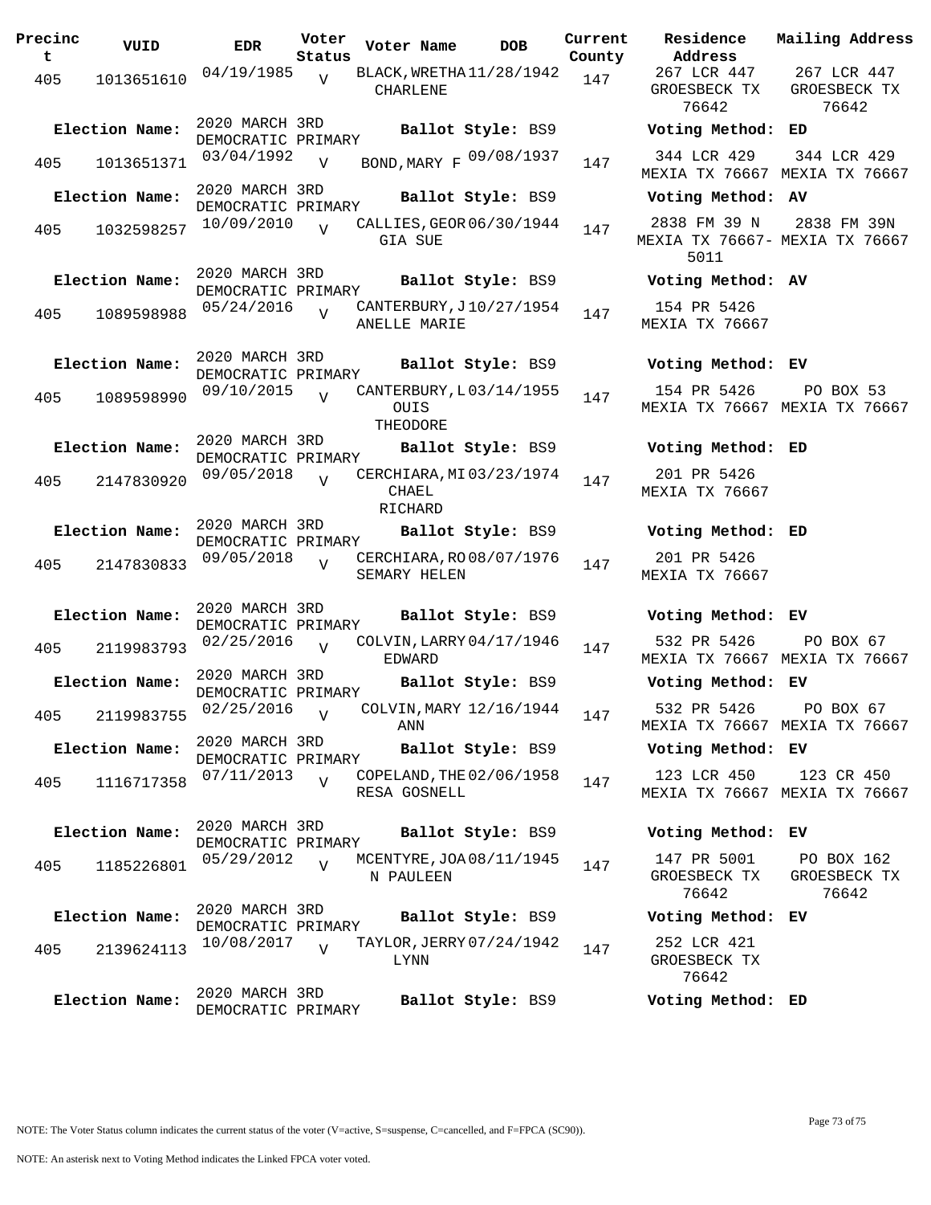| Precinct | VUID | EDR | Voter Status | Voter Name | DOB | Current County | Residence Address | Mailing Address |
|---|---|---|---|---|---|---|---|---|
| 405 | 1013651610 | 04/19/1985 | V | BLACK, WRETHA CHARLENE | 11/28/1942 | 147 | 267 LCR 447 GROESBECK TX 76642 | 267 LCR 447 GROESBECK TX 76642 |
| **Election Name:** | | 2020 MARCH 3RD DEMOCRATIC PRIMARY | | **Ballot Style:** BS9 | | | **Voting Method:** ED | |
| 405 | 1013651371 | 03/04/1992 | V | BOND, MARY F | 09/08/1937 | 147 | 344 LCR 429 MEXIA TX 76667 | 344 LCR 429 MEXIA TX 76667 |
| **Election Name:** | | 2020 MARCH 3RD DEMOCRATIC PRIMARY | | **Ballot Style:** BS9 | | | **Voting Method:** AV | |
| 405 | 1032598257 | 10/09/2010 | V | CALLIES, GEORGIA SUE | 06/30/1944 | 147 | 2838 FM 39 N MEXIA TX 76667-5011 | 2838 FM 39N MEXIA TX 76667 |
| **Election Name:** | | 2020 MARCH 3RD DEMOCRATIC PRIMARY | | **Ballot Style:** BS9 | | | **Voting Method:** AV | |
| 405 | 1089598988 | 05/24/2016 | V | CANTERBURY, JANELLE MARIE | 10/27/1954 | 147 | 154 PR 5426 MEXIA TX 76667 | |
| **Election Name:** | | 2020 MARCH 3RD DEMOCRATIC PRIMARY | | **Ballot Style:** BS9 | | | **Voting Method:** EV | |
| 405 | 1089598990 | 09/10/2015 | V | CANTERBURY, LOUIS THEODORE | 03/14/1955 | 147 | 154 PR 5426 MEXIA TX 76667 | PO BOX 53 MEXIA TX 76667 |
| **Election Name:** | | 2020 MARCH 3RD DEMOCRATIC PRIMARY | | **Ballot Style:** BS9 | | | **Voting Method:** ED | |
| 405 | 2147830920 | 09/05/2018 | V | CERCHIARA, MICHAEL RICHARD | 03/23/1974 | 147 | 201 PR 5426 MEXIA TX 76667 | |
| **Election Name:** | | 2020 MARCH 3RD DEMOCRATIC PRIMARY | | **Ballot Style:** BS9 | | | **Voting Method:** ED | |
| 405 | 2147830833 | 09/05/2018 | V | CERCHIARA, ROSEMARY HELEN | 08/07/1976 | 147 | 201 PR 5426 MEXIA TX 76667 | |
| **Election Name:** | | 2020 MARCH 3RD DEMOCRATIC PRIMARY | | **Ballot Style:** BS9 | | | **Voting Method:** EV | |
| 405 | 2119983793 | 02/25/2016 | V | COLVIN, LARRY EDWARD | 04/17/1946 | 147 | 532 PR 5426 MEXIA TX 76667 | PO BOX 67 MEXIA TX 76667 |
| **Election Name:** | | 2020 MARCH 3RD DEMOCRATIC PRIMARY | | **Ballot Style:** BS9 | | | **Voting Method:** EV | |
| 405 | 2119983755 | 02/25/2016 | V | COLVIN, MARY ANN | 12/16/1944 | 147 | 532 PR 5426 MEXIA TX 76667 | PO BOX 67 MEXIA TX 76667 |
| **Election Name:** | | 2020 MARCH 3RD DEMOCRATIC PRIMARY | | **Ballot Style:** BS9 | | | **Voting Method:** EV | |
| 405 | 1116717358 | 07/11/2013 | V | COPELAND, THERESA GOSNELL | 02/06/1958 | 147 | 123 LCR 450 MEXIA TX 76667 | 123 CR 450 MEXIA TX 76667 |
| **Election Name:** | | 2020 MARCH 3RD DEMOCRATIC PRIMARY | | **Ballot Style:** BS9 | | | **Voting Method:** EV | |
| 405 | 1185226801 | 05/29/2012 | V | MCENTYRE, JOAN PAULEEN | 08/11/1945 | 147 | 147 PR 5001 GROESBECK TX 76642 | PO BOX 162 GROESBECK TX 76642 |
| **Election Name:** | | 2020 MARCH 3RD DEMOCRATIC PRIMARY | | **Ballot Style:** BS9 | | | **Voting Method:** EV | |
| 405 | 2139624113 | 10/08/2017 | V | TAYLOR, JERRY LYNN | 07/24/1942 | 147 | 252 LCR 421 GROESBECK TX 76642 | |
| **Election Name:** | | 2020 MARCH 3RD DEMOCRATIC PRIMARY | | **Ballot Style:** BS9 | | | **Voting Method:** ED | |

NOTE: The Voter Status column indicates the current status of the voter (V=active, S=suspense, C=cancelled, and F=FPCA (SC90)).

NOTE: An asterisk next to Voting Method indicates the Linked FPCA voter voted.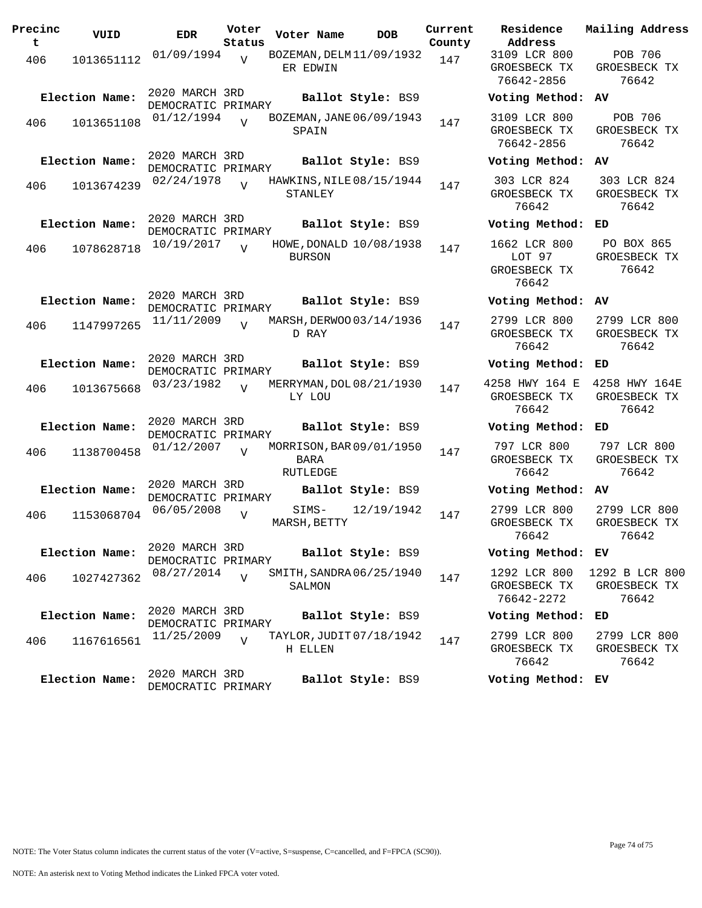| Precinct | VUID | EDR | Voter Status | Voter Name | DOB | Current County | Residence Address | Mailing Address |
|---|---|---|---|---|---|---|---|---|
| 406 | 1013651112 | 01/09/1994 | V | BOZEMAN, DELMER EDWIN | 11/09/1932 | 147 | 3109 LCR 800 GROESBECK TX 76642-2856 | POB 706 GROESBECK TX 76642 |
| **Election Name:** | | 2020 MARCH 3RD DEMOCRATIC PRIMARY | | **Ballot Style:** BS9 | | | **Voting Method:** | **AV** |
| 406 | 1013651108 | 01/12/1994 | V | BOZEMAN, JANE SPAIN | 06/09/1943 | 147 | 3109 LCR 800 GROESBECK TX 76642-2856 | POB 706 GROESBECK TX 76642 |
| **Election Name:** | | 2020 MARCH 3RD DEMOCRATIC PRIMARY | | **Ballot Style:** BS9 | | | **Voting Method:** | **AV** |
| 406 | 1013674239 | 02/24/1978 | V | HAWKINS, NILE STANLEY | 08/15/1944 | 147 | 303 LCR 824 GROESBECK TX 76642 | 303 LCR 824 GROESBECK TX 76642 |
| **Election Name:** | | 2020 MARCH 3RD DEMOCRATIC PRIMARY | | **Ballot Style:** BS9 | | | **Voting Method:** | **ED** |
| 406 | 1078628718 | 10/19/2017 | V | HOWE, DONALD BURSON | 10/08/1938 | 147 | 1662 LCR 800 LOT 97 GROESBECK TX 76642 | PO BOX 865 GROESBECK TX 76642 |
| **Election Name:** | | 2020 MARCH 3RD DEMOCRATIC PRIMARY | | **Ballot Style:** BS9 | | | **Voting Method:** | **AV** |
| 406 | 1147997265 | 11/11/2009 | V | MARSH, DERWOOD RAY | 03/14/1936 | 147 | 2799 LCR 800 GROESBECK TX 76642 | 2799 LCR 800 GROESBECK TX 76642 |
| **Election Name:** | | 2020 MARCH 3RD DEMOCRATIC PRIMARY | | **Ballot Style:** BS9 | | | **Voting Method:** | **ED** |
| 406 | 1013675668 | 03/23/1982 | V | MERRYMAN, DOLLY LOU | 08/21/1930 | 147 | 4258 HWY 164 E GROESBECK TX 76642 | 4258 HWY 164E GROESBECK TX 76642 |
| **Election Name:** | | 2020 MARCH 3RD DEMOCRATIC PRIMARY | | **Ballot Style:** BS9 | | | **Voting Method:** | **ED** |
| 406 | 1138700458 | 01/12/2007 | V | MORRISON, BARBARA RUTLEDGE | 09/01/1950 | 147 | 797 LCR 800 GROESBECK TX 76642 | 797 LCR 800 GROESBECK TX 76642 |
| **Election Name:** | | 2020 MARCH 3RD DEMOCRATIC PRIMARY | | **Ballot Style:** BS9 | | | **Voting Method:** | **AV** |
| 406 | 1153068704 | 06/05/2008 | V | SIMS-MARSH, BETTY | 12/19/1942 | 147 | 2799 LCR 800 GROESBECK TX 76642 | 2799 LCR 800 GROESBECK TX 76642 |
| **Election Name:** | | 2020 MARCH 3RD DEMOCRATIC PRIMARY | | **Ballot Style:** BS9 | | | **Voting Method:** | **EV** |
| 406 | 1027427362 | 08/27/2014 | V | SMITH, SANDRA SALMON | 06/25/1940 | 147 | 1292 LCR 800 GROESBECK TX 76642-2272 | 1292 B LCR 800 GROESBECK TX 76642 |
| **Election Name:** | | 2020 MARCH 3RD DEMOCRATIC PRIMARY | | **Ballot Style:** BS9 | | | **Voting Method:** | **ED** |
| 406 | 1167616561 | 11/25/2009 | V | TAYLOR, JUDITH ELLEN | 07/18/1942 | 147 | 2799 LCR 800 GROESBECK TX 76642 | 2799 LCR 800 GROESBECK TX 76642 |
| **Election Name:** | | 2020 MARCH 3RD DEMOCRATIC PRIMARY | | **Ballot Style:** BS9 | | | **Voting Method:** | **EV** |

NOTE: The Voter Status column indicates the current status of the voter (V=active, S=suspense, C=cancelled, and F=FPCA (SC90)).

NOTE: An asterisk next to Voting Method indicates the Linked FPCA voter voted.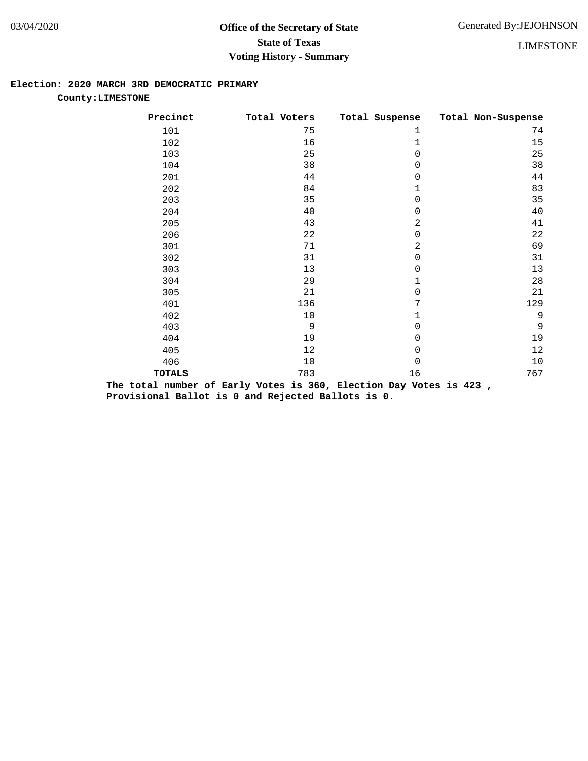03/04/2020

**Office of the Secretary of State**
**State of Texas**
**Voting History - Summary**

Generated By:JEJOHNSON

LIMESTONE

**Election: 2020 MARCH 3RD DEMOCRATIC PRIMARY**

**County:LIMESTONE**

| Precinct | Total Voters | Total Suspense | Total Non-Suspense |
|---|---|---|---|
| 101 | 75 | 1 | 74 |
| 102 | 16 | 1 | 15 |
| 103 | 25 | 0 | 25 |
| 104 | 38 | 0 | 38 |
| 201 | 44 | 0 | 44 |
| 202 | 84 | 1 | 83 |
| 203 | 35 | 0 | 35 |
| 204 | 40 | 0 | 40 |
| 205 | 43 | 2 | 41 |
| 206 | 22 | 0 | 22 |
| 301 | 71 | 2 | 69 |
| 302 | 31 | 0 | 31 |
| 303 | 13 | 0 | 13 |
| 304 | 29 | 1 | 28 |
| 305 | 21 | 0 | 21 |
| 401 | 136 | 7 | 129 |
| 402 | 10 | 1 | 9 |
| 403 | 9 | 0 | 9 |
| 404 | 19 | 0 | 19 |
| 405 | 12 | 0 | 12 |
| 406 | 10 | 0 | 10 |
| **TOTALS** | 783 | 16 | 767 |

**The total number of Early Votes is 360, Election Day Votes is 423 , Provisional Ballot is 0 and Rejected Ballots is 0.**